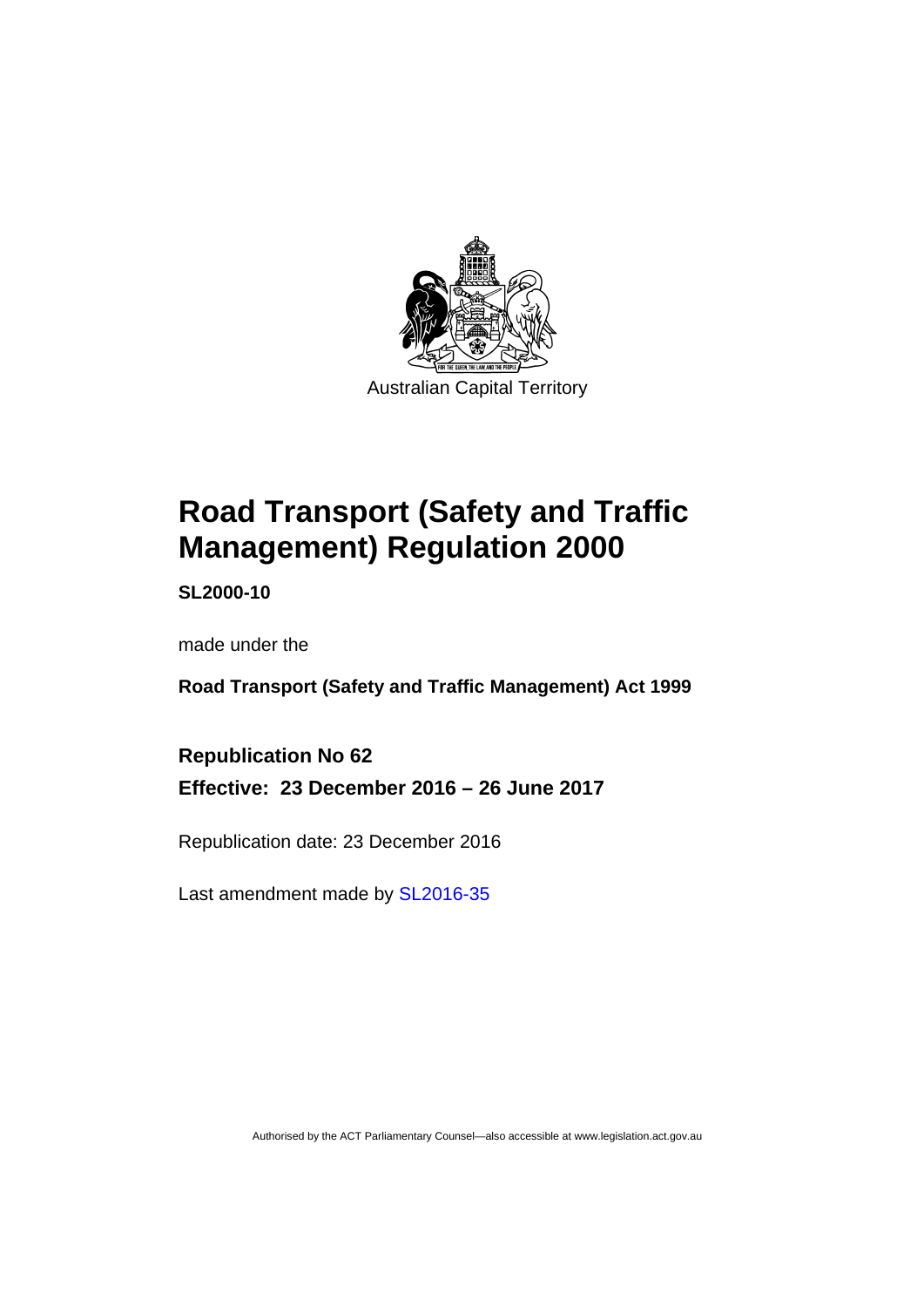Australian Capital Territory

# Road Transport (Safety and Traffic Management) Regulation 2000

**SL2000-10**

made under the

**Road Transport (Safety and Traffic Management) Act 1999**

**Republication No 62**

**Effective: 23 December 2016 – 26 June 2017**

Republication date: 23 December 2016

Last amendment made by SL2016-35

Authorised by the ACT Parliamentary Counsel—also accessible at www.legislation.act.gov.au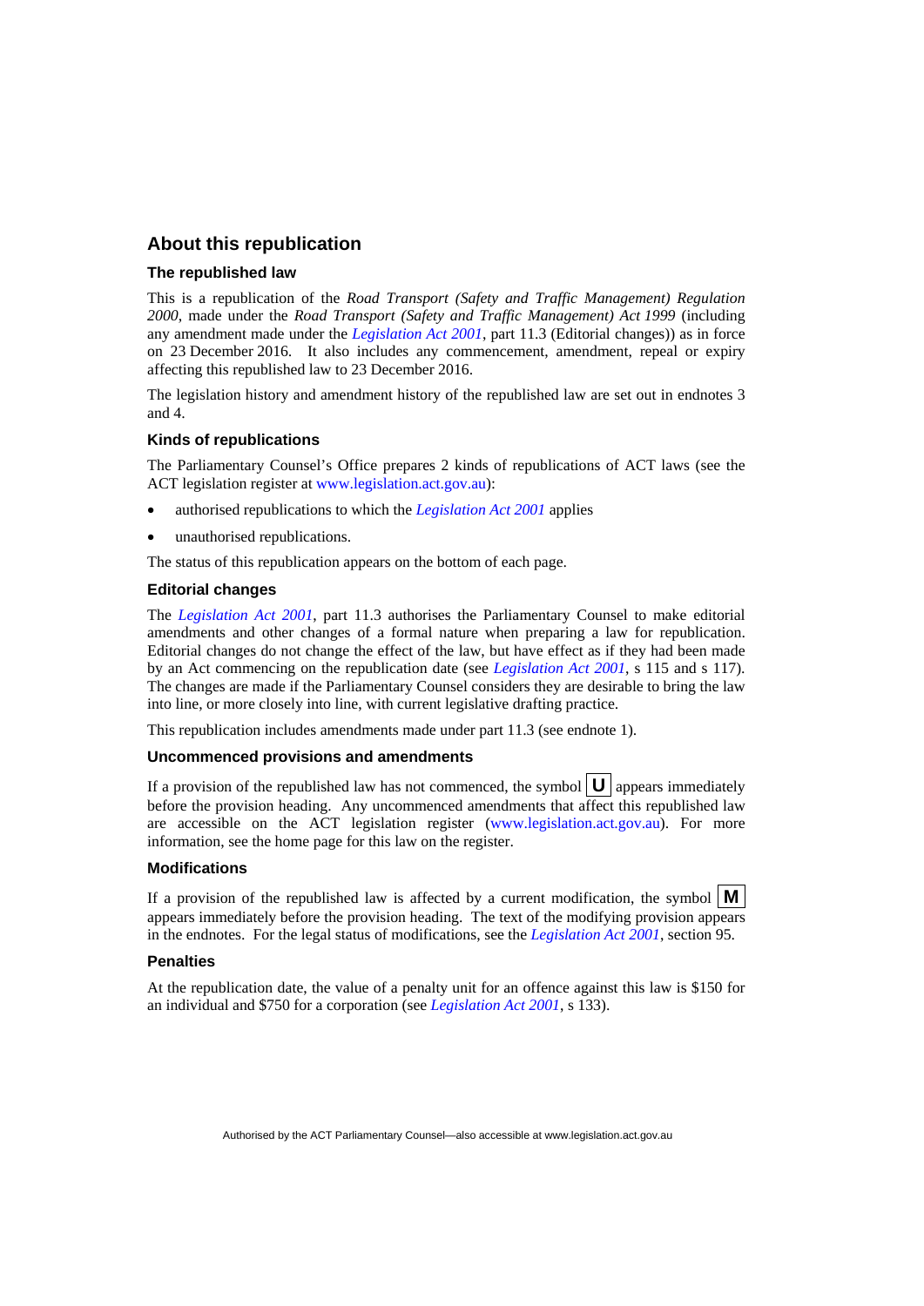## About this republication

### The republished law

This is a republication of the *Road Transport (Safety and Traffic Management) Regulation 2000*, made under the *Road Transport (Safety and Traffic Management) Act 1999* (including any amendment made under the *Legislation Act 2001*, part 11.3 (Editorial changes)) as in force on 23 December 2016. It also includes any commencement, amendment, repeal or expiry affecting this republished law to 23 December 2016.

The legislation history and amendment history of the republished law are set out in endnotes 3 and 4.

### Kinds of republications

The Parliamentary Counsel's Office prepares 2 kinds of republications of ACT laws (see the ACT legislation register at www.legislation.act.gov.au):

- authorised republications to which the *Legislation Act 2001* applies
- unauthorised republications.

The status of this republication appears on the bottom of each page.

### Editorial changes

The *Legislation Act 2001*, part 11.3 authorises the Parliamentary Counsel to make editorial amendments and other changes of a formal nature when preparing a law for republication. Editorial changes do not change the effect of the law, but have effect as if they had been made by an Act commencing on the republication date (see *Legislation Act 2001*, s 115 and s 117). The changes are made if the Parliamentary Counsel considers they are desirable to bring the law into line, or more closely into line, with current legislative drafting practice.

This republication includes amendments made under part 11.3 (see endnote 1).

### Uncommenced provisions and amendments

If a provision of the republished law has not commenced, the symbol **U** appears immediately before the provision heading. Any uncommenced amendments that affect this republished law are accessible on the ACT legislation register (www.legislation.act.gov.au). For more information, see the home page for this law on the register.

### Modifications

If a provision of the republished law is affected by a current modification, the symbol **M** appears immediately before the provision heading. The text of the modifying provision appears in the endnotes. For the legal status of modifications, see the *Legislation Act 2001*, section 95.

### Penalties

At the republication date, the value of a penalty unit for an offence against this law is $150 for an individual and $750 for a corporation (see *Legislation Act 2001*, s 133).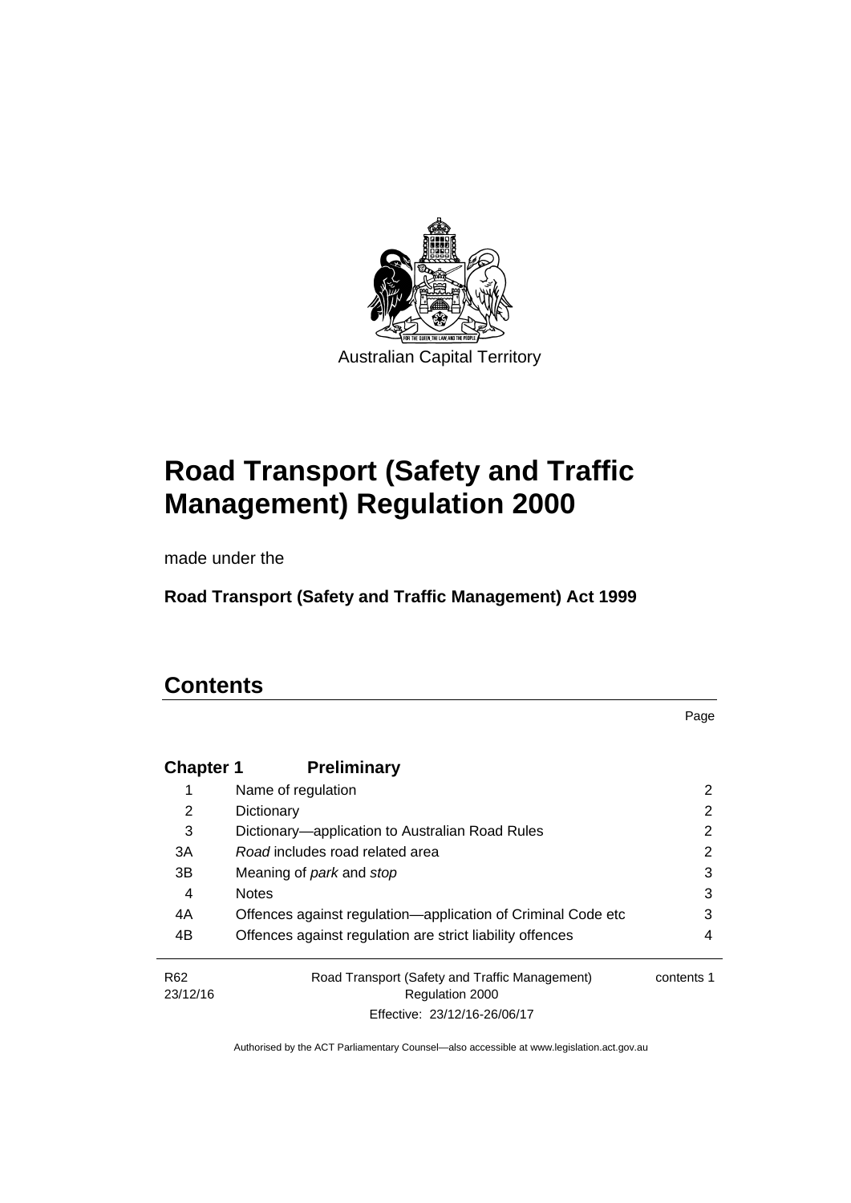Australian Capital Territory

# Road Transport (Safety and Traffic Management) Regulation 2000

made under the

**Road Transport (Safety and Traffic Management) Act 1999**

## Contents

Page

| | | |
|---|---|---|
| **Chapter 1** | **Preliminary** | |
| 1 | Name of regulation | 2 |
| 2 | Dictionary | 2 |
| 3 | Dictionary—application to Australian Road Rules | 2 |
| 3A | *Road* includes road related area | 2 |
| 3B | Meaning of *park* and *stop* | 3 |
| 4 | Notes | 3 |
| 4A | Offences against regulation—application of Criminal Code etc | 3 |
| 4B | Offences against regulation are strict liability offences | 4 |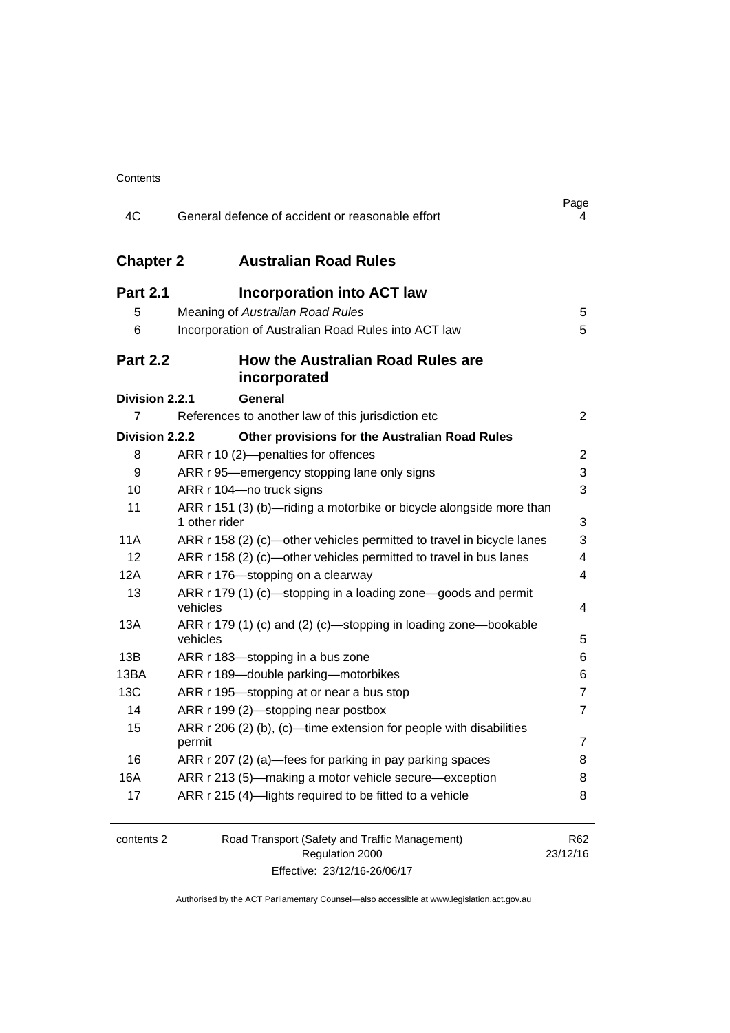| | | Page |
|---|---|---|
| 4C | General defence of accident or reasonable effort | 4 |
| **Chapter 2** | **Australian Road Rules** | |
| **Part 2.1** | **Incorporation into ACT law** | |
| 5 | Meaning of *Australian Road Rules* | 5 |
| 6 | Incorporation of Australian Road Rules into ACT law | 5 |
| **Part 2.2** | **How the Australian Road Rules are incorporated** | |
| **Division 2.2.1** | **General** | |
| 7 | References to another law of this jurisdiction etc | 2 |
| **Division 2.2.2** | **Other provisions for the Australian Road Rules** | |
| 8 | ARR r 10 (2)—penalties for offences | 2 |
| 9 | ARR r 95—emergency stopping lane only signs | 3 |
| 10 | ARR r 104—no truck signs | 3 |
| 11 | ARR r 151 (3) (b)—riding a motorbike or bicycle alongside more than 1 other rider | 3 |
| 11A | ARR r 158 (2) (c)—other vehicles permitted to travel in bicycle lanes | 3 |
| 12 | ARR r 158 (2) (c)—other vehicles permitted to travel in bus lanes | 4 |
| 12A | ARR r 176—stopping on a clearway | 4 |
| 13 | ARR r 179 (1) (c)—stopping in a loading zone—goods and permit vehicles | 4 |
| 13A | ARR r 179 (1) (c) and (2) (c)—stopping in loading zone—bookable vehicles | 5 |
| 13B | ARR r 183—stopping in a bus zone | 6 |
| 13BA | ARR r 189—double parking—motorbikes | 6 |
| 13C | ARR r 195—stopping at or near a bus stop | 7 |
| 14 | ARR r 199 (2)—stopping near postbox | 7 |
| 15 | ARR r 206 (2) (b), (c)—time extension for people with disabilities permit | 7 |
| 16 | ARR r 207 (2) (a)—fees for parking in pay parking spaces | 8 |
| 16A | ARR r 213 (5)—making a motor vehicle secure—exception | 8 |
| 17 | ARR r 215 (4)—lights required to be fitted to a vehicle | 8 |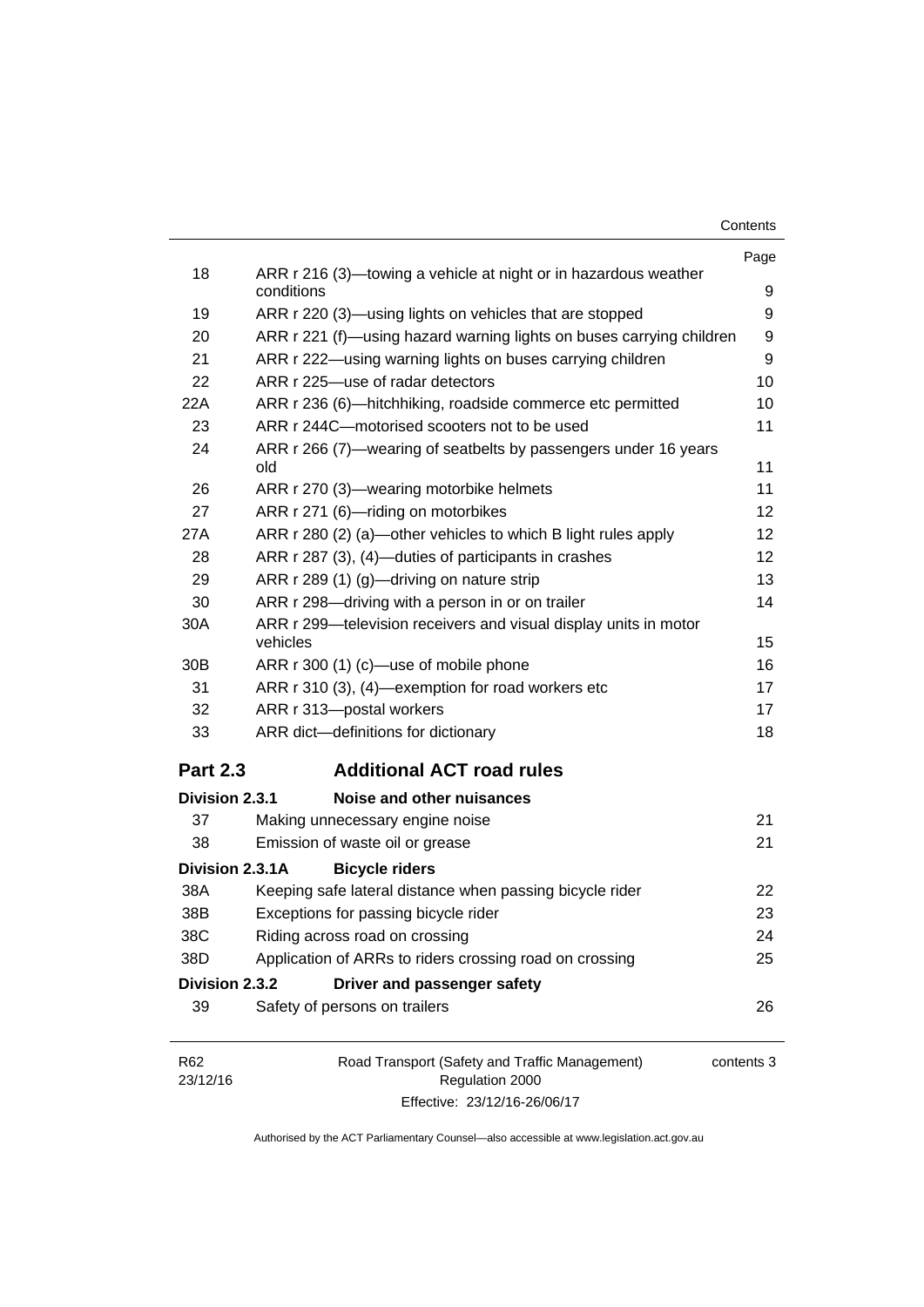| | | Page |
|---|---|---|
| 18 | ARR r 216 (3)—towing a vehicle at night or in hazardous weather conditions | 9 |
| 19 | ARR r 220 (3)—using lights on vehicles that are stopped | 9 |
| 20 | ARR r 221 (f)—using hazard warning lights on buses carrying children | 9 |
| 21 | ARR r 222—using warning lights on buses carrying children | 9 |
| 22 | ARR r 225—use of radar detectors | 10 |
| 22A | ARR r 236 (6)—hitchhiking, roadside commerce etc permitted | 10 |
| 23 | ARR r 244C—motorised scooters not to be used | 11 |
| 24 | ARR r 266 (7)—wearing of seatbelts by passengers under 16 years old | 11 |
| 26 | ARR r 270 (3)—wearing motorbike helmets | 11 |
| 27 | ARR r 271 (6)—riding on motorbikes | 12 |
| 27A | ARR r 280 (2) (a)—other vehicles to which B light rules apply | 12 |
| 28 | ARR r 287 (3), (4)—duties of participants in crashes | 12 |
| 29 | ARR r 289 (1) (g)—driving on nature strip | 13 |
| 30 | ARR r 298—driving with a person in or on trailer | 14 |
| 30A | ARR r 299—television receivers and visual display units in motor vehicles | 15 |
| 30B | ARR r 300 (1) (c)—use of mobile phone | 16 |
| 31 | ARR r 310 (3), (4)—exemption for road workers etc | 17 |
| 32 | ARR r 313—postal workers | 17 |
| 33 | ARR dict—definitions for dictionary | 18 |

## Part 2.3 Additional ACT road rules

### Division 2.3.1 Noise and other nuisances

| | | |
|---|---|---|
| 37 | Making unnecessary engine noise | 21 |
| 38 | Emission of waste oil or grease | 21 |

### Division 2.3.1A Bicycle riders

| | | |
|---|---|---|
| 38A | Keeping safe lateral distance when passing bicycle rider | 22 |
| 38B | Exceptions for passing bicycle rider | 23 |
| 38C | Riding across road on crossing | 24 |
| 38D | Application of ARRs to riders crossing road on crossing | 25 |

### Division 2.3.2 Driver and passenger safety

| | | |
|---|---|---|
| 39 | Safety of persons on trailers | 26 |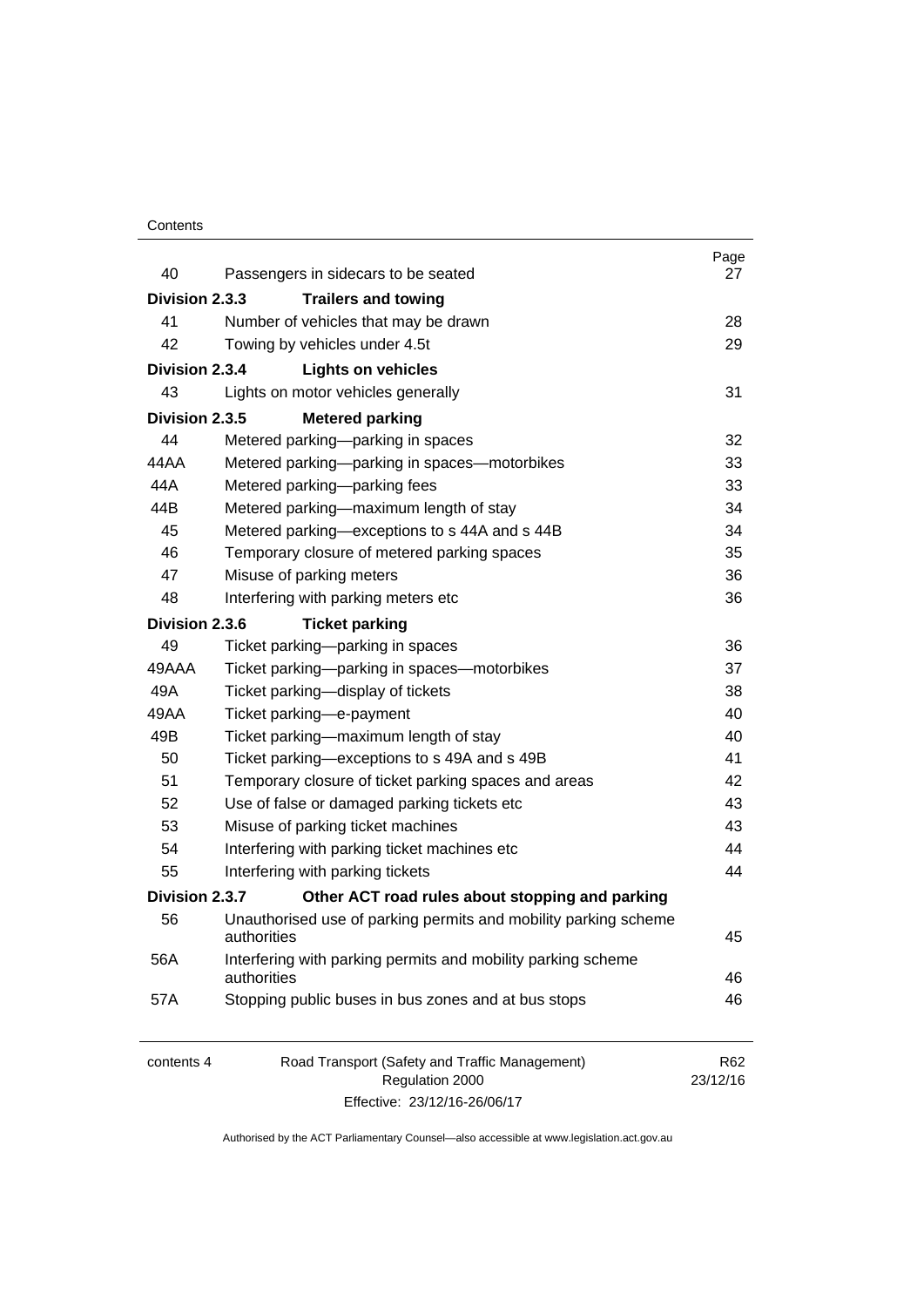| | | Page |
|---|---|---|
| 40 | Passengers in sidecars to be seated | 27 |
| **Division 2.3.3** | **Trailers and towing** | |
| 41 | Number of vehicles that may be drawn | 28 |
| 42 | Towing by vehicles under 4.5t | 29 |
| **Division 2.3.4** | **Lights on vehicles** | |
| 43 | Lights on motor vehicles generally | 31 |
| **Division 2.3.5** | **Metered parking** | |
| 44 | Metered parking—parking in spaces | 32 |
| 44AA | Metered parking—parking in spaces—motorbikes | 33 |
| 44A | Metered parking—parking fees | 33 |
| 44B | Metered parking—maximum length of stay | 34 |
| 45 | Metered parking—exceptions to s 44A and s 44B | 34 |
| 46 | Temporary closure of metered parking spaces | 35 |
| 47 | Misuse of parking meters | 36 |
| 48 | Interfering with parking meters etc | 36 |
| **Division 2.3.6** | **Ticket parking** | |
| 49 | Ticket parking—parking in spaces | 36 |
| 49AAA | Ticket parking—parking in spaces—motorbikes | 37 |
| 49A | Ticket parking—display of tickets | 38 |
| 49AA | Ticket parking—e-payment | 40 |
| 49B | Ticket parking—maximum length of stay | 40 |
| 50 | Ticket parking—exceptions to s 49A and s 49B | 41 |
| 51 | Temporary closure of ticket parking spaces and areas | 42 |
| 52 | Use of false or damaged parking tickets etc | 43 |
| 53 | Misuse of parking ticket machines | 43 |
| 54 | Interfering with parking ticket machines etc | 44 |
| 55 | Interfering with parking tickets | 44 |
| **Division 2.3.7** | **Other ACT road rules about stopping and parking** | |
| 56 | Unauthorised use of parking permits and mobility parking scheme authorities | 45 |
| 56A | Interfering with parking permits and mobility parking scheme authorities | 46 |
| 57A | Stopping public buses in bus zones and at bus stops | 46 |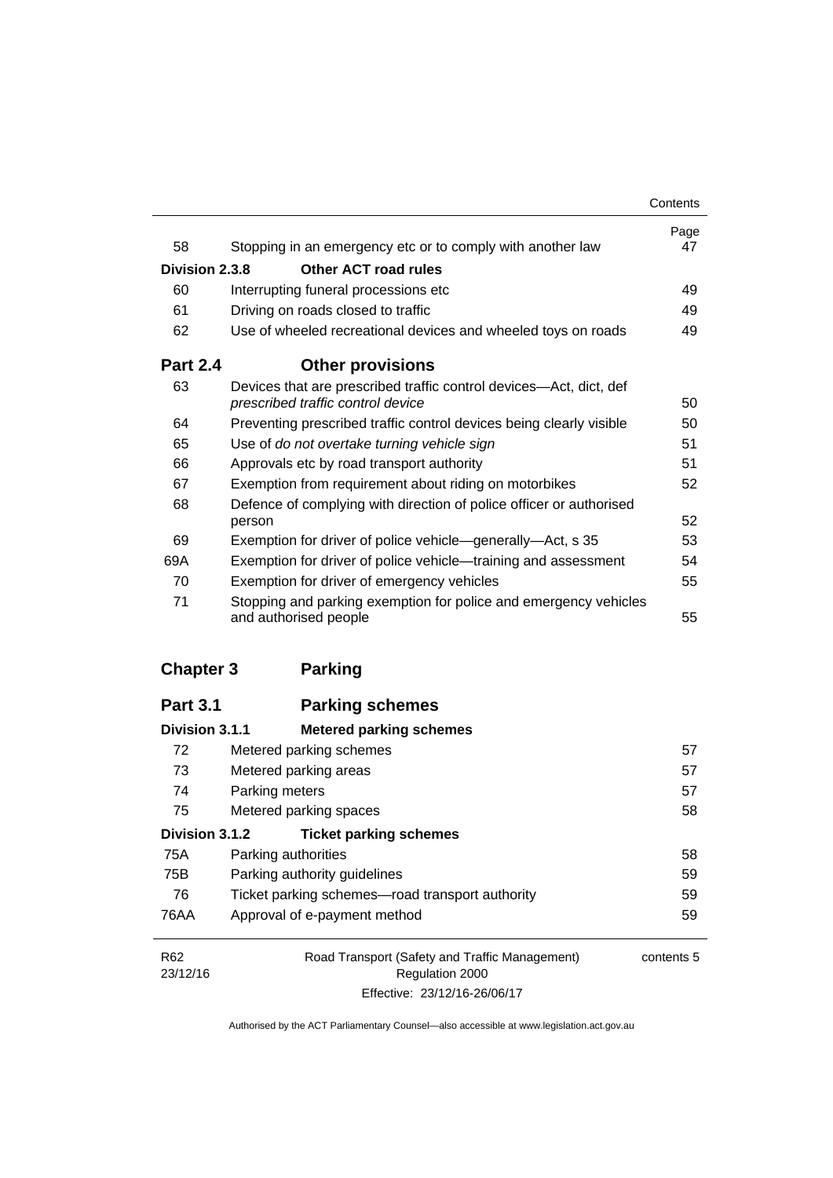| | | Page |
|---|---|---|
| 58 | Stopping in an emergency etc or to comply with another law | 47 |
| **Division 2.3.8** | **Other ACT road rules** | |
| 60 | Interrupting funeral processions etc | 49 |
| 61 | Driving on roads closed to traffic | 49 |
| 62 | Use of wheeled recreational devices and wheeled toys on roads | 49 |
| **Part 2.4** | **Other provisions** | |
| 63 | Devices that are prescribed traffic control devices—Act, dict, def *prescribed traffic control device* | 50 |
| 64 | Preventing prescribed traffic control devices being clearly visible | 50 |
| 65 | Use of *do not overtake turning vehicle sign* | 51 |
| 66 | Approvals etc by road transport authority | 51 |
| 67 | Exemption from requirement about riding on motorbikes | 52 |
| 68 | Defence of complying with direction of police officer or authorised person | 52 |
| 69 | Exemption for driver of police vehicle—generally—Act, s 35 | 53 |
| 69A | Exemption for driver of police vehicle—training and assessment | 54 |
| 70 | Exemption for driver of emergency vehicles | 55 |
| 71 | Stopping and parking exemption for police and emergency vehicles and authorised people | 55 |
| **Chapter 3** | **Parking** | |
| **Part 3.1** | **Parking schemes** | |
| **Division 3.1.1** | **Metered parking schemes** | |
| 72 | Metered parking schemes | 57 |
| 73 | Metered parking areas | 57 |
| 74 | Parking meters | 57 |
| 75 | Metered parking spaces | 58 |
| **Division 3.1.2** | **Ticket parking schemes** | |
| 75A | Parking authorities | 58 |
| 75B | Parking authority guidelines | 59 |
| 76 | Ticket parking schemes—road transport authority | 59 |
| 76AA | Approval of e-payment method | 59 |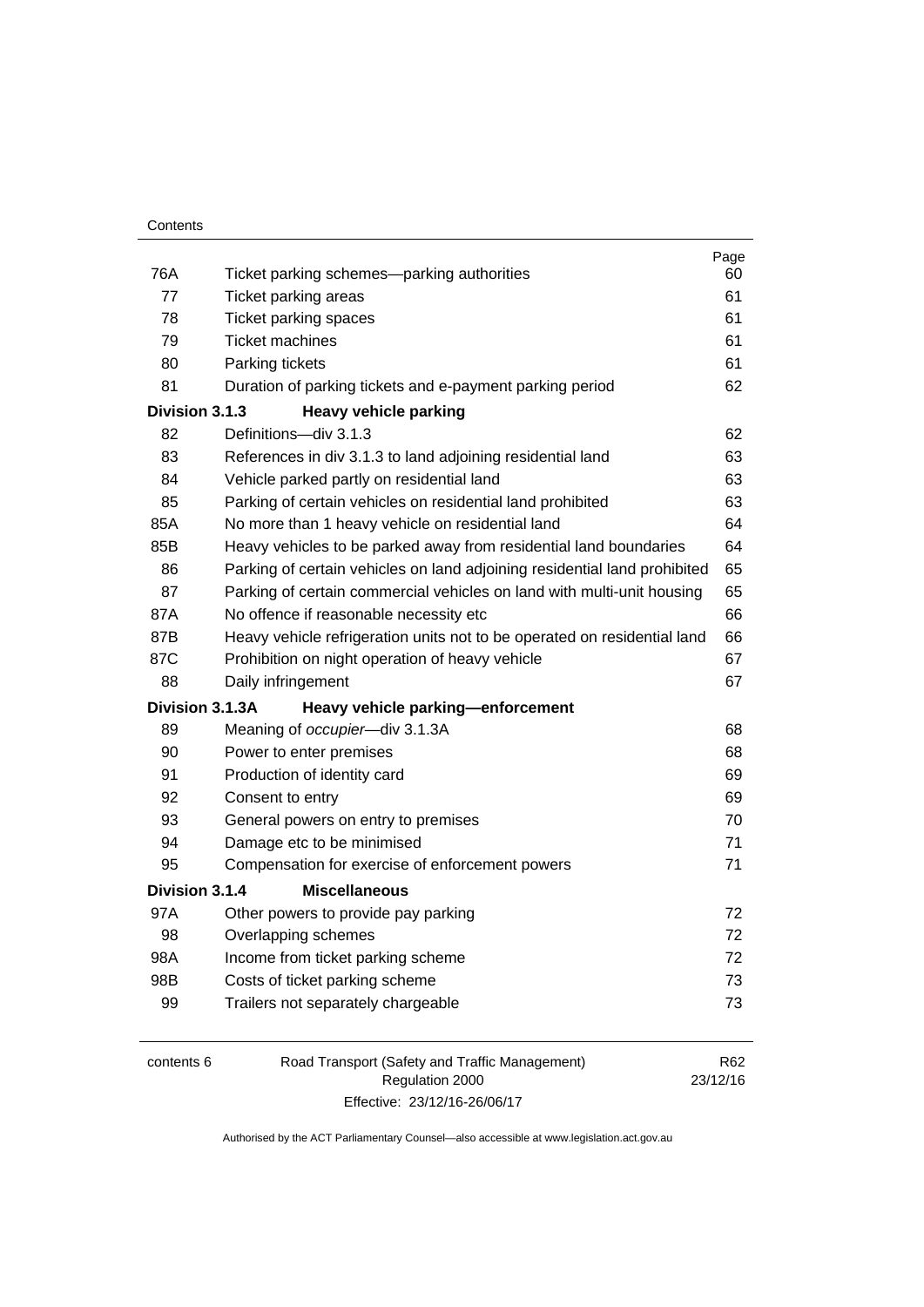| | | Page |
|---|---|---|
| 76A | Ticket parking schemes—parking authorities | 60 |
| 77 | Ticket parking areas | 61 |
| 78 | Ticket parking spaces | 61 |
| 79 | Ticket machines | 61 |
| 80 | Parking tickets | 61 |
| 81 | Duration of parking tickets and e-payment parking period | 62 |
| **Division 3.1.3** | **Heavy vehicle parking** | |
| 82 | Definitions—div 3.1.3 | 62 |
| 83 | References in div 3.1.3 to land adjoining residential land | 63 |
| 84 | Vehicle parked partly on residential land | 63 |
| 85 | Parking of certain vehicles on residential land prohibited | 63 |
| 85A | No more than 1 heavy vehicle on residential land | 64 |
| 85B | Heavy vehicles to be parked away from residential land boundaries | 64 |
| 86 | Parking of certain vehicles on land adjoining residential land prohibited | 65 |
| 87 | Parking of certain commercial vehicles on land with multi-unit housing | 65 |
| 87A | No offence if reasonable necessity etc | 66 |
| 87B | Heavy vehicle refrigeration units not to be operated on residential land | 66 |
| 87C | Prohibition on night operation of heavy vehicle | 67 |
| 88 | Daily infringement | 67 |
| **Division 3.1.3A** | **Heavy vehicle parking—enforcement** | |
| 89 | Meaning of *occupier*—div 3.1.3A | 68 |
| 90 | Power to enter premises | 68 |
| 91 | Production of identity card | 69 |
| 92 | Consent to entry | 69 |
| 93 | General powers on entry to premises | 70 |
| 94 | Damage etc to be minimised | 71 |
| 95 | Compensation for exercise of enforcement powers | 71 |
| **Division 3.1.4** | **Miscellaneous** | |
| 97A | Other powers to provide pay parking | 72 |
| 98 | Overlapping schemes | 72 |
| 98A | Income from ticket parking scheme | 72 |
| 98B | Costs of ticket parking scheme | 73 |
| 99 | Trailers not separately chargeable | 73 |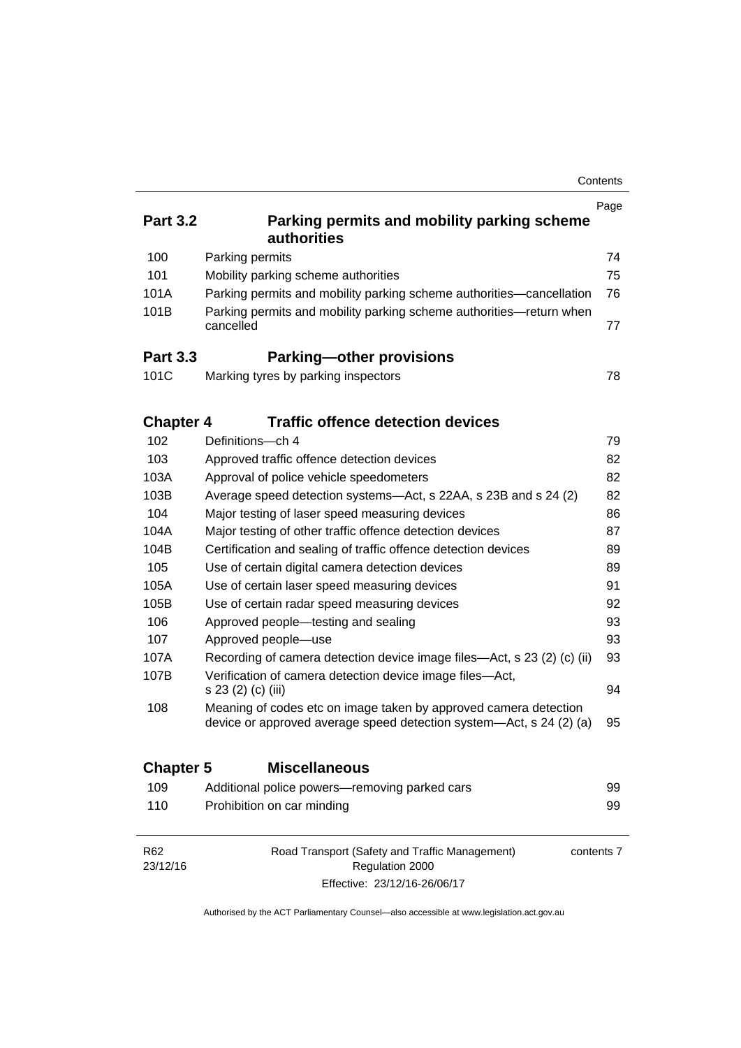| | | Page |
|---|---|---|
| **Part 3.2** | **Parking permits and mobility parking scheme authorities** | |
| 100 | Parking permits | 74 |
| 101 | Mobility parking scheme authorities | 75 |
| 101A | Parking permits and mobility parking scheme authorities—cancellation | 76 |
| 101B | Parking permits and mobility parking scheme authorities—return when cancelled | 77 |
| **Part 3.3** | **Parking—other provisions** | |
| 101C | Marking tyres by parking inspectors | 78 |
| **Chapter 4** | **Traffic offence detection devices** | |
| 102 | Definitions—ch 4 | 79 |
| 103 | Approved traffic offence detection devices | 82 |
| 103A | Approval of police vehicle speedometers | 82 |
| 103B | Average speed detection systems—Act, s 22AA, s 23B and s 24 (2) | 82 |
| 104 | Major testing of laser speed measuring devices | 86 |
| 104A | Major testing of other traffic offence detection devices | 87 |
| 104B | Certification and sealing of traffic offence detection devices | 89 |
| 105 | Use of certain digital camera detection devices | 89 |
| 105A | Use of certain laser speed measuring devices | 91 |
| 105B | Use of certain radar speed measuring devices | 92 |
| 106 | Approved people—testing and sealing | 93 |
| 107 | Approved people—use | 93 |
| 107A | Recording of camera detection device image files—Act, s 23 (2) (c) (ii) | 93 |
| 107B | Verification of camera detection device image files—Act, s 23 (2) (c) (iii) | 94 |
| 108 | Meaning of codes etc on image taken by approved camera detection device or approved average speed detection system—Act, s 24 (2) (a) | 95 |
| **Chapter 5** | **Miscellaneous** | |
| 109 | Additional police powers—removing parked cars | 99 |
| 110 | Prohibition on car minding | 99 |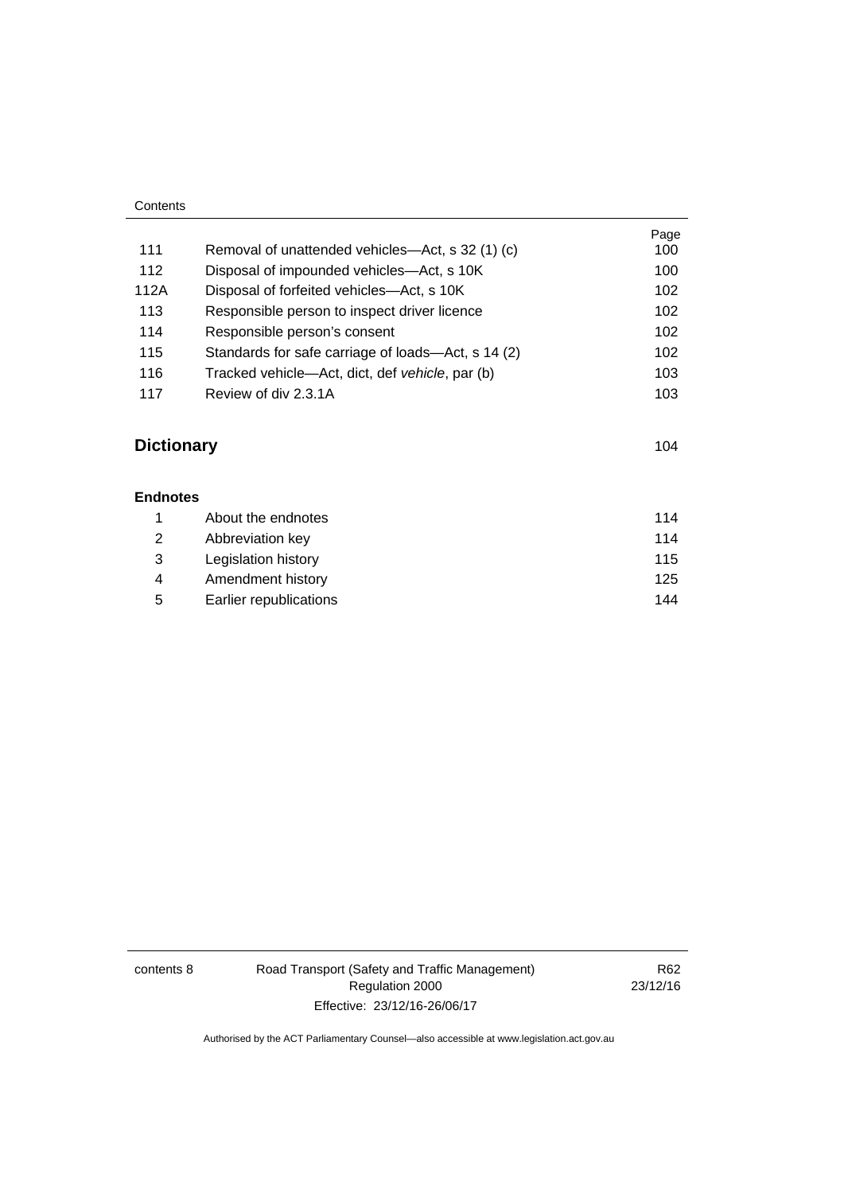| | | Page |
|---|---|---|
| 111 | Removal of unattended vehicles—Act, s 32 (1) (c) | 100 |
| 112 | Disposal of impounded vehicles—Act, s 10K | 100 |
| 112A | Disposal of forfeited vehicles—Act, s 10K | 102 |
| 113 | Responsible person to inspect driver licence | 102 |
| 114 | Responsible person's consent | 102 |
| 115 | Standards for safe carriage of loads—Act, s 14 (2) | 102 |
| 116 | Tracked vehicle—Act, dict, def *vehicle*, par (b) | 103 |
| 117 | Review of div 2.3.1A | 103 |

## Dictionary 104

### Endnotes

| | | |
|---|---|---|
| 1 | About the endnotes | 114 |
| 2 | Abbreviation key | 114 |
| 3 | Legislation history | 115 |
| 4 | Amendment history | 125 |
| 5 | Earlier republications | 144 |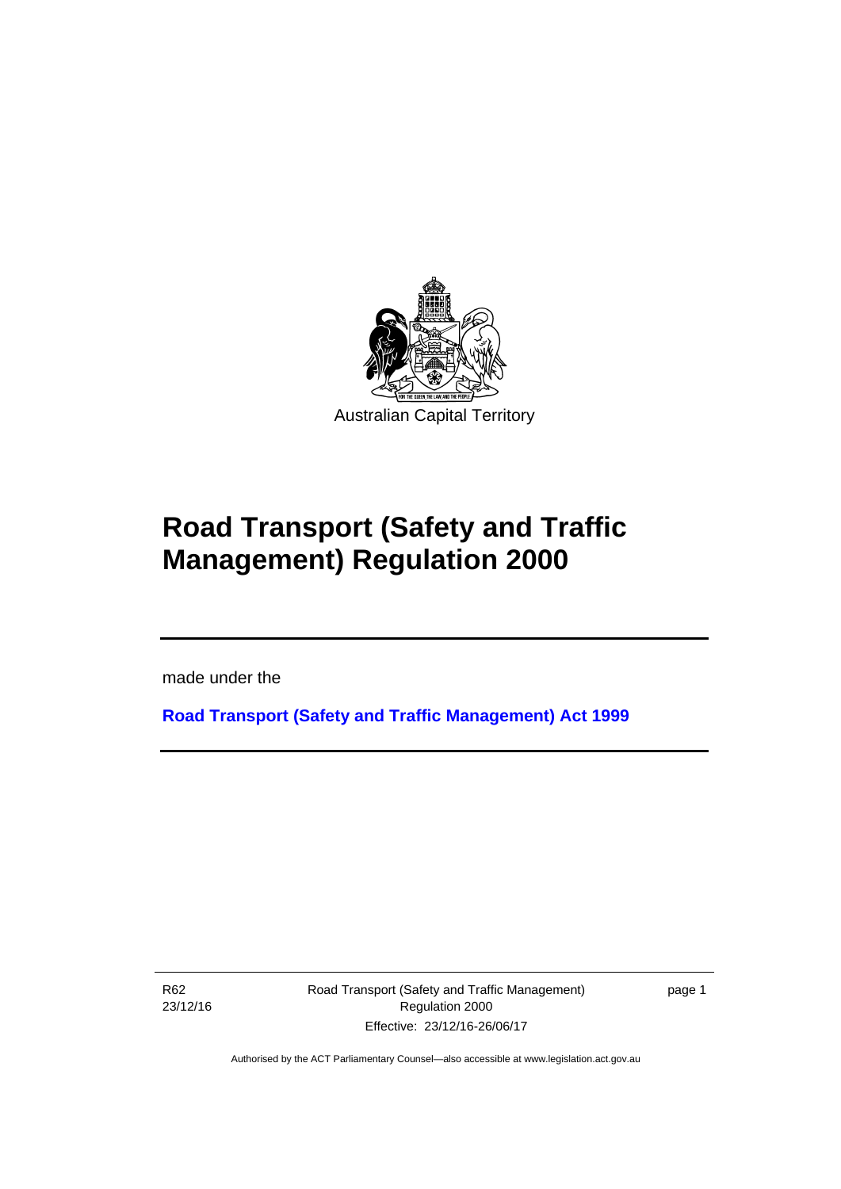Australian Capital Territory

# Road Transport (Safety and Traffic Management) Regulation 2000

made under the

**Road Transport (Safety and Traffic Management) Act 1999**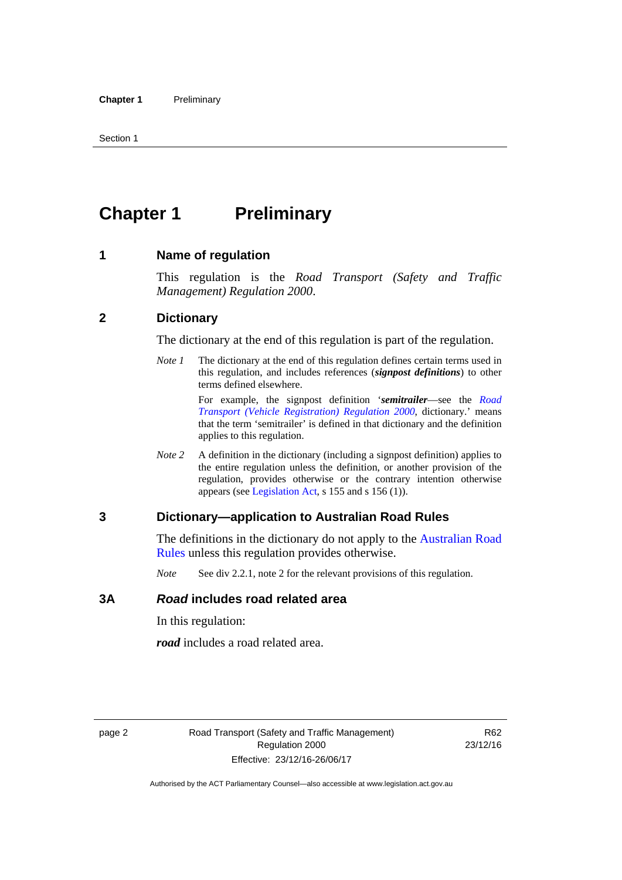# Chapter 1 Preliminary

## 1 Name of regulation

This regulation is the *Road Transport (Safety and Traffic Management) Regulation 2000*.

## 2 Dictionary

The dictionary at the end of this regulation is part of the regulation.

*Note 1* The dictionary at the end of this regulation defines certain terms used in this regulation, and includes references (***signpost definitions***) to other terms defined elsewhere.

For example, the signpost definition '***semitrailer***—see the *Road Transport (Vehicle Registration) Regulation 2000*, dictionary.' means that the term 'semitrailer' is defined in that dictionary and the definition applies to this regulation.

*Note 2* A definition in the dictionary (including a signpost definition) applies to the entire regulation unless the definition, or another provision of the regulation, provides otherwise or the contrary intention otherwise appears (see Legislation Act, s 155 and s 156 (1)).

## 3 Dictionary—application to Australian Road Rules

The definitions in the dictionary do not apply to the Australian Road Rules unless this regulation provides otherwise.

*Note* See div 2.2.1, note 2 for the relevant provisions of this regulation.

## 3A *Road* includes road related area

In this regulation:

***road*** includes a road related area.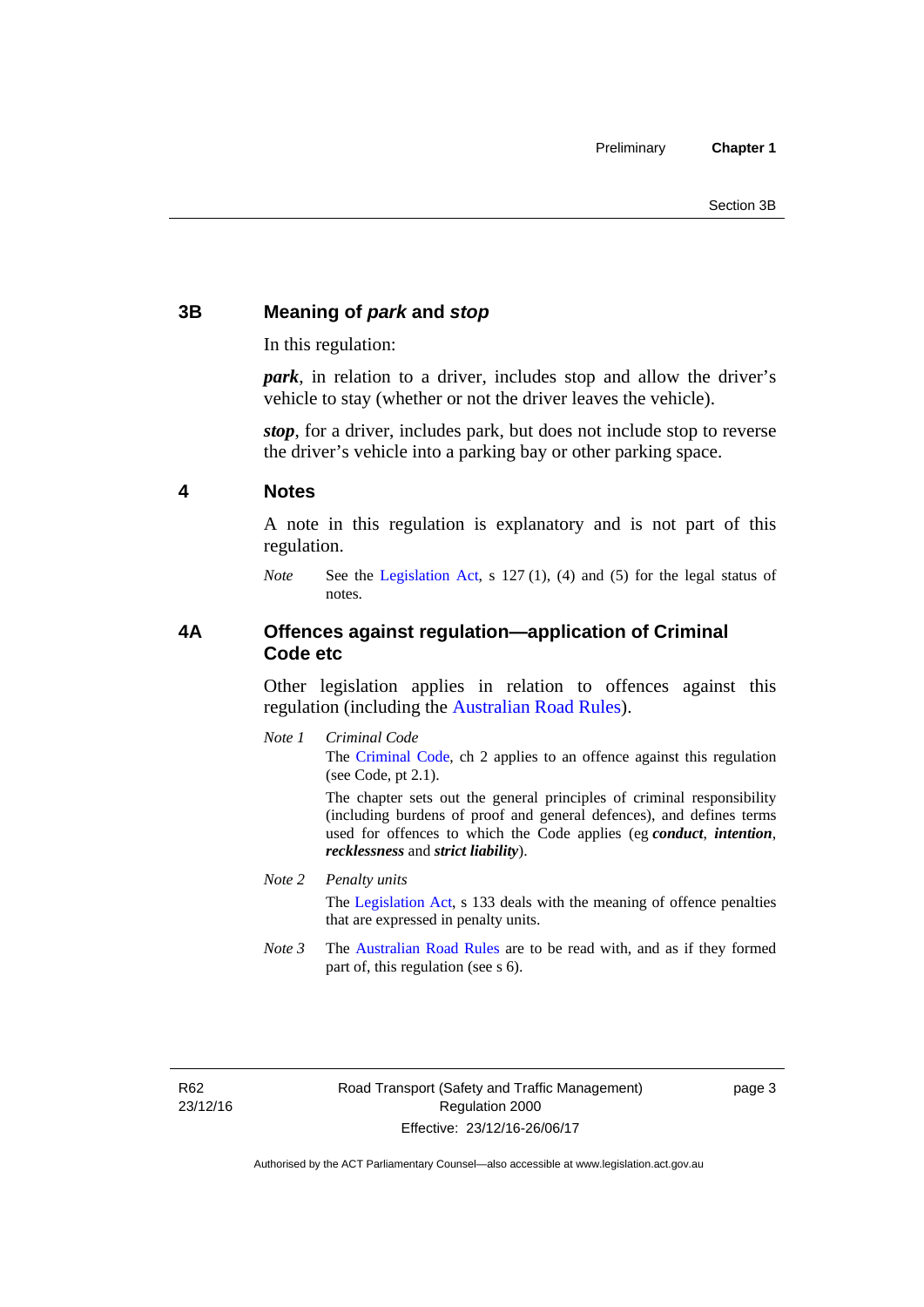## 3B Meaning of *park* and *stop*

In this regulation:

***park***, in relation to a driver, includes stop and allow the driver's vehicle to stay (whether or not the driver leaves the vehicle).

***stop***, for a driver, includes park, but does not include stop to reverse the driver's vehicle into a parking bay or other parking space.

## 4 Notes

A note in this regulation is explanatory and is not part of this regulation.

*Note* See the Legislation Act, s 127 (1), (4) and (5) for the legal status of notes.

## 4A Offences against regulation—application of Criminal Code etc

Other legislation applies in relation to offences against this regulation (including the Australian Road Rules).

*Note 1* *Criminal Code*

The Criminal Code, ch 2 applies to an offence against this regulation (see Code, pt 2.1).

The chapter sets out the general principles of criminal responsibility (including burdens of proof and general defences), and defines terms used for offences to which the Code applies (eg ***conduct***, ***intention***, ***recklessness*** and ***strict liability***).

*Note 2* *Penalty units*

The Legislation Act, s 133 deals with the meaning of offence penalties that are expressed in penalty units.

*Note 3* The Australian Road Rules are to be read with, and as if they formed part of, this regulation (see s 6).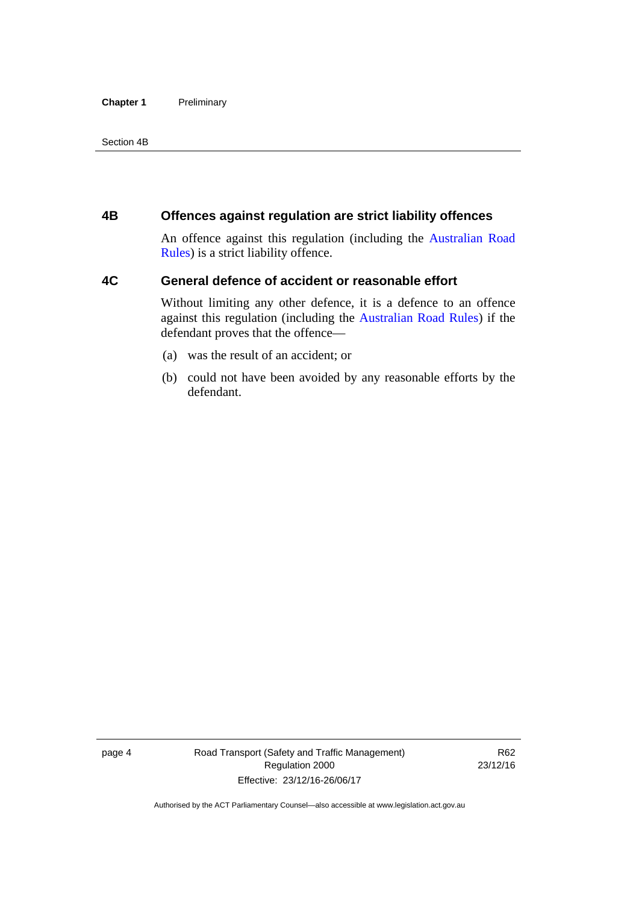## 4B Offences against regulation are strict liability offences

An offence against this regulation (including the Australian Road Rules) is a strict liability offence.

## 4C General defence of accident or reasonable effort

Without limiting any other defence, it is a defence to an offence against this regulation (including the Australian Road Rules) if the defendant proves that the offence—

(a) was the result of an accident; or

(b) could not have been avoided by any reasonable efforts by the defendant.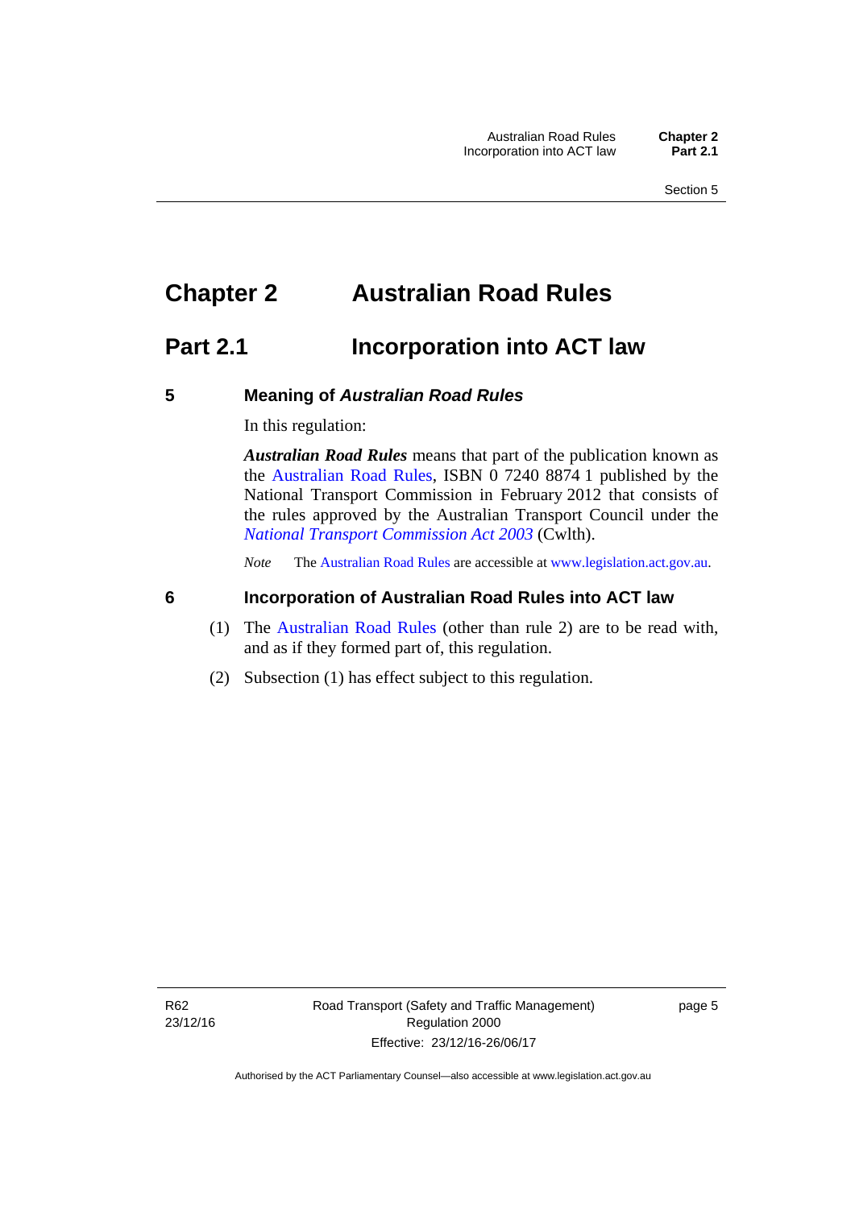# Chapter 2 Australian Road Rules

## Part 2.1 Incorporation into ACT law

### 5 Meaning of *Australian Road Rules*

In this regulation:

***Australian Road Rules*** means that part of the publication known as the Australian Road Rules, ISBN 0 7240 8874 1 published by the National Transport Commission in February 2012 that consists of the rules approved by the Australian Transport Council under the *National Transport Commission Act 2003* (Cwlth).

*Note* The Australian Road Rules are accessible at www.legislation.act.gov.au.

### 6 Incorporation of Australian Road Rules into ACT law

(1) The Australian Road Rules (other than rule 2) are to be read with, and as if they formed part of, this regulation.

(2) Subsection (1) has effect subject to this regulation.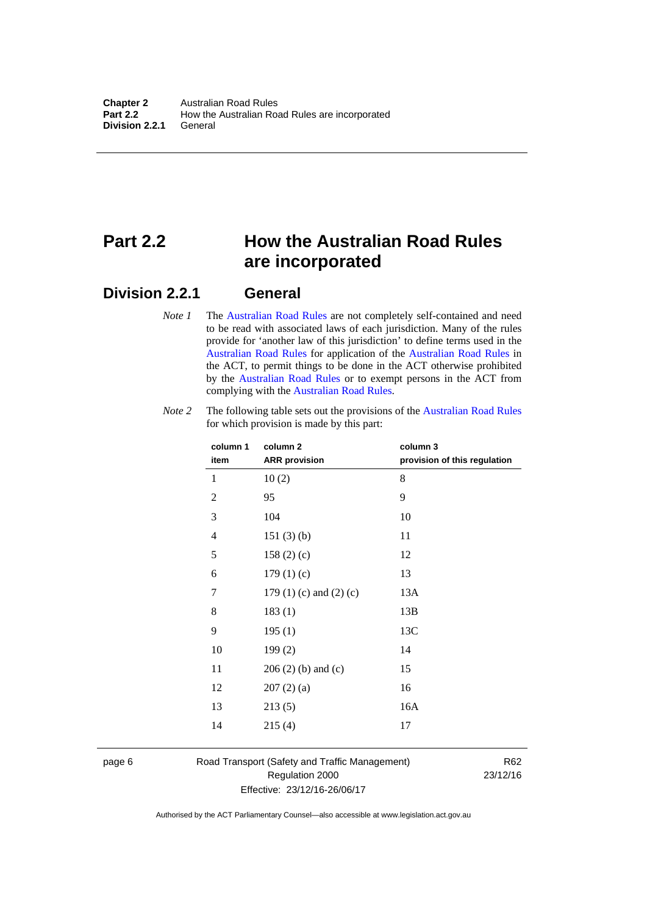# Part 2.2 How the Australian Road Rules are incorporated

## Division 2.2.1 General

*Note 1* The Australian Road Rules are not completely self-contained and need to be read with associated laws of each jurisdiction. Many of the rules provide for 'another law of this jurisdiction' to define terms used in the Australian Road Rules for application of the Australian Road Rules in the ACT, to permit things to be done in the ACT otherwise prohibited by the Australian Road Rules or to exempt persons in the ACT from complying with the Australian Road Rules.

*Note 2* The following table sets out the provisions of the Australian Road Rules for which provision is made by this part:

| column 1 item | column 2 ARR provision | column 3 provision of this regulation |
|---|---|---|
| 1 | 10 (2) | 8 |
| 2 | 95 | 9 |
| 3 | 104 | 10 |
| 4 | 151 (3) (b) | 11 |
| 5 | 158 (2) (c) | 12 |
| 6 | 179 (1) (c) | 13 |
| 7 | 179 (1) (c) and (2) (c) | 13A |
| 8 | 183 (1) | 13B |
| 9 | 195 (1) | 13C |
| 10 | 199 (2) | 14 |
| 11 | 206 (2) (b) and (c) | 15 |
| 12 | 207 (2) (a) | 16 |
| 13 | 213 (5) | 16A |
| 14 | 215 (4) | 17 |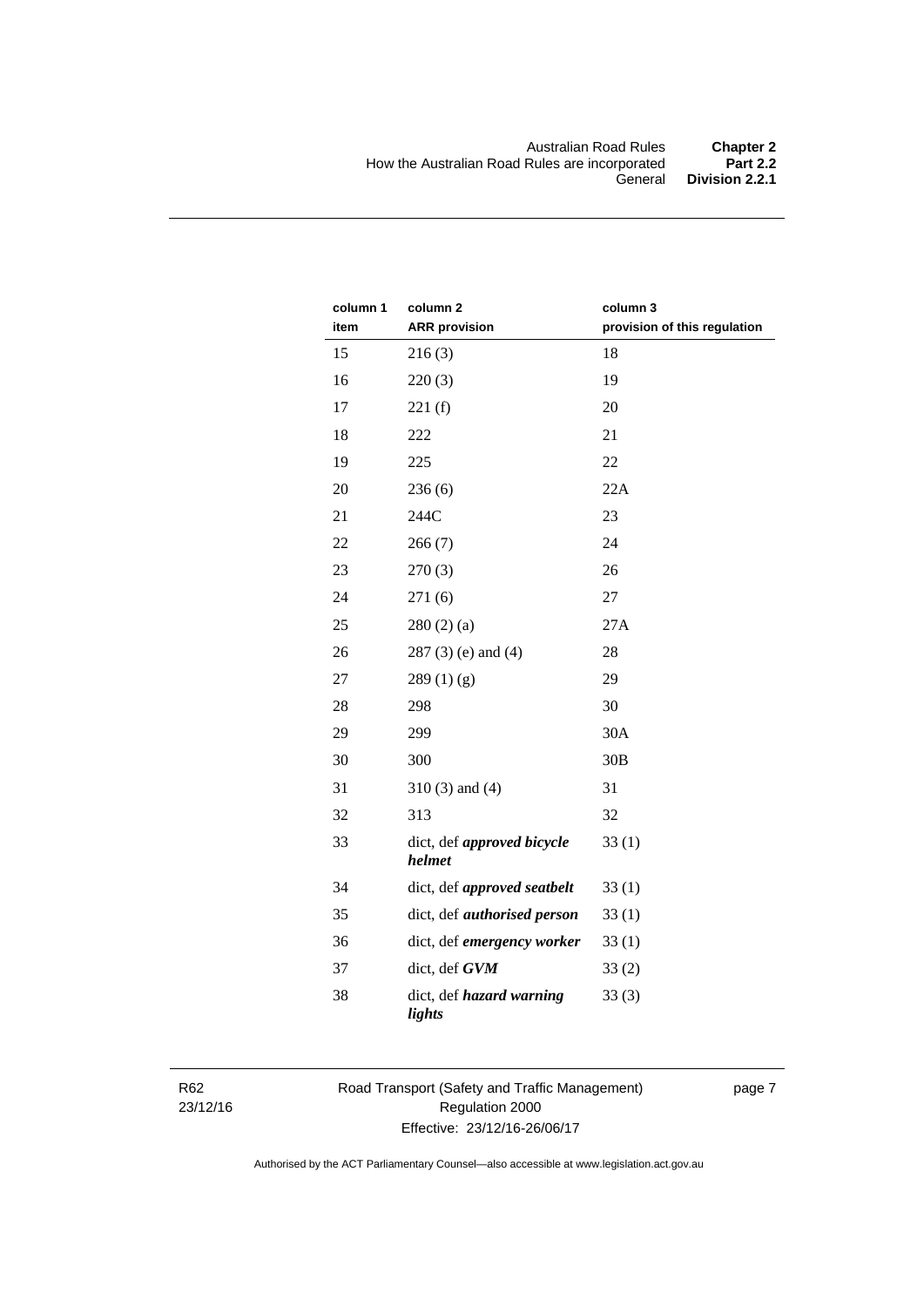| column 1 item | column 2 ARR provision | column 3 provision of this regulation |
|---|---|---|
| 15 | 216 (3) | 18 |
| 16 | 220 (3) | 19 |
| 17 | 221 (f) | 20 |
| 18 | 222 | 21 |
| 19 | 225 | 22 |
| 20 | 236 (6) | 22A |
| 21 | 244C | 23 |
| 22 | 266 (7) | 24 |
| 23 | 270 (3) | 26 |
| 24 | 271 (6) | 27 |
| 25 | 280 (2) (a) | 27A |
| 26 | 287 (3) (e) and (4) | 28 |
| 27 | 289 (1) (g) | 29 |
| 28 | 298 | 30 |
| 29 | 299 | 30A |
| 30 | 300 | 30B |
| 31 | 310 (3) and (4) | 31 |
| 32 | 313 | 32 |
| 33 | dict, def ***approved bicycle helmet*** | 33 (1) |
| 34 | dict, def ***approved seatbelt*** | 33 (1) |
| 35 | dict, def ***authorised person*** | 33 (1) |
| 36 | dict, def ***emergency worker*** | 33 (1) |
| 37 | dict, def ***GVM*** | 33 (2) |
| 38 | dict, def ***hazard warning lights*** | 33 (3) |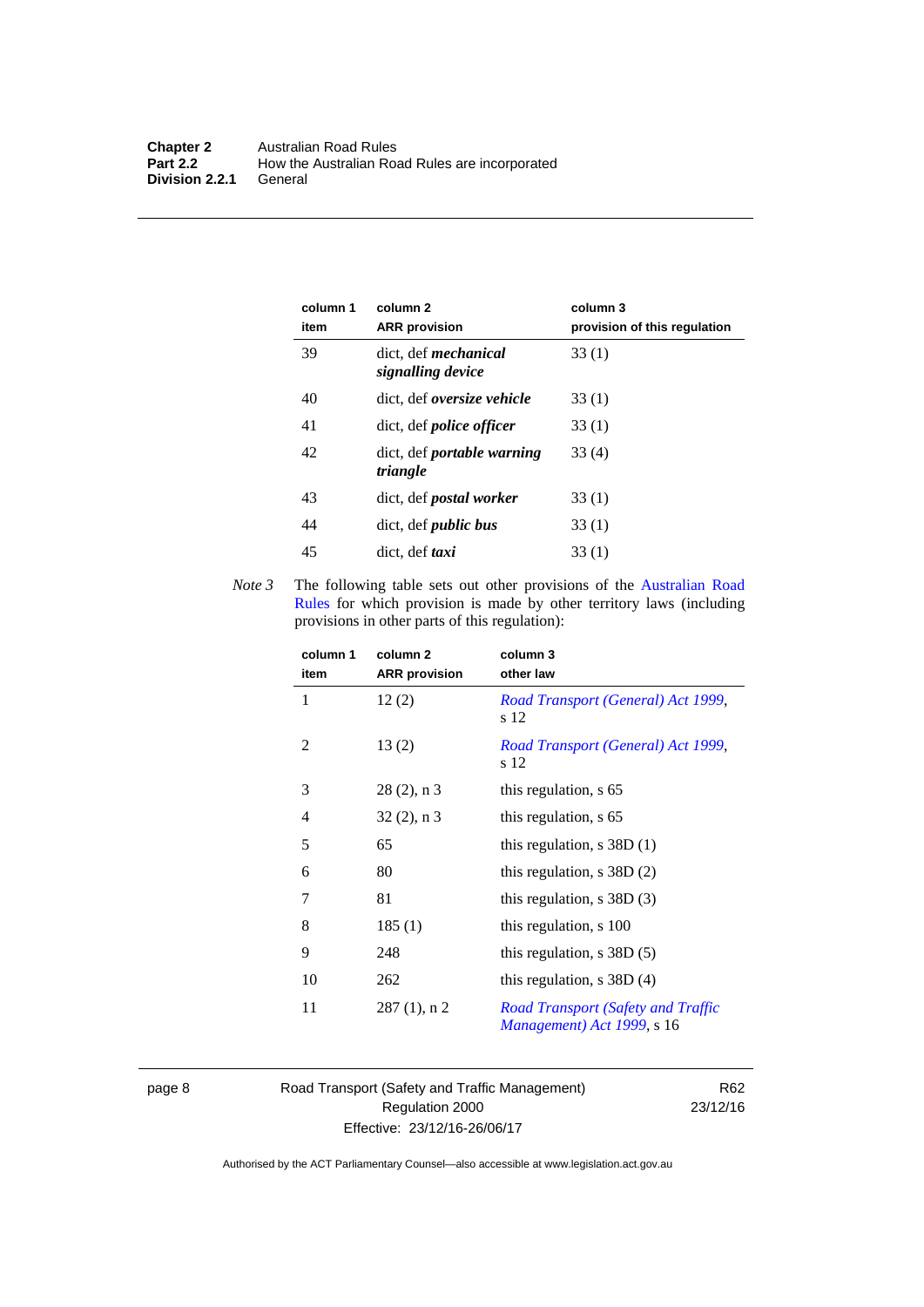| column 1 item | column 2 ARR provision | column 3 provision of this regulation |
|---|---|---|
| 39 | dict, def ***mechanical signalling device*** | 33 (1) |
| 40 | dict, def ***oversize vehicle*** | 33 (1) |
| 41 | dict, def ***police officer*** | 33 (1) |
| 42 | dict, def ***portable warning triangle*** | 33 (4) |
| 43 | dict, def ***postal worker*** | 33 (1) |
| 44 | dict, def ***public bus*** | 33 (1) |
| 45 | dict, def ***taxi*** | 33 (1) |

*Note 3* The following table sets out other provisions of the Australian Road Rules for which provision is made by other territory laws (including provisions in other parts of this regulation):

| column 1 item | column 2 ARR provision | column 3 other law |
|---|---|---|
| 1 | 12 (2) | *Road Transport (General) Act 1999*, s 12 |
| 2 | 13 (2) | *Road Transport (General) Act 1999*, s 12 |
| 3 | 28 (2), n 3 | this regulation, s 65 |
| 4 | 32 (2), n 3 | this regulation, s 65 |
| 5 | 65 | this regulation, s 38D (1) |
| 6 | 80 | this regulation, s 38D (2) |
| 7 | 81 | this regulation, s 38D (3) |
| 8 | 185 (1) | this regulation, s 100 |
| 9 | 248 | this regulation, s 38D (5) |
| 10 | 262 | this regulation, s 38D (4) |
| 11 | 287 (1), n 2 | *Road Transport (Safety and Traffic Management) Act 1999*, s 16 |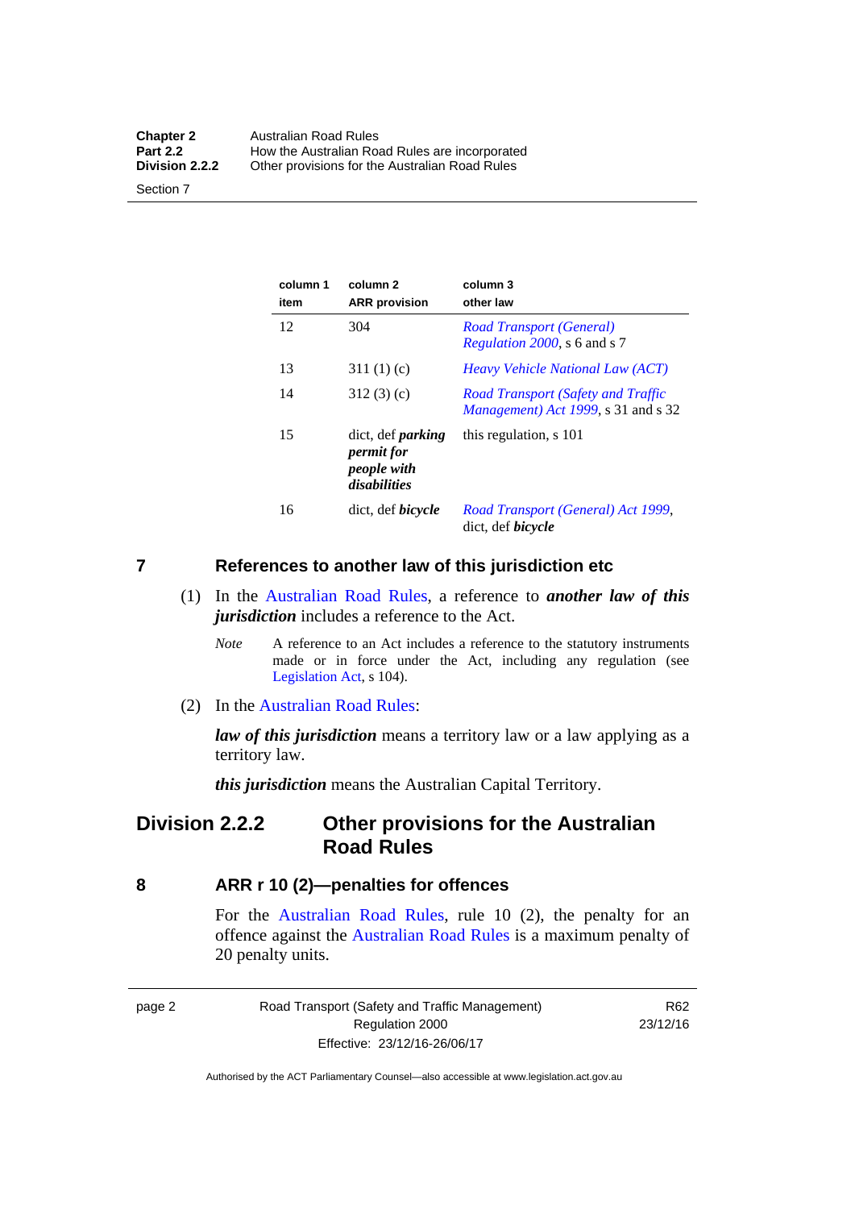| column 1 item | column 2 ARR provision | column 3 other law |
|---|---|---|
| 12 | 304 | *Road Transport (General) Regulation 2000*, s 6 and s 7 |
| 13 | 311 (1) (c) | *Heavy Vehicle National Law (ACT)* |
| 14 | 312 (3) (c) | *Road Transport (Safety and Traffic Management) Act 1999*, s 31 and s 32 |
| 15 | dict, def ***parking permit for people with disabilities*** | this regulation, s 101 |
| 16 | dict, def ***bicycle*** | *Road Transport (General) Act 1999*, dict, def ***bicycle*** |

### 7 References to another law of this jurisdiction etc

(1) In the Australian Road Rules, a reference to ***another law of this jurisdiction*** includes a reference to the Act.

*Note* A reference to an Act includes a reference to the statutory instruments made or in force under the Act, including any regulation (see Legislation Act, s 104).

(2) In the Australian Road Rules:

***law of this jurisdiction*** means a territory law or a law applying as a territory law.

***this jurisdiction*** means the Australian Capital Territory.

## Division 2.2.2 Other provisions for the Australian Road Rules

### 8 ARR r 10 (2)—penalties for offences

For the Australian Road Rules, rule 10 (2), the penalty for an offence against the Australian Road Rules is a maximum penalty of 20 penalty units.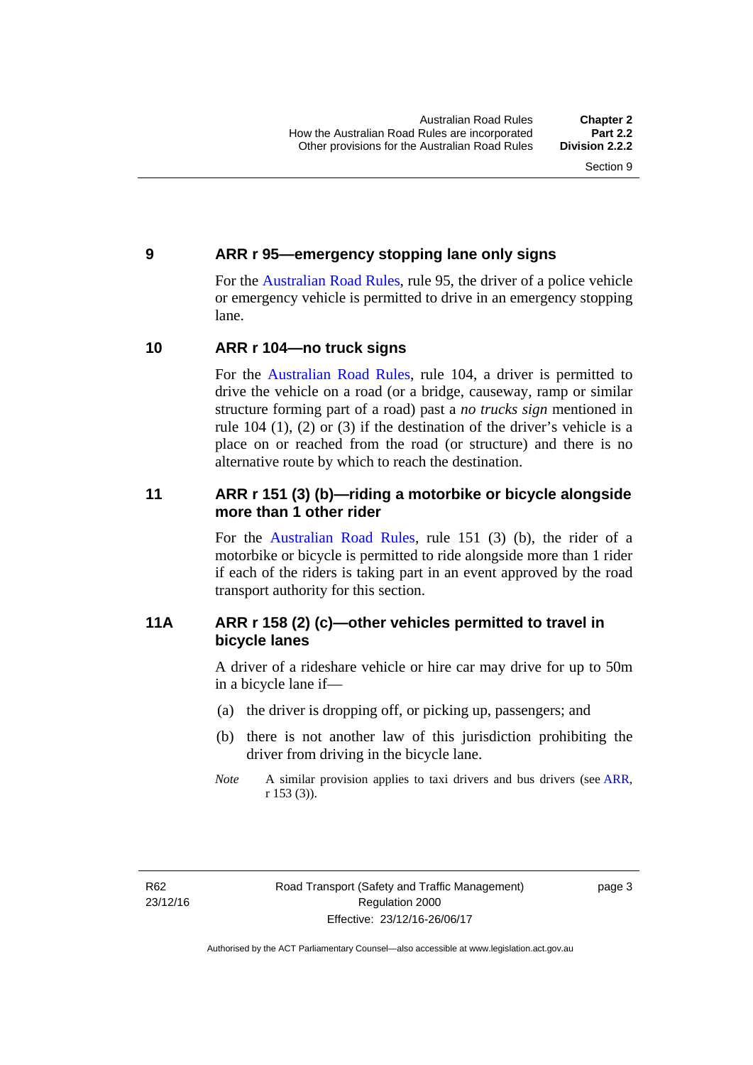## 9 ARR r 95—emergency stopping lane only signs

For the Australian Road Rules, rule 95, the driver of a police vehicle or emergency vehicle is permitted to drive in an emergency stopping lane.

## 10 ARR r 104—no truck signs

For the Australian Road Rules, rule 104, a driver is permitted to drive the vehicle on a road (or a bridge, causeway, ramp or similar structure forming part of a road) past a *no trucks sign* mentioned in rule 104 (1), (2) or (3) if the destination of the driver's vehicle is a place on or reached from the road (or structure) and there is no alternative route by which to reach the destination.

## 11 ARR r 151 (3) (b)—riding a motorbike or bicycle alongside more than 1 other rider

For the Australian Road Rules, rule 151 (3) (b), the rider of a motorbike or bicycle is permitted to ride alongside more than 1 rider if each of the riders is taking part in an event approved by the road transport authority for this section.

## 11A ARR r 158 (2) (c)—other vehicles permitted to travel in bicycle lanes

A driver of a rideshare vehicle or hire car may drive for up to 50m in a bicycle lane if—

(a) the driver is dropping off, or picking up, passengers; and

(b) there is not another law of this jurisdiction prohibiting the driver from driving in the bicycle lane.

*Note* A similar provision applies to taxi drivers and bus drivers (see ARR, r 153 (3)).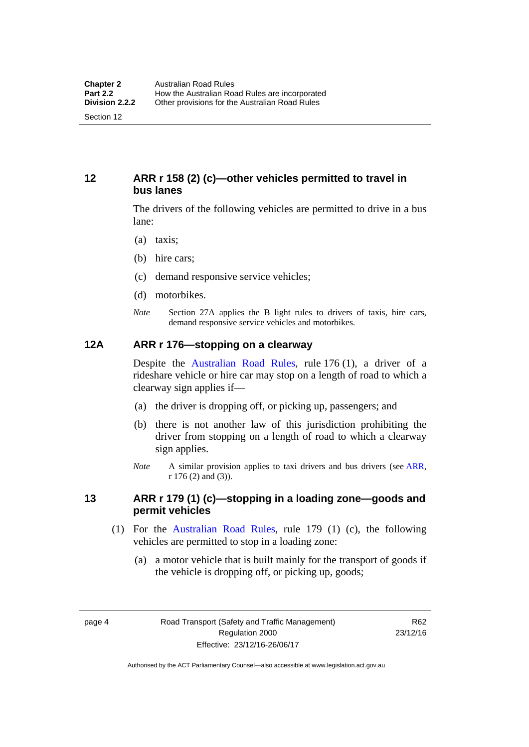## 12 ARR r 158 (2) (c)—other vehicles permitted to travel in bus lanes

The drivers of the following vehicles are permitted to drive in a bus lane:

(a) taxis;

(b) hire cars;

(c) demand responsive service vehicles;

(d) motorbikes.

*Note* Section 27A applies the B light rules to drivers of taxis, hire cars, demand responsive service vehicles and motorbikes.

## 12A ARR r 176—stopping on a clearway

Despite the Australian Road Rules, rule 176 (1), a driver of a rideshare vehicle or hire car may stop on a length of road to which a clearway sign applies if—

(a) the driver is dropping off, or picking up, passengers; and

(b) there is not another law of this jurisdiction prohibiting the driver from stopping on a length of road to which a clearway sign applies.

*Note* A similar provision applies to taxi drivers and bus drivers (see ARR, r 176 (2) and (3)).

## 13 ARR r 179 (1) (c)—stopping in a loading zone—goods and permit vehicles

(1) For the Australian Road Rules, rule 179 (1) (c), the following vehicles are permitted to stop in a loading zone:

(a) a motor vehicle that is built mainly for the transport of goods if the vehicle is dropping off, or picking up, goods;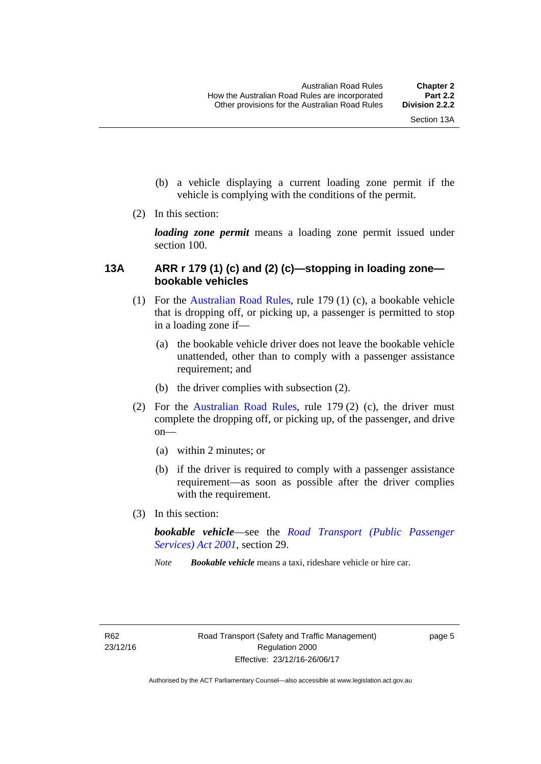(b) a vehicle displaying a current loading zone permit if the vehicle is complying with the conditions of the permit.

(2) In this section:

***loading zone permit*** means a loading zone permit issued under section 100.

## 13A ARR r 179 (1) (c) and (2) (c)—stopping in loading zone—bookable vehicles

(1) For the Australian Road Rules, rule 179 (1) (c), a bookable vehicle that is dropping off, or picking up, a passenger is permitted to stop in a loading zone if—

(a) the bookable vehicle driver does not leave the bookable vehicle unattended, other than to comply with a passenger assistance requirement; and

(b) the driver complies with subsection (2).

(2) For the Australian Road Rules, rule 179 (2) (c), the driver must complete the dropping off, or picking up, of the passenger, and drive on—

(a) within 2 minutes; or

(b) if the driver is required to comply with a passenger assistance requirement—as soon as possible after the driver complies with the requirement.

(3) In this section:

***bookable vehicle***—see the *Road Transport (Public Passenger Services) Act 2001*, section 29.

*Note* ***Bookable vehicle*** means a taxi, rideshare vehicle or hire car.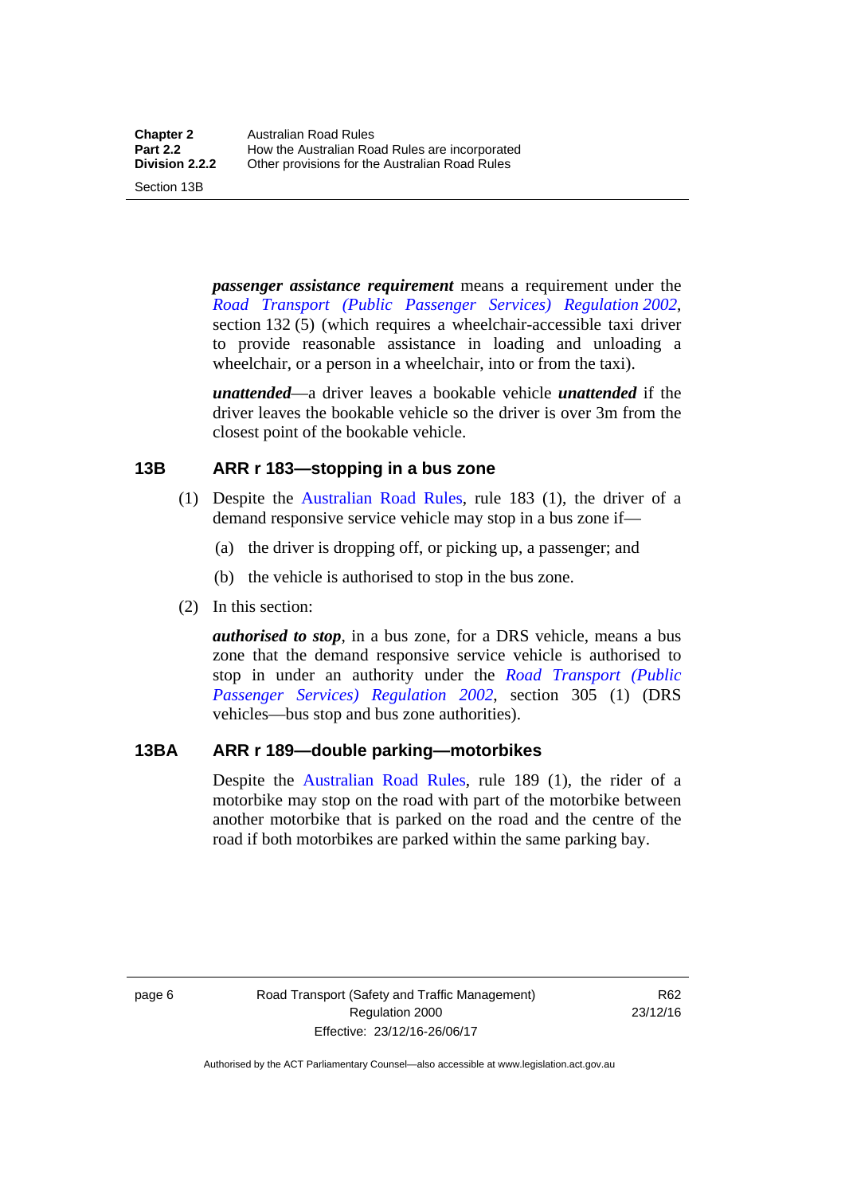***passenger assistance requirement*** means a requirement under the *Road Transport (Public Passenger Services) Regulation 2002*, section 132 (5) (which requires a wheelchair-accessible taxi driver to provide reasonable assistance in loading and unloading a wheelchair, or a person in a wheelchair, into or from the taxi).

***unattended***—a driver leaves a bookable vehicle ***unattended*** if the driver leaves the bookable vehicle so the driver is over 3m from the closest point of the bookable vehicle.

### 13B ARR r 183—stopping in a bus zone

(1) Despite the Australian Road Rules, rule 183 (1), the driver of a demand responsive service vehicle may stop in a bus zone if—

(a) the driver is dropping off, or picking up, a passenger; and

(b) the vehicle is authorised to stop in the bus zone.

(2) In this section:

***authorised to stop***, in a bus zone, for a DRS vehicle, means a bus zone that the demand responsive service vehicle is authorised to stop in under an authority under the *Road Transport (Public Passenger Services) Regulation 2002*, section 305 (1) (DRS vehicles—bus stop and bus zone authorities).

### 13BA ARR r 189—double parking—motorbikes

Despite the Australian Road Rules, rule 189 (1), the rider of a motorbike may stop on the road with part of the motorbike between another motorbike that is parked on the road and the centre of the road if both motorbikes are parked within the same parking bay.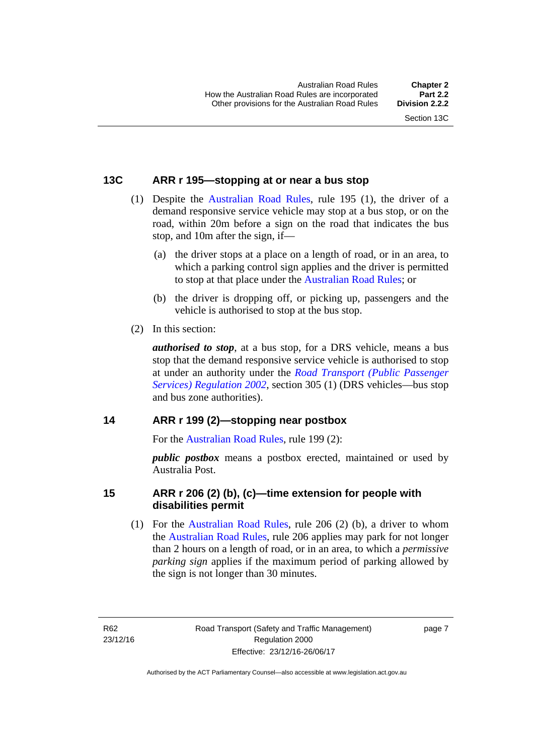### 13C ARR r 195—stopping at or near a bus stop

(1) Despite the Australian Road Rules, rule 195 (1), the driver of a demand responsive service vehicle may stop at a bus stop, or on the road, within 20m before a sign on the road that indicates the bus stop, and 10m after the sign, if—

(a) the driver stops at a place on a length of road, or in an area, to which a parking control sign applies and the driver is permitted to stop at that place under the Australian Road Rules; or

(b) the driver is dropping off, or picking up, passengers and the vehicle is authorised to stop at the bus stop.

(2) In this section:

***authorised to stop***, at a bus stop, for a DRS vehicle, means a bus stop that the demand responsive service vehicle is authorised to stop at under an authority under the *Road Transport (Public Passenger Services) Regulation 2002*, section 305 (1) (DRS vehicles—bus stop and bus zone authorities).

### 14 ARR r 199 (2)—stopping near postbox

For the Australian Road Rules, rule 199 (2):

***public postbox*** means a postbox erected, maintained or used by Australia Post.

### 15 ARR r 206 (2) (b), (c)—time extension for people with disabilities permit

(1) For the Australian Road Rules, rule 206 (2) (b), a driver to whom the Australian Road Rules, rule 206 applies may park for not longer than 2 hours on a length of road, or in an area, to which a *permissive parking sign* applies if the maximum period of parking allowed by the sign is not longer than 30 minutes.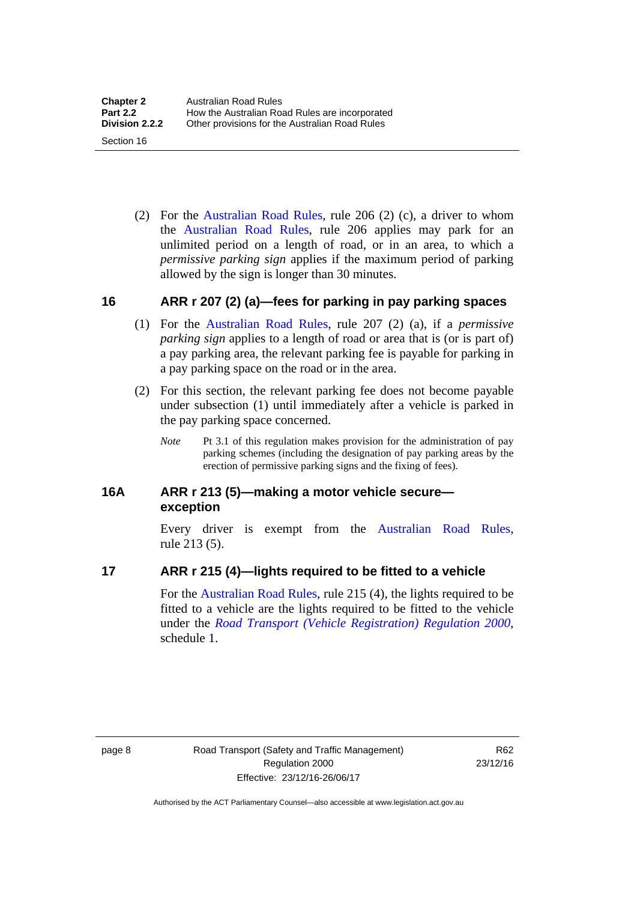(2) For the Australian Road Rules, rule 206 (2) (c), a driver to whom the Australian Road Rules, rule 206 applies may park for an unlimited period on a length of road, or in an area, to which a *permissive parking sign* applies if the maximum period of parking allowed by the sign is longer than 30 minutes.

## 16 ARR r 207 (2) (a)—fees for parking in pay parking spaces

(1) For the Australian Road Rules, rule 207 (2) (a), if a *permissive parking sign* applies to a length of road or area that is (or is part of) a pay parking area, the relevant parking fee is payable for parking in a pay parking space on the road or in the area.

(2) For this section, the relevant parking fee does not become payable under subsection (1) until immediately after a vehicle is parked in the pay parking space concerned.

*Note* Pt 3.1 of this regulation makes provision for the administration of pay parking schemes (including the designation of pay parking areas by the erection of permissive parking signs and the fixing of fees).

## 16A ARR r 213 (5)—making a motor vehicle secure—exception

Every driver is exempt from the Australian Road Rules, rule 213 (5).

## 17 ARR r 215 (4)—lights required to be fitted to a vehicle

For the Australian Road Rules, rule 215 (4), the lights required to be fitted to a vehicle are the lights required to be fitted to the vehicle under the *Road Transport (Vehicle Registration) Regulation 2000*, schedule 1.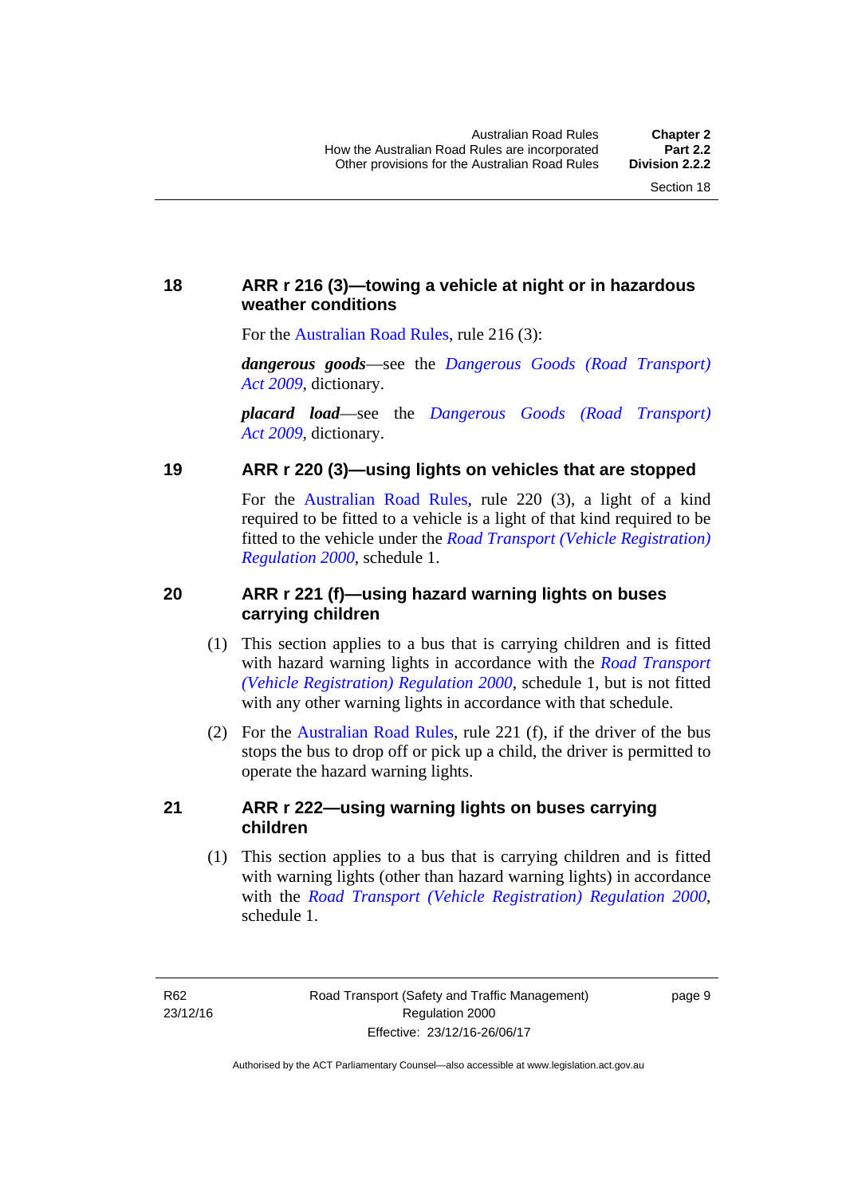### 18 ARR r 216 (3)—towing a vehicle at night or in hazardous weather conditions

For the Australian Road Rules, rule 216 (3):

***dangerous goods***—see the *Dangerous Goods (Road Transport) Act 2009*, dictionary.

***placard load***—see the *Dangerous Goods (Road Transport) Act 2009*, dictionary.

### 19 ARR r 220 (3)—using lights on vehicles that are stopped

For the Australian Road Rules, rule 220 (3), a light of a kind required to be fitted to a vehicle is a light of that kind required to be fitted to the vehicle under the *Road Transport (Vehicle Registration) Regulation 2000*, schedule 1.

### 20 ARR r 221 (f)—using hazard warning lights on buses carrying children

(1) This section applies to a bus that is carrying children and is fitted with hazard warning lights in accordance with the *Road Transport (Vehicle Registration) Regulation 2000*, schedule 1, but is not fitted with any other warning lights in accordance with that schedule.

(2) For the Australian Road Rules, rule 221 (f), if the driver of the bus stops the bus to drop off or pick up a child, the driver is permitted to operate the hazard warning lights.

### 21 ARR r 222—using warning lights on buses carrying children

(1) This section applies to a bus that is carrying children and is fitted with warning lights (other than hazard warning lights) in accordance with the *Road Transport (Vehicle Registration) Regulation 2000*, schedule 1.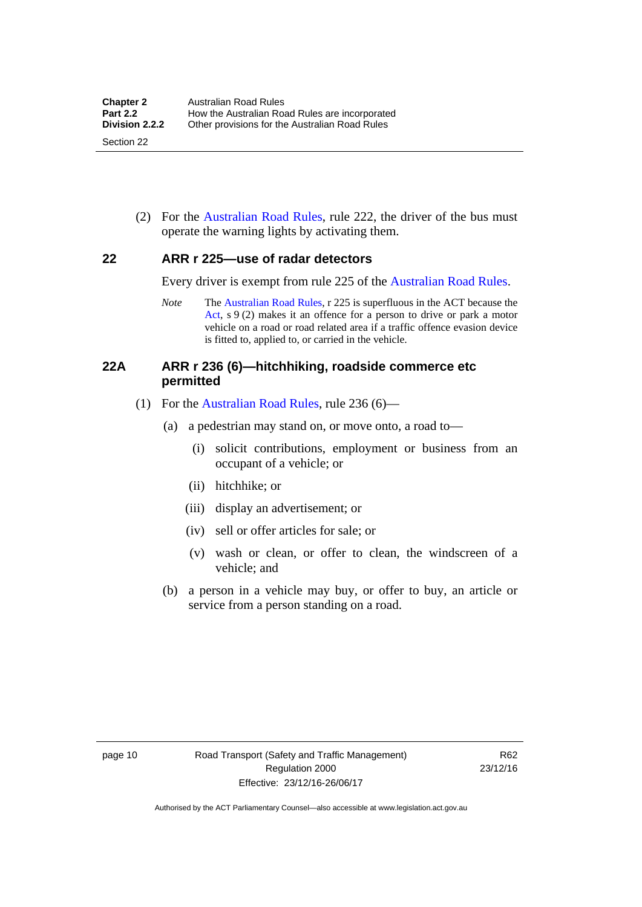(2) For the Australian Road Rules, rule 222, the driver of the bus must operate the warning lights by activating them.

## 22 ARR r 225—use of radar detectors

Every driver is exempt from rule 225 of the Australian Road Rules.

*Note* The Australian Road Rules, r 225 is superfluous in the ACT because the Act, s 9 (2) makes it an offence for a person to drive or park a motor vehicle on a road or road related area if a traffic offence evasion device is fitted to, applied to, or carried in the vehicle.

## 22A ARR r 236 (6)—hitchhiking, roadside commerce etc permitted

(1) For the Australian Road Rules, rule 236 (6)—

(a) a pedestrian may stand on, or move onto, a road to—

(i) solicit contributions, employment or business from an occupant of a vehicle; or

(ii) hitchhike; or

(iii) display an advertisement; or

(iv) sell or offer articles for sale; or

(v) wash or clean, or offer to clean, the windscreen of a vehicle; and

(b) a person in a vehicle may buy, or offer to buy, an article or service from a person standing on a road.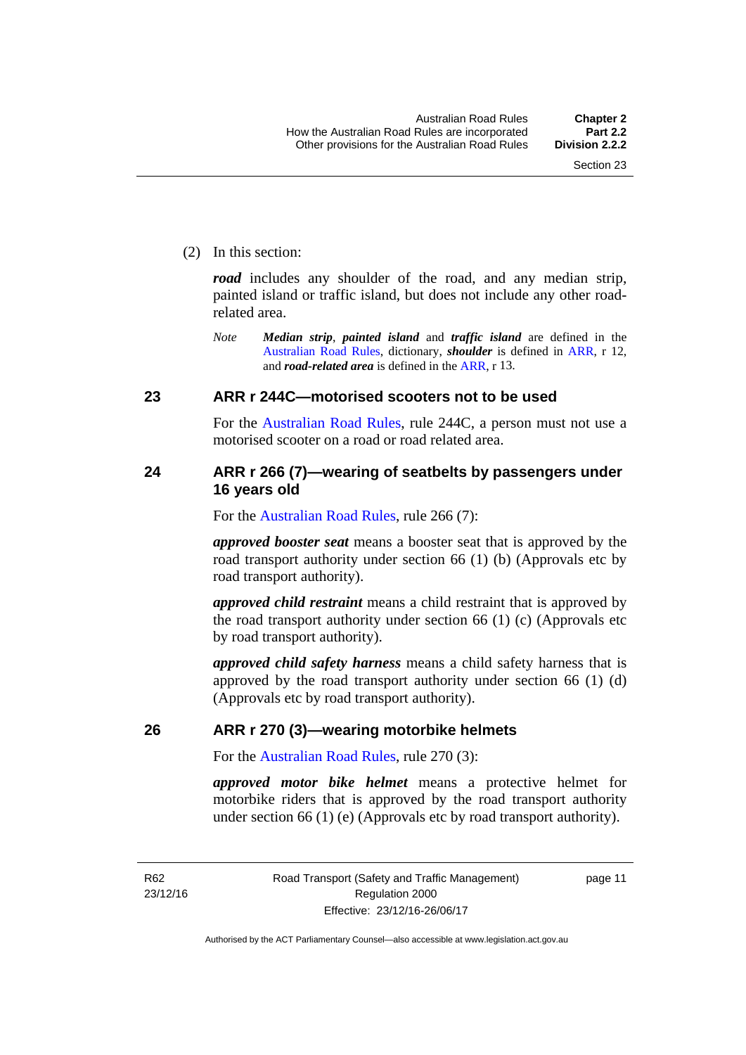(2) In this section:

***road*** includes any shoulder of the road, and any median strip, painted island or traffic island, but does not include any other road-related area.

*Note* ***Median strip***, ***painted island*** and ***traffic island*** are defined in the Australian Road Rules, dictionary, ***shoulder*** is defined in ARR, r 12, and ***road-related area*** is defined in the ARR, r 13.

## 23 ARR r 244C—motorised scooters not to be used

For the Australian Road Rules, rule 244C, a person must not use a motorised scooter on a road or road related area.

## 24 ARR r 266 (7)—wearing of seatbelts by passengers under 16 years old

For the Australian Road Rules, rule 266 (7):

***approved booster seat*** means a booster seat that is approved by the road transport authority under section 66 (1) (b) (Approvals etc by road transport authority).

***approved child restraint*** means a child restraint that is approved by the road transport authority under section 66 (1) (c) (Approvals etc by road transport authority).

***approved child safety harness*** means a child safety harness that is approved by the road transport authority under section 66 (1) (d) (Approvals etc by road transport authority).

## 26 ARR r 270 (3)—wearing motorbike helmets

For the Australian Road Rules, rule 270 (3):

***approved motor bike helmet*** means a protective helmet for motorbike riders that is approved by the road transport authority under section 66 (1) (e) (Approvals etc by road transport authority).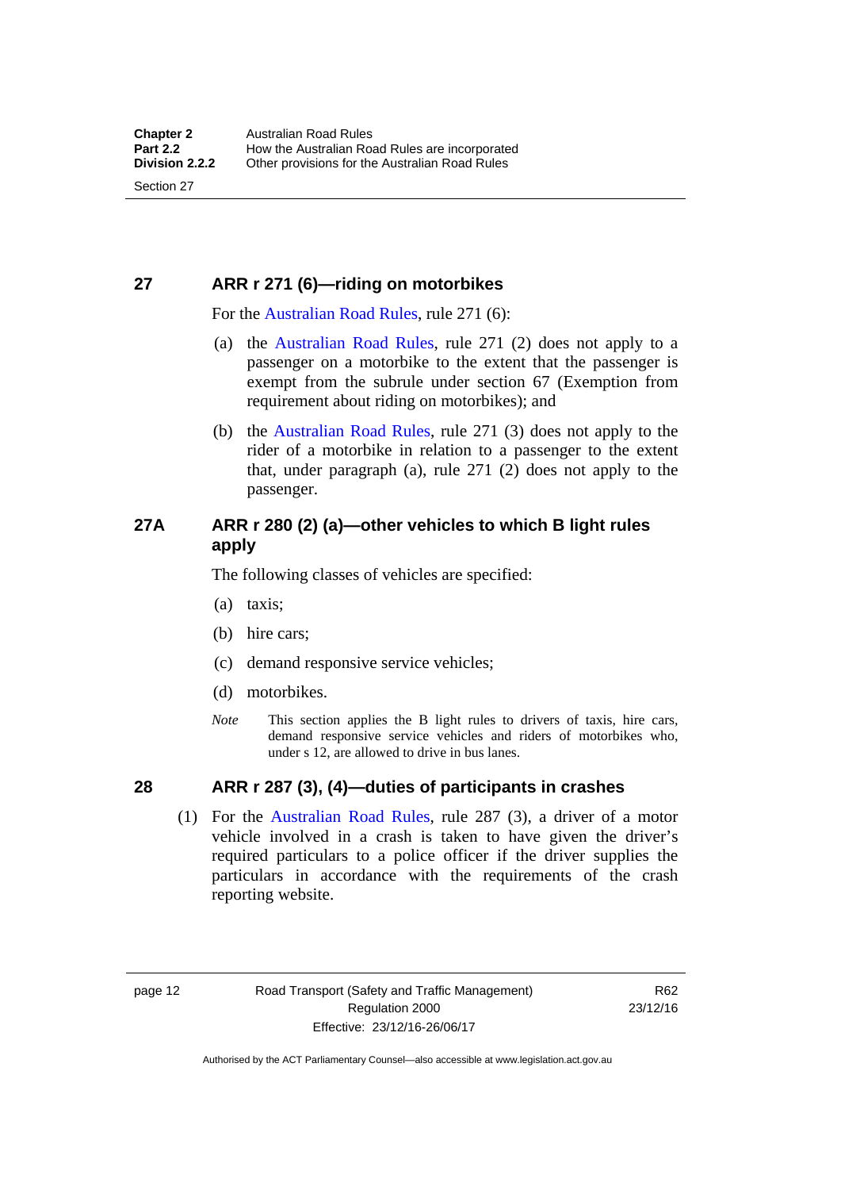## 27 ARR r 271 (6)—riding on motorbikes

For the Australian Road Rules, rule 271 (6):

(a) the Australian Road Rules, rule 271 (2) does not apply to a passenger on a motorbike to the extent that the passenger is exempt from the subrule under section 67 (Exemption from requirement about riding on motorbikes); and

(b) the Australian Road Rules, rule 271 (3) does not apply to the rider of a motorbike in relation to a passenger to the extent that, under paragraph (a), rule 271 (2) does not apply to the passenger.

## 27A ARR r 280 (2) (a)—other vehicles to which B light rules apply

The following classes of vehicles are specified:

(a) taxis;

(b) hire cars;

(c) demand responsive service vehicles;

(d) motorbikes.

*Note* This section applies the B light rules to drivers of taxis, hire cars, demand responsive service vehicles and riders of motorbikes who, under s 12, are allowed to drive in bus lanes.

## 28 ARR r 287 (3), (4)—duties of participants in crashes

(1) For the Australian Road Rules, rule 287 (3), a driver of a motor vehicle involved in a crash is taken to have given the driver's required particulars to a police officer if the driver supplies the particulars in accordance with the requirements of the crash reporting website.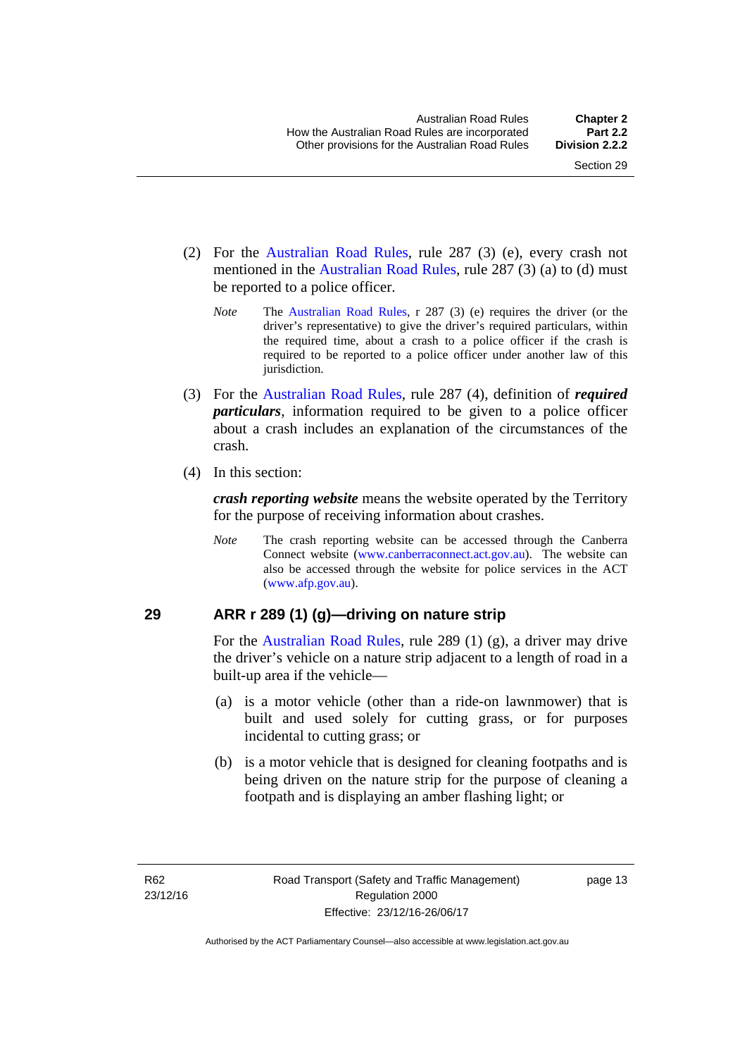(2) For the Australian Road Rules, rule 287 (3) (e), every crash not mentioned in the Australian Road Rules, rule 287 (3) (a) to (d) must be reported to a police officer.

*Note* The Australian Road Rules, r 287 (3) (e) requires the driver (or the driver's representative) to give the driver's required particulars, within the required time, about a crash to a police officer if the crash is required to be reported to a police officer under another law of this jurisdiction.

(3) For the Australian Road Rules, rule 287 (4), definition of ***required particulars***, information required to be given to a police officer about a crash includes an explanation of the circumstances of the crash.

(4) In this section:

***crash reporting website*** means the website operated by the Territory for the purpose of receiving information about crashes.

*Note* The crash reporting website can be accessed through the Canberra Connect website (www.canberraconnect.act.gov.au). The website can also be accessed through the website for police services in the ACT (www.afp.gov.au).

## 29 ARR r 289 (1) (g)—driving on nature strip

For the Australian Road Rules, rule 289 (1) (g), a driver may drive the driver's vehicle on a nature strip adjacent to a length of road in a built-up area if the vehicle—

(a) is a motor vehicle (other than a ride-on lawnmower) that is built and used solely for cutting grass, or for purposes incidental to cutting grass; or

(b) is a motor vehicle that is designed for cleaning footpaths and is being driven on the nature strip for the purpose of cleaning a footpath and is displaying an amber flashing light; or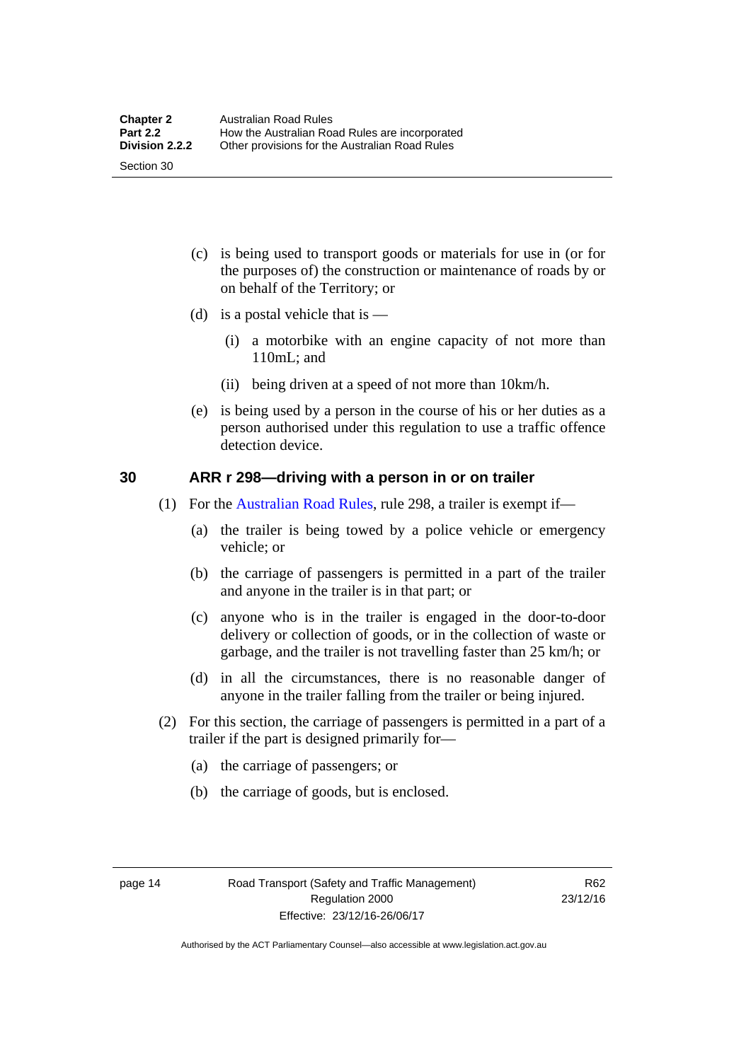(c) is being used to transport goods or materials for use in (or for the purposes of) the construction or maintenance of roads by or on behalf of the Territory; or

(d) is a postal vehicle that is —

(i) a motorbike with an engine capacity of not more than 110mL; and

(ii) being driven at a speed of not more than 10km/h.

(e) is being used by a person in the course of his or her duties as a person authorised under this regulation to use a traffic offence detection device.

## 30 ARR r 298—driving with a person in or on trailer

(1) For the Australian Road Rules, rule 298, a trailer is exempt if—

(a) the trailer is being towed by a police vehicle or emergency vehicle; or

(b) the carriage of passengers is permitted in a part of the trailer and anyone in the trailer is in that part; or

(c) anyone who is in the trailer is engaged in the door-to-door delivery or collection of goods, or in the collection of waste or garbage, and the trailer is not travelling faster than 25 km/h; or

(d) in all the circumstances, there is no reasonable danger of anyone in the trailer falling from the trailer or being injured.

(2) For this section, the carriage of passengers is permitted in a part of a trailer if the part is designed primarily for—

(a) the carriage of passengers; or

(b) the carriage of goods, but is enclosed.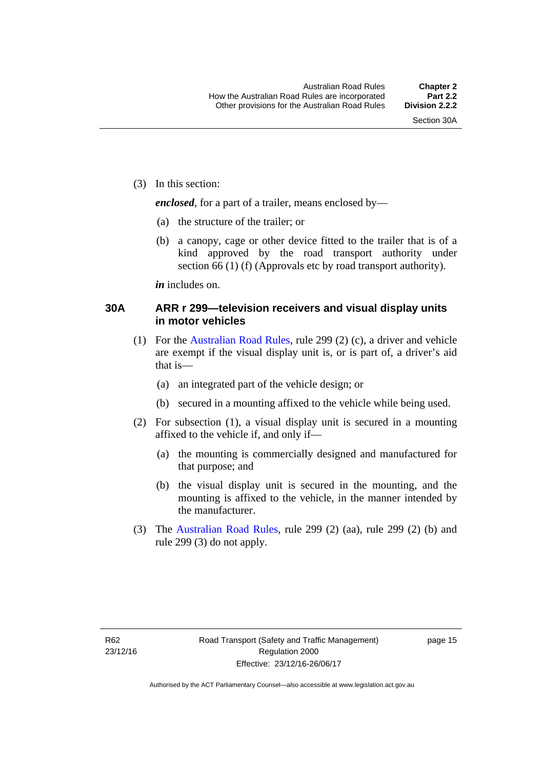(3) In this section:

***enclosed***, for a part of a trailer, means enclosed by—

(a) the structure of the trailer; or

(b) a canopy, cage or other device fitted to the trailer that is of a kind approved by the road transport authority under section 66 (1) (f) (Approvals etc by road transport authority).

***in*** includes on.

### 30A ARR r 299—television receivers and visual display units in motor vehicles

(1) For the Australian Road Rules, rule 299 (2) (c), a driver and vehicle are exempt if the visual display unit is, or is part of, a driver's aid that is—

(a) an integrated part of the vehicle design; or

(b) secured in a mounting affixed to the vehicle while being used.

(2) For subsection (1), a visual display unit is secured in a mounting affixed to the vehicle if, and only if—

(a) the mounting is commercially designed and manufactured for that purpose; and

(b) the visual display unit is secured in the mounting, and the mounting is affixed to the vehicle, in the manner intended by the manufacturer.

(3) The Australian Road Rules, rule 299 (2) (aa), rule 299 (2) (b) and rule 299 (3) do not apply.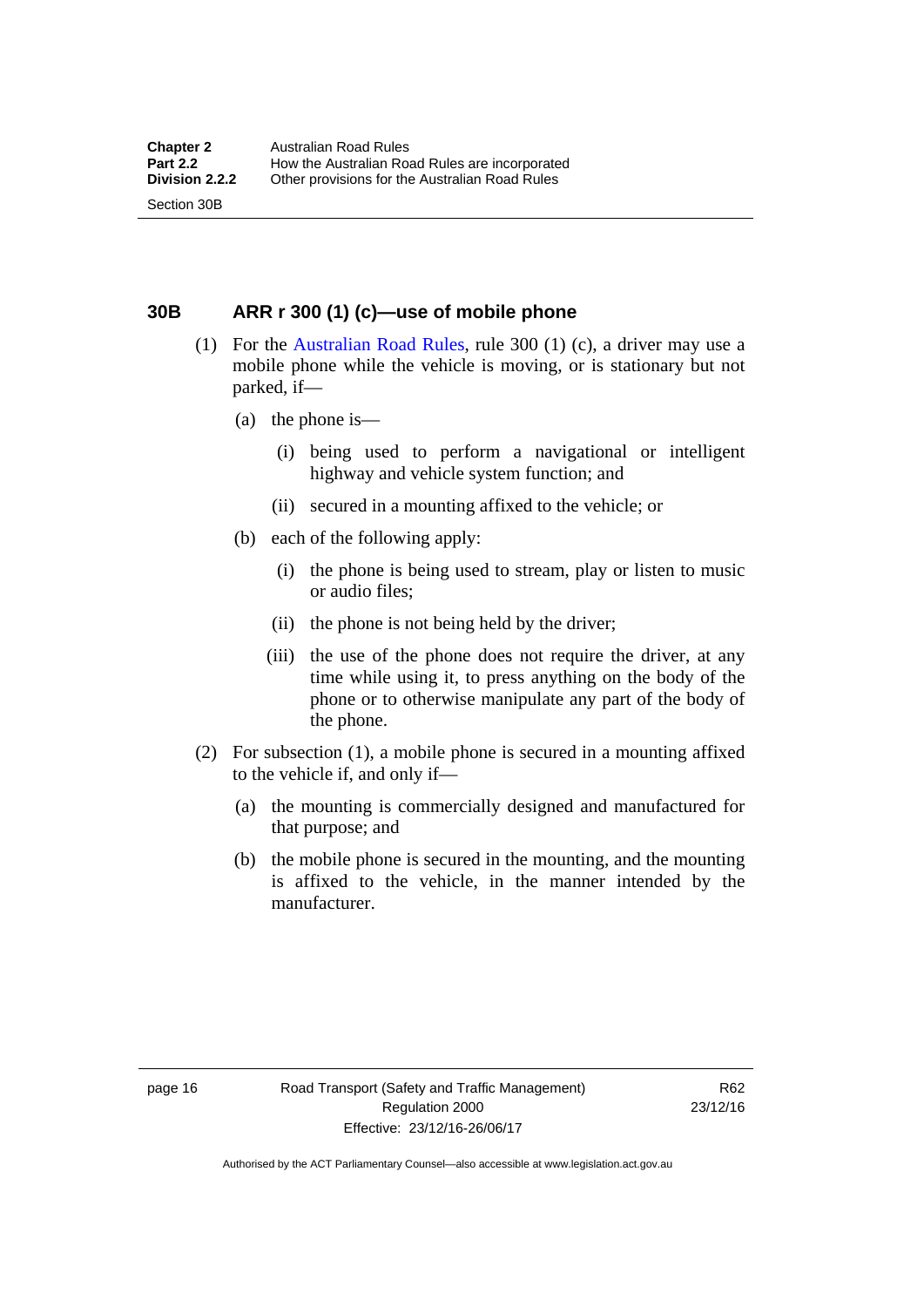## 30B ARR r 300 (1) (c)—use of mobile phone

(1) For the Australian Road Rules, rule 300 (1) (c), a driver may use a mobile phone while the vehicle is moving, or is stationary but not parked, if—

   (a) the phone is—

      (i) being used to perform a navigational or intelligent highway and vehicle system function; and

      (ii) secured in a mounting affixed to the vehicle; or

   (b) each of the following apply:

      (i) the phone is being used to stream, play or listen to music or audio files;

      (ii) the phone is not being held by the driver;

      (iii) the use of the phone does not require the driver, at any time while using it, to press anything on the body of the phone or to otherwise manipulate any part of the body of the phone.

(2) For subsection (1), a mobile phone is secured in a mounting affixed to the vehicle if, and only if—

   (a) the mounting is commercially designed and manufactured for that purpose; and

   (b) the mobile phone is secured in the mounting, and the mounting is affixed to the vehicle, in the manner intended by the manufacturer.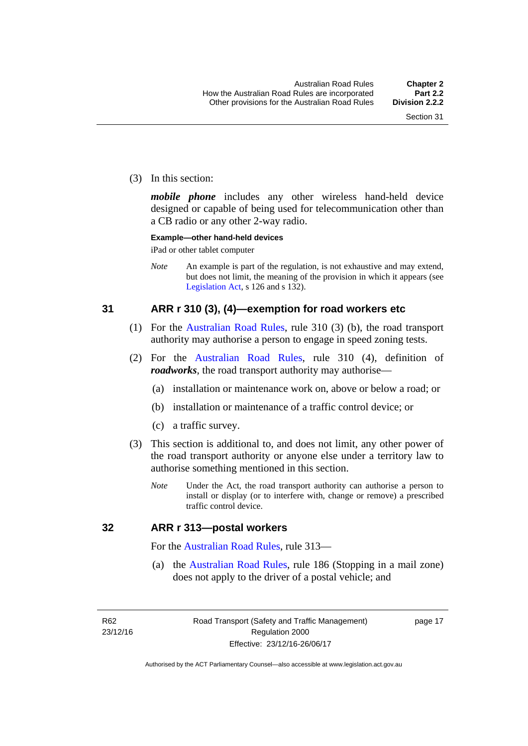(3) In this section:

***mobile phone*** includes any other wireless hand-held device designed or capable of being used for telecommunication other than a CB radio or any other 2-way radio.

**Example—other hand-held devices**

iPad or other tablet computer

*Note* An example is part of the regulation, is not exhaustive and may extend, but does not limit, the meaning of the provision in which it appears (see Legislation Act, s 126 and s 132).

## 31 ARR r 310 (3), (4)—exemption for road workers etc

(1) For the Australian Road Rules, rule 310 (3) (b), the road transport authority may authorise a person to engage in speed zoning tests.

(2) For the Australian Road Rules, rule 310 (4), definition of ***roadworks***, the road transport authority may authorise—

(a) installation or maintenance work on, above or below a road; or

(b) installation or maintenance of a traffic control device; or

(c) a traffic survey.

(3) This section is additional to, and does not limit, any other power of the road transport authority or anyone else under a territory law to authorise something mentioned in this section.

*Note* Under the Act, the road transport authority can authorise a person to install or display (or to interfere with, change or remove) a prescribed traffic control device.

## 32 ARR r 313—postal workers

For the Australian Road Rules, rule 313—

(a) the Australian Road Rules, rule 186 (Stopping in a mail zone) does not apply to the driver of a postal vehicle; and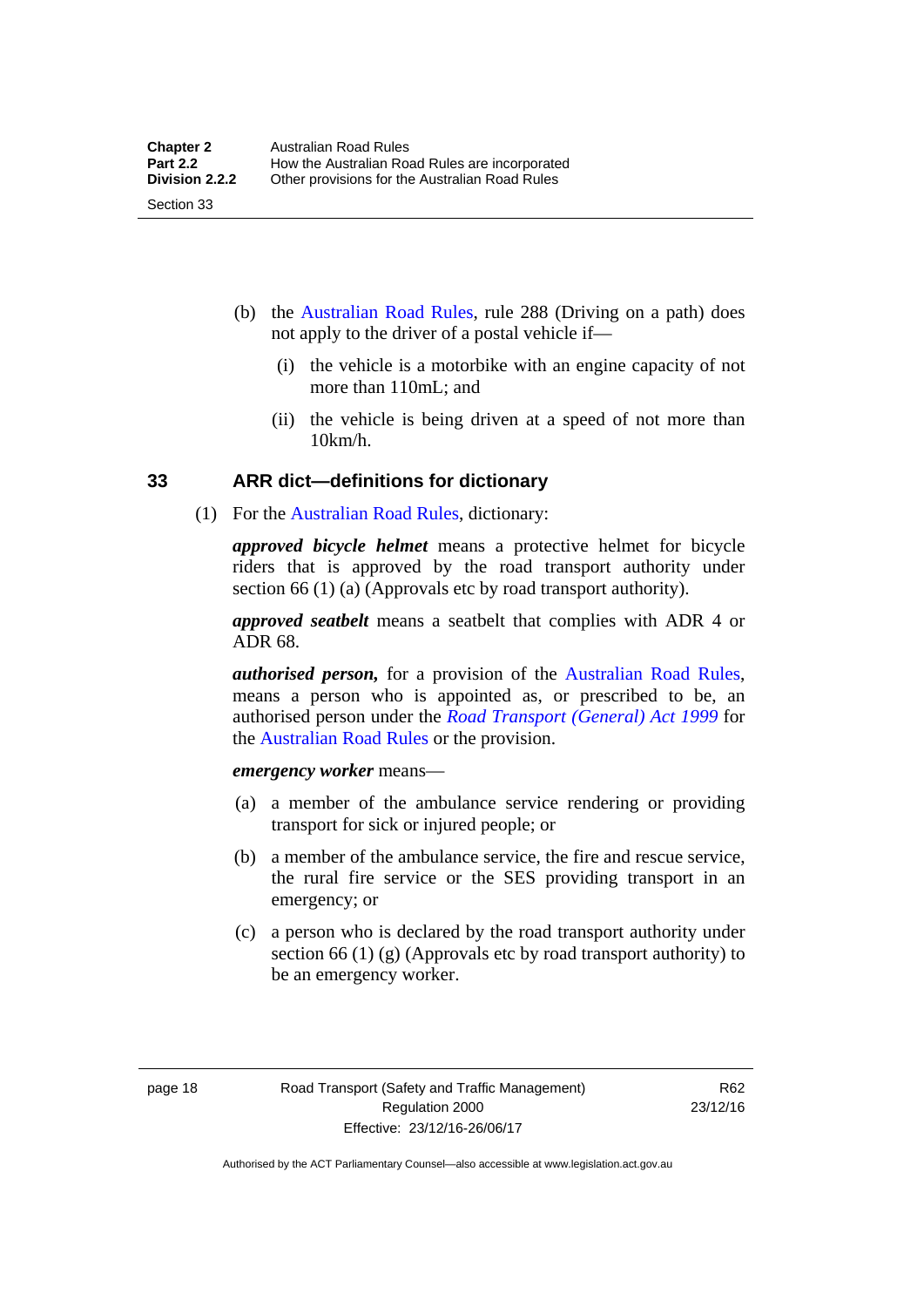(b) the Australian Road Rules, rule 288 (Driving on a path) does not apply to the driver of a postal vehicle if—

(i) the vehicle is a motorbike with an engine capacity of not more than 110mL; and

(ii) the vehicle is being driven at a speed of not more than 10km/h.

## 33 ARR dict—definitions for dictionary

(1) For the Australian Road Rules, dictionary:

***approved bicycle helmet*** means a protective helmet for bicycle riders that is approved by the road transport authority under section 66 (1) (a) (Approvals etc by road transport authority).

***approved seatbelt*** means a seatbelt that complies with ADR 4 or ADR 68.

***authorised person,*** for a provision of the Australian Road Rules, means a person who is appointed as, or prescribed to be, an authorised person under the *Road Transport (General) Act 1999* for the Australian Road Rules or the provision.

***emergency worker*** means—

(a) a member of the ambulance service rendering or providing transport for sick or injured people; or

(b) a member of the ambulance service, the fire and rescue service, the rural fire service or the SES providing transport in an emergency; or

(c) a person who is declared by the road transport authority under section 66 (1) (g) (Approvals etc by road transport authority) to be an emergency worker.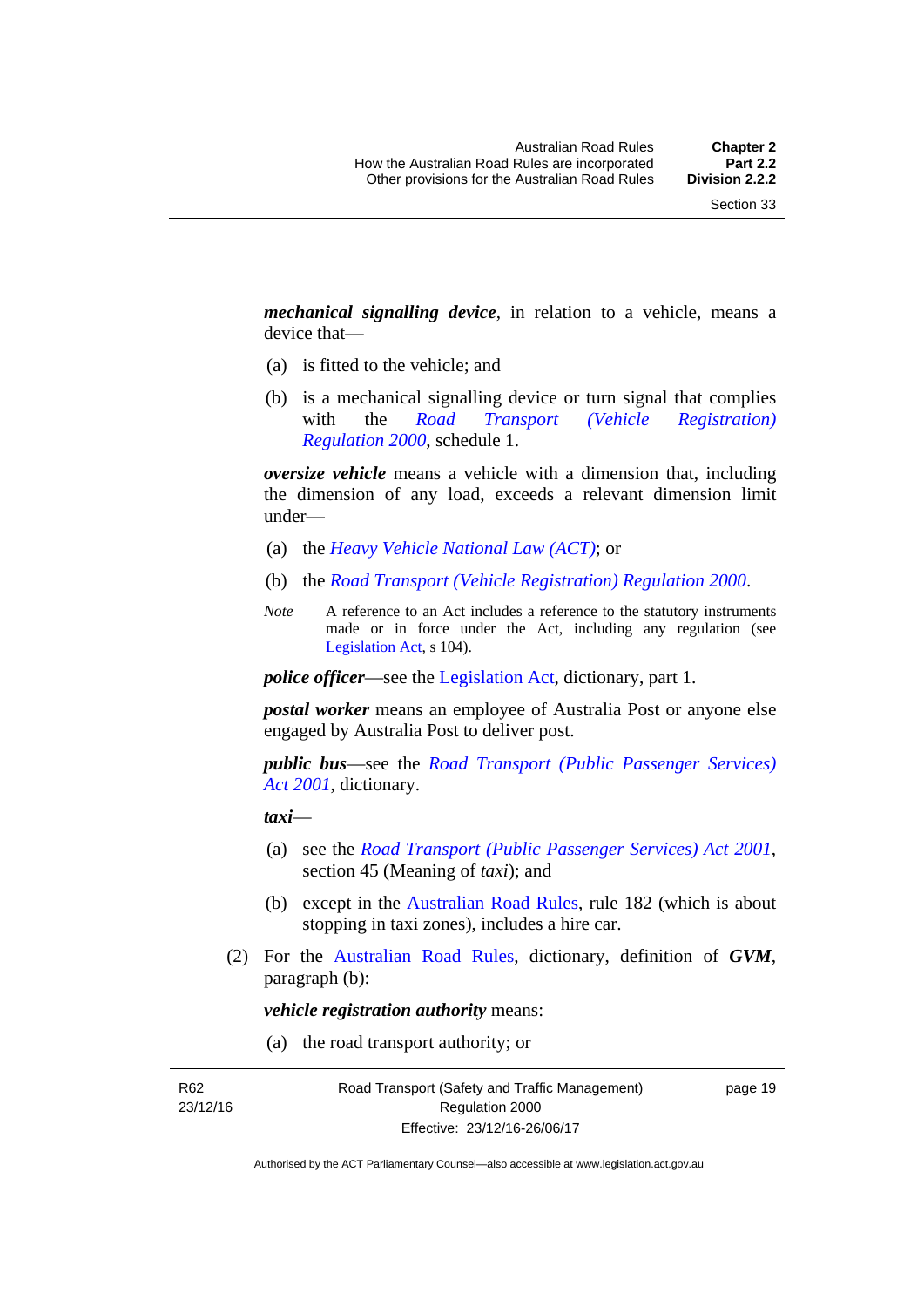***mechanical signalling device***, in relation to a vehicle, means a device that—

(a) is fitted to the vehicle; and

(b) is a mechanical signalling device or turn signal that complies with the *Road Transport (Vehicle Registration) Regulation 2000*, schedule 1.

***oversize vehicle*** means a vehicle with a dimension that, including the dimension of any load, exceeds a relevant dimension limit under—

(a) the *Heavy Vehicle National Law (ACT)*; or

(b) the *Road Transport (Vehicle Registration) Regulation 2000*.

*Note* A reference to an Act includes a reference to the statutory instruments made or in force under the Act, including any regulation (see Legislation Act, s 104).

***police officer***—see the Legislation Act, dictionary, part 1.

***postal worker*** means an employee of Australia Post or anyone else engaged by Australia Post to deliver post.

***public bus***—see the *Road Transport (Public Passenger Services) Act 2001*, dictionary.

***taxi***—

(a) see the *Road Transport (Public Passenger Services) Act 2001*, section 45 (Meaning of *taxi*); and

(b) except in the Australian Road Rules, rule 182 (which is about stopping in taxi zones), includes a hire car.

(2) For the Australian Road Rules, dictionary, definition of ***GVM***, paragraph (b):

***vehicle registration authority*** means:

(a) the road transport authority; or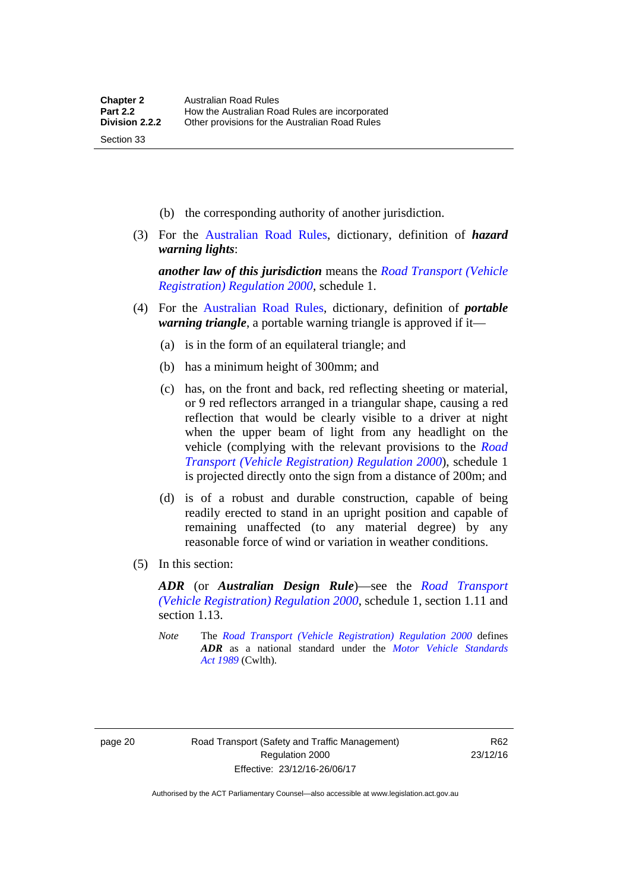(b) the corresponding authority of another jurisdiction.

(3) For the Australian Road Rules, dictionary, definition of ***hazard warning lights***:

***another law of this jurisdiction*** means the *Road Transport (Vehicle Registration) Regulation 2000*, schedule 1.

(4) For the Australian Road Rules, dictionary, definition of ***portable warning triangle***, a portable warning triangle is approved if it—

(a) is in the form of an equilateral triangle; and

(b) has a minimum height of 300mm; and

(c) has, on the front and back, red reflecting sheeting or material, or 9 red reflectors arranged in a triangular shape, causing a red reflection that would be clearly visible to a driver at night when the upper beam of light from any headlight on the vehicle (complying with the relevant provisions to the *Road Transport (Vehicle Registration) Regulation 2000*), schedule 1 is projected directly onto the sign from a distance of 200m; and

(d) is of a robust and durable construction, capable of being readily erected to stand in an upright position and capable of remaining unaffected (to any material degree) by any reasonable force of wind or variation in weather conditions.

(5) In this section:

***ADR*** (or ***Australian Design Rule***)—see the *Road Transport (Vehicle Registration) Regulation 2000*, schedule 1, section 1.11 and section 1.13.

*Note* The *Road Transport (Vehicle Registration) Regulation 2000* defines ***ADR*** as a national standard under the *Motor Vehicle Standards Act 1989* (Cwlth).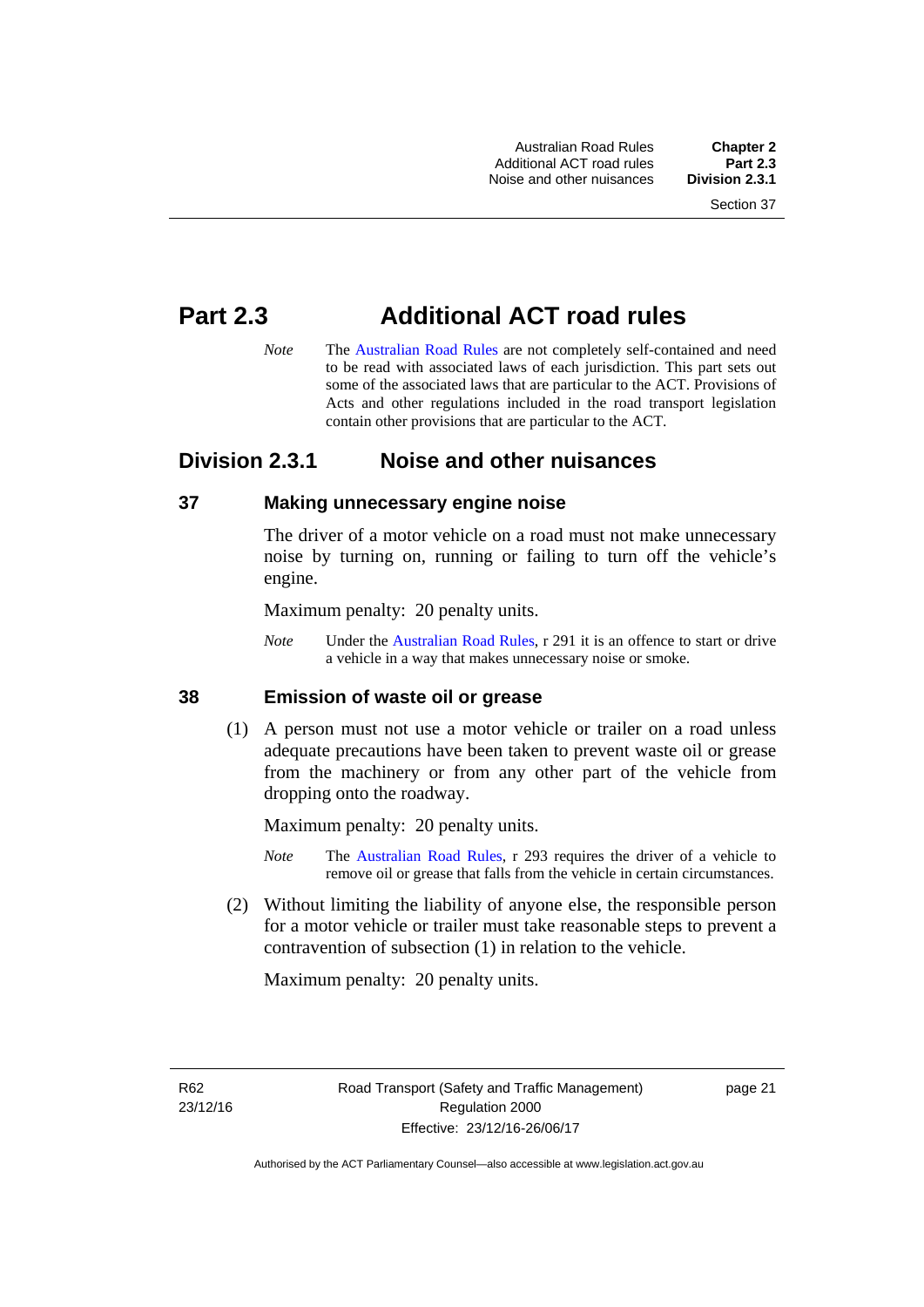# Part 2.3 Additional ACT road rules

*Note* The Australian Road Rules are not completely self-contained and need to be read with associated laws of each jurisdiction. This part sets out some of the associated laws that are particular to the ACT. Provisions of Acts and other regulations included in the road transport legislation contain other provisions that are particular to the ACT.

## Division 2.3.1 Noise and other nuisances

### 37 Making unnecessary engine noise

The driver of a motor vehicle on a road must not make unnecessary noise by turning on, running or failing to turn off the vehicle's engine.

Maximum penalty: 20 penalty units.

*Note* Under the Australian Road Rules, r 291 it is an offence to start or drive a vehicle in a way that makes unnecessary noise or smoke.

### 38 Emission of waste oil or grease

(1) A person must not use a motor vehicle or trailer on a road unless adequate precautions have been taken to prevent waste oil or grease from the machinery or from any other part of the vehicle from dropping onto the roadway.

Maximum penalty: 20 penalty units.

*Note* The Australian Road Rules, r 293 requires the driver of a vehicle to remove oil or grease that falls from the vehicle in certain circumstances.

(2) Without limiting the liability of anyone else, the responsible person for a motor vehicle or trailer must take reasonable steps to prevent a contravention of subsection (1) in relation to the vehicle.

Maximum penalty: 20 penalty units.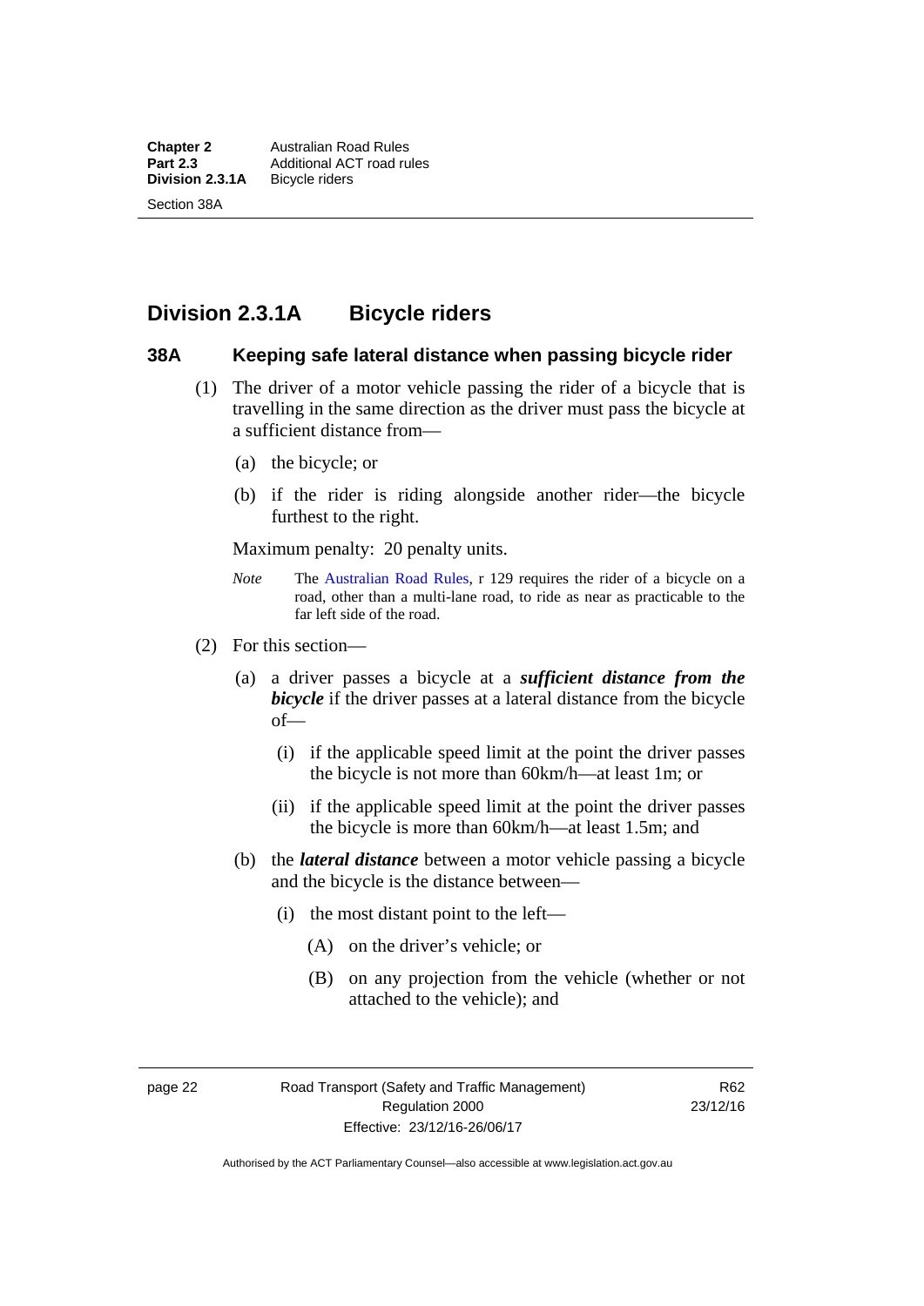## Division 2.3.1A Bicycle riders

### 38A Keeping safe lateral distance when passing bicycle rider

(1) The driver of a motor vehicle passing the rider of a bicycle that is travelling in the same direction as the driver must pass the bicycle at a sufficient distance from—

(a) the bicycle; or

(b) if the rider is riding alongside another rider—the bicycle furthest to the right.

Maximum penalty: 20 penalty units.

*Note* The Australian Road Rules, r 129 requires the rider of a bicycle on a road, other than a multi-lane road, to ride as near as practicable to the far left side of the road.

(2) For this section—

(a) a driver passes a bicycle at a ***sufficient distance from the bicycle*** if the driver passes at a lateral distance from the bicycle of—

(i) if the applicable speed limit at the point the driver passes the bicycle is not more than 60km/h—at least 1m; or

(ii) if the applicable speed limit at the point the driver passes the bicycle is more than 60km/h—at least 1.5m; and

(b) the ***lateral distance*** between a motor vehicle passing a bicycle and the bicycle is the distance between—

(i) the most distant point to the left—

(A) on the driver's vehicle; or

(B) on any projection from the vehicle (whether or not attached to the vehicle); and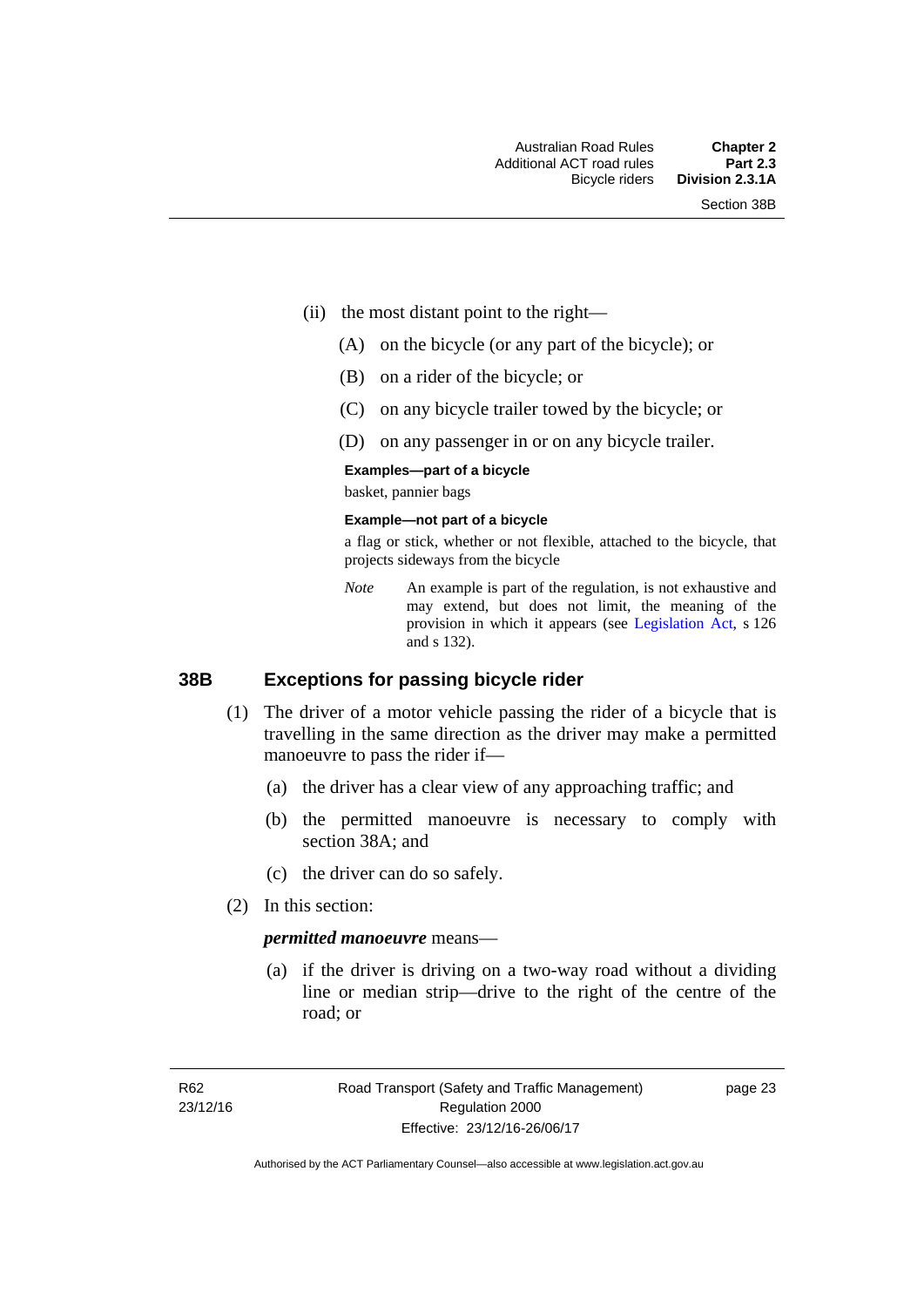(ii) the most distant point to the right—

(A) on the bicycle (or any part of the bicycle); or

(B) on a rider of the bicycle; or

(C) on any bicycle trailer towed by the bicycle; or

(D) on any passenger in or on any bicycle trailer.

**Examples—part of a bicycle**

basket, pannier bags

**Example—not part of a bicycle**

a flag or stick, whether or not flexible, attached to the bicycle, that projects sideways from the bicycle

*Note* An example is part of the regulation, is not exhaustive and may extend, but does not limit, the meaning of the provision in which it appears (see Legislation Act, s 126 and s 132).

## 38B Exceptions for passing bicycle rider

(1) The driver of a motor vehicle passing the rider of a bicycle that is travelling in the same direction as the driver may make a permitted manoeuvre to pass the rider if—

(a) the driver has a clear view of any approaching traffic; and

(b) the permitted manoeuvre is necessary to comply with section 38A; and

(c) the driver can do so safely.

(2) In this section:

***permitted manoeuvre*** means—

(a) if the driver is driving on a two-way road without a dividing line or median strip—drive to the right of the centre of the road; or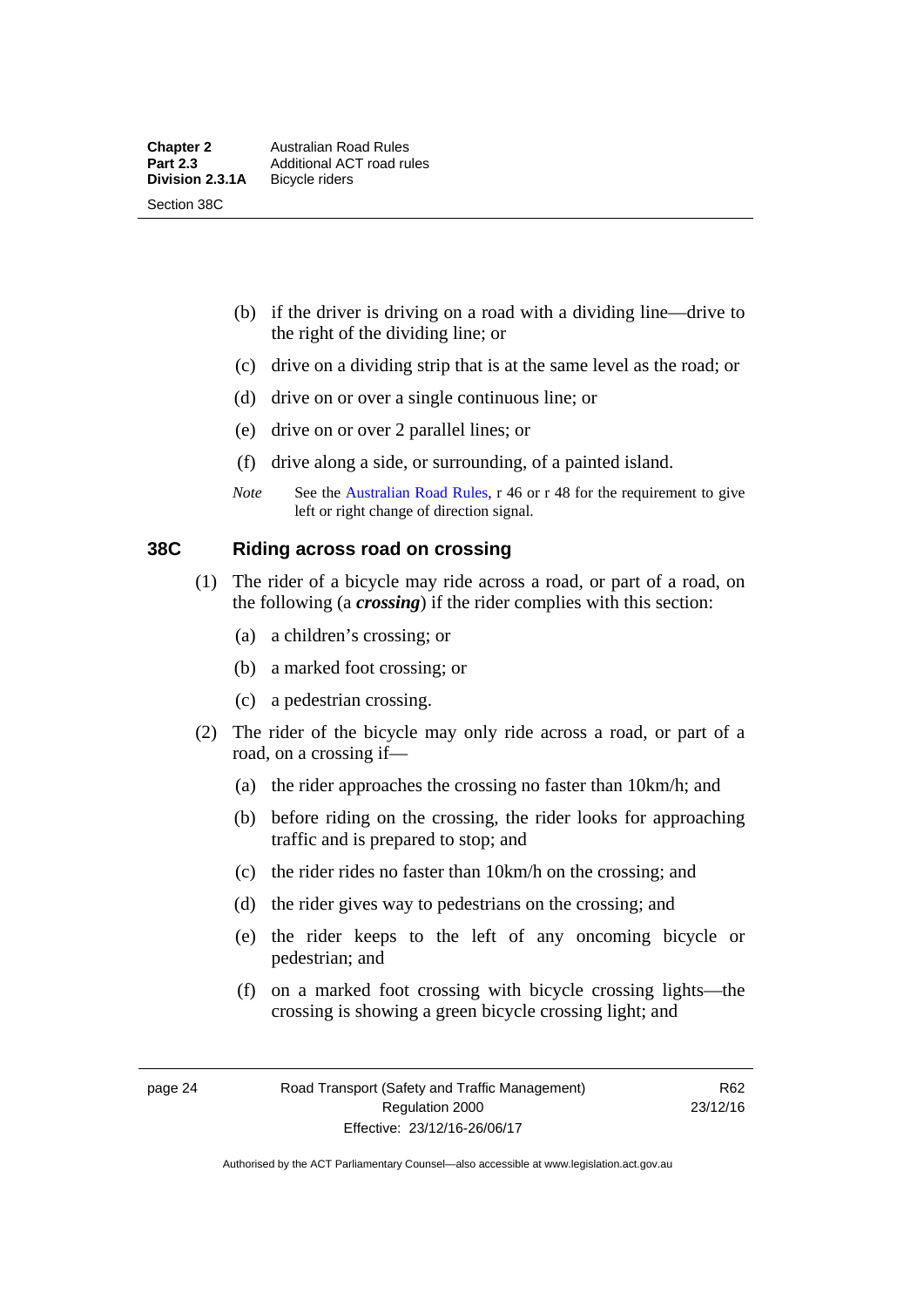(b) if the driver is driving on a road with a dividing line—drive to the right of the dividing line; or

(c) drive on a dividing strip that is at the same level as the road; or

(d) drive on or over a single continuous line; or

(e) drive on or over 2 parallel lines; or

(f) drive along a side, or surrounding, of a painted island.

*Note* See the Australian Road Rules, r 46 or r 48 for the requirement to give left or right change of direction signal.

## 38C Riding across road on crossing

(1) The rider of a bicycle may ride across a road, or part of a road, on the following (a ***crossing***) if the rider complies with this section:

(a) a children's crossing; or

(b) a marked foot crossing; or

(c) a pedestrian crossing.

(2) The rider of the bicycle may only ride across a road, or part of a road, on a crossing if—

(a) the rider approaches the crossing no faster than 10km/h; and

(b) before riding on the crossing, the rider looks for approaching traffic and is prepared to stop; and

(c) the rider rides no faster than 10km/h on the crossing; and

(d) the rider gives way to pedestrians on the crossing; and

(e) the rider keeps to the left of any oncoming bicycle or pedestrian; and

(f) on a marked foot crossing with bicycle crossing lights—the crossing is showing a green bicycle crossing light; and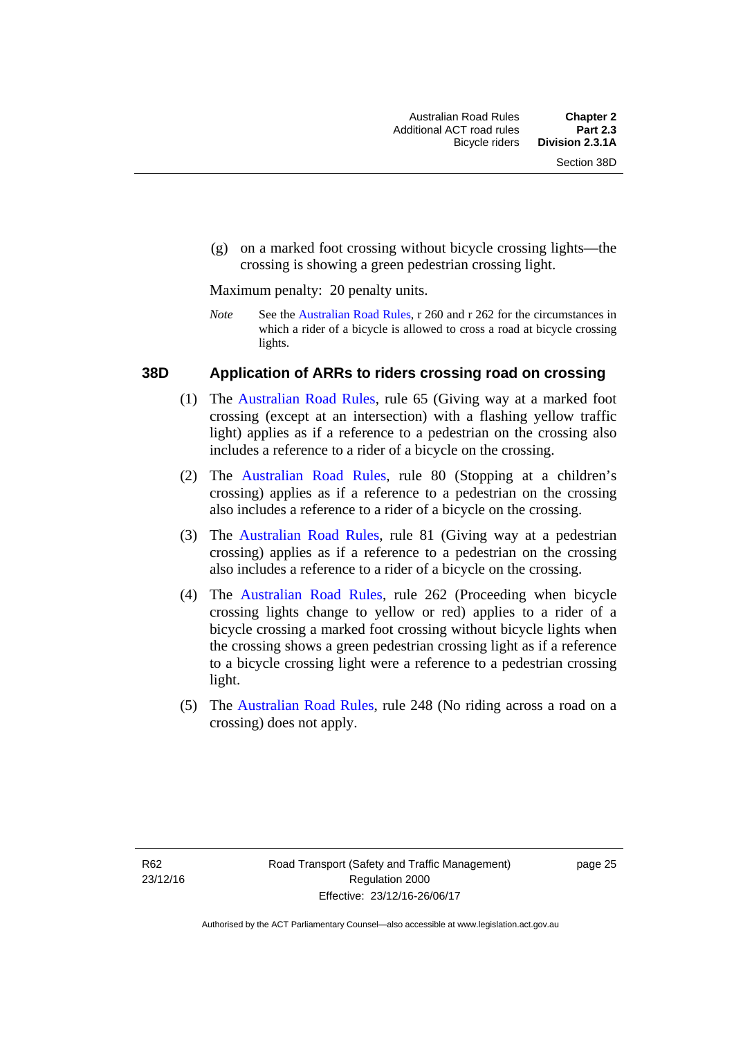(g) on a marked foot crossing without bicycle crossing lights—the crossing is showing a green pedestrian crossing light.

Maximum penalty: 20 penalty units.

*Note* See the Australian Road Rules, r 260 and r 262 for the circumstances in which a rider of a bicycle is allowed to cross a road at bicycle crossing lights.

### 38D Application of ARRs to riders crossing road on crossing

(1) The Australian Road Rules, rule 65 (Giving way at a marked foot crossing (except at an intersection) with a flashing yellow traffic light) applies as if a reference to a pedestrian on the crossing also includes a reference to a rider of a bicycle on the crossing.

(2) The Australian Road Rules, rule 80 (Stopping at a children's crossing) applies as if a reference to a pedestrian on the crossing also includes a reference to a rider of a bicycle on the crossing.

(3) The Australian Road Rules, rule 81 (Giving way at a pedestrian crossing) applies as if a reference to a pedestrian on the crossing also includes a reference to a rider of a bicycle on the crossing.

(4) The Australian Road Rules, rule 262 (Proceeding when bicycle crossing lights change to yellow or red) applies to a rider of a bicycle crossing a marked foot crossing without bicycle lights when the crossing shows a green pedestrian crossing light as if a reference to a bicycle crossing light were a reference to a pedestrian crossing light.

(5) The Australian Road Rules, rule 248 (No riding across a road on a crossing) does not apply.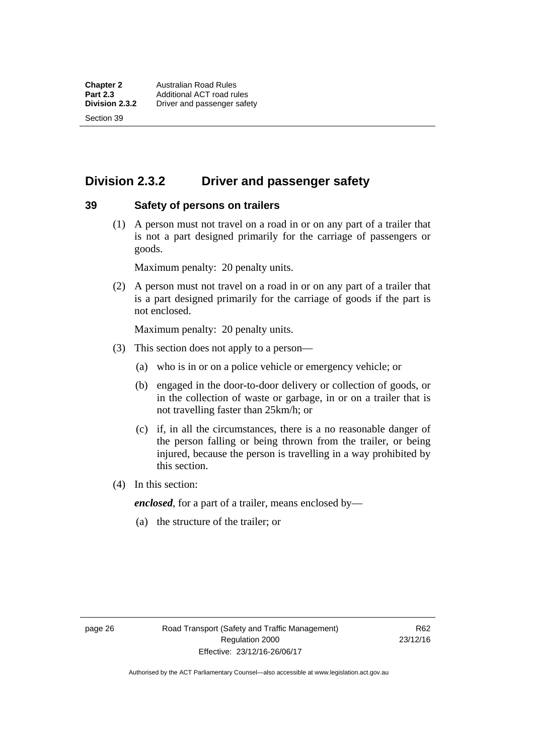## Division 2.3.2 Driver and passenger safety

### 39 Safety of persons on trailers

(1) A person must not travel on a road in or on any part of a trailer that is not a part designed primarily for the carriage of passengers or goods.

Maximum penalty: 20 penalty units.

(2) A person must not travel on a road in or on any part of a trailer that is a part designed primarily for the carriage of goods if the part is not enclosed.

Maximum penalty: 20 penalty units.

(3) This section does not apply to a person—

(a) who is in or on a police vehicle or emergency vehicle; or

(b) engaged in the door-to-door delivery or collection of goods, or in the collection of waste or garbage, in or on a trailer that is not travelling faster than 25km/h; or

(c) if, in all the circumstances, there is a no reasonable danger of the person falling or being thrown from the trailer, or being injured, because the person is travelling in a way prohibited by this section.

(4) In this section:

***enclosed***, for a part of a trailer, means enclosed by—

(a) the structure of the trailer; or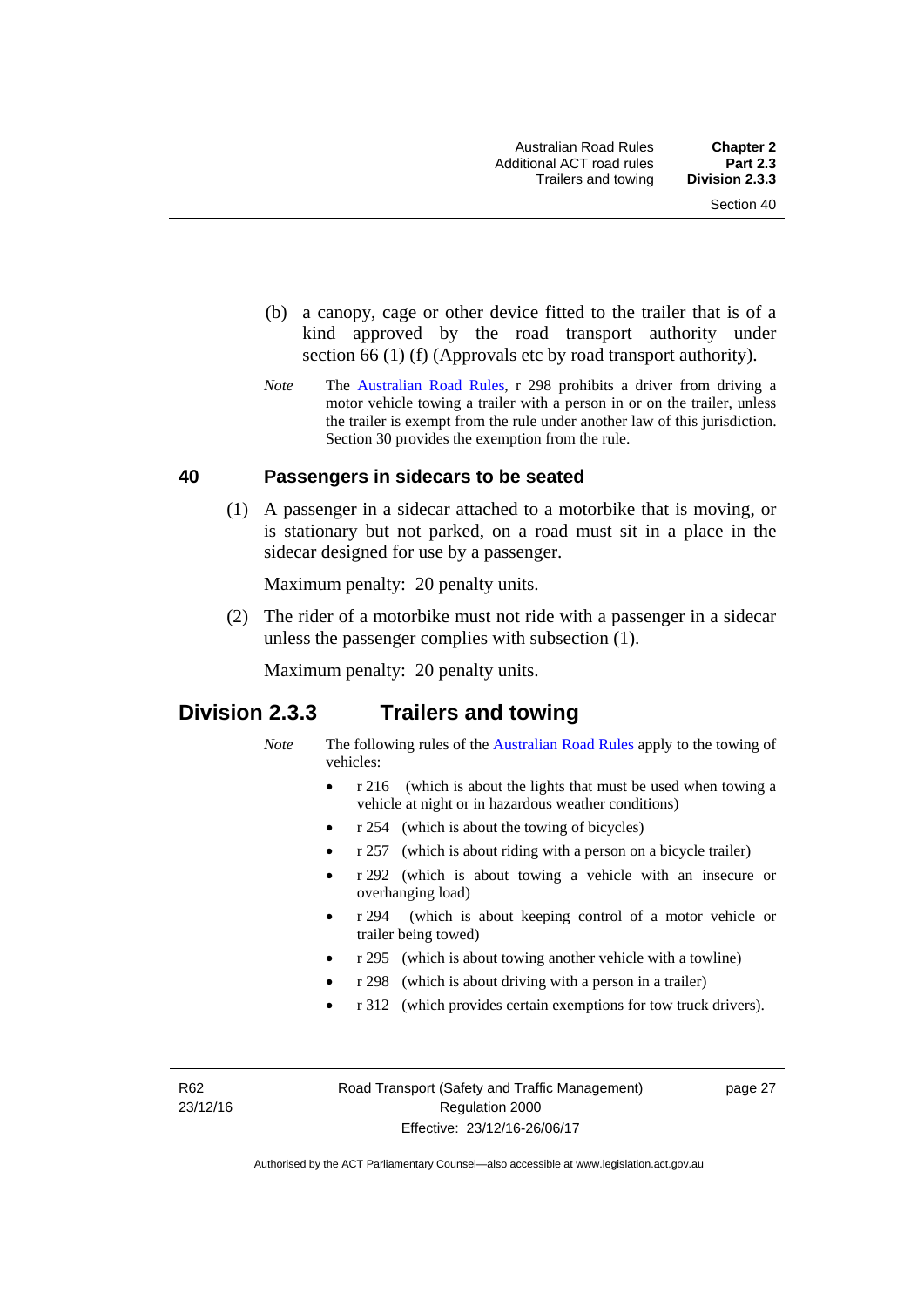(b) a canopy, cage or other device fitted to the trailer that is of a kind approved by the road transport authority under section 66 (1) (f) (Approvals etc by road transport authority).

*Note* The Australian Road Rules, r 298 prohibits a driver from driving a motor vehicle towing a trailer with a person in or on the trailer, unless the trailer is exempt from the rule under another law of this jurisdiction. Section 30 provides the exemption from the rule.

### 40 Passengers in sidecars to be seated

(1) A passenger in a sidecar attached to a motorbike that is moving, or is stationary but not parked, on a road must sit in a place in the sidecar designed for use by a passenger.

Maximum penalty: 20 penalty units.

(2) The rider of a motorbike must not ride with a passenger in a sidecar unless the passenger complies with subsection (1).

Maximum penalty: 20 penalty units.

## Division 2.3.3 Trailers and towing

*Note* The following rules of the Australian Road Rules apply to the towing of vehicles:

- r 216 (which is about the lights that must be used when towing a vehicle at night or in hazardous weather conditions)
- r 254 (which is about the towing of bicycles)
- r 257 (which is about riding with a person on a bicycle trailer)
- r 292 (which is about towing a vehicle with an insecure or overhanging load)
- r 294 (which is about keeping control of a motor vehicle or trailer being towed)
- r 295 (which is about towing another vehicle with a towline)
- r 298 (which is about driving with a person in a trailer)
- r 312 (which provides certain exemptions for tow truck drivers).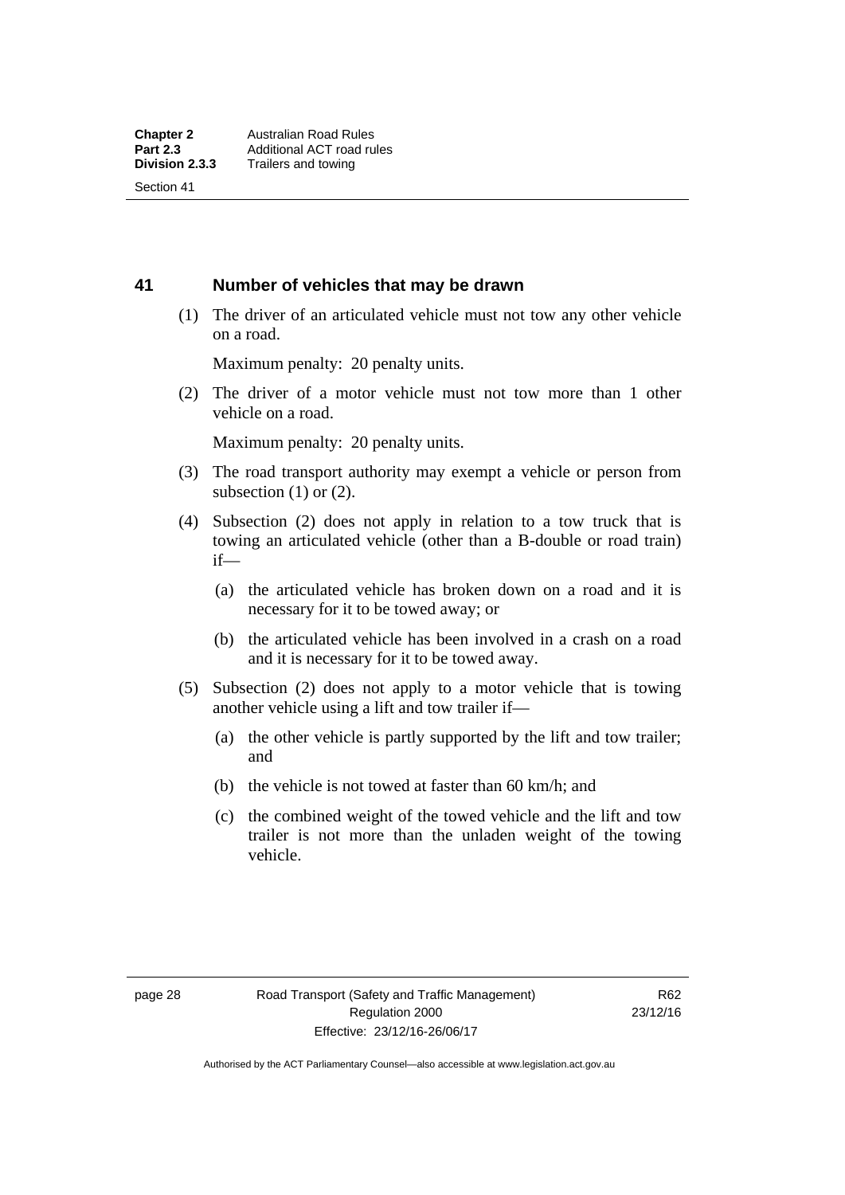## 41 Number of vehicles that may be drawn

(1) The driver of an articulated vehicle must not tow any other vehicle on a road.

Maximum penalty: 20 penalty units.

(2) The driver of a motor vehicle must not tow more than 1 other vehicle on a road.

Maximum penalty: 20 penalty units.

(3) The road transport authority may exempt a vehicle or person from subsection (1) or (2).

(4) Subsection (2) does not apply in relation to a tow truck that is towing an articulated vehicle (other than a B-double or road train) if—

(a) the articulated vehicle has broken down on a road and it is necessary for it to be towed away; or

(b) the articulated vehicle has been involved in a crash on a road and it is necessary for it to be towed away.

(5) Subsection (2) does not apply to a motor vehicle that is towing another vehicle using a lift and tow trailer if—

(a) the other vehicle is partly supported by the lift and tow trailer; and

(b) the vehicle is not towed at faster than 60 km/h; and

(c) the combined weight of the towed vehicle and the lift and tow trailer is not more than the unladen weight of the towing vehicle.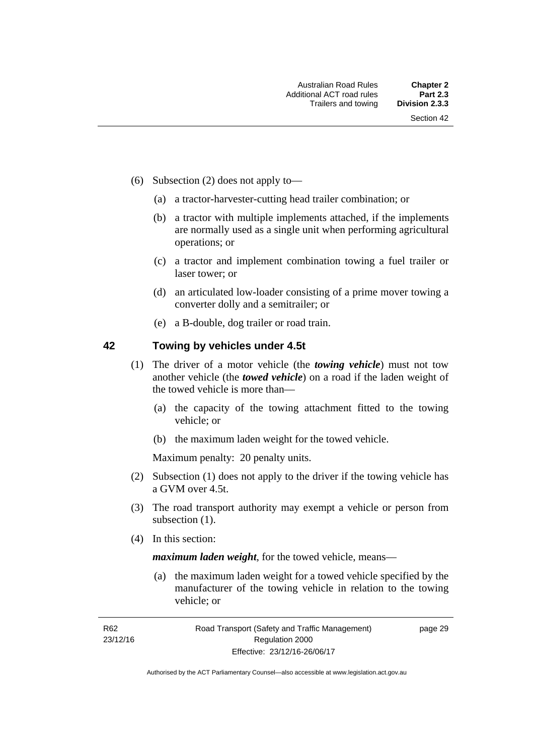(6) Subsection (2) does not apply to—

(a) a tractor-harvester-cutting head trailer combination; or

(b) a tractor with multiple implements attached, if the implements are normally used as a single unit when performing agricultural operations; or

(c) a tractor and implement combination towing a fuel trailer or laser tower; or

(d) an articulated low-loader consisting of a prime mover towing a converter dolly and a semitrailer; or

(e) a B-double, dog trailer or road train.

## 42 Towing by vehicles under 4.5t

(1) The driver of a motor vehicle (the ***towing vehicle***) must not tow another vehicle (the ***towed vehicle***) on a road if the laden weight of the towed vehicle is more than—

(a) the capacity of the towing attachment fitted to the towing vehicle; or

(b) the maximum laden weight for the towed vehicle.

Maximum penalty: 20 penalty units.

(2) Subsection (1) does not apply to the driver if the towing vehicle has a GVM over 4.5t.

(3) The road transport authority may exempt a vehicle or person from subsection (1).

(4) In this section:

***maximum laden weight***, for the towed vehicle, means—

(a) the maximum laden weight for a towed vehicle specified by the manufacturer of the towing vehicle in relation to the towing vehicle; or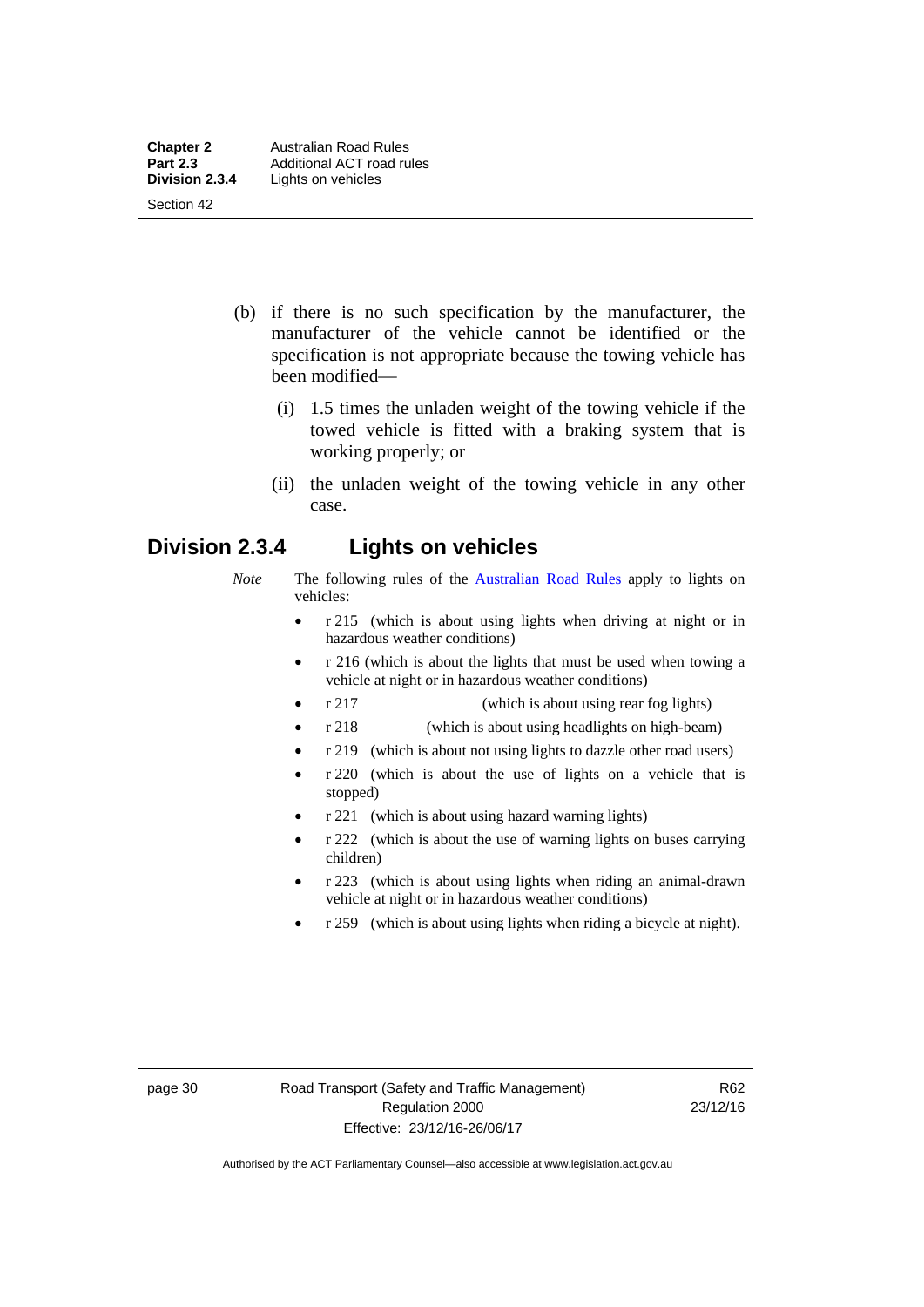(b) if there is no such specification by the manufacturer, the manufacturer of the vehicle cannot be identified or the specification is not appropriate because the towing vehicle has been modified—

   (i) 1.5 times the unladen weight of the towing vehicle if the towed vehicle is fitted with a braking system that is working properly; or

   (ii) the unladen weight of the towing vehicle in any other case.

## Division 2.3.4 Lights on vehicles

*Note* The following rules of the Australian Road Rules apply to lights on vehicles:

- r 215 (which is about using lights when driving at night or in hazardous weather conditions)
- r 216 (which is about the lights that must be used when towing a vehicle at night or in hazardous weather conditions)
- r 217 (which is about using rear fog lights)
- r 218 (which is about using headlights on high-beam)
- r 219 (which is about not using lights to dazzle other road users)
- r 220 (which is about the use of lights on a vehicle that is stopped)
- r 221 (which is about using hazard warning lights)
- r 222 (which is about the use of warning lights on buses carrying children)
- r 223 (which is about using lights when riding an animal-drawn vehicle at night or in hazardous weather conditions)
- r 259 (which is about using lights when riding a bicycle at night).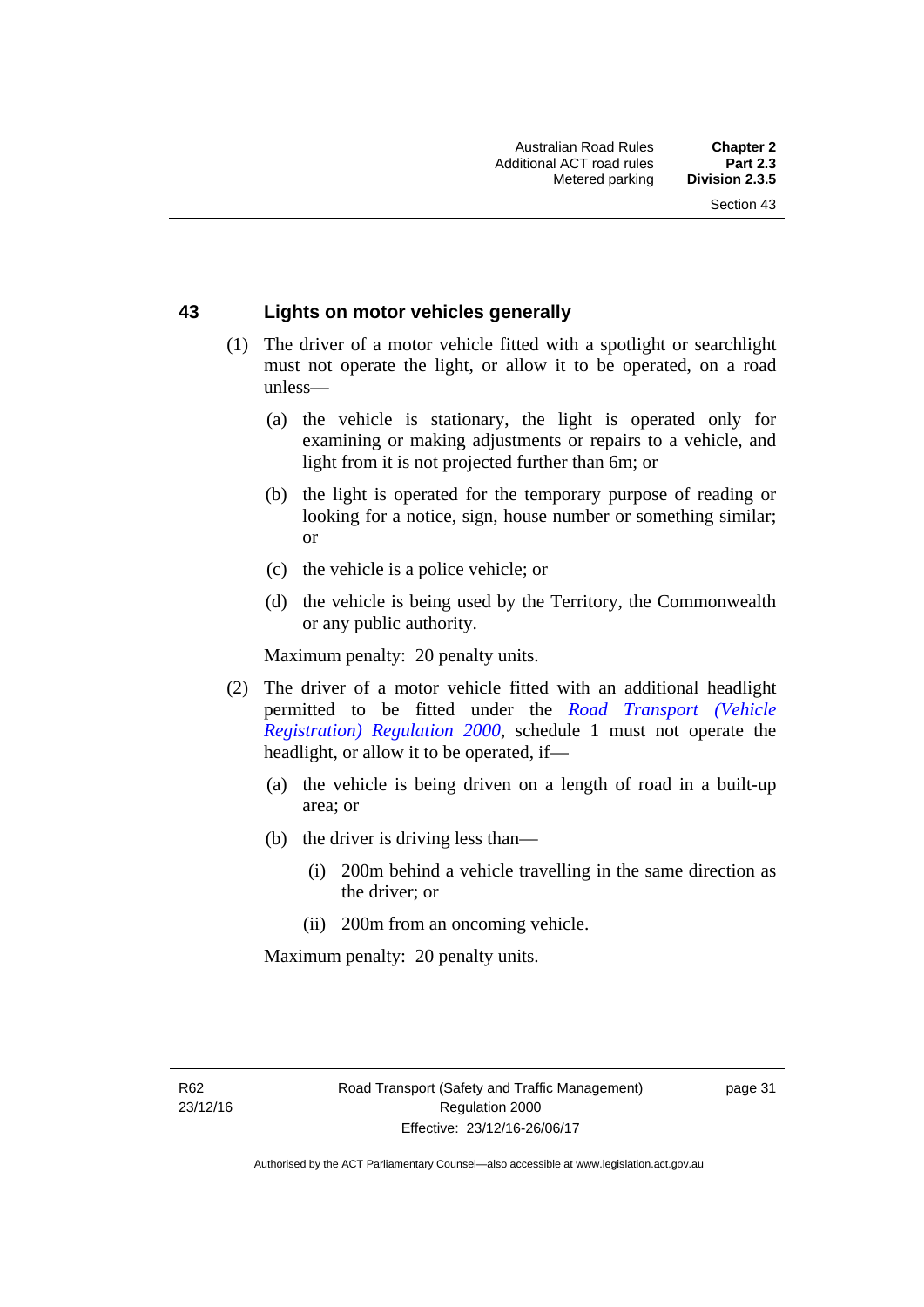## 43 Lights on motor vehicles generally

(1) The driver of a motor vehicle fitted with a spotlight or searchlight must not operate the light, or allow it to be operated, on a road unless—

(a) the vehicle is stationary, the light is operated only for examining or making adjustments or repairs to a vehicle, and light from it is not projected further than 6m; or

(b) the light is operated for the temporary purpose of reading or looking for a notice, sign, house number or something similar; or

(c) the vehicle is a police vehicle; or

(d) the vehicle is being used by the Territory, the Commonwealth or any public authority.

Maximum penalty: 20 penalty units.

(2) The driver of a motor vehicle fitted with an additional headlight permitted to be fitted under the *Road Transport (Vehicle Registration) Regulation 2000*, schedule 1 must not operate the headlight, or allow it to be operated, if—

(a) the vehicle is being driven on a length of road in a built-up area; or

(b) the driver is driving less than—

(i) 200m behind a vehicle travelling in the same direction as the driver; or

(ii) 200m from an oncoming vehicle.

Maximum penalty: 20 penalty units.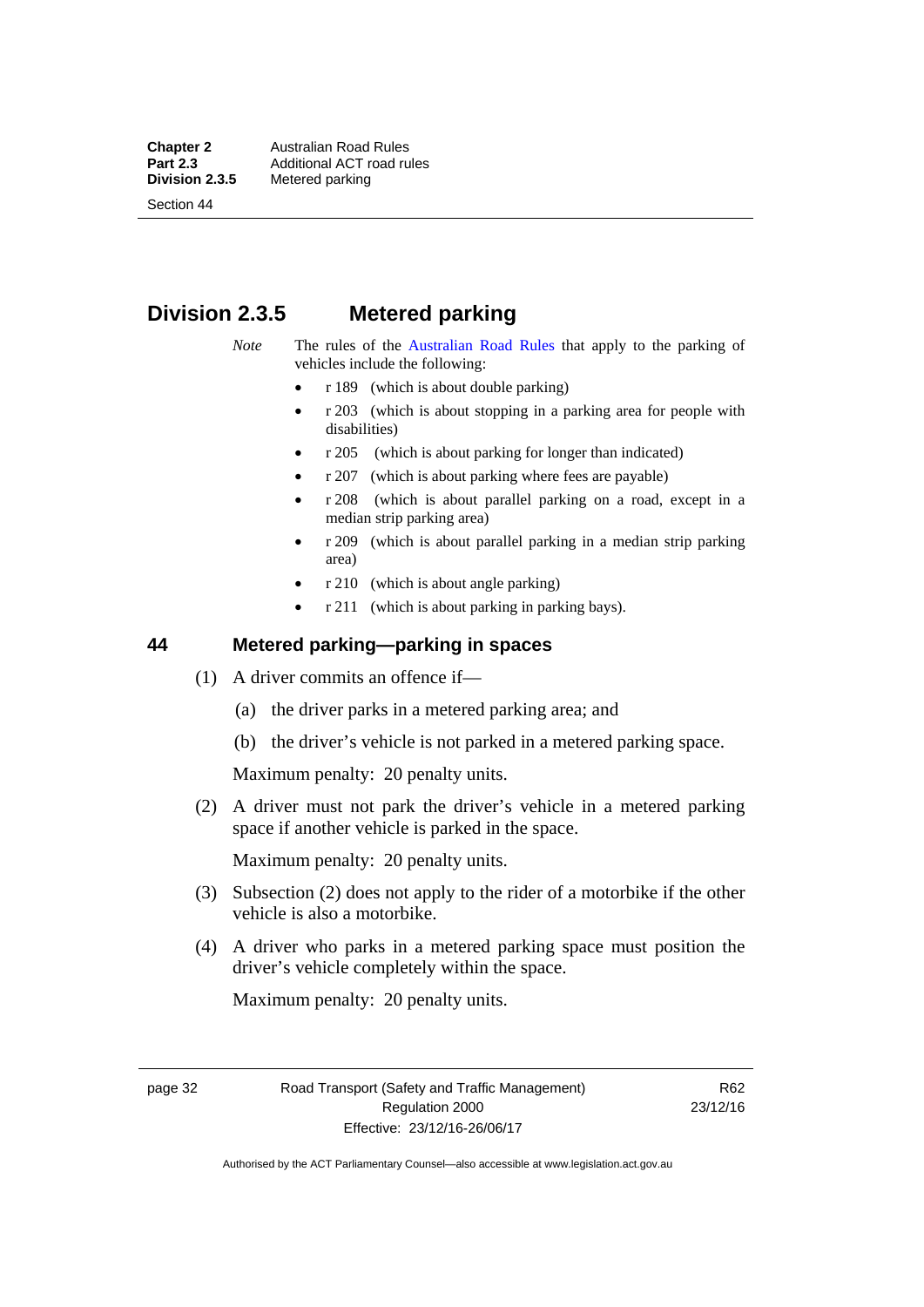## Division 2.3.5 Metered parking

*Note* The rules of the Australian Road Rules that apply to the parking of vehicles include the following:

- r 189 (which is about double parking)
- r 203 (which is about stopping in a parking area for people with disabilities)
- r 205 (which is about parking for longer than indicated)
- r 207 (which is about parking where fees are payable)
- r 208 (which is about parallel parking on a road, except in a median strip parking area)
- r 209 (which is about parallel parking in a median strip parking area)
- r 210 (which is about angle parking)
- r 211 (which is about parking in parking bays).

### 44 Metered parking—parking in spaces

(1) A driver commits an offence if—

(a) the driver parks in a metered parking area; and

(b) the driver's vehicle is not parked in a metered parking space.

Maximum penalty: 20 penalty units.

(2) A driver must not park the driver's vehicle in a metered parking space if another vehicle is parked in the space.

Maximum penalty: 20 penalty units.

(3) Subsection (2) does not apply to the rider of a motorbike if the other vehicle is also a motorbike.

(4) A driver who parks in a metered parking space must position the driver's vehicle completely within the space.

Maximum penalty: 20 penalty units.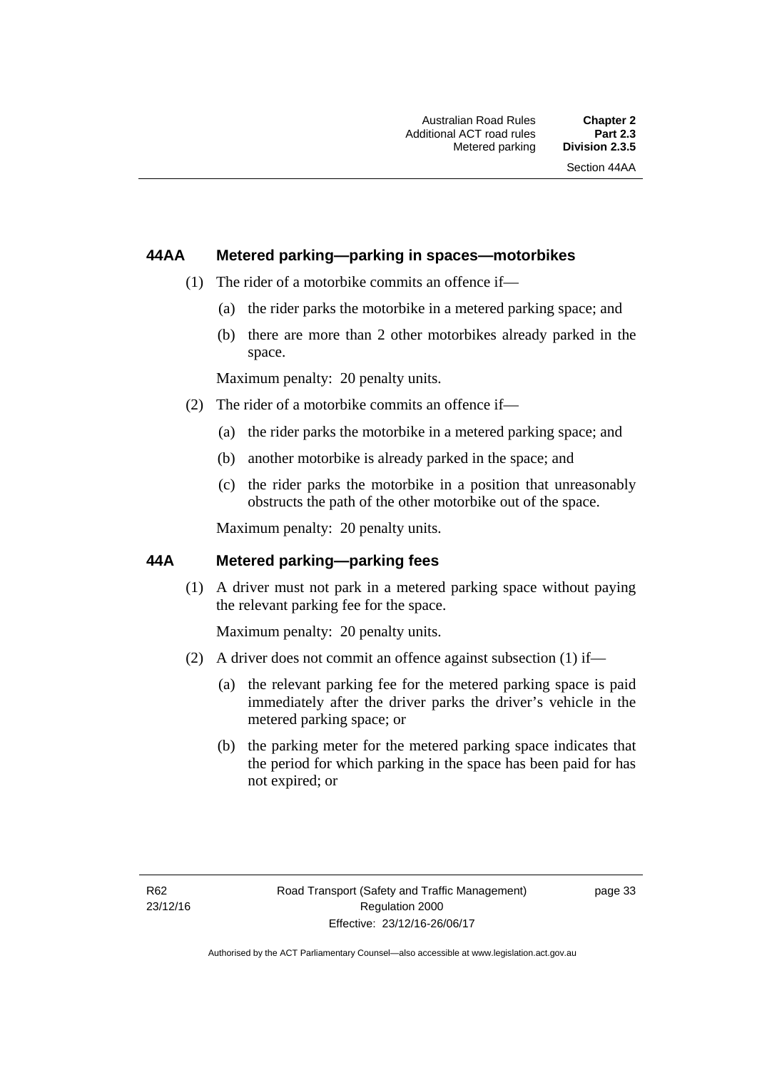## 44AA Metered parking—parking in spaces—motorbikes

(1) The rider of a motorbike commits an offence if—

(a) the rider parks the motorbike in a metered parking space; and

(b) there are more than 2 other motorbikes already parked in the space.

Maximum penalty: 20 penalty units.

(2) The rider of a motorbike commits an offence if—

(a) the rider parks the motorbike in a metered parking space; and

(b) another motorbike is already parked in the space; and

(c) the rider parks the motorbike in a position that unreasonably obstructs the path of the other motorbike out of the space.

Maximum penalty: 20 penalty units.

## 44A Metered parking—parking fees

(1) A driver must not park in a metered parking space without paying the relevant parking fee for the space.

Maximum penalty: 20 penalty units.

(2) A driver does not commit an offence against subsection (1) if—

(a) the relevant parking fee for the metered parking space is paid immediately after the driver parks the driver's vehicle in the metered parking space; or

(b) the parking meter for the metered parking space indicates that the period for which parking in the space has been paid for has not expired; or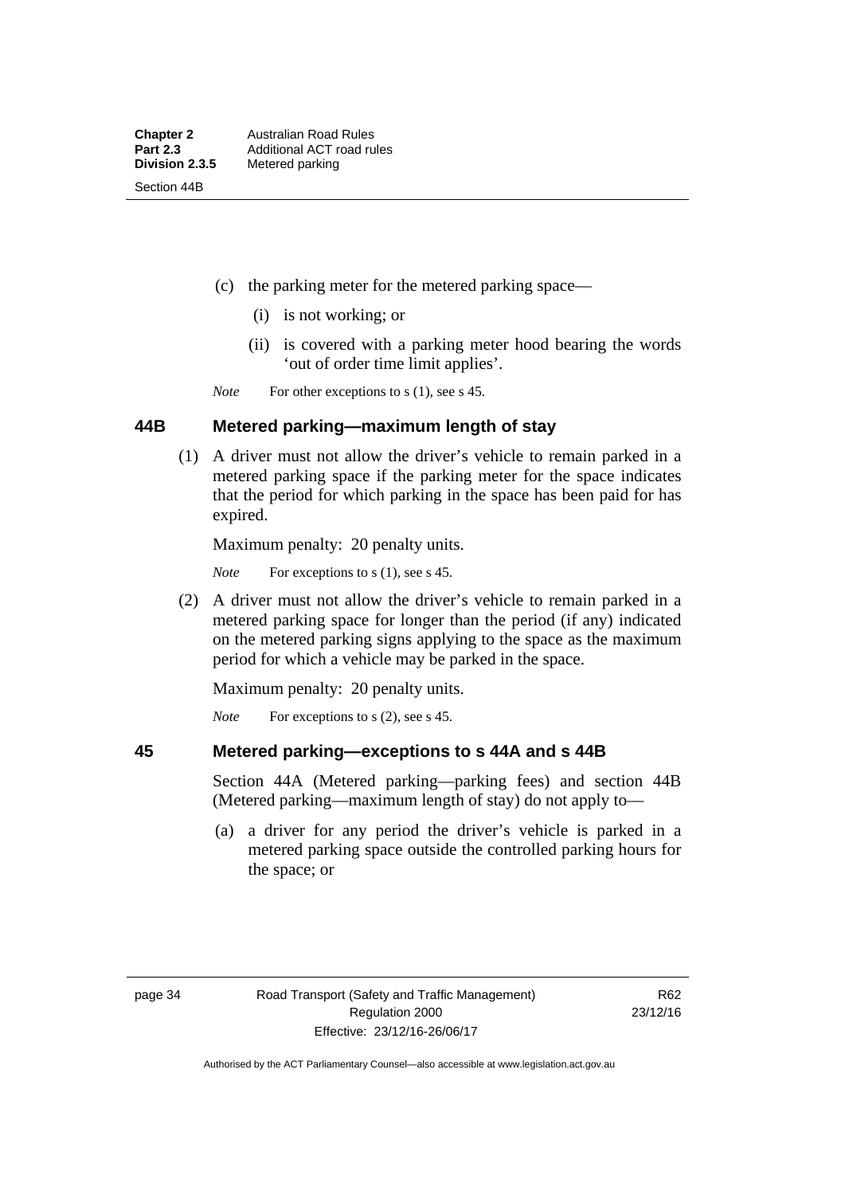(c) the parking meter for the metered parking space—

  (i) is not working; or

  (ii) is covered with a parking meter hood bearing the words 'out of order time limit applies'.

*Note* For other exceptions to s (1), see s 45.

## 44B Metered parking—maximum length of stay

(1) A driver must not allow the driver's vehicle to remain parked in a metered parking space if the parking meter for the space indicates that the period for which parking in the space has been paid for has expired.

Maximum penalty: 20 penalty units.

*Note* For exceptions to s (1), see s 45.

(2) A driver must not allow the driver's vehicle to remain parked in a metered parking space for longer than the period (if any) indicated on the metered parking signs applying to the space as the maximum period for which a vehicle may be parked in the space.

Maximum penalty: 20 penalty units.

*Note* For exceptions to s (2), see s 45.

## 45 Metered parking—exceptions to s 44A and s 44B

Section 44A (Metered parking—parking fees) and section 44B (Metered parking—maximum length of stay) do not apply to—

(a) a driver for any period the driver's vehicle is parked in a metered parking space outside the controlled parking hours for the space; or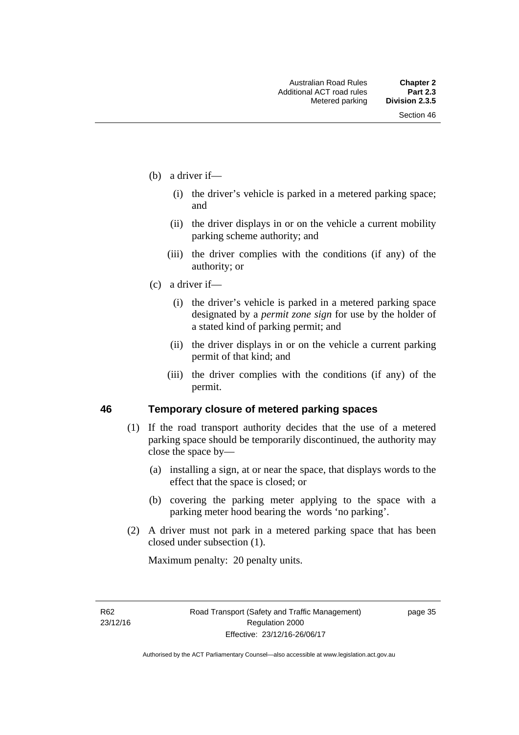(b) a driver if—

   (i) the driver's vehicle is parked in a metered parking space; and

   (ii) the driver displays in or on the vehicle a current mobility parking scheme authority; and

   (iii) the driver complies with the conditions (if any) of the authority; or

(c) a driver if—

   (i) the driver's vehicle is parked in a metered parking space designated by a *permit zone sign* for use by the holder of a stated kind of parking permit; and

   (ii) the driver displays in or on the vehicle a current parking permit of that kind; and

   (iii) the driver complies with the conditions (if any) of the permit.

## 46 Temporary closure of metered parking spaces

(1) If the road transport authority decides that the use of a metered parking space should be temporarily discontinued, the authority may close the space by—

   (a) installing a sign, at or near the space, that displays words to the effect that the space is closed; or

   (b) covering the parking meter applying to the space with a parking meter hood bearing the words 'no parking'.

(2) A driver must not park in a metered parking space that has been closed under subsection (1).

Maximum penalty: 20 penalty units.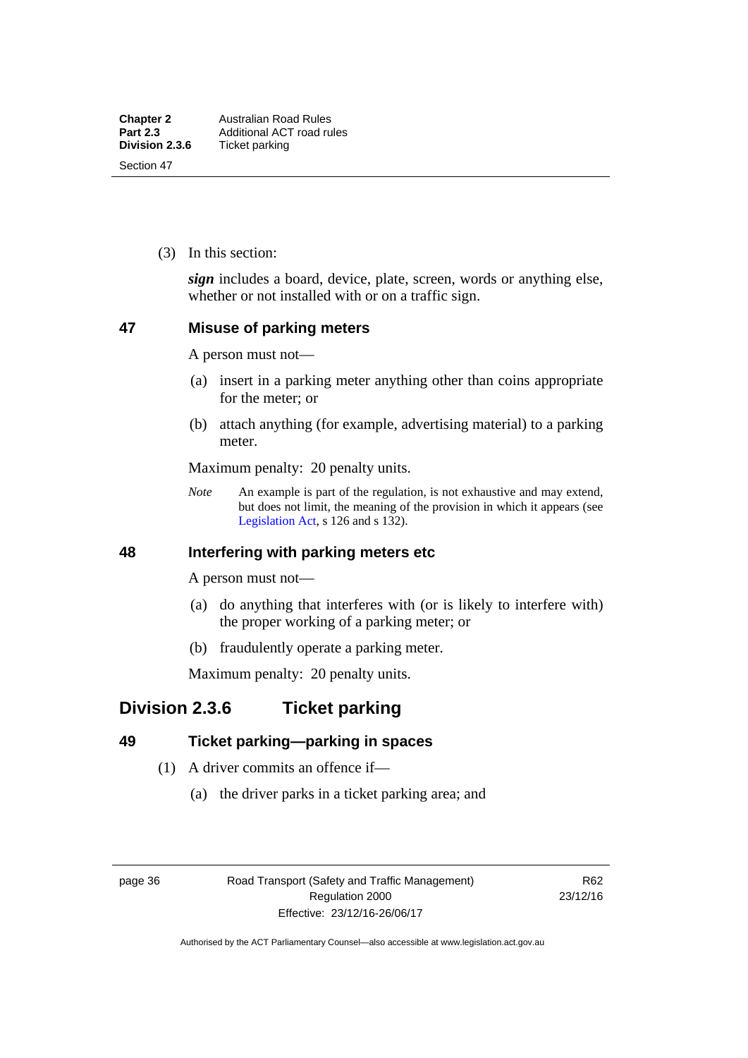(3) In this section:

***sign*** includes a board, device, plate, screen, words or anything else, whether or not installed with or on a traffic sign.

### 47 Misuse of parking meters

A person must not—

(a) insert in a parking meter anything other than coins appropriate for the meter; or

(b) attach anything (for example, advertising material) to a parking meter.

Maximum penalty: 20 penalty units.

*Note* An example is part of the regulation, is not exhaustive and may extend, but does not limit, the meaning of the provision in which it appears (see Legislation Act, s 126 and s 132).

### 48 Interfering with parking meters etc

A person must not—

(a) do anything that interferes with (or is likely to interfere with) the proper working of a parking meter; or

(b) fraudulently operate a parking meter.

Maximum penalty: 20 penalty units.

## Division 2.3.6 Ticket parking

### 49 Ticket parking—parking in spaces

(1) A driver commits an offence if—

(a) the driver parks in a ticket parking area; and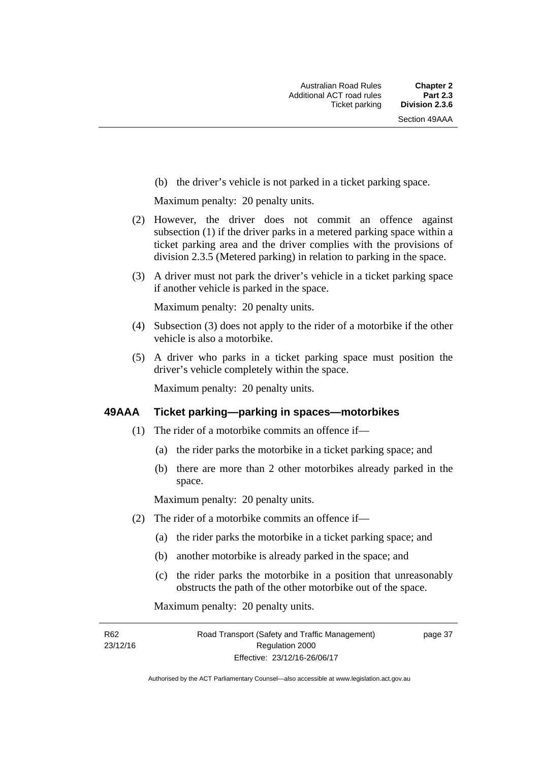(b) the driver's vehicle is not parked in a ticket parking space.

Maximum penalty: 20 penalty units.

(2) However, the driver does not commit an offence against subsection (1) if the driver parks in a metered parking space within a ticket parking area and the driver complies with the provisions of division 2.3.5 (Metered parking) in relation to parking in the space.

(3) A driver must not park the driver's vehicle in a ticket parking space if another vehicle is parked in the space.

Maximum penalty: 20 penalty units.

(4) Subsection (3) does not apply to the rider of a motorbike if the other vehicle is also a motorbike.

(5) A driver who parks in a ticket parking space must position the driver's vehicle completely within the space.

Maximum penalty: 20 penalty units.

### 49AAA Ticket parking—parking in spaces—motorbikes

(1) The rider of a motorbike commits an offence if—

(a) the rider parks the motorbike in a ticket parking space; and

(b) there are more than 2 other motorbikes already parked in the space.

Maximum penalty: 20 penalty units.

(2) The rider of a motorbike commits an offence if—

(a) the rider parks the motorbike in a ticket parking space; and

(b) another motorbike is already parked in the space; and

(c) the rider parks the motorbike in a position that unreasonably obstructs the path of the other motorbike out of the space.

Maximum penalty: 20 penalty units.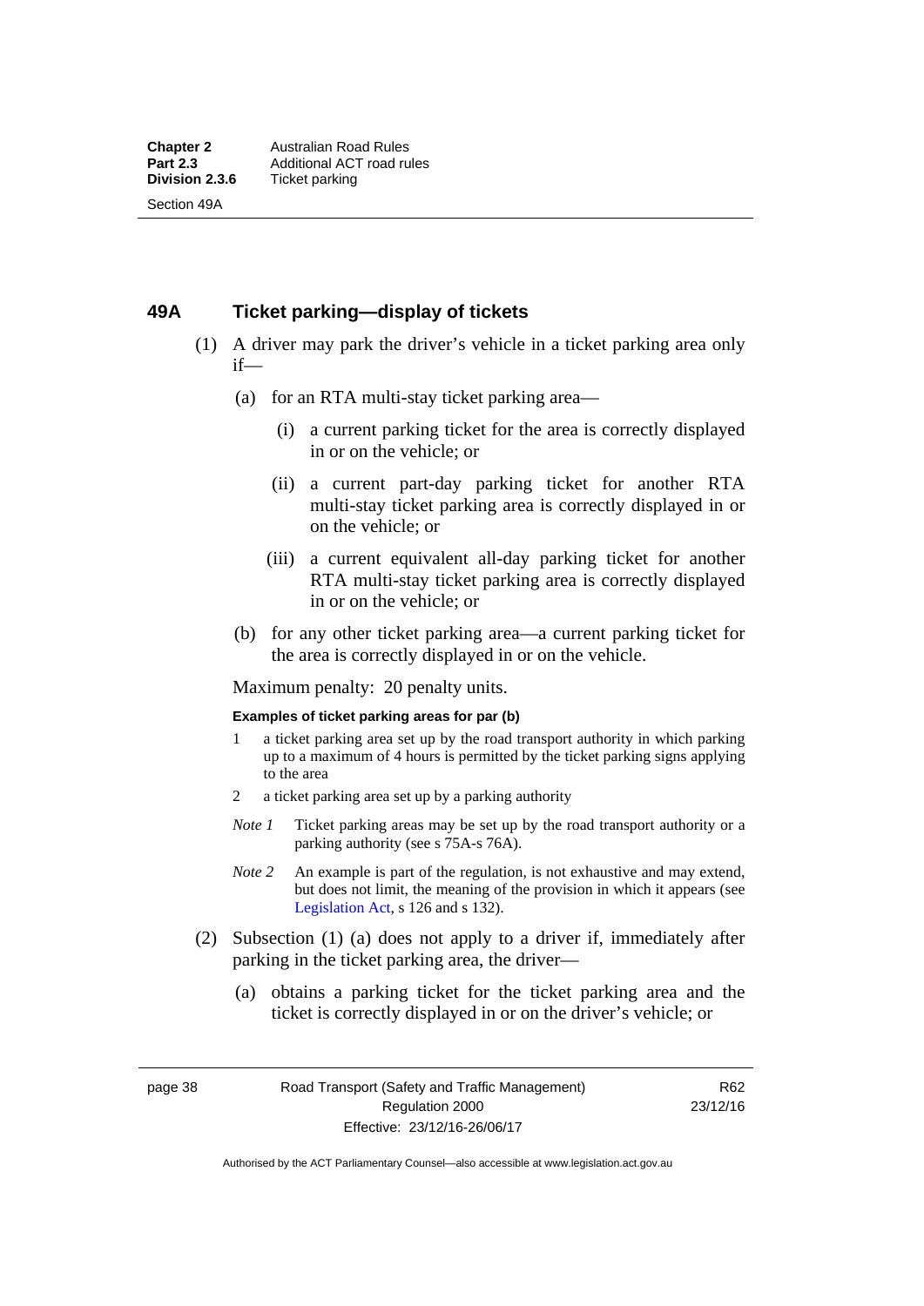## 49A Ticket parking—display of tickets

(1) A driver may park the driver's vehicle in a ticket parking area only if—

(a) for an RTA multi-stay ticket parking area—

(i) a current parking ticket for the area is correctly displayed in or on the vehicle; or

(ii) a current part-day parking ticket for another RTA multi-stay ticket parking area is correctly displayed in or on the vehicle; or

(iii) a current equivalent all-day parking ticket for another RTA multi-stay ticket parking area is correctly displayed in or on the vehicle; or

(b) for any other ticket parking area—a current parking ticket for the area is correctly displayed in or on the vehicle.

Maximum penalty: 20 penalty units.

**Examples of ticket parking areas for par (b)**

1 a ticket parking area set up by the road transport authority in which parking up to a maximum of 4 hours is permitted by the ticket parking signs applying to the area

2 a ticket parking area set up by a parking authority

*Note 1* Ticket parking areas may be set up by the road transport authority or a parking authority (see s 75A-s 76A).

*Note 2* An example is part of the regulation, is not exhaustive and may extend, but does not limit, the meaning of the provision in which it appears (see Legislation Act, s 126 and s 132).

(2) Subsection (1) (a) does not apply to a driver if, immediately after parking in the ticket parking area, the driver—

(a) obtains a parking ticket for the ticket parking area and the ticket is correctly displayed in or on the driver's vehicle; or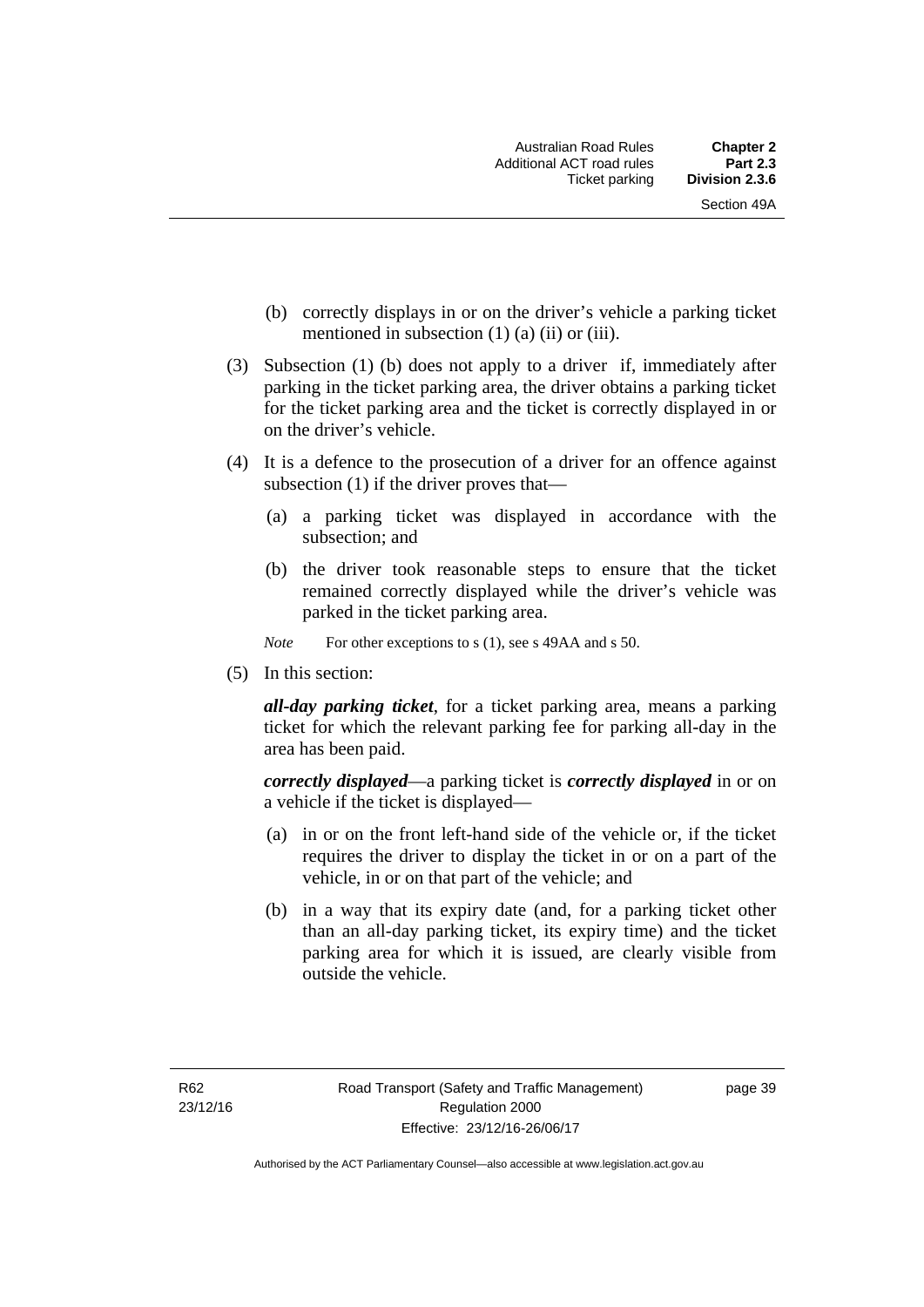(b) correctly displays in or on the driver's vehicle a parking ticket mentioned in subsection (1) (a) (ii) or (iii).

(3) Subsection (1) (b) does not apply to a driver if, immediately after parking in the ticket parking area, the driver obtains a parking ticket for the ticket parking area and the ticket is correctly displayed in or on the driver's vehicle.

(4) It is a defence to the prosecution of a driver for an offence against subsection (1) if the driver proves that—

(a) a parking ticket was displayed in accordance with the subsection; and

(b) the driver took reasonable steps to ensure that the ticket remained correctly displayed while the driver's vehicle was parked in the ticket parking area.

*Note* For other exceptions to s (1), see s 49AA and s 50.

(5) In this section:

***all-day parking ticket***, for a ticket parking area, means a parking ticket for which the relevant parking fee for parking all-day in the area has been paid.

***correctly displayed***—a parking ticket is ***correctly displayed*** in or on a vehicle if the ticket is displayed—

(a) in or on the front left-hand side of the vehicle or, if the ticket requires the driver to display the ticket in or on a part of the vehicle, in or on that part of the vehicle; and

(b) in a way that its expiry date (and, for a parking ticket other than an all-day parking ticket, its expiry time) and the ticket parking area for which it is issued, are clearly visible from outside the vehicle.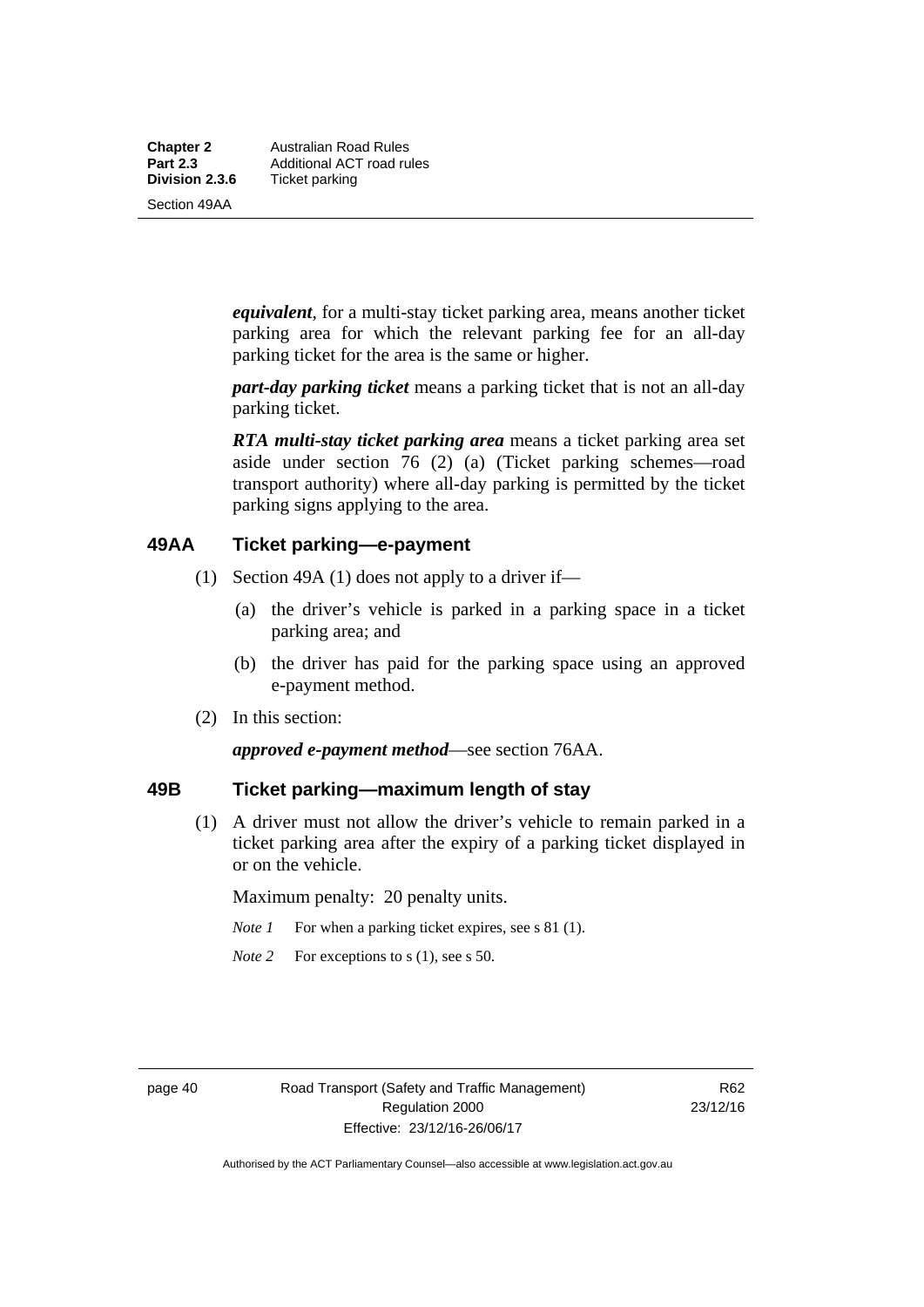***equivalent***, for a multi-stay ticket parking area, means another ticket parking area for which the relevant parking fee for an all-day parking ticket for the area is the same or higher.

***part-day parking ticket*** means a parking ticket that is not an all-day parking ticket.

***RTA multi-stay ticket parking area*** means a ticket parking area set aside under section 76 (2) (a) (Ticket parking schemes—road transport authority) where all-day parking is permitted by the ticket parking signs applying to the area.

## 49AA Ticket parking—e-payment

(1) Section 49A (1) does not apply to a driver if—

(a) the driver's vehicle is parked in a parking space in a ticket parking area; and

(b) the driver has paid for the parking space using an approved e-payment method.

(2) In this section:

***approved e-payment method***—see section 76AA.

## 49B Ticket parking—maximum length of stay

(1) A driver must not allow the driver's vehicle to remain parked in a ticket parking area after the expiry of a parking ticket displayed in or on the vehicle.

Maximum penalty: 20 penalty units.

*Note 1* For when a parking ticket expires, see s 81 (1).

*Note 2* For exceptions to s (1), see s 50.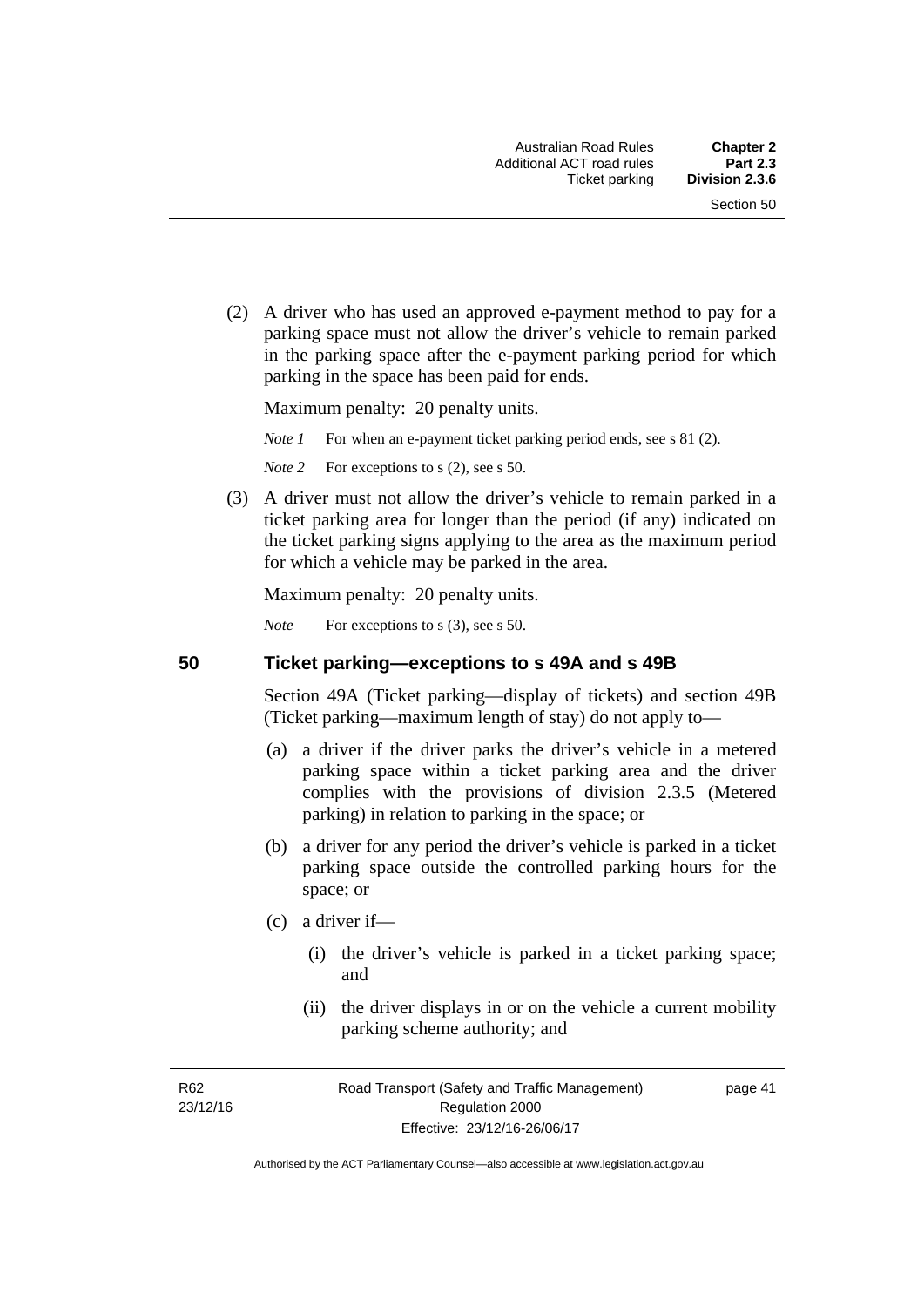(2) A driver who has used an approved e-payment method to pay for a parking space must not allow the driver's vehicle to remain parked in the parking space after the e-payment parking period for which parking in the space has been paid for ends.

Maximum penalty: 20 penalty units.

*Note 1* For when an e-payment ticket parking period ends, see s 81 (2).

*Note 2* For exceptions to s (2), see s 50.

(3) A driver must not allow the driver's vehicle to remain parked in a ticket parking area for longer than the period (if any) indicated on the ticket parking signs applying to the area as the maximum period for which a vehicle may be parked in the area.

Maximum penalty: 20 penalty units.

*Note* For exceptions to s (3), see s 50.

## 50 Ticket parking—exceptions to s 49A and s 49B

Section 49A (Ticket parking—display of tickets) and section 49B (Ticket parking—maximum length of stay) do not apply to—

(a) a driver if the driver parks the driver's vehicle in a metered parking space within a ticket parking area and the driver complies with the provisions of division 2.3.5 (Metered parking) in relation to parking in the space; or

(b) a driver for any period the driver's vehicle is parked in a ticket parking space outside the controlled parking hours for the space; or

(c) a driver if—

(i) the driver's vehicle is parked in a ticket parking space; and

(ii) the driver displays in or on the vehicle a current mobility parking scheme authority; and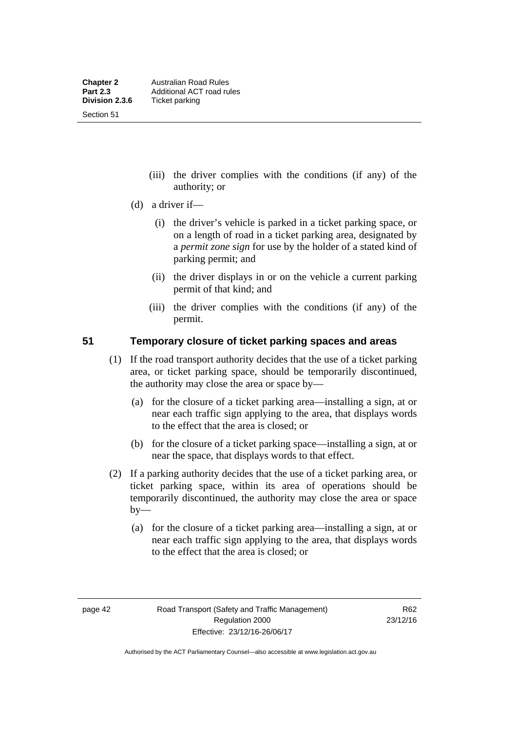(iii) the driver complies with the conditions (if any) of the authority; or

(d) a driver if—

(i) the driver's vehicle is parked in a ticket parking space, or on a length of road in a ticket parking area, designated by a *permit zone sign* for use by the holder of a stated kind of parking permit; and

(ii) the driver displays in or on the vehicle a current parking permit of that kind; and

(iii) the driver complies with the conditions (if any) of the permit.

## 51 Temporary closure of ticket parking spaces and areas

(1) If the road transport authority decides that the use of a ticket parking area, or ticket parking space, should be temporarily discontinued, the authority may close the area or space by—

(a) for the closure of a ticket parking area—installing a sign, at or near each traffic sign applying to the area, that displays words to the effect that the area is closed; or

(b) for the closure of a ticket parking space—installing a sign, at or near the space, that displays words to that effect.

(2) If a parking authority decides that the use of a ticket parking area, or ticket parking space, within its area of operations should be temporarily discontinued, the authority may close the area or space by—

(a) for the closure of a ticket parking area—installing a sign, at or near each traffic sign applying to the area, that displays words to the effect that the area is closed; or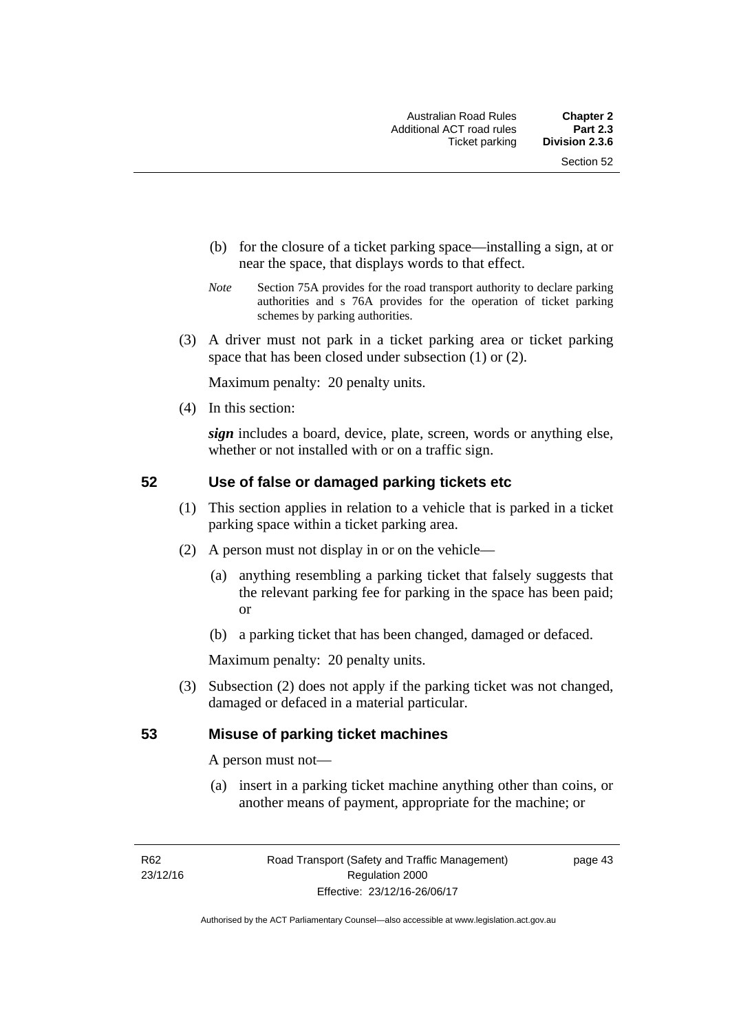(b) for the closure of a ticket parking space—installing a sign, at or near the space, that displays words to that effect.

*Note* Section 75A provides for the road transport authority to declare parking authorities and s 76A provides for the operation of ticket parking schemes by parking authorities.

(3) A driver must not park in a ticket parking area or ticket parking space that has been closed under subsection (1) or (2).

Maximum penalty: 20 penalty units.

(4) In this section:

***sign*** includes a board, device, plate, screen, words or anything else, whether or not installed with or on a traffic sign.

## 52 Use of false or damaged parking tickets etc

(1) This section applies in relation to a vehicle that is parked in a ticket parking space within a ticket parking area.

(2) A person must not display in or on the vehicle—

(a) anything resembling a parking ticket that falsely suggests that the relevant parking fee for parking in the space has been paid; or

(b) a parking ticket that has been changed, damaged or defaced.

Maximum penalty: 20 penalty units.

(3) Subsection (2) does not apply if the parking ticket was not changed, damaged or defaced in a material particular.

## 53 Misuse of parking ticket machines

A person must not—

(a) insert in a parking ticket machine anything other than coins, or another means of payment, appropriate for the machine; or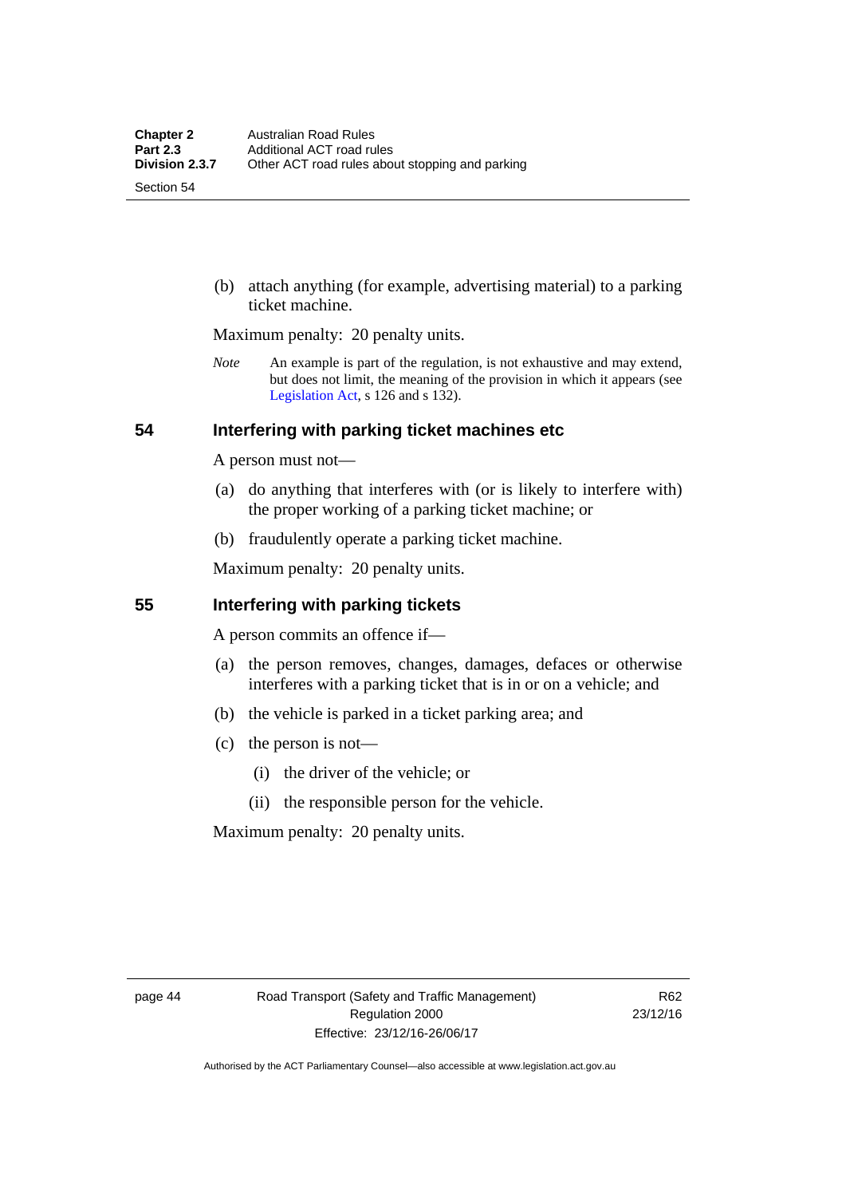(b) attach anything (for example, advertising material) to a parking ticket machine.

Maximum penalty: 20 penalty units.

*Note* An example is part of the regulation, is not exhaustive and may extend, but does not limit, the meaning of the provision in which it appears (see Legislation Act, s 126 and s 132).

## 54 Interfering with parking ticket machines etc

A person must not—

(a) do anything that interferes with (or is likely to interfere with) the proper working of a parking ticket machine; or

(b) fraudulently operate a parking ticket machine.

Maximum penalty: 20 penalty units.

## 55 Interfering with parking tickets

A person commits an offence if—

(a) the person removes, changes, damages, defaces or otherwise interferes with a parking ticket that is in or on a vehicle; and

(b) the vehicle is parked in a ticket parking area; and

(c) the person is not—

(i) the driver of the vehicle; or

(ii) the responsible person for the vehicle.

Maximum penalty: 20 penalty units.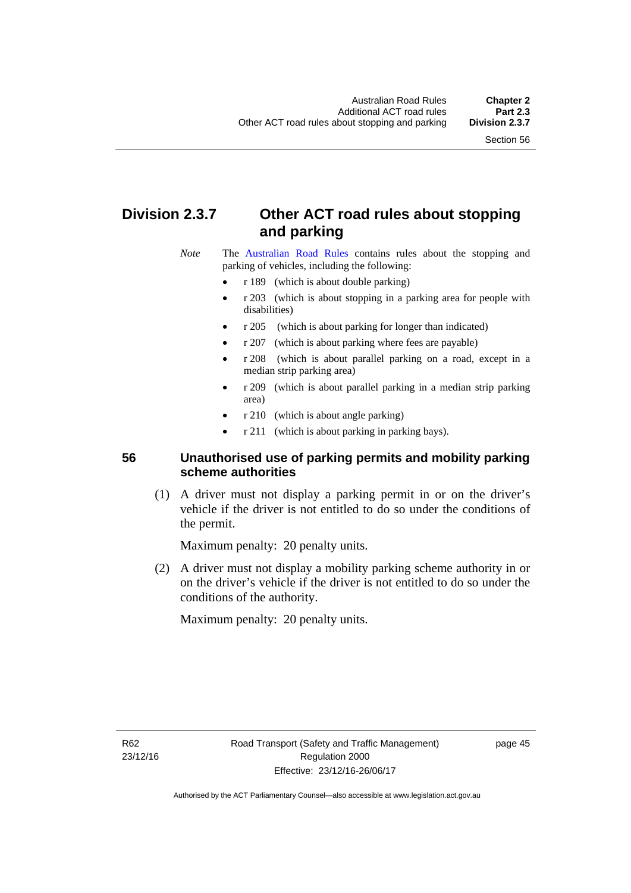## Division 2.3.7 Other ACT road rules about stopping and parking

*Note* The Australian Road Rules contains rules about the stopping and parking of vehicles, including the following:

- r 189 (which is about double parking)
- r 203 (which is about stopping in a parking area for people with disabilities)
- r 205 (which is about parking for longer than indicated)
- r 207 (which is about parking where fees are payable)
- r 208 (which is about parallel parking on a road, except in a median strip parking area)
- r 209 (which is about parallel parking in a median strip parking area)
- r 210 (which is about angle parking)
- r 211 (which is about parking in parking bays).

### 56 Unauthorised use of parking permits and mobility parking scheme authorities

(1) A driver must not display a parking permit in or on the driver's vehicle if the driver is not entitled to do so under the conditions of the permit.

Maximum penalty: 20 penalty units.

(2) A driver must not display a mobility parking scheme authority in or on the driver's vehicle if the driver is not entitled to do so under the conditions of the authority.

Maximum penalty: 20 penalty units.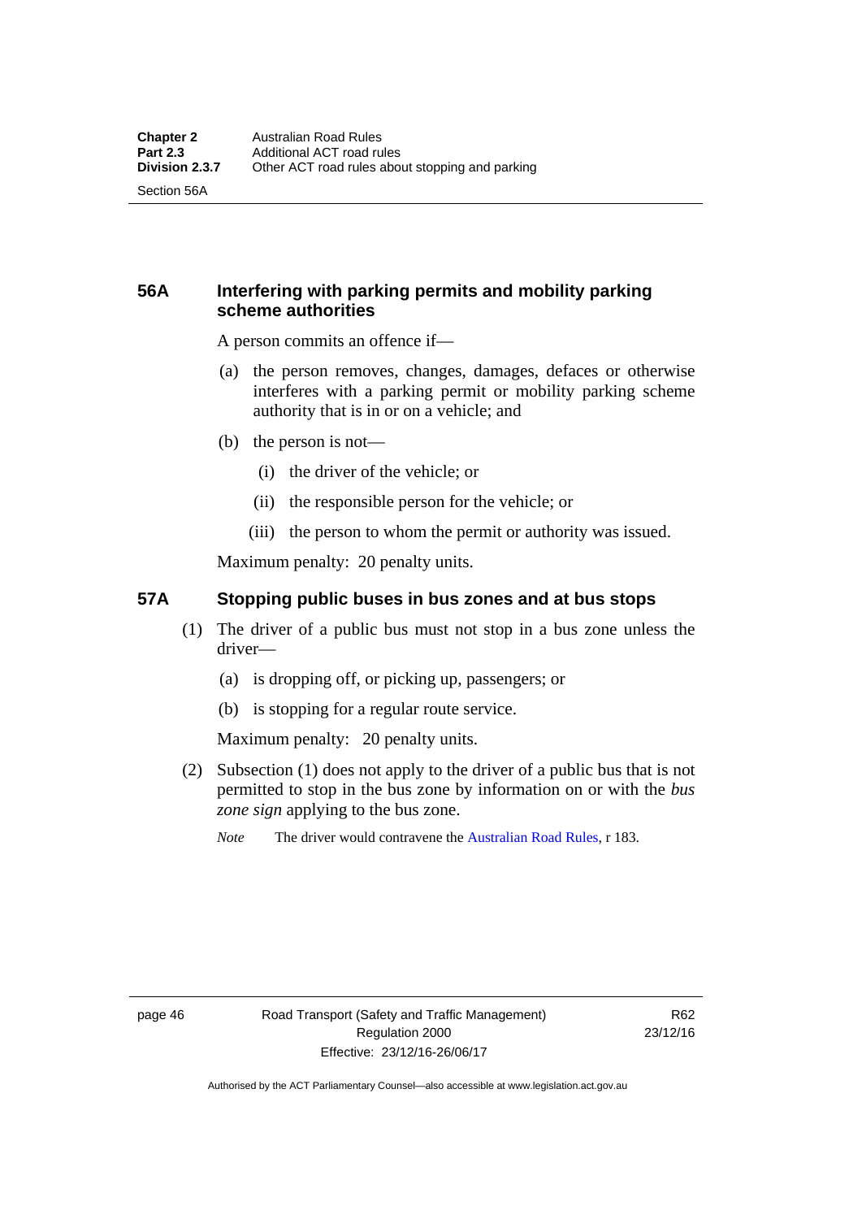## 56A Interfering with parking permits and mobility parking scheme authorities

A person commits an offence if—

(a) the person removes, changes, damages, defaces or otherwise interferes with a parking permit or mobility parking scheme authority that is in or on a vehicle; and

(b) the person is not—

(i) the driver of the vehicle; or

(ii) the responsible person for the vehicle; or

(iii) the person to whom the permit or authority was issued.

Maximum penalty: 20 penalty units.

## 57A Stopping public buses in bus zones and at bus stops

(1) The driver of a public bus must not stop in a bus zone unless the driver—

(a) is dropping off, or picking up, passengers; or

(b) is stopping for a regular route service.

Maximum penalty: 20 penalty units.

(2) Subsection (1) does not apply to the driver of a public bus that is not permitted to stop in the bus zone by information on or with the *bus zone sign* applying to the bus zone.

*Note* The driver would contravene the Australian Road Rules, r 183.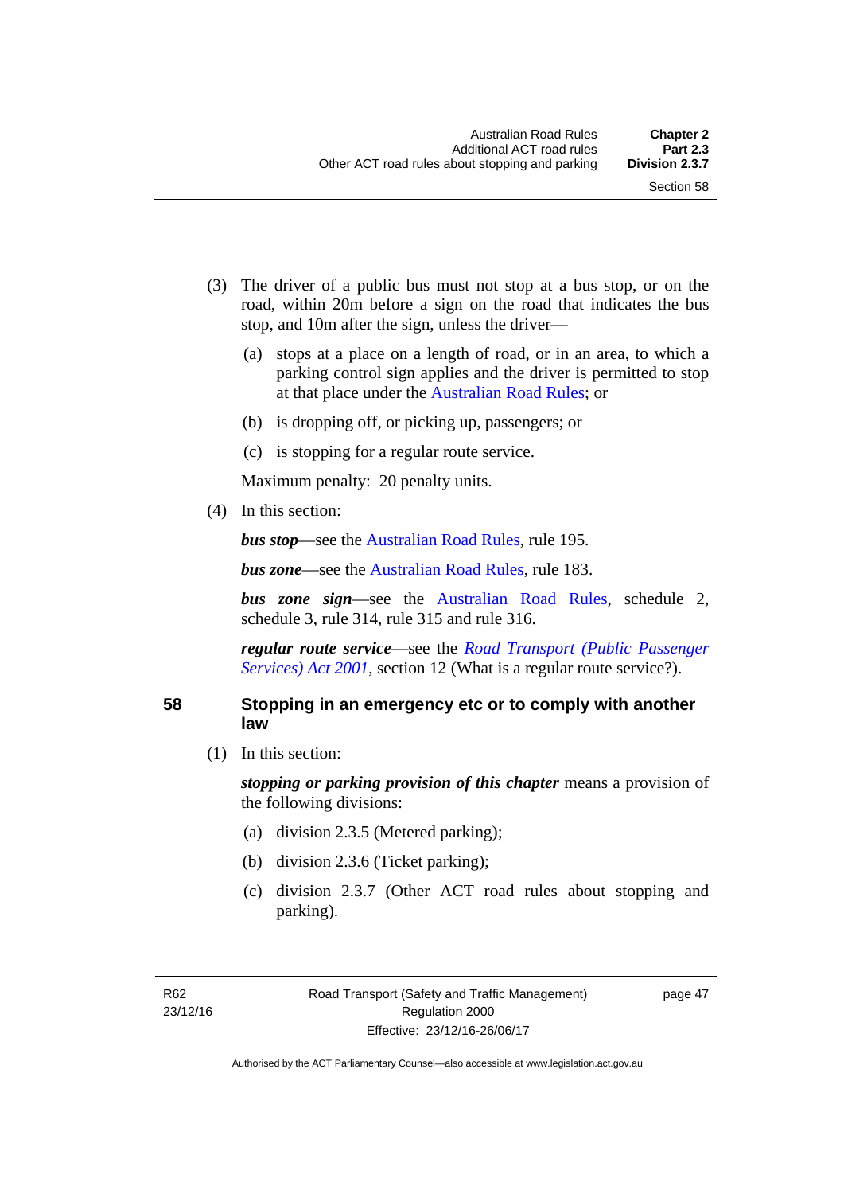(3) The driver of a public bus must not stop at a bus stop, or on the road, within 20m before a sign on the road that indicates the bus stop, and 10m after the sign, unless the driver—

(a) stops at a place on a length of road, or in an area, to which a parking control sign applies and the driver is permitted to stop at that place under the Australian Road Rules; or

(b) is dropping off, or picking up, passengers; or

(c) is stopping for a regular route service.

Maximum penalty: 20 penalty units.

(4) In this section:

***bus stop***—see the Australian Road Rules, rule 195.

***bus zone***—see the Australian Road Rules, rule 183.

***bus zone sign***—see the Australian Road Rules, schedule 2, schedule 3, rule 314, rule 315 and rule 316.

***regular route service***—see the *Road Transport (Public Passenger Services) Act 2001*, section 12 (What is a regular route service?).

## 58 Stopping in an emergency etc or to comply with another law

(1) In this section:

***stopping or parking provision of this chapter*** means a provision of the following divisions:

(a) division 2.3.5 (Metered parking);

(b) division 2.3.6 (Ticket parking);

(c) division 2.3.7 (Other ACT road rules about stopping and parking).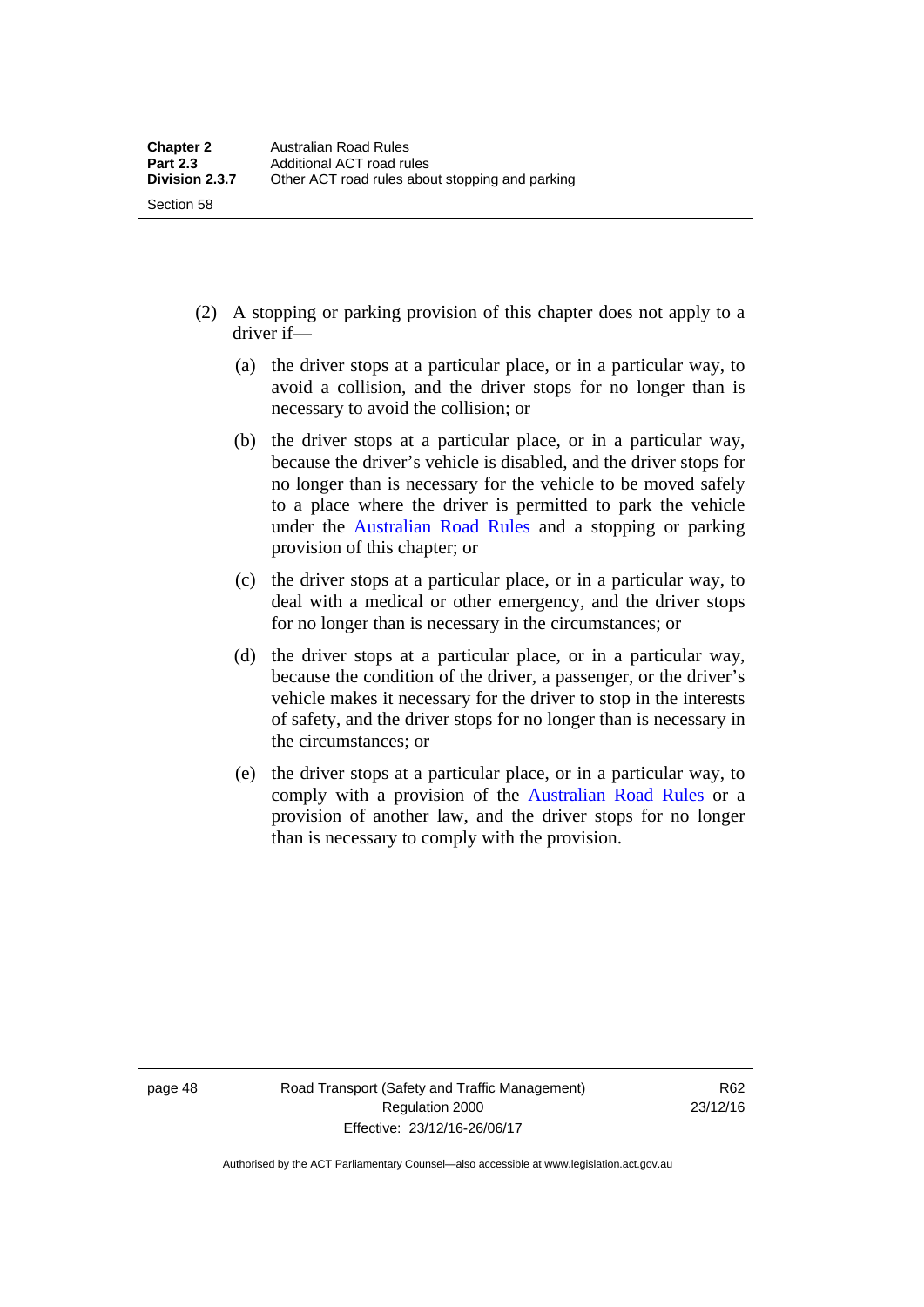(2) A stopping or parking provision of this chapter does not apply to a driver if—

(a) the driver stops at a particular place, or in a particular way, to avoid a collision, and the driver stops for no longer than is necessary to avoid the collision; or

(b) the driver stops at a particular place, or in a particular way, because the driver's vehicle is disabled, and the driver stops for no longer than is necessary for the vehicle to be moved safely to a place where the driver is permitted to park the vehicle under the Australian Road Rules and a stopping or parking provision of this chapter; or

(c) the driver stops at a particular place, or in a particular way, to deal with a medical or other emergency, and the driver stops for no longer than is necessary in the circumstances; or

(d) the driver stops at a particular place, or in a particular way, because the condition of the driver, a passenger, or the driver's vehicle makes it necessary for the driver to stop in the interests of safety, and the driver stops for no longer than is necessary in the circumstances; or

(e) the driver stops at a particular place, or in a particular way, to comply with a provision of the Australian Road Rules or a provision of another law, and the driver stops for no longer than is necessary to comply with the provision.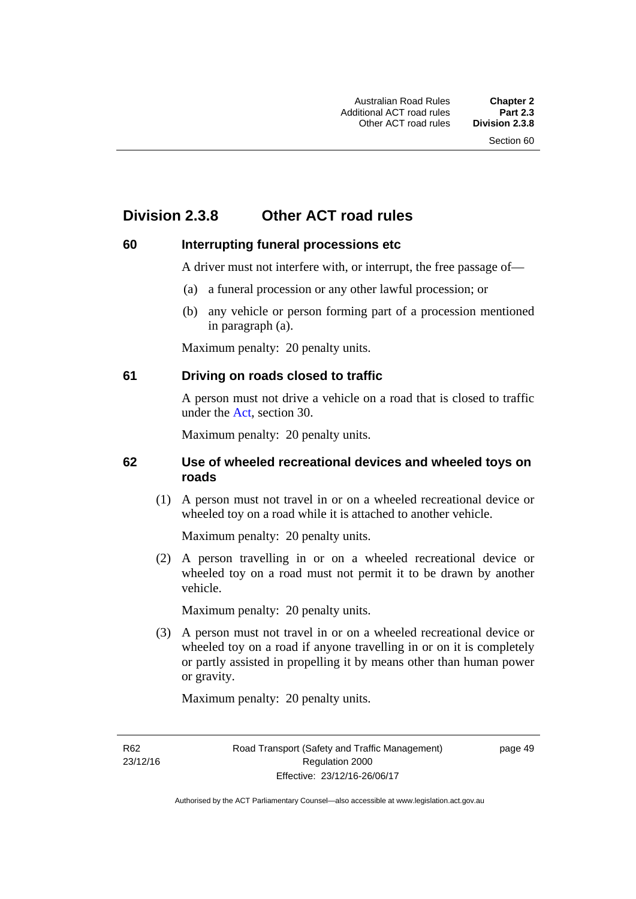## Division 2.3.8 Other ACT road rules

### 60 Interrupting funeral processions etc

A driver must not interfere with, or interrupt, the free passage of—

(a) a funeral procession or any other lawful procession; or

(b) any vehicle or person forming part of a procession mentioned in paragraph (a).

Maximum penalty: 20 penalty units.

### 61 Driving on roads closed to traffic

A person must not drive a vehicle on a road that is closed to traffic under the Act, section 30.

Maximum penalty: 20 penalty units.

### 62 Use of wheeled recreational devices and wheeled toys on roads

(1) A person must not travel in or on a wheeled recreational device or wheeled toy on a road while it is attached to another vehicle.

Maximum penalty: 20 penalty units.

(2) A person travelling in or on a wheeled recreational device or wheeled toy on a road must not permit it to be drawn by another vehicle.

Maximum penalty: 20 penalty units.

(3) A person must not travel in or on a wheeled recreational device or wheeled toy on a road if anyone travelling in or on it is completely or partly assisted in propelling it by means other than human power or gravity.

Maximum penalty: 20 penalty units.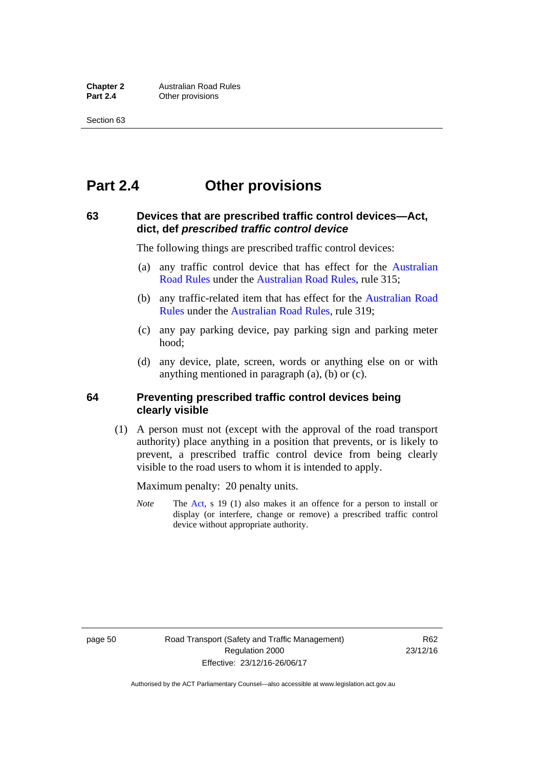# Part 2.4 Other provisions

### 63 Devices that are prescribed traffic control devices—Act, dict, def *prescribed traffic control device*

The following things are prescribed traffic control devices:

(a) any traffic control device that has effect for the Australian Road Rules under the Australian Road Rules, rule 315;

(b) any traffic-related item that has effect for the Australian Road Rules under the Australian Road Rules, rule 319;

(c) any pay parking device, pay parking sign and parking meter hood;

(d) any device, plate, screen, words or anything else on or with anything mentioned in paragraph (a), (b) or (c).

### 64 Preventing prescribed traffic control devices being clearly visible

(1) A person must not (except with the approval of the road transport authority) place anything in a position that prevents, or is likely to prevent, a prescribed traffic control device from being clearly visible to the road users to whom it is intended to apply.

Maximum penalty: 20 penalty units.

*Note* The Act, s 19 (1) also makes it an offence for a person to install or display (or interfere, change or remove) a prescribed traffic control device without appropriate authority.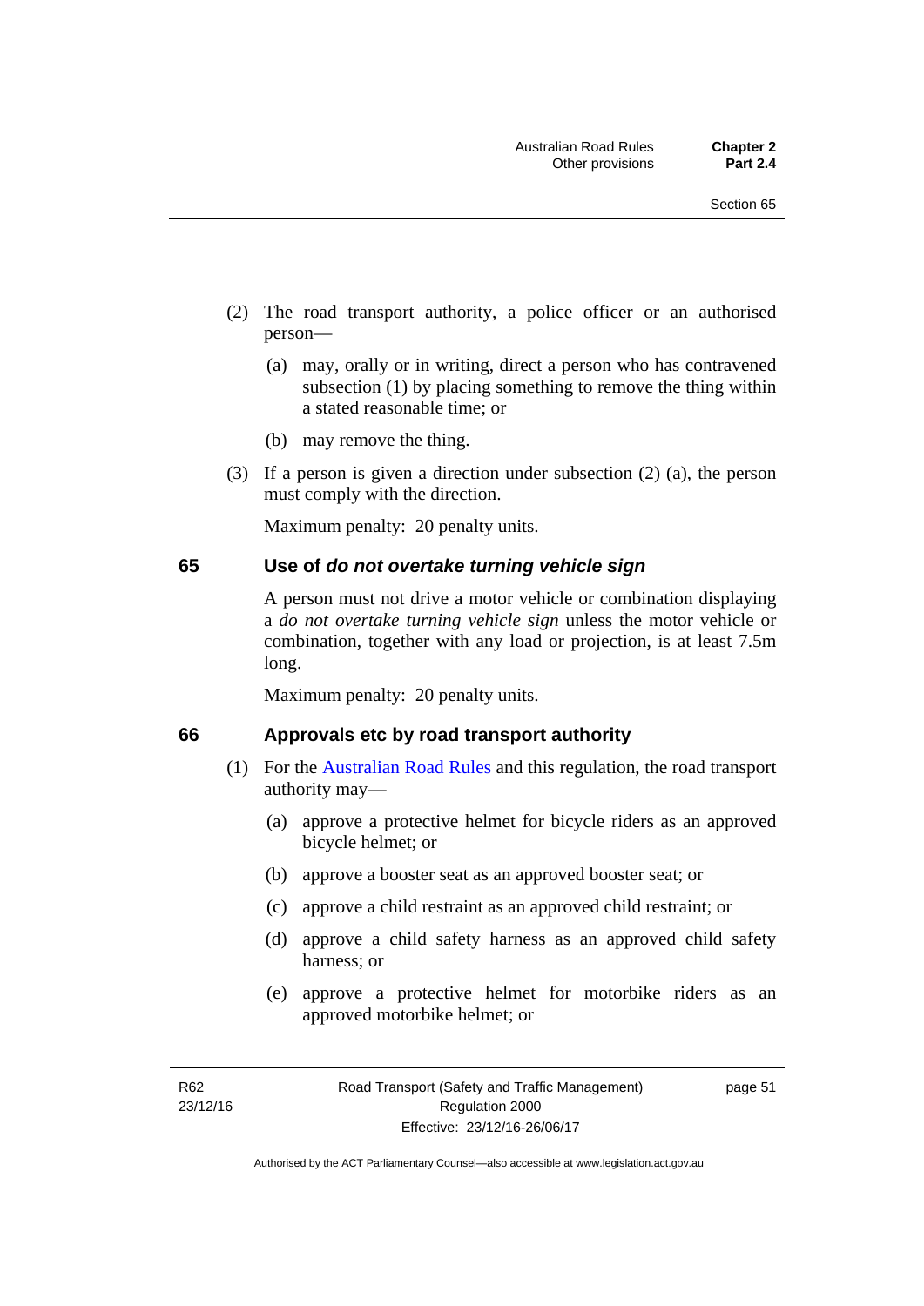(2) The road transport authority, a police officer or an authorised person—

(a) may, orally or in writing, direct a person who has contravened subsection (1) by placing something to remove the thing within a stated reasonable time; or

(b) may remove the thing.

(3) If a person is given a direction under subsection (2) (a), the person must comply with the direction.

Maximum penalty: 20 penalty units.

## 65 Use of *do not overtake turning vehicle sign*

A person must not drive a motor vehicle or combination displaying a *do not overtake turning vehicle sign* unless the motor vehicle or combination, together with any load or projection, is at least 7.5m long.

Maximum penalty: 20 penalty units.

## 66 Approvals etc by road transport authority

(1) For the Australian Road Rules and this regulation, the road transport authority may—

(a) approve a protective helmet for bicycle riders as an approved bicycle helmet; or

(b) approve a booster seat as an approved booster seat; or

(c) approve a child restraint as an approved child restraint; or

(d) approve a child safety harness as an approved child safety harness; or

(e) approve a protective helmet for motorbike riders as an approved motorbike helmet; or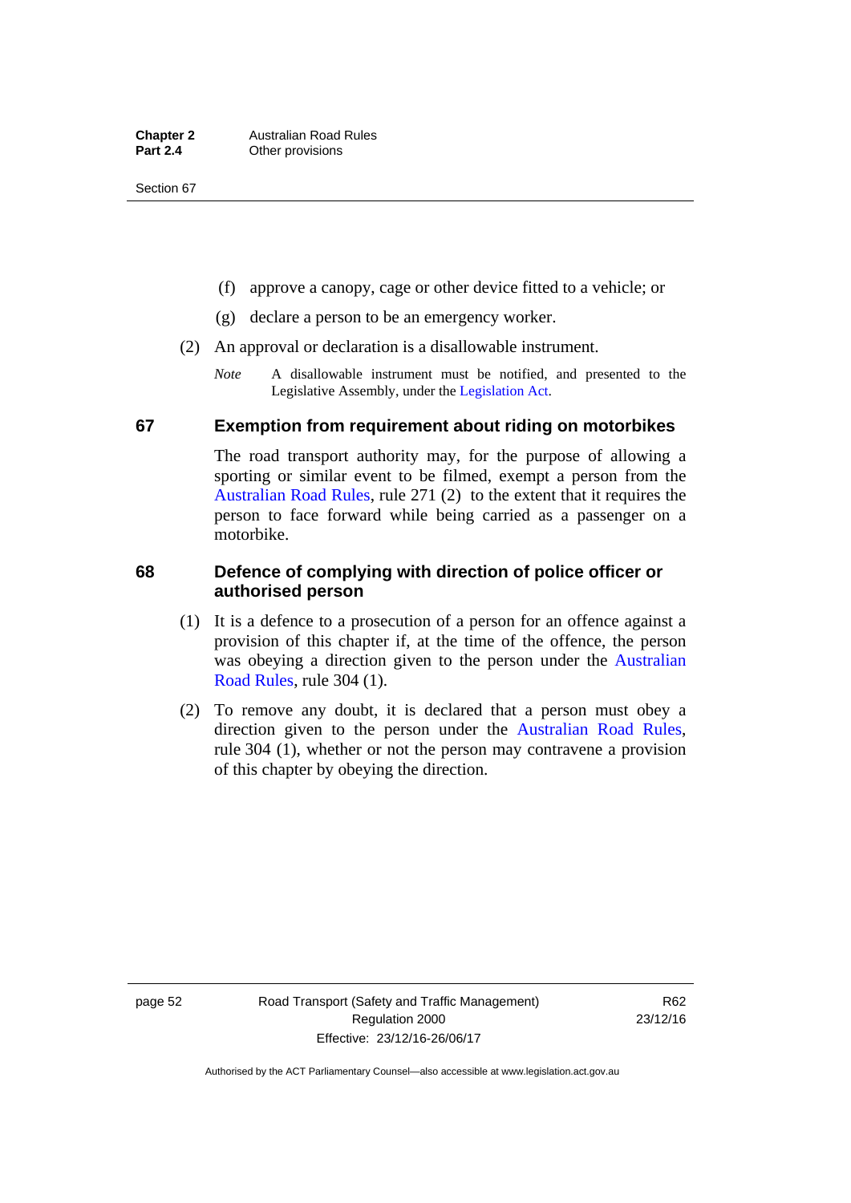(f) approve a canopy, cage or other device fitted to a vehicle; or

(g) declare a person to be an emergency worker.

(2) An approval or declaration is a disallowable instrument.

*Note* A disallowable instrument must be notified, and presented to the Legislative Assembly, under the Legislation Act.

## 67 Exemption from requirement about riding on motorbikes

The road transport authority may, for the purpose of allowing a sporting or similar event to be filmed, exempt a person from the Australian Road Rules, rule 271 (2) to the extent that it requires the person to face forward while being carried as a passenger on a motorbike.

## 68 Defence of complying with direction of police officer or authorised person

(1) It is a defence to a prosecution of a person for an offence against a provision of this chapter if, at the time of the offence, the person was obeying a direction given to the person under the Australian Road Rules, rule 304 (1).

(2) To remove any doubt, it is declared that a person must obey a direction given to the person under the Australian Road Rules, rule 304 (1), whether or not the person may contravene a provision of this chapter by obeying the direction.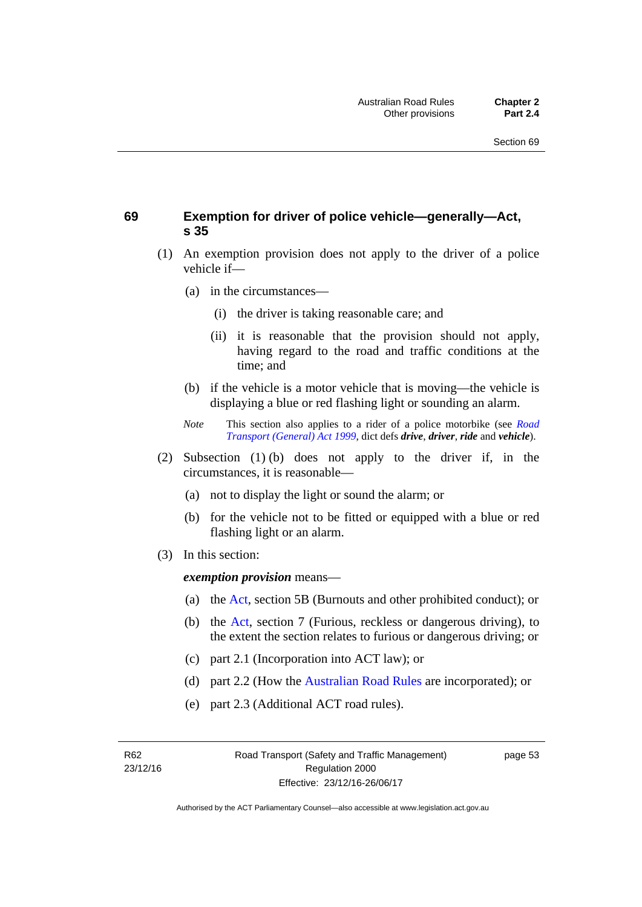## 69 Exemption for driver of police vehicle—generally—Act, s 35

(1) An exemption provision does not apply to the driver of a police vehicle if—

(a) in the circumstances—

(i) the driver is taking reasonable care; and

(ii) it is reasonable that the provision should not apply, having regard to the road and traffic conditions at the time; and

(b) if the vehicle is a motor vehicle that is moving—the vehicle is displaying a blue or red flashing light or sounding an alarm.

*Note* This section also applies to a rider of a police motorbike (see *Road Transport (General) Act 1999*, dict defs ***drive***, ***driver***, ***ride*** and ***vehicle***).

(2) Subsection (1) (b) does not apply to the driver if, in the circumstances, it is reasonable—

(a) not to display the light or sound the alarm; or

(b) for the vehicle not to be fitted or equipped with a blue or red flashing light or an alarm.

(3) In this section:

***exemption provision*** means—

(a) the Act, section 5B (Burnouts and other prohibited conduct); or

(b) the Act, section 7 (Furious, reckless or dangerous driving), to the extent the section relates to furious or dangerous driving; or

(c) part 2.1 (Incorporation into ACT law); or

(d) part 2.2 (How the Australian Road Rules are incorporated); or

(e) part 2.3 (Additional ACT road rules).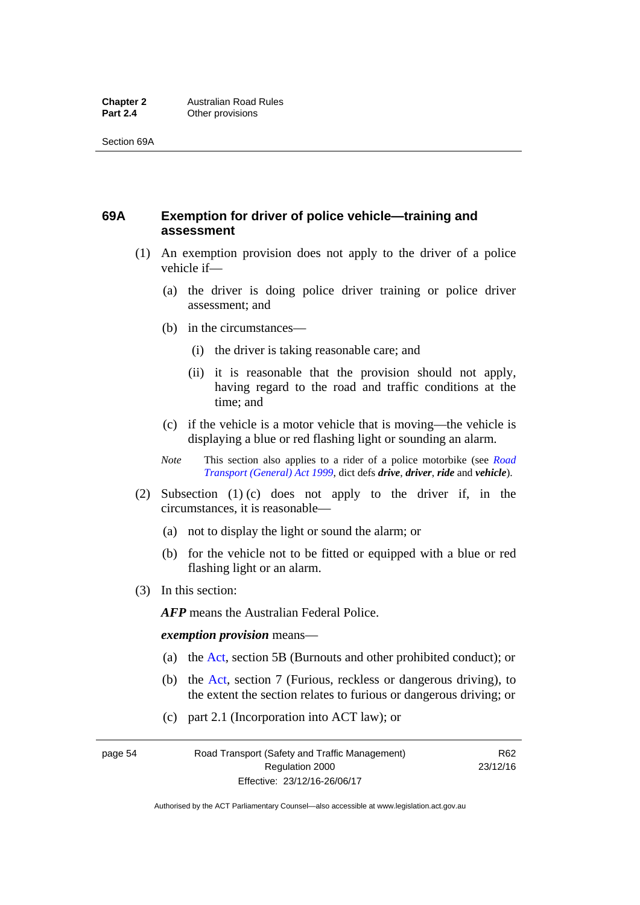## 69A Exemption for driver of police vehicle—training and assessment

(1) An exemption provision does not apply to the driver of a police vehicle if—

(a) the driver is doing police driver training or police driver assessment; and

(b) in the circumstances—

(i) the driver is taking reasonable care; and

(ii) it is reasonable that the provision should not apply, having regard to the road and traffic conditions at the time; and

(c) if the vehicle is a motor vehicle that is moving—the vehicle is displaying a blue or red flashing light or sounding an alarm.

*Note* This section also applies to a rider of a police motorbike (see *Road Transport (General) Act 1999*, dict defs ***drive***, ***driver***, ***ride*** and ***vehicle***).

(2) Subsection (1) (c) does not apply to the driver if, in the circumstances, it is reasonable—

(a) not to display the light or sound the alarm; or

(b) for the vehicle not to be fitted or equipped with a blue or red flashing light or an alarm.

(3) In this section:

***AFP*** means the Australian Federal Police.

***exemption provision*** means—

(a) the Act, section 5B (Burnouts and other prohibited conduct); or

(b) the Act, section 7 (Furious, reckless or dangerous driving), to the extent the section relates to furious or dangerous driving; or

(c) part 2.1 (Incorporation into ACT law); or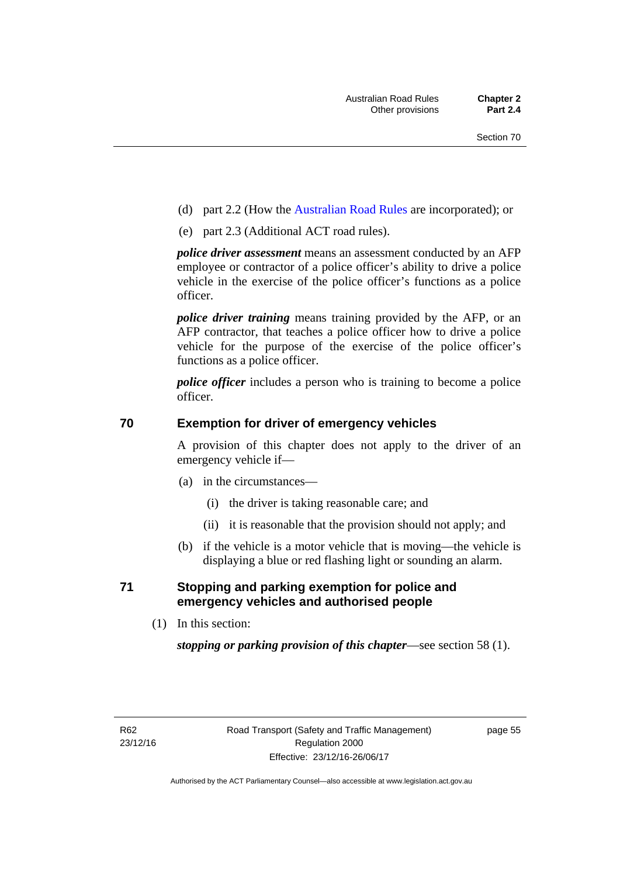(d) part 2.2 (How the Australian Road Rules are incorporated); or

(e) part 2.3 (Additional ACT road rules).

***police driver assessment*** means an assessment conducted by an AFP employee or contractor of a police officer's ability to drive a police vehicle in the exercise of the police officer's functions as a police officer.

***police driver training*** means training provided by the AFP, or an AFP contractor, that teaches a police officer how to drive a police vehicle for the purpose of the exercise of the police officer's functions as a police officer.

***police officer*** includes a person who is training to become a police officer.

## 70 Exemption for driver of emergency vehicles

A provision of this chapter does not apply to the driver of an emergency vehicle if—

(a) in the circumstances—

(i) the driver is taking reasonable care; and

(ii) it is reasonable that the provision should not apply; and

(b) if the vehicle is a motor vehicle that is moving—the vehicle is displaying a blue or red flashing light or sounding an alarm.

## 71 Stopping and parking exemption for police and emergency vehicles and authorised people

(1) In this section:

***stopping or parking provision of this chapter***—see section 58 (1).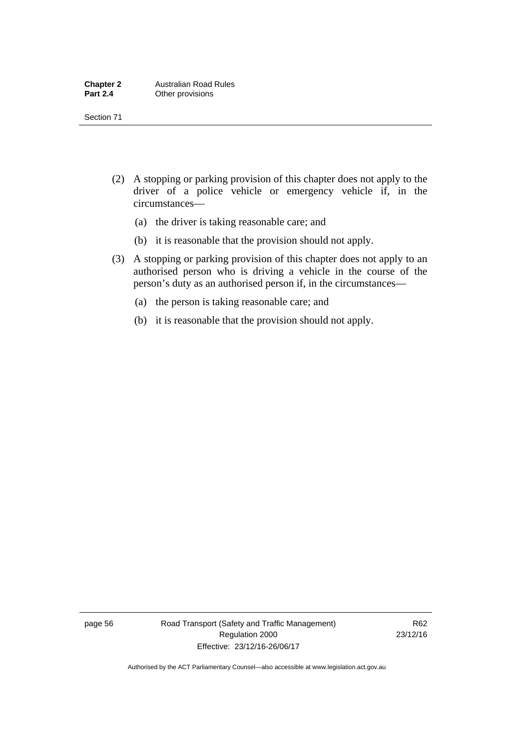(2) A stopping or parking provision of this chapter does not apply to the driver of a police vehicle or emergency vehicle if, in the circumstances—

(a) the driver is taking reasonable care; and

(b) it is reasonable that the provision should not apply.

(3) A stopping or parking provision of this chapter does not apply to an authorised person who is driving a vehicle in the course of the person's duty as an authorised person if, in the circumstances—

(a) the person is taking reasonable care; and

(b) it is reasonable that the provision should not apply.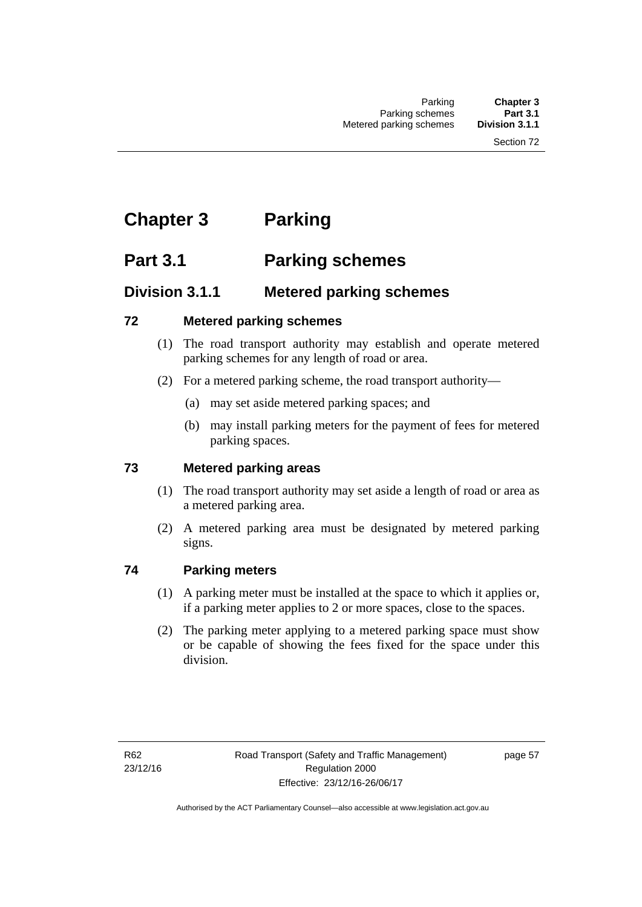# Chapter 3 Parking

## Part 3.1 Parking schemes

### Division 3.1.1 Metered parking schemes

#### 72 Metered parking schemes

(1) The road transport authority may establish and operate metered parking schemes for any length of road or area.

(2) For a metered parking scheme, the road transport authority—

(a) may set aside metered parking spaces; and

(b) may install parking meters for the payment of fees for metered parking spaces.

#### 73 Metered parking areas

(1) The road transport authority may set aside a length of road or area as a metered parking area.

(2) A metered parking area must be designated by metered parking signs.

#### 74 Parking meters

(1) A parking meter must be installed at the space to which it applies or, if a parking meter applies to 2 or more spaces, close to the spaces.

(2) The parking meter applying to a metered parking space must show or be capable of showing the fees fixed for the space under this division.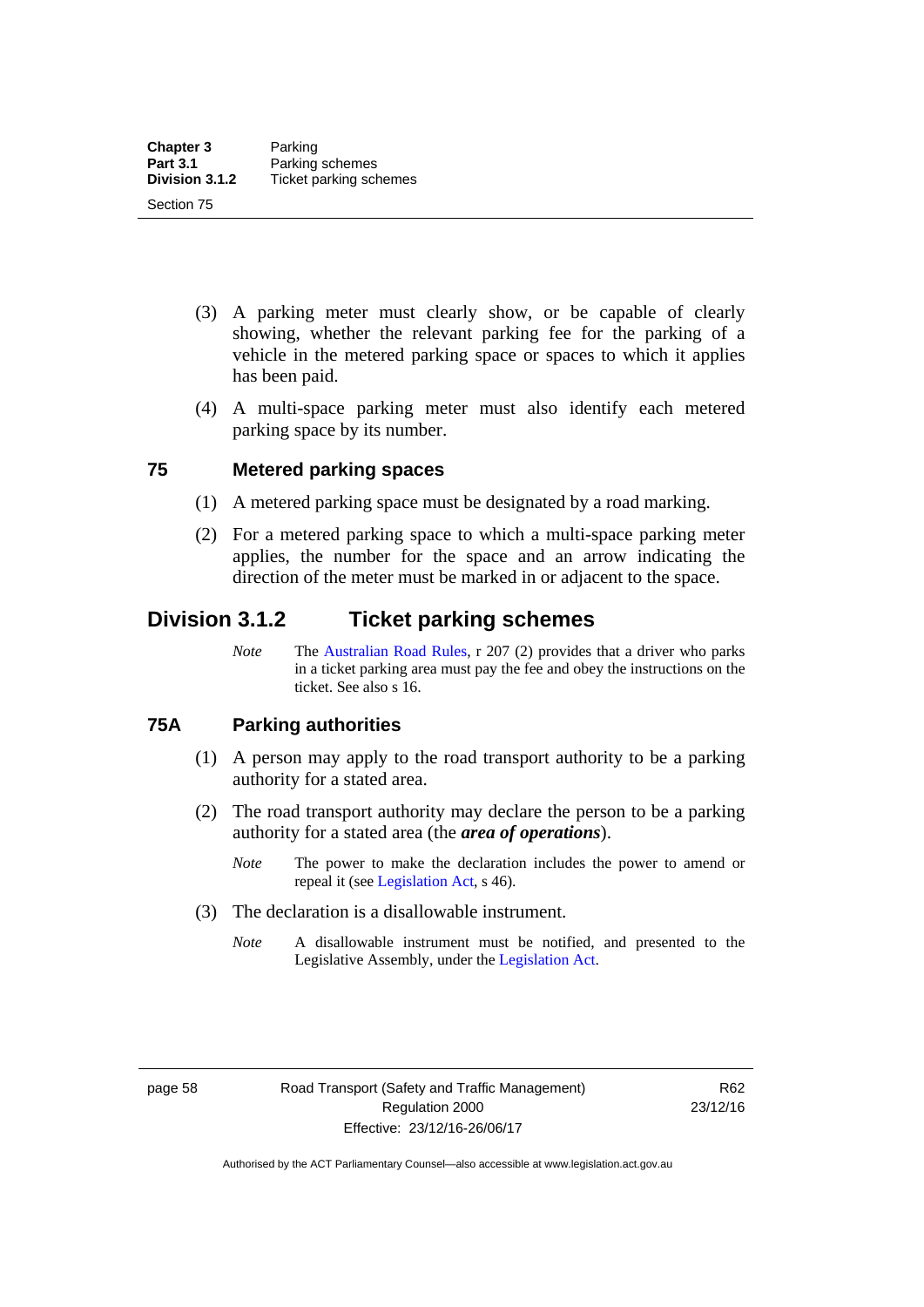(3) A parking meter must clearly show, or be capable of clearly showing, whether the relevant parking fee for the parking of a vehicle in the metered parking space or spaces to which it applies has been paid.

(4) A multi-space parking meter must also identify each metered parking space by its number.

### 75 Metered parking spaces

(1) A metered parking space must be designated by a road marking.

(2) For a metered parking space to which a multi-space parking meter applies, the number for the space and an arrow indicating the direction of the meter must be marked in or adjacent to the space.

## Division 3.1.2 Ticket parking schemes

*Note* The Australian Road Rules, r 207 (2) provides that a driver who parks in a ticket parking area must pay the fee and obey the instructions on the ticket. See also s 16.

### 75A Parking authorities

(1) A person may apply to the road transport authority to be a parking authority for a stated area.

(2) The road transport authority may declare the person to be a parking authority for a stated area (the ***area of operations***).

*Note* The power to make the declaration includes the power to amend or repeal it (see Legislation Act, s 46).

(3) The declaration is a disallowable instrument.

*Note* A disallowable instrument must be notified, and presented to the Legislative Assembly, under the Legislation Act.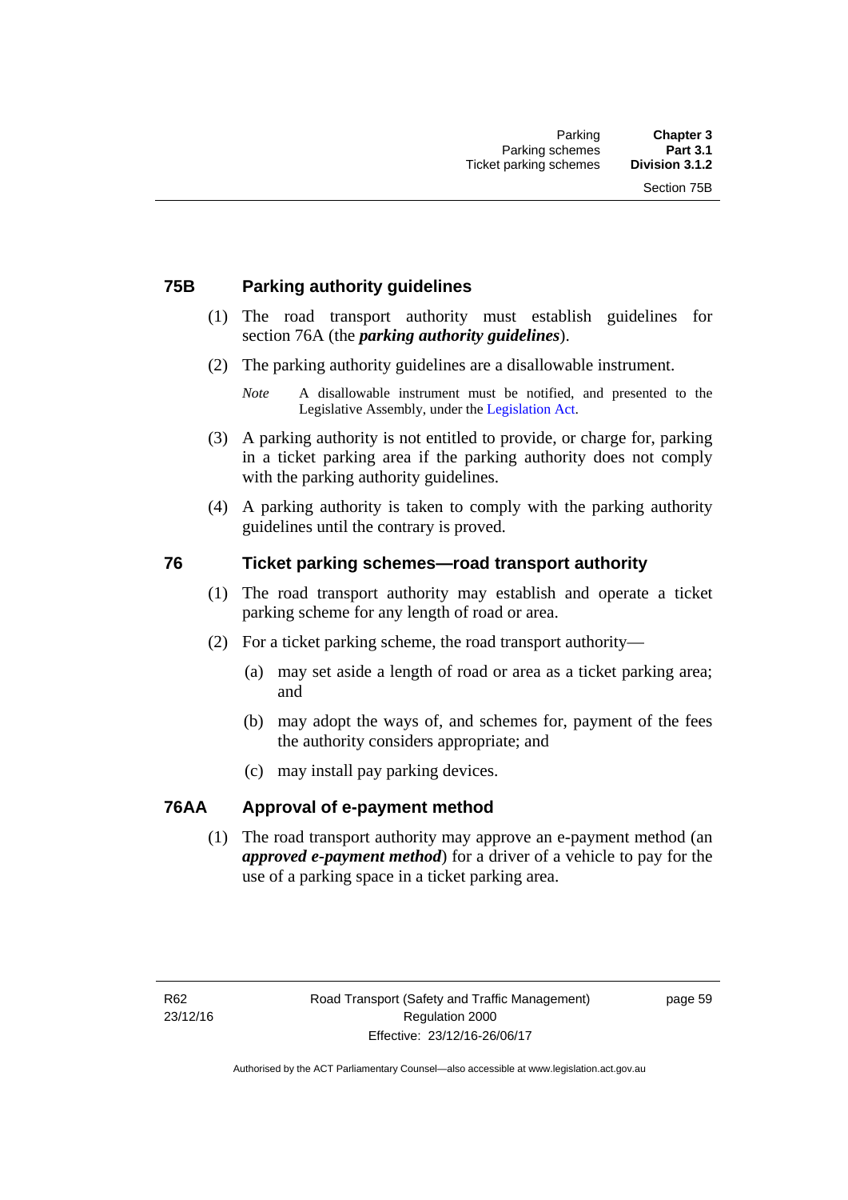### 75B Parking authority guidelines

(1) The road transport authority must establish guidelines for section 76A (the ***parking authority guidelines***).

(2) The parking authority guidelines are a disallowable instrument.

*Note* A disallowable instrument must be notified, and presented to the Legislative Assembly, under the Legislation Act.

(3) A parking authority is not entitled to provide, or charge for, parking in a ticket parking area if the parking authority does not comply with the parking authority guidelines.

(4) A parking authority is taken to comply with the parking authority guidelines until the contrary is proved.

### 76 Ticket parking schemes—road transport authority

(1) The road transport authority may establish and operate a ticket parking scheme for any length of road or area.

(2) For a ticket parking scheme, the road transport authority—

(a) may set aside a length of road or area as a ticket parking area; and

(b) may adopt the ways of, and schemes for, payment of the fees the authority considers appropriate; and

(c) may install pay parking devices.

### 76AA Approval of e-payment method

(1) The road transport authority may approve an e-payment method (an ***approved e-payment method***) for a driver of a vehicle to pay for the use of a parking space in a ticket parking area.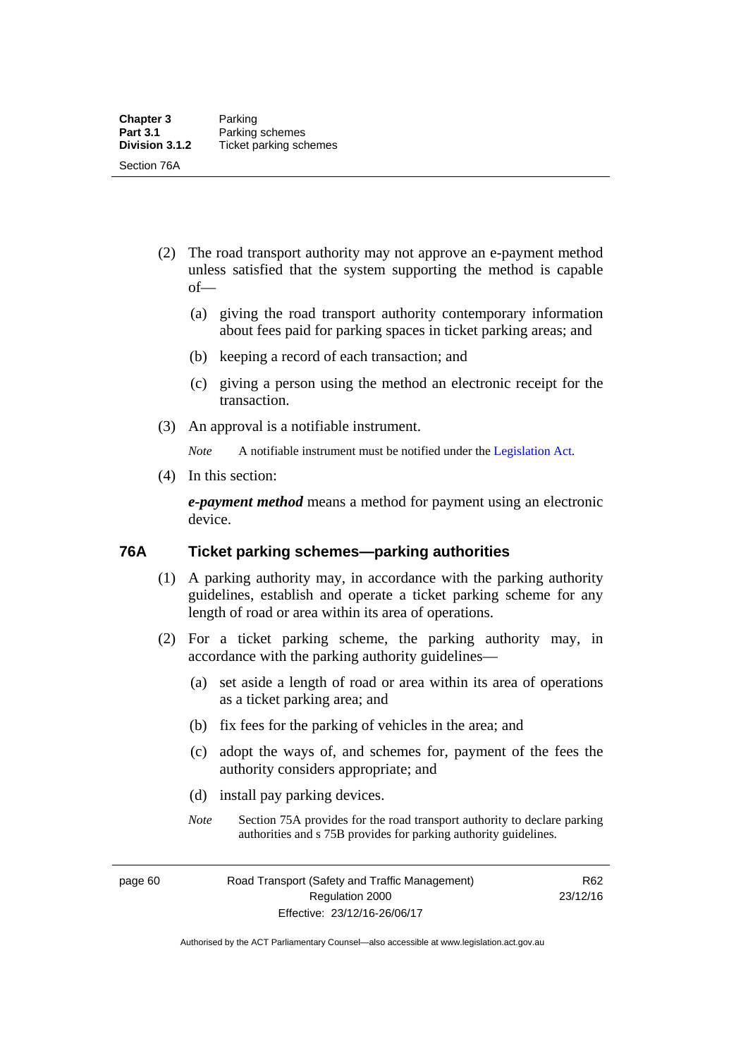(2) The road transport authority may not approve an e-payment method unless satisfied that the system supporting the method is capable of—

(a) giving the road transport authority contemporary information about fees paid for parking spaces in ticket parking areas; and

(b) keeping a record of each transaction; and

(c) giving a person using the method an electronic receipt for the transaction.

(3) An approval is a notifiable instrument.

*Note* A notifiable instrument must be notified under the Legislation Act.

(4) In this section:

***e-payment method*** means a method for payment using an electronic device.

## 76A Ticket parking schemes—parking authorities

(1) A parking authority may, in accordance with the parking authority guidelines, establish and operate a ticket parking scheme for any length of road or area within its area of operations.

(2) For a ticket parking scheme, the parking authority may, in accordance with the parking authority guidelines—

(a) set aside a length of road or area within its area of operations as a ticket parking area; and

(b) fix fees for the parking of vehicles in the area; and

(c) adopt the ways of, and schemes for, payment of the fees the authority considers appropriate; and

(d) install pay parking devices.

*Note* Section 75A provides for the road transport authority to declare parking authorities and s 75B provides for parking authority guidelines.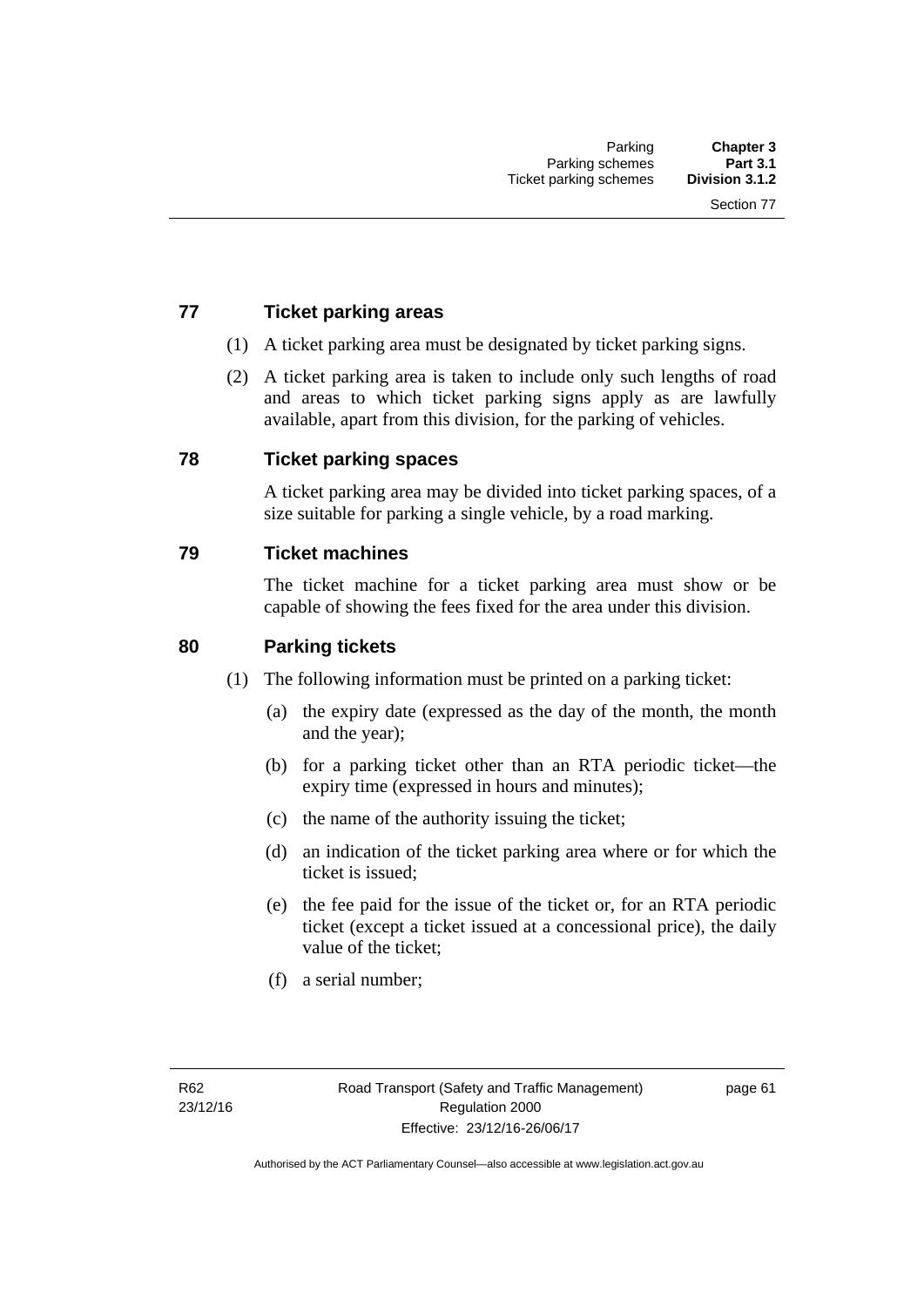## 77 Ticket parking areas

(1) A ticket parking area must be designated by ticket parking signs.

(2) A ticket parking area is taken to include only such lengths of road and areas to which ticket parking signs apply as are lawfully available, apart from this division, for the parking of vehicles.

## 78 Ticket parking spaces

A ticket parking area may be divided into ticket parking spaces, of a size suitable for parking a single vehicle, by a road marking.

## 79 Ticket machines

The ticket machine for a ticket parking area must show or be capable of showing the fees fixed for the area under this division.

## 80 Parking tickets

(1) The following information must be printed on a parking ticket:

- (a) the expiry date (expressed as the day of the month, the month and the year);
- (b) for a parking ticket other than an RTA periodic ticket—the expiry time (expressed in hours and minutes);
- (c) the name of the authority issuing the ticket;
- (d) an indication of the ticket parking area where or for which the ticket is issued;
- (e) the fee paid for the issue of the ticket or, for an RTA periodic ticket (except a ticket issued at a concessional price), the daily value of the ticket;
- (f) a serial number;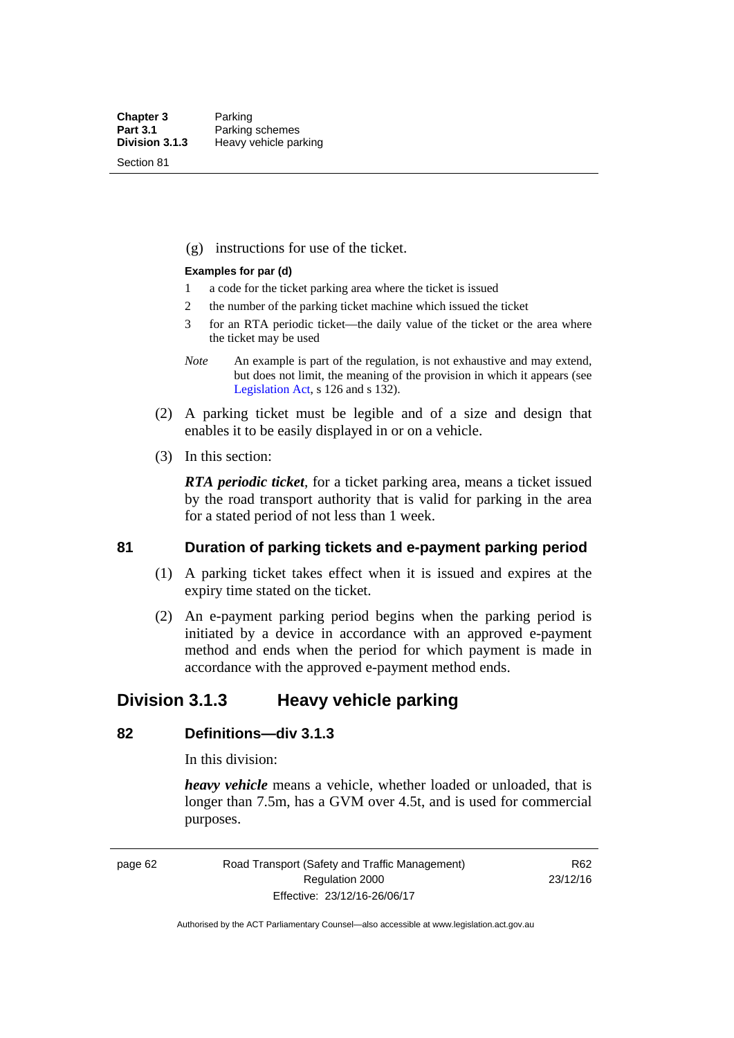(g) instructions for use of the ticket.

**Examples for par (d)**

1 a code for the ticket parking area where the ticket is issued

2 the number of the parking ticket machine which issued the ticket

3 for an RTA periodic ticket—the daily value of the ticket or the area where the ticket may be used

*Note* An example is part of the regulation, is not exhaustive and may extend, but does not limit, the meaning of the provision in which it appears (see Legislation Act, s 126 and s 132).

(2) A parking ticket must be legible and of a size and design that enables it to be easily displayed in or on a vehicle.

(3) In this section:

***RTA periodic ticket***, for a ticket parking area, means a ticket issued by the road transport authority that is valid for parking in the area for a stated period of not less than 1 week.

### 81 Duration of parking tickets and e-payment parking period

(1) A parking ticket takes effect when it is issued and expires at the expiry time stated on the ticket.

(2) An e-payment parking period begins when the parking period is initiated by a device in accordance with an approved e-payment method and ends when the period for which payment is made in accordance with the approved e-payment method ends.

## Division 3.1.3 Heavy vehicle parking

### 82 Definitions—div 3.1.3

In this division:

***heavy vehicle*** means a vehicle, whether loaded or unloaded, that is longer than 7.5m, has a GVM over 4.5t, and is used for commercial purposes.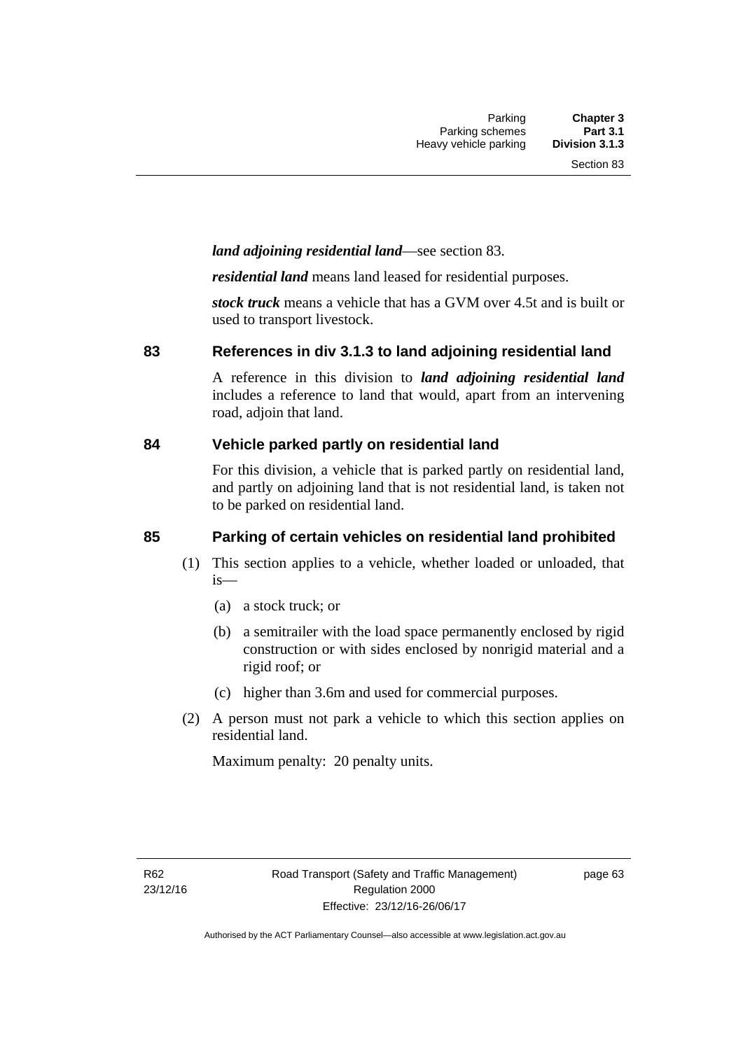***land adjoining residential land***—see section 83.

***residential land*** means land leased for residential purposes.

***stock truck*** means a vehicle that has a GVM over 4.5t and is built or used to transport livestock.

## 83 References in div 3.1.3 to land adjoining residential land

A reference in this division to ***land adjoining residential land*** includes a reference to land that would, apart from an intervening road, adjoin that land.

## 84 Vehicle parked partly on residential land

For this division, a vehicle that is parked partly on residential land, and partly on adjoining land that is not residential land, is taken not to be parked on residential land.

## 85 Parking of certain vehicles on residential land prohibited

(1) This section applies to a vehicle, whether loaded or unloaded, that is—

(a) a stock truck; or

(b) a semitrailer with the load space permanently enclosed by rigid construction or with sides enclosed by nonrigid material and a rigid roof; or

(c) higher than 3.6m and used for commercial purposes.

(2) A person must not park a vehicle to which this section applies on residential land.

Maximum penalty: 20 penalty units.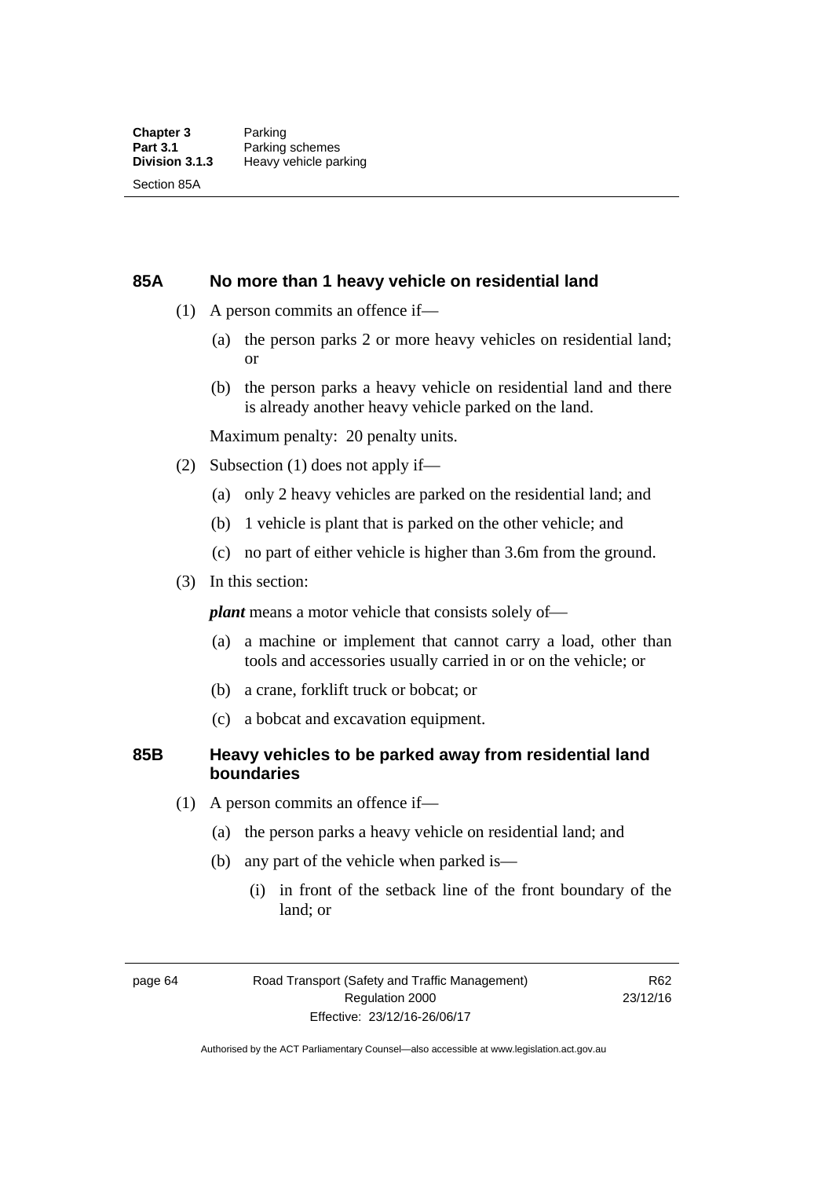## 85A No more than 1 heavy vehicle on residential land

(1) A person commits an offence if—

- (a) the person parks 2 or more heavy vehicles on residential land; or
- (b) the person parks a heavy vehicle on residential land and there is already another heavy vehicle parked on the land.

Maximum penalty: 20 penalty units.

(2) Subsection (1) does not apply if—

- (a) only 2 heavy vehicles are parked on the residential land; and
- (b) 1 vehicle is plant that is parked on the other vehicle; and
- (c) no part of either vehicle is higher than 3.6m from the ground.

(3) In this section:

***plant*** means a motor vehicle that consists solely of—

- (a) a machine or implement that cannot carry a load, other than tools and accessories usually carried in or on the vehicle; or
- (b) a crane, forklift truck or bobcat; or
- (c) a bobcat and excavation equipment.

## 85B Heavy vehicles to be parked away from residential land boundaries

(1) A person commits an offence if—

- (a) the person parks a heavy vehicle on residential land; and
- (b) any part of the vehicle when parked is—
  - (i) in front of the setback line of the front boundary of the land; or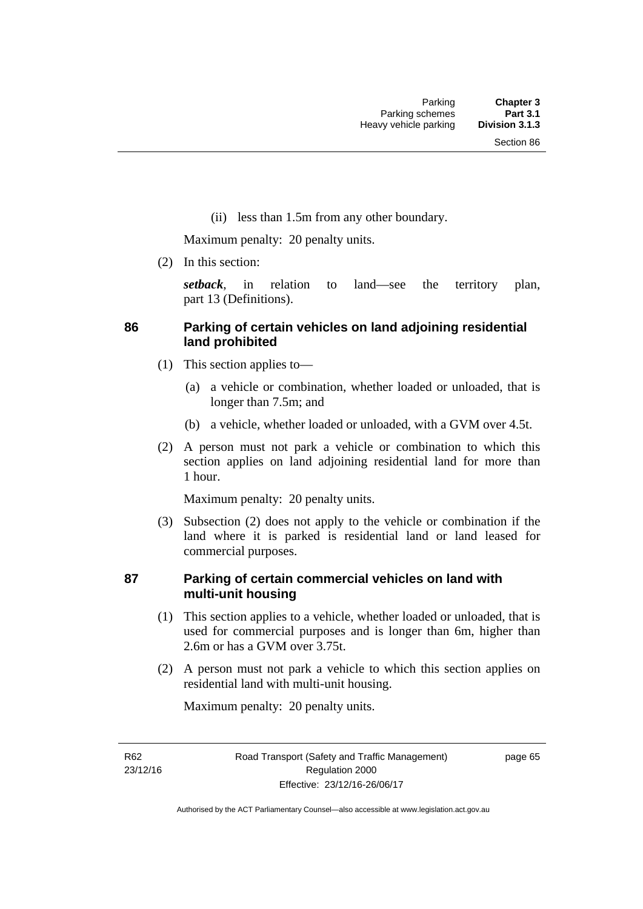(ii) less than 1.5m from any other boundary.

Maximum penalty: 20 penalty units.

(2) In this section:

***setback***, in relation to land—see the territory plan, part 13 (Definitions).

## 86 Parking of certain vehicles on land adjoining residential land prohibited

(1) This section applies to—

(a) a vehicle or combination, whether loaded or unloaded, that is longer than 7.5m; and

(b) a vehicle, whether loaded or unloaded, with a GVM over 4.5t.

(2) A person must not park a vehicle or combination to which this section applies on land adjoining residential land for more than 1 hour.

Maximum penalty: 20 penalty units.

(3) Subsection (2) does not apply to the vehicle or combination if the land where it is parked is residential land or land leased for commercial purposes.

## 87 Parking of certain commercial vehicles on land with multi-unit housing

(1) This section applies to a vehicle, whether loaded or unloaded, that is used for commercial purposes and is longer than 6m, higher than 2.6m or has a GVM over 3.75t.

(2) A person must not park a vehicle to which this section applies on residential land with multi-unit housing.

Maximum penalty: 20 penalty units.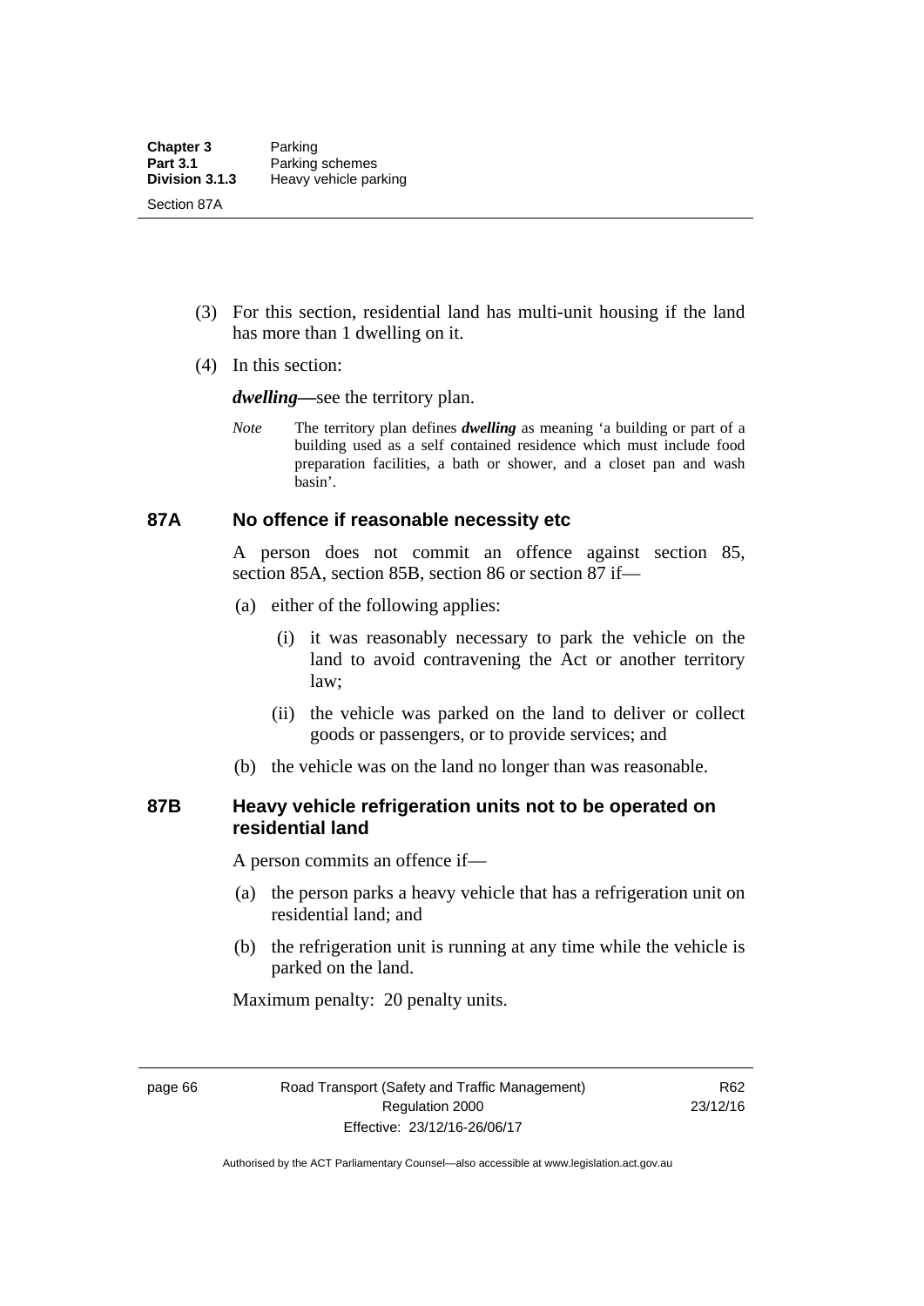(3) For this section, residential land has multi-unit housing if the land has more than 1 dwelling on it.

(4) In this section:

***dwelling***—see the territory plan.

*Note* The territory plan defines ***dwelling*** as meaning 'a building or part of a building used as a self contained residence which must include food preparation facilities, a bath or shower, and a closet pan and wash basin'.

### 87A No offence if reasonable necessity etc

A person does not commit an offence against section 85, section 85A, section 85B, section 86 or section 87 if—

(a) either of the following applies:

(i) it was reasonably necessary to park the vehicle on the land to avoid contravening the Act or another territory law;

(ii) the vehicle was parked on the land to deliver or collect goods or passengers, or to provide services; and

(b) the vehicle was on the land no longer than was reasonable.

### 87B Heavy vehicle refrigeration units not to be operated on residential land

A person commits an offence if—

(a) the person parks a heavy vehicle that has a refrigeration unit on residential land; and

(b) the refrigeration unit is running at any time while the vehicle is parked on the land.

Maximum penalty: 20 penalty units.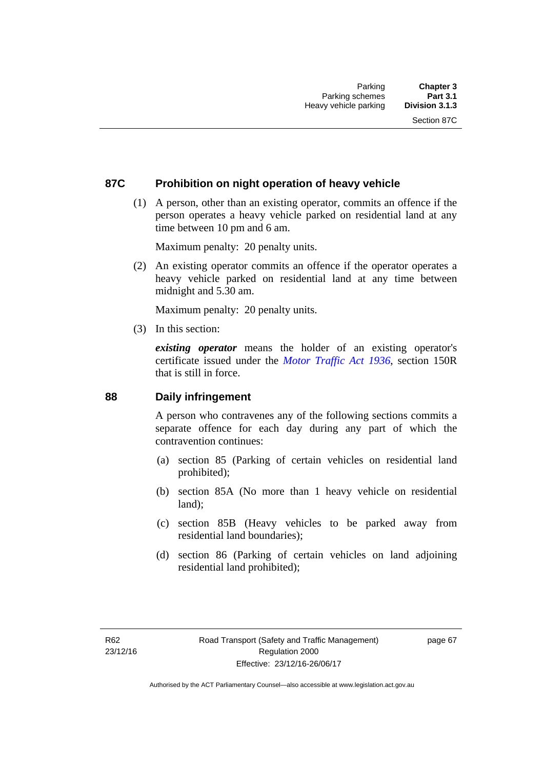### 87C Prohibition on night operation of heavy vehicle

(1) A person, other than an existing operator, commits an offence if the person operates a heavy vehicle parked on residential land at any time between 10 pm and 6 am.

Maximum penalty: 20 penalty units.

(2) An existing operator commits an offence if the operator operates a heavy vehicle parked on residential land at any time between midnight and 5.30 am.

Maximum penalty: 20 penalty units.

(3) In this section:

***existing operator*** means the holder of an existing operator's certificate issued under the *Motor Traffic Act 1936*, section 150R that is still in force.

### 88 Daily infringement

A person who contravenes any of the following sections commits a separate offence for each day during any part of which the contravention continues:

(a) section 85 (Parking of certain vehicles on residential land prohibited);

(b) section 85A (No more than 1 heavy vehicle on residential land);

(c) section 85B (Heavy vehicles to be parked away from residential land boundaries);

(d) section 86 (Parking of certain vehicles on land adjoining residential land prohibited);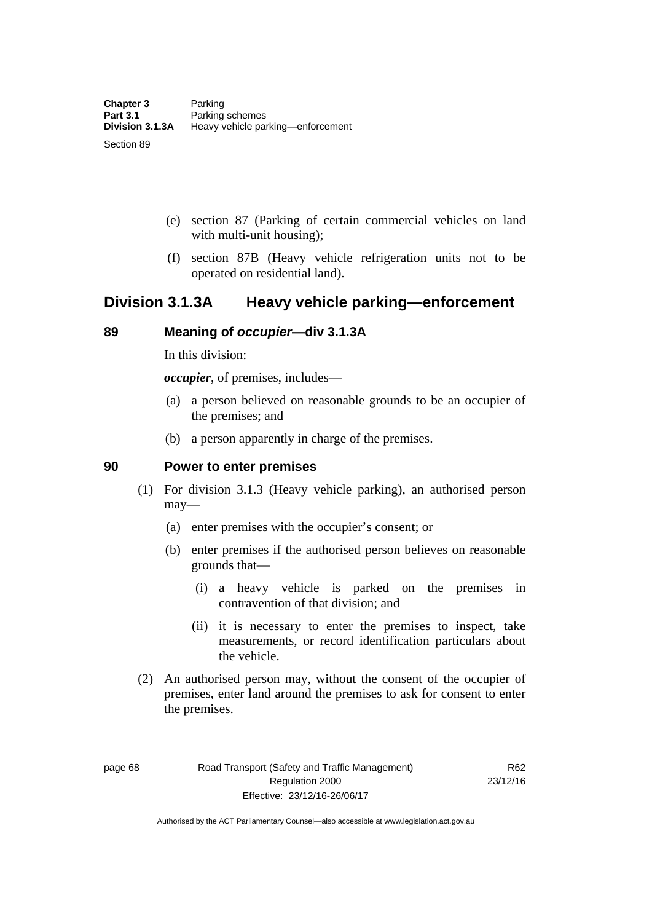(e) section 87 (Parking of certain commercial vehicles on land with multi-unit housing);

(f) section 87B (Heavy vehicle refrigeration units not to be operated on residential land).

## Division 3.1.3A Heavy vehicle parking—enforcement

### 89 Meaning of *occupier*—div 3.1.3A

In this division:

***occupier***, of premises, includes—

(a) a person believed on reasonable grounds to be an occupier of the premises; and

(b) a person apparently in charge of the premises.

### 90 Power to enter premises

(1) For division 3.1.3 (Heavy vehicle parking), an authorised person may—

(a) enter premises with the occupier's consent; or

(b) enter premises if the authorised person believes on reasonable grounds that—

(i) a heavy vehicle is parked on the premises in contravention of that division; and

(ii) it is necessary to enter the premises to inspect, take measurements, or record identification particulars about the vehicle.

(2) An authorised person may, without the consent of the occupier of premises, enter land around the premises to ask for consent to enter the premises.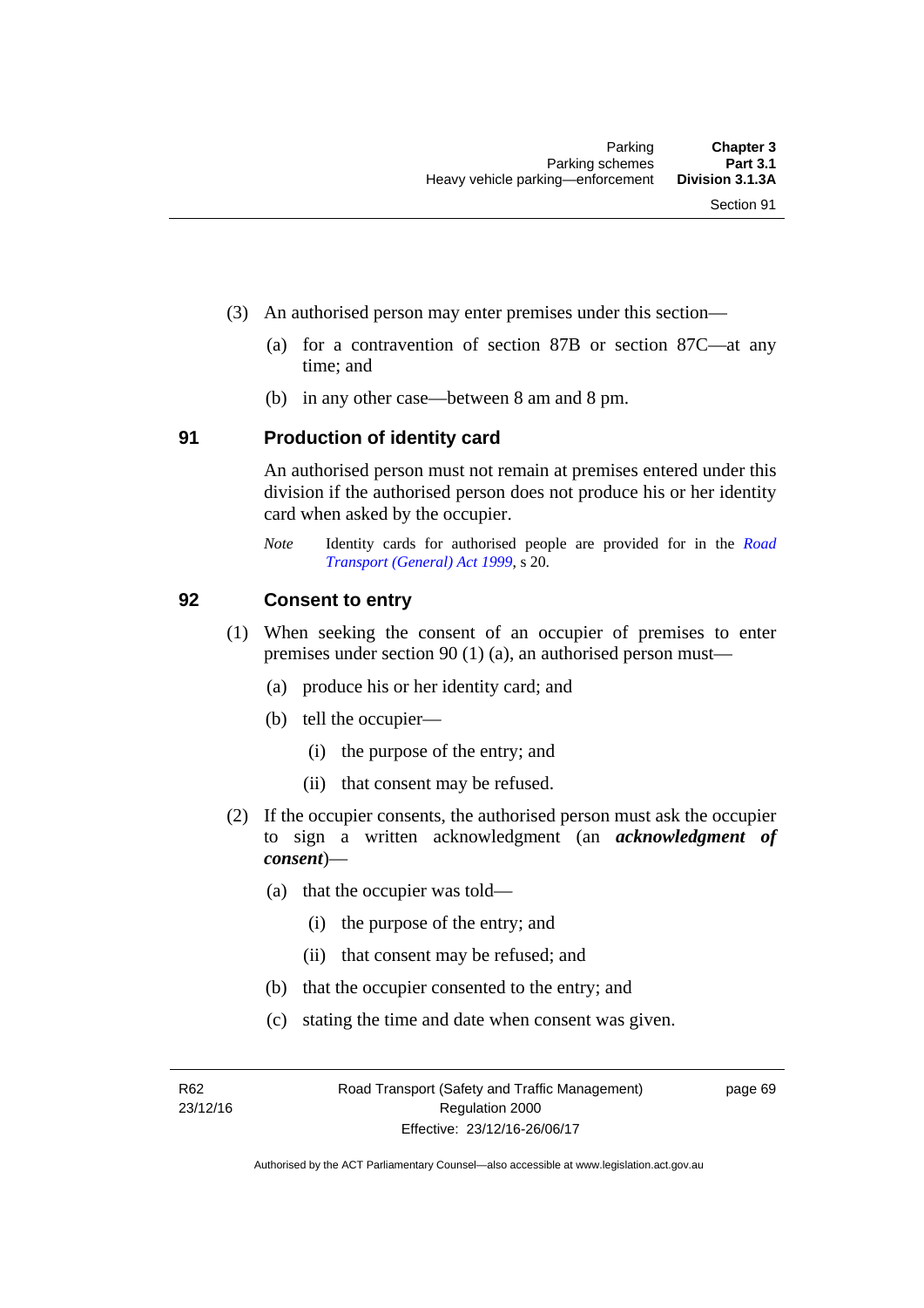(3) An authorised person may enter premises under this section—

(a) for a contravention of section 87B or section 87C—at any time; and

(b) in any other case—between 8 am and 8 pm.

## 91 Production of identity card

An authorised person must not remain at premises entered under this division if the authorised person does not produce his or her identity card when asked by the occupier.

*Note* Identity cards for authorised people are provided for in the *Road Transport (General) Act 1999*, s 20.

## 92 Consent to entry

(1) When seeking the consent of an occupier of premises to enter premises under section 90 (1) (a), an authorised person must—

(a) produce his or her identity card; and

(b) tell the occupier—

(i) the purpose of the entry; and

(ii) that consent may be refused.

(2) If the occupier consents, the authorised person must ask the occupier to sign a written acknowledgment (an ***acknowledgment of consent***)—

(a) that the occupier was told—

(i) the purpose of the entry; and

(ii) that consent may be refused; and

(b) that the occupier consented to the entry; and

(c) stating the time and date when consent was given.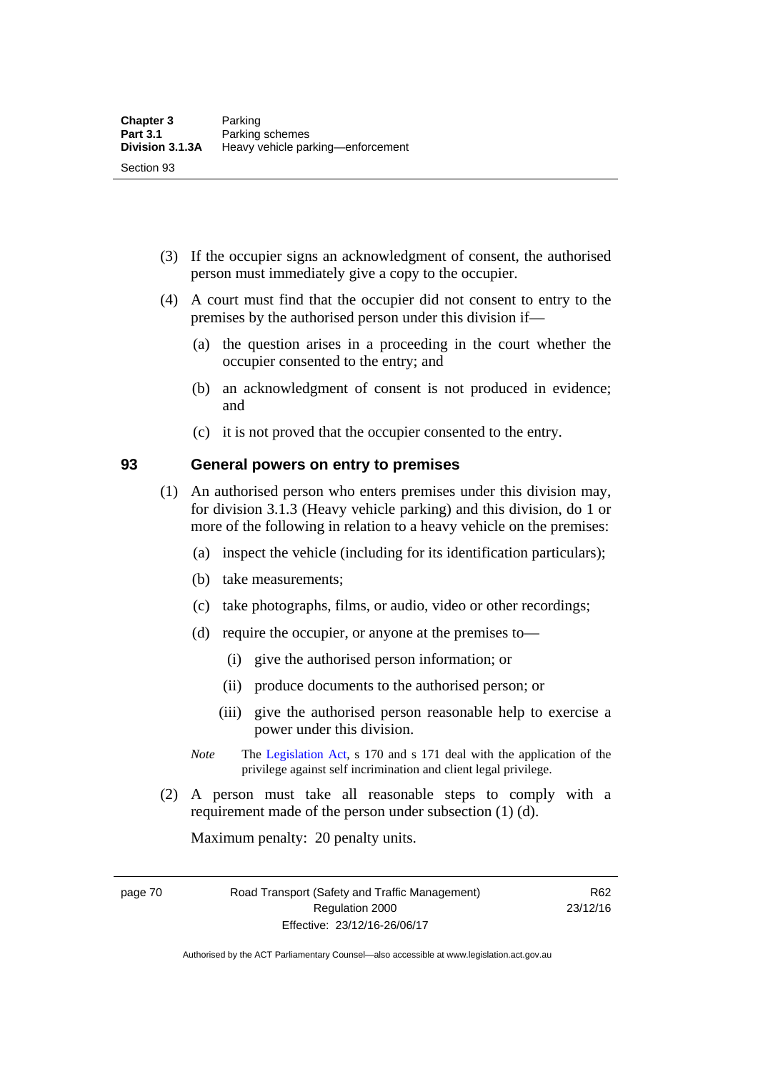(3) If the occupier signs an acknowledgment of consent, the authorised person must immediately give a copy to the occupier.

(4) A court must find that the occupier did not consent to entry to the premises by the authorised person under this division if—

(a) the question arises in a proceeding in the court whether the occupier consented to the entry; and

(b) an acknowledgment of consent is not produced in evidence; and

(c) it is not proved that the occupier consented to the entry.

## 93 General powers on entry to premises

(1) An authorised person who enters premises under this division may, for division 3.1.3 (Heavy vehicle parking) and this division, do 1 or more of the following in relation to a heavy vehicle on the premises:

(a) inspect the vehicle (including for its identification particulars);

(b) take measurements;

(c) take photographs, films, or audio, video or other recordings;

(d) require the occupier, or anyone at the premises to—

(i) give the authorised person information; or

(ii) produce documents to the authorised person; or

(iii) give the authorised person reasonable help to exercise a power under this division.

*Note* The Legislation Act, s 170 and s 171 deal with the application of the privilege against self incrimination and client legal privilege.

(2) A person must take all reasonable steps to comply with a requirement made of the person under subsection (1) (d).

Maximum penalty: 20 penalty units.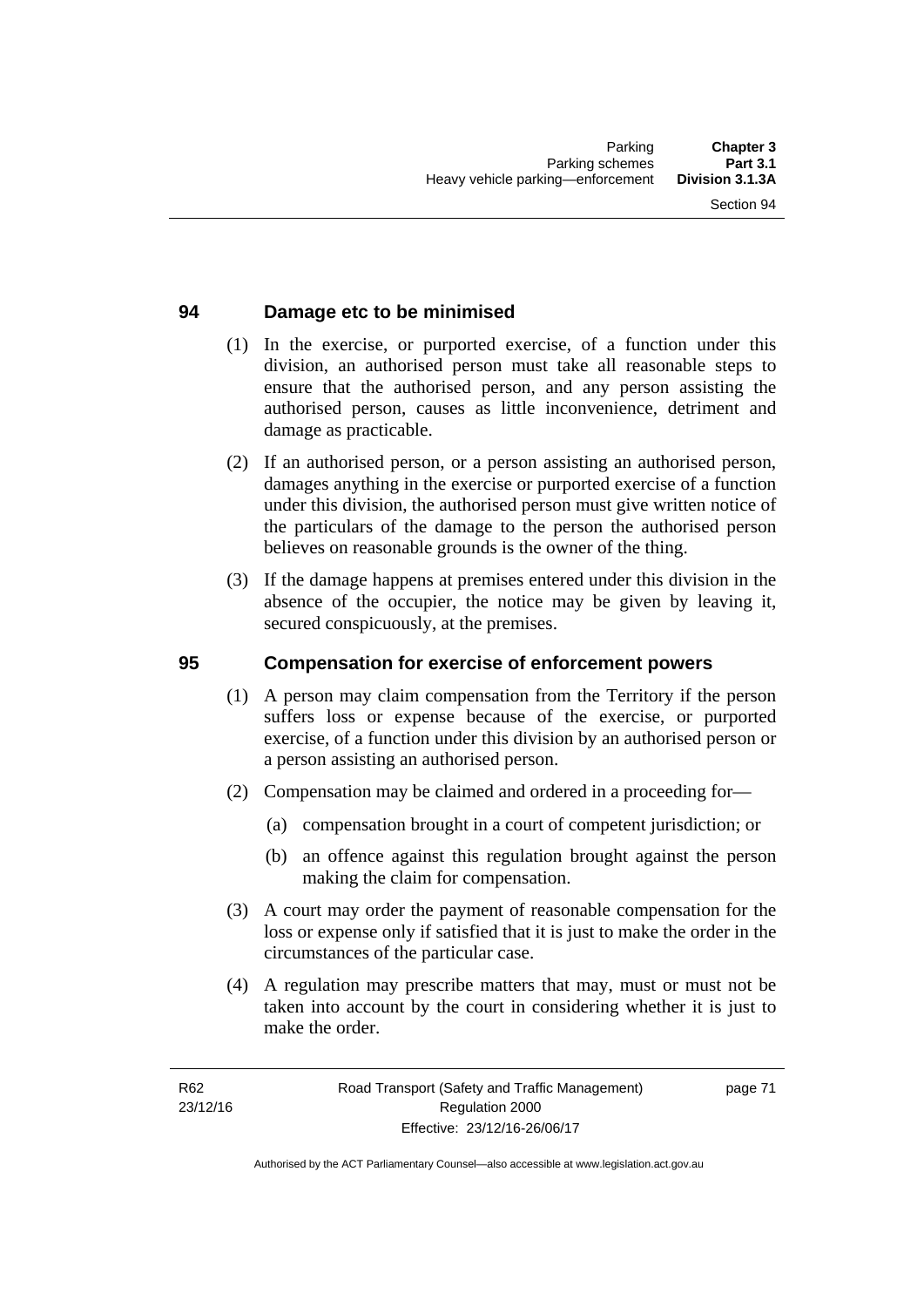## 94 Damage etc to be minimised

(1) In the exercise, or purported exercise, of a function under this division, an authorised person must take all reasonable steps to ensure that the authorised person, and any person assisting the authorised person, causes as little inconvenience, detriment and damage as practicable.

(2) If an authorised person, or a person assisting an authorised person, damages anything in the exercise or purported exercise of a function under this division, the authorised person must give written notice of the particulars of the damage to the person the authorised person believes on reasonable grounds is the owner of the thing.

(3) If the damage happens at premises entered under this division in the absence of the occupier, the notice may be given by leaving it, secured conspicuously, at the premises.

## 95 Compensation for exercise of enforcement powers

(1) A person may claim compensation from the Territory if the person suffers loss or expense because of the exercise, or purported exercise, of a function under this division by an authorised person or a person assisting an authorised person.

(2) Compensation may be claimed and ordered in a proceeding for—

(a) compensation brought in a court of competent jurisdiction; or

(b) an offence against this regulation brought against the person making the claim for compensation.

(3) A court may order the payment of reasonable compensation for the loss or expense only if satisfied that it is just to make the order in the circumstances of the particular case.

(4) A regulation may prescribe matters that may, must or must not be taken into account by the court in considering whether it is just to make the order.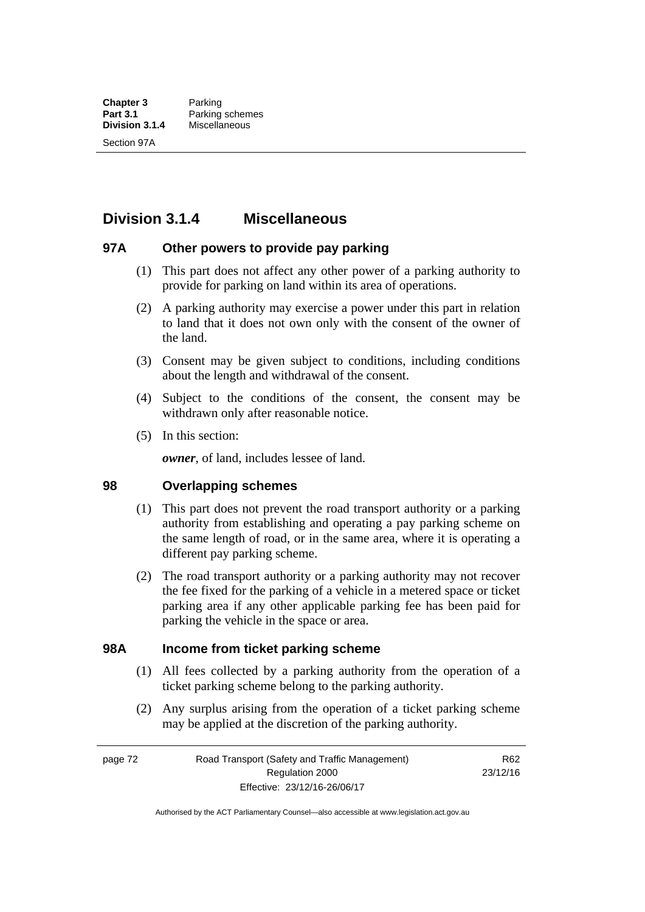## Division 3.1.4 Miscellaneous

### 97A Other powers to provide pay parking

(1) This part does not affect any other power of a parking authority to provide for parking on land within its area of operations.

(2) A parking authority may exercise a power under this part in relation to land that it does not own only with the consent of the owner of the land.

(3) Consent may be given subject to conditions, including conditions about the length and withdrawal of the consent.

(4) Subject to the conditions of the consent, the consent may be withdrawn only after reasonable notice.

(5) In this section:

***owner***, of land, includes lessee of land.

### 98 Overlapping schemes

(1) This part does not prevent the road transport authority or a parking authority from establishing and operating a pay parking scheme on the same length of road, or in the same area, where it is operating a different pay parking scheme.

(2) The road transport authority or a parking authority may not recover the fee fixed for the parking of a vehicle in a metered space or ticket parking area if any other applicable parking fee has been paid for parking the vehicle in the space or area.

### 98A Income from ticket parking scheme

(1) All fees collected by a parking authority from the operation of a ticket parking scheme belong to the parking authority.

(2) Any surplus arising from the operation of a ticket parking scheme may be applied at the discretion of the parking authority.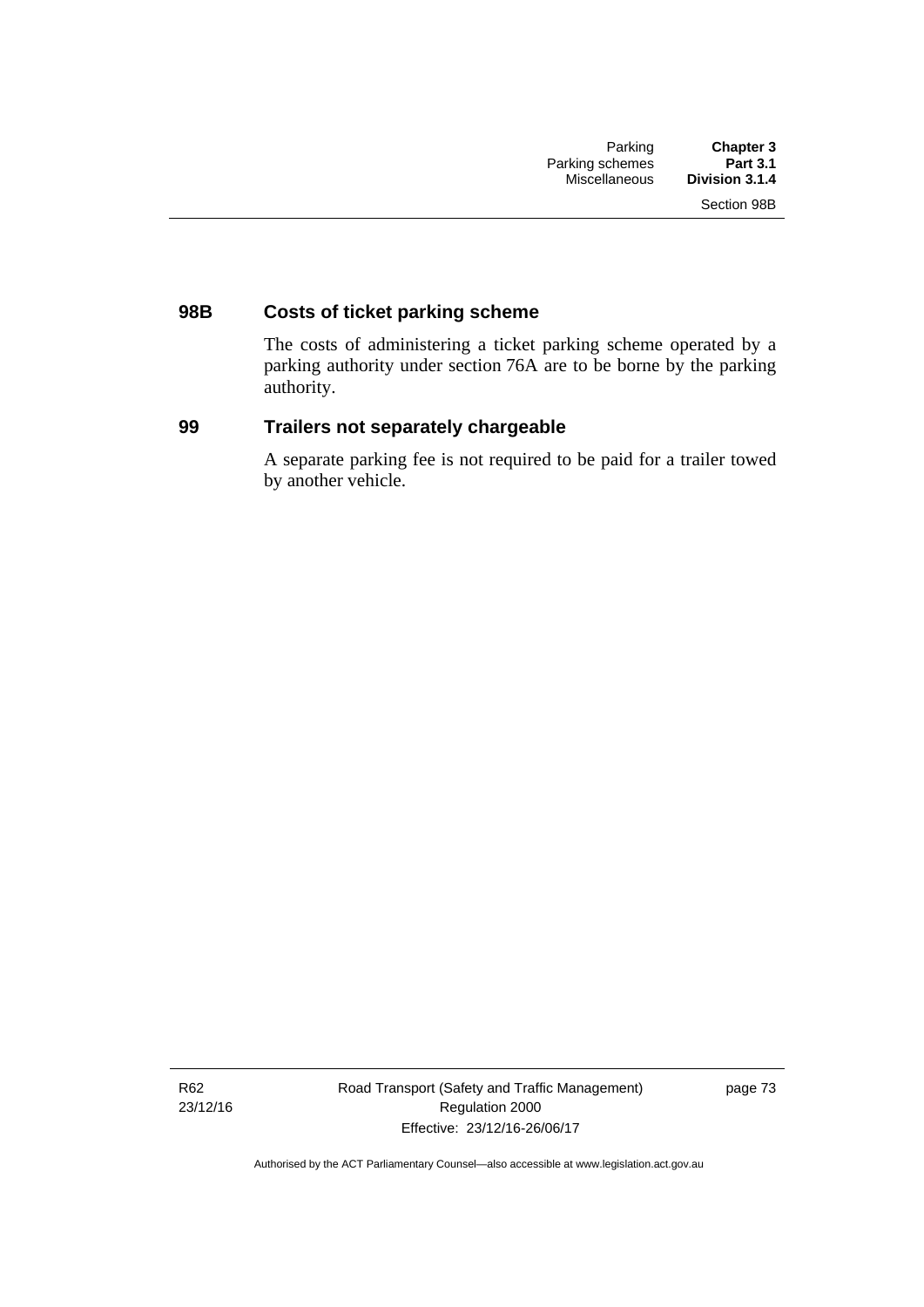### 98B Costs of ticket parking scheme

The costs of administering a ticket parking scheme operated by a parking authority under section 76A are to be borne by the parking authority.

### 99 Trailers not separately chargeable

A separate parking fee is not required to be paid for a trailer towed by another vehicle.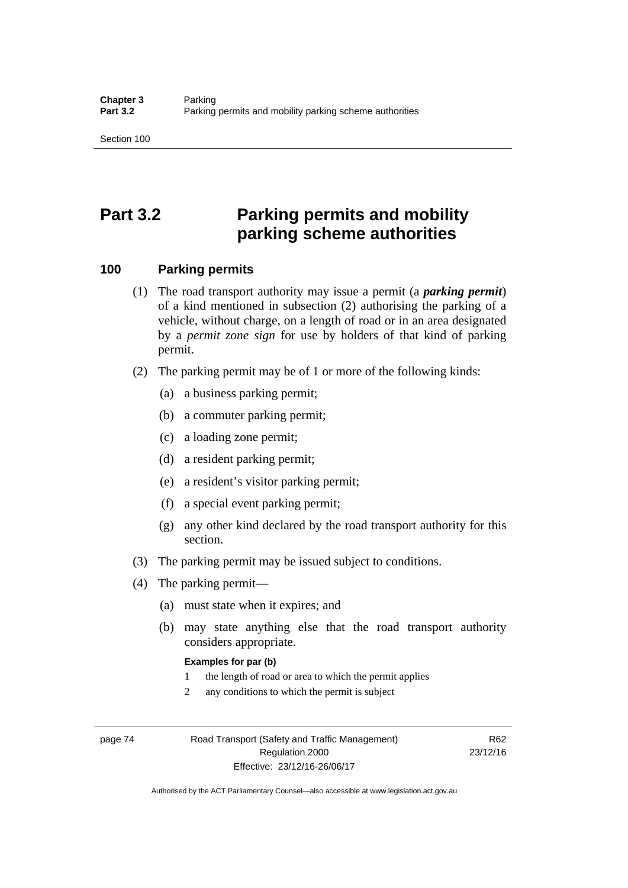# Part 3.2 Parking permits and mobility parking scheme authorities

## 100 Parking permits

(1) The road transport authority may issue a permit (a ***parking permit***) of a kind mentioned in subsection (2) authorising the parking of a vehicle, without charge, on a length of road or in an area designated by a *permit zone sign* for use by holders of that kind of parking permit.

(2) The parking permit may be of 1 or more of the following kinds:

(a) a business parking permit;

(b) a commuter parking permit;

(c) a loading zone permit;

(d) a resident parking permit;

(e) a resident's visitor parking permit;

(f) a special event parking permit;

(g) any other kind declared by the road transport authority for this section.

(3) The parking permit may be issued subject to conditions.

(4) The parking permit—

(a) must state when it expires; and

(b) may state anything else that the road transport authority considers appropriate.

**Examples for par (b)**

1 the length of road or area to which the permit applies

2 any conditions to which the permit is subject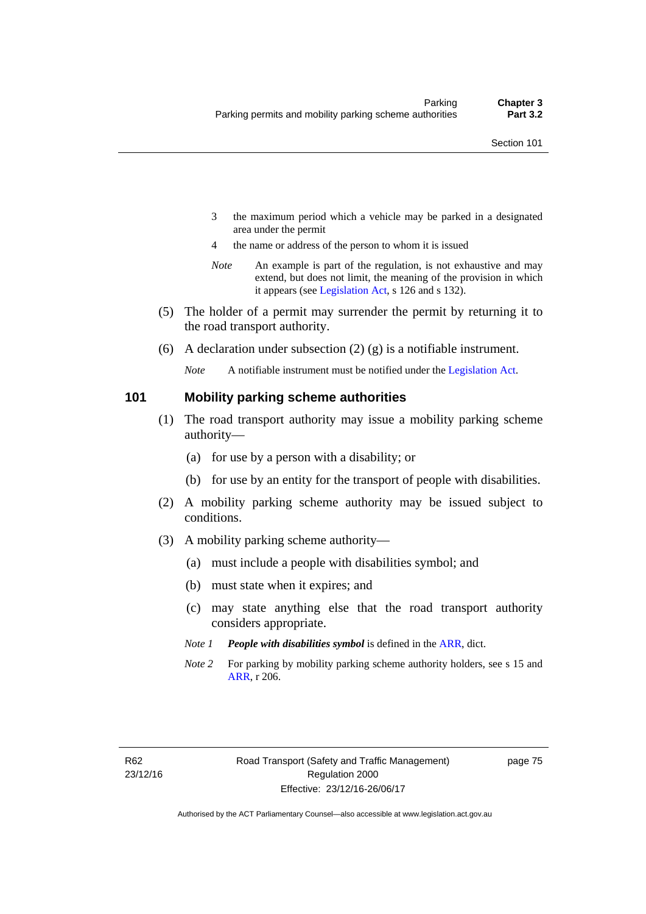3 the maximum period which a vehicle may be parked in a designated area under the permit

4 the name or address of the person to whom it is issued

*Note* An example is part of the regulation, is not exhaustive and may extend, but does not limit, the meaning of the provision in which it appears (see Legislation Act, s 126 and s 132).

(5) The holder of a permit may surrender the permit by returning it to the road transport authority.

(6) A declaration under subsection (2) (g) is a notifiable instrument.

*Note* A notifiable instrument must be notified under the Legislation Act.

## 101 Mobility parking scheme authorities

(1) The road transport authority may issue a mobility parking scheme authority—

(a) for use by a person with a disability; or

(b) for use by an entity for the transport of people with disabilities.

(2) A mobility parking scheme authority may be issued subject to conditions.

(3) A mobility parking scheme authority—

(a) must include a people with disabilities symbol; and

(b) must state when it expires; and

(c) may state anything else that the road transport authority considers appropriate.

*Note 1* ***People with disabilities symbol*** is defined in the ARR, dict.

*Note 2* For parking by mobility parking scheme authority holders, see s 15 and ARR, r 206.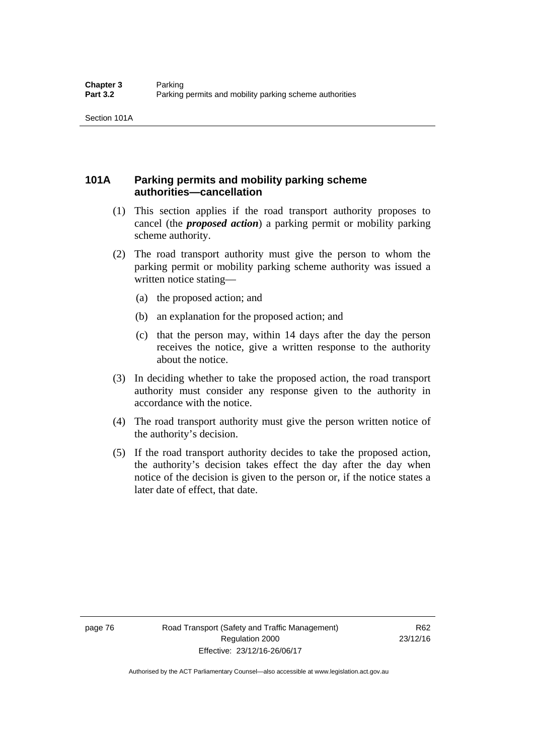## 101A Parking permits and mobility parking scheme authorities—cancellation

(1) This section applies if the road transport authority proposes to cancel (the ***proposed action***) a parking permit or mobility parking scheme authority.

(2) The road transport authority must give the person to whom the parking permit or mobility parking scheme authority was issued a written notice stating—

  (a) the proposed action; and

  (b) an explanation for the proposed action; and

  (c) that the person may, within 14 days after the day the person receives the notice, give a written response to the authority about the notice.

(3) In deciding whether to take the proposed action, the road transport authority must consider any response given to the authority in accordance with the notice.

(4) The road transport authority must give the person written notice of the authority's decision.

(5) If the road transport authority decides to take the proposed action, the authority's decision takes effect the day after the day when notice of the decision is given to the person or, if the notice states a later date of effect, that date.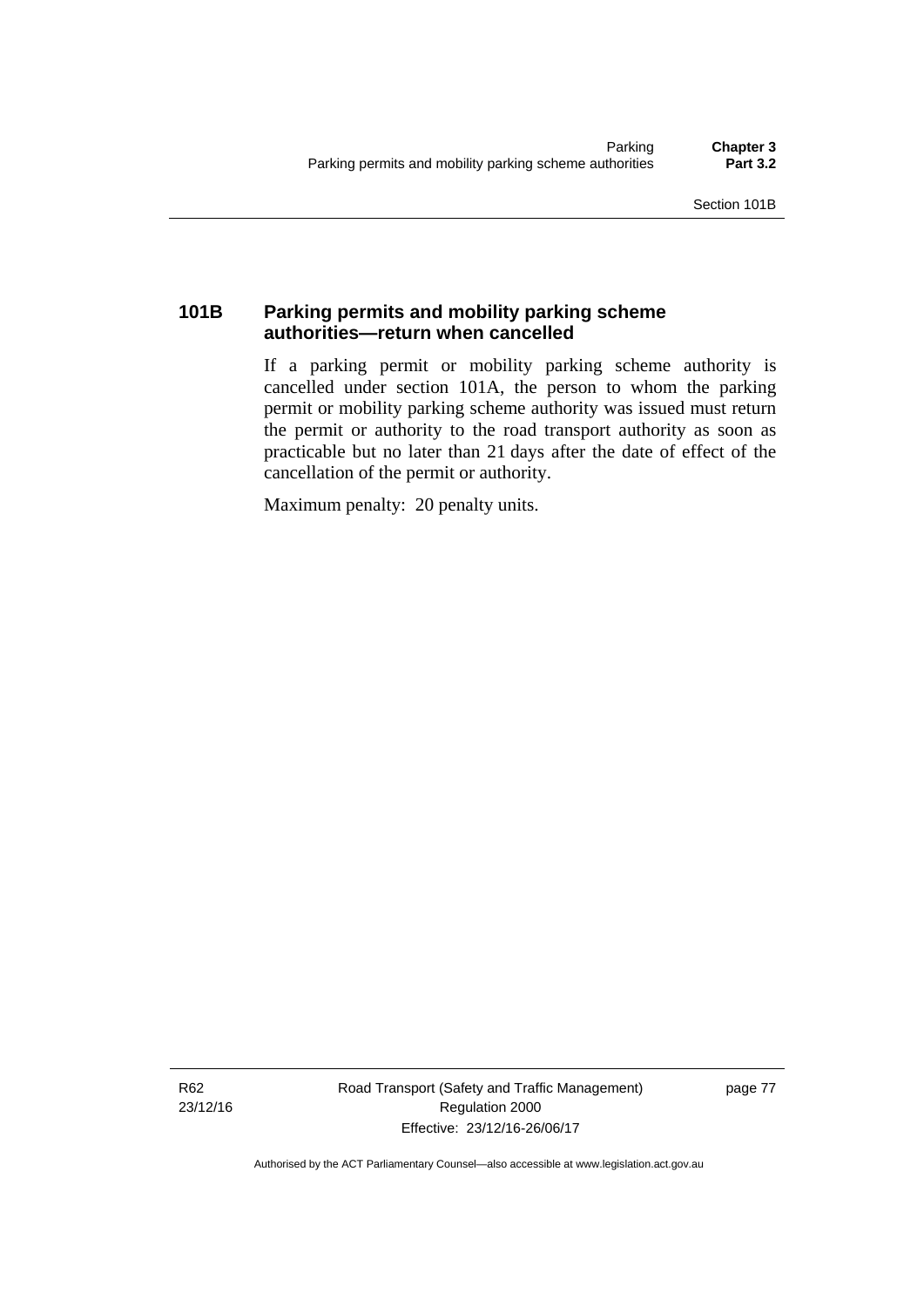## 101B Parking permits and mobility parking scheme authorities—return when cancelled

If a parking permit or mobility parking scheme authority is cancelled under section 101A, the person to whom the parking permit or mobility parking scheme authority was issued must return the permit or authority to the road transport authority as soon as practicable but no later than 21 days after the date of effect of the cancellation of the permit or authority.

Maximum penalty: 20 penalty units.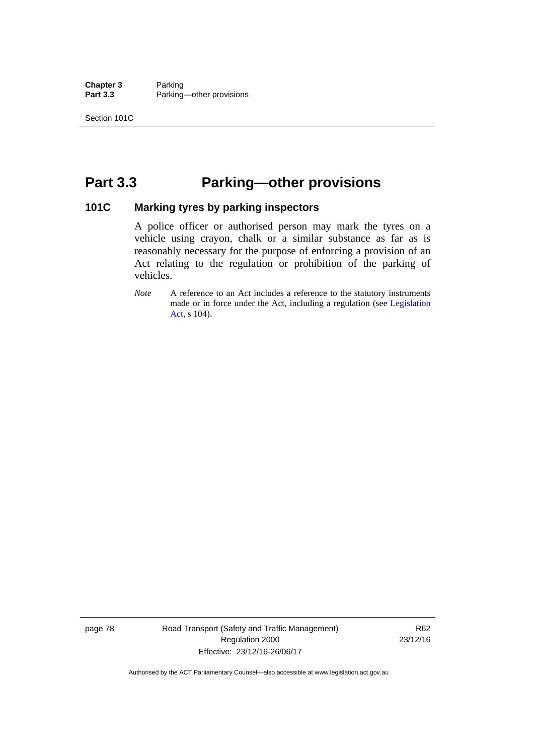# Part 3.3 Parking—other provisions

## 101C Marking tyres by parking inspectors

A police officer or authorised person may mark the tyres on a vehicle using crayon, chalk or a similar substance as far as is reasonably necessary for the purpose of enforcing a provision of an Act relating to the regulation or prohibition of the parking of vehicles.

*Note* A reference to an Act includes a reference to the statutory instruments made or in force under the Act, including a regulation (see Legislation Act, s 104).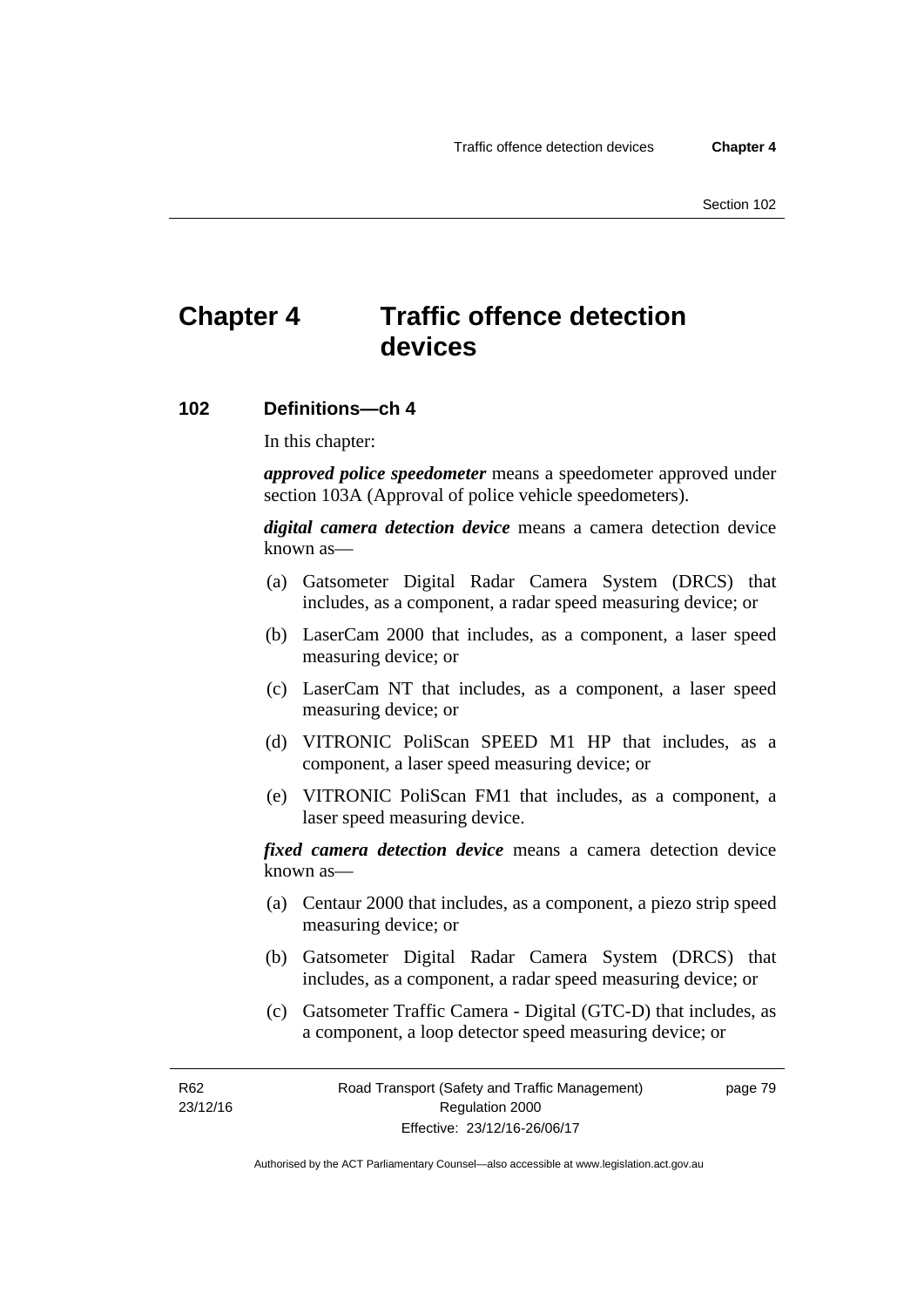# Chapter 4 Traffic offence detection devices

## 102 Definitions—ch 4

In this chapter:

***approved police speedometer*** means a speedometer approved under section 103A (Approval of police vehicle speedometers).

***digital camera detection device*** means a camera detection device known as—

(a) Gatsometer Digital Radar Camera System (DRCS) that includes, as a component, a radar speed measuring device; or

(b) LaserCam 2000 that includes, as a component, a laser speed measuring device; or

(c) LaserCam NT that includes, as a component, a laser speed measuring device; or

(d) VITRONIC PoliScan SPEED M1 HP that includes, as a component, a laser speed measuring device; or

(e) VITRONIC PoliScan FM1 that includes, as a component, a laser speed measuring device.

***fixed camera detection device*** means a camera detection device known as—

(a) Centaur 2000 that includes, as a component, a piezo strip speed measuring device; or

(b) Gatsometer Digital Radar Camera System (DRCS) that includes, as a component, a radar speed measuring device; or

(c) Gatsometer Traffic Camera - Digital (GTC-D) that includes, as a component, a loop detector speed measuring device; or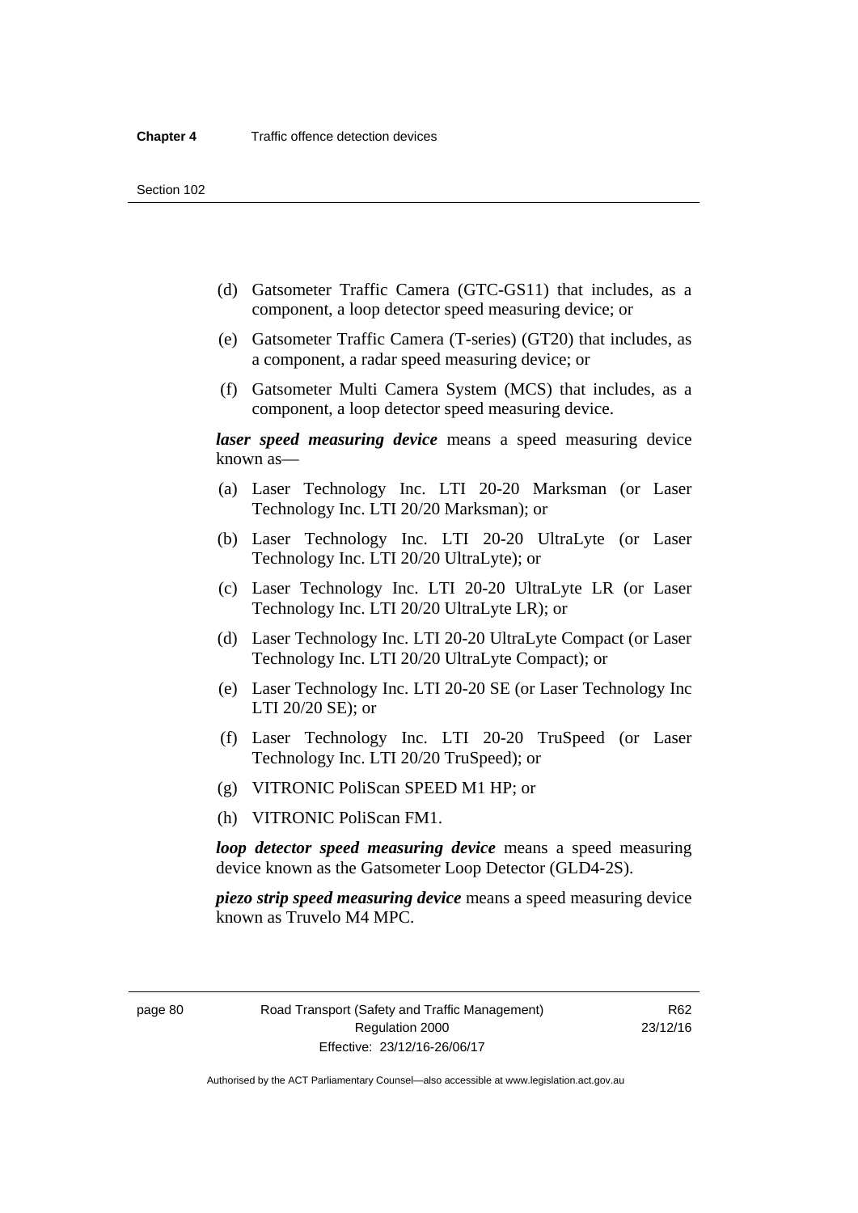(d) Gatsometer Traffic Camera (GTC-GS11) that includes, as a component, a loop detector speed measuring device; or

(e) Gatsometer Traffic Camera (T-series) (GT20) that includes, as a component, a radar speed measuring device; or

(f) Gatsometer Multi Camera System (MCS) that includes, as a component, a loop detector speed measuring device.

***laser speed measuring device*** means a speed measuring device known as—

(a) Laser Technology Inc. LTI 20-20 Marksman (or Laser Technology Inc. LTI 20/20 Marksman); or

(b) Laser Technology Inc. LTI 20-20 UltraLyte (or Laser Technology Inc. LTI 20/20 UltraLyte); or

(c) Laser Technology Inc. LTI 20-20 UltraLyte LR (or Laser Technology Inc. LTI 20/20 UltraLyte LR); or

(d) Laser Technology Inc. LTI 20-20 UltraLyte Compact (or Laser Technology Inc. LTI 20/20 UltraLyte Compact); or

(e) Laser Technology Inc. LTI 20-20 SE (or Laser Technology Inc LTI 20/20 SE); or

(f) Laser Technology Inc. LTI 20-20 TruSpeed (or Laser Technology Inc. LTI 20/20 TruSpeed); or

(g) VITRONIC PoliScan SPEED M1 HP; or

(h) VITRONIC PoliScan FM1.

***loop detector speed measuring device*** means a speed measuring device known as the Gatsometer Loop Detector (GLD4-2S).

***piezo strip speed measuring device*** means a speed measuring device known as Truvelo M4 MPC.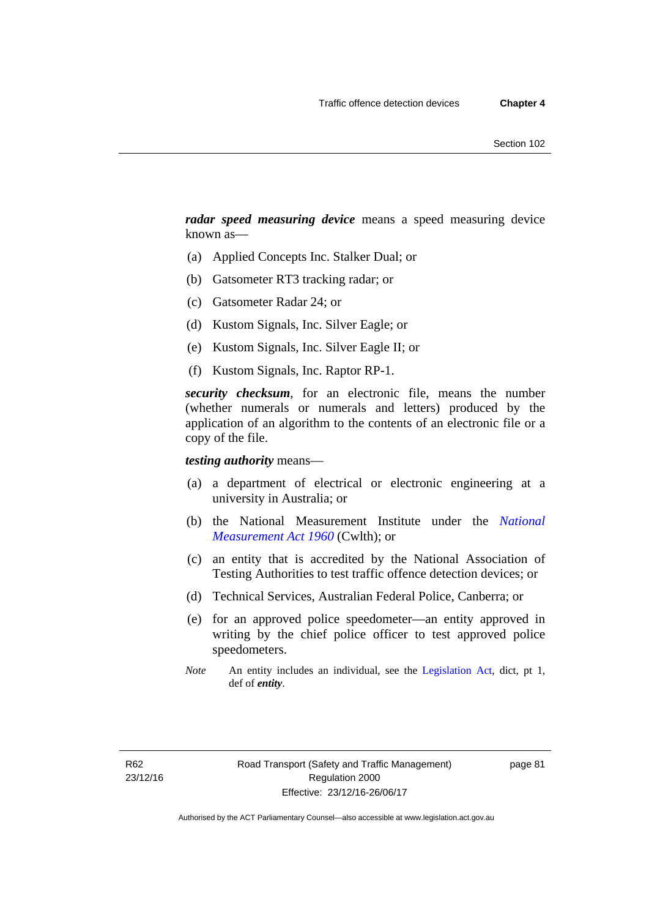***radar speed measuring device*** means a speed measuring device known as—

(a) Applied Concepts Inc. Stalker Dual; or

(b) Gatsometer RT3 tracking radar; or

(c) Gatsometer Radar 24; or

(d) Kustom Signals, Inc. Silver Eagle; or

(e) Kustom Signals, Inc. Silver Eagle II; or

(f) Kustom Signals, Inc. Raptor RP-1.

***security checksum***, for an electronic file, means the number (whether numerals or numerals and letters) produced by the application of an algorithm to the contents of an electronic file or a copy of the file.

***testing authority*** means—

(a) a department of electrical or electronic engineering at a university in Australia; or

(b) the National Measurement Institute under the *National Measurement Act 1960* (Cwlth); or

(c) an entity that is accredited by the National Association of Testing Authorities to test traffic offence detection devices; or

(d) Technical Services, Australian Federal Police, Canberra; or

(e) for an approved police speedometer—an entity approved in writing by the chief police officer to test approved police speedometers.

*Note* An entity includes an individual, see the Legislation Act, dict, pt 1, def of ***entity***.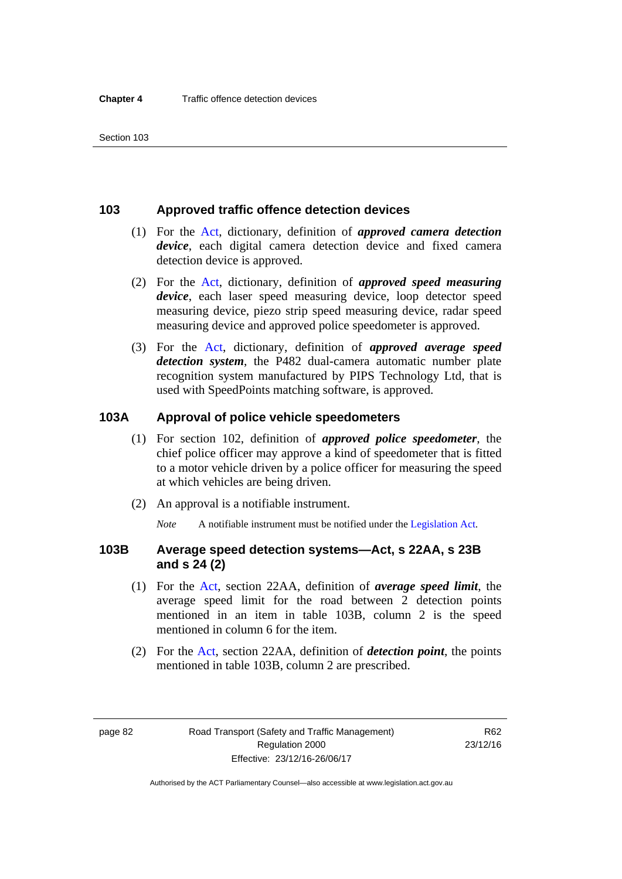## 103 Approved traffic offence detection devices

(1) For the Act, dictionary, definition of ***approved camera detection device***, each digital camera detection device and fixed camera detection device is approved.

(2) For the Act, dictionary, definition of ***approved speed measuring device***, each laser speed measuring device, loop detector speed measuring device, piezo strip speed measuring device, radar speed measuring device and approved police speedometer is approved.

(3) For the Act, dictionary, definition of ***approved average speed detection system***, the P482 dual-camera automatic number plate recognition system manufactured by PIPS Technology Ltd, that is used with SpeedPoints matching software, is approved.

## 103A Approval of police vehicle speedometers

(1) For section 102, definition of ***approved police speedometer***, the chief police officer may approve a kind of speedometer that is fitted to a motor vehicle driven by a police officer for measuring the speed at which vehicles are being driven.

(2) An approval is a notifiable instrument.

*Note* A notifiable instrument must be notified under the Legislation Act.

## 103B Average speed detection systems—Act, s 22AA, s 23B and s 24 (2)

(1) For the Act, section 22AA, definition of ***average speed limit***, the average speed limit for the road between 2 detection points mentioned in an item in table 103B, column 2 is the speed mentioned in column 6 for the item.

(2) For the Act, section 22AA, definition of ***detection point***, the points mentioned in table 103B, column 2 are prescribed.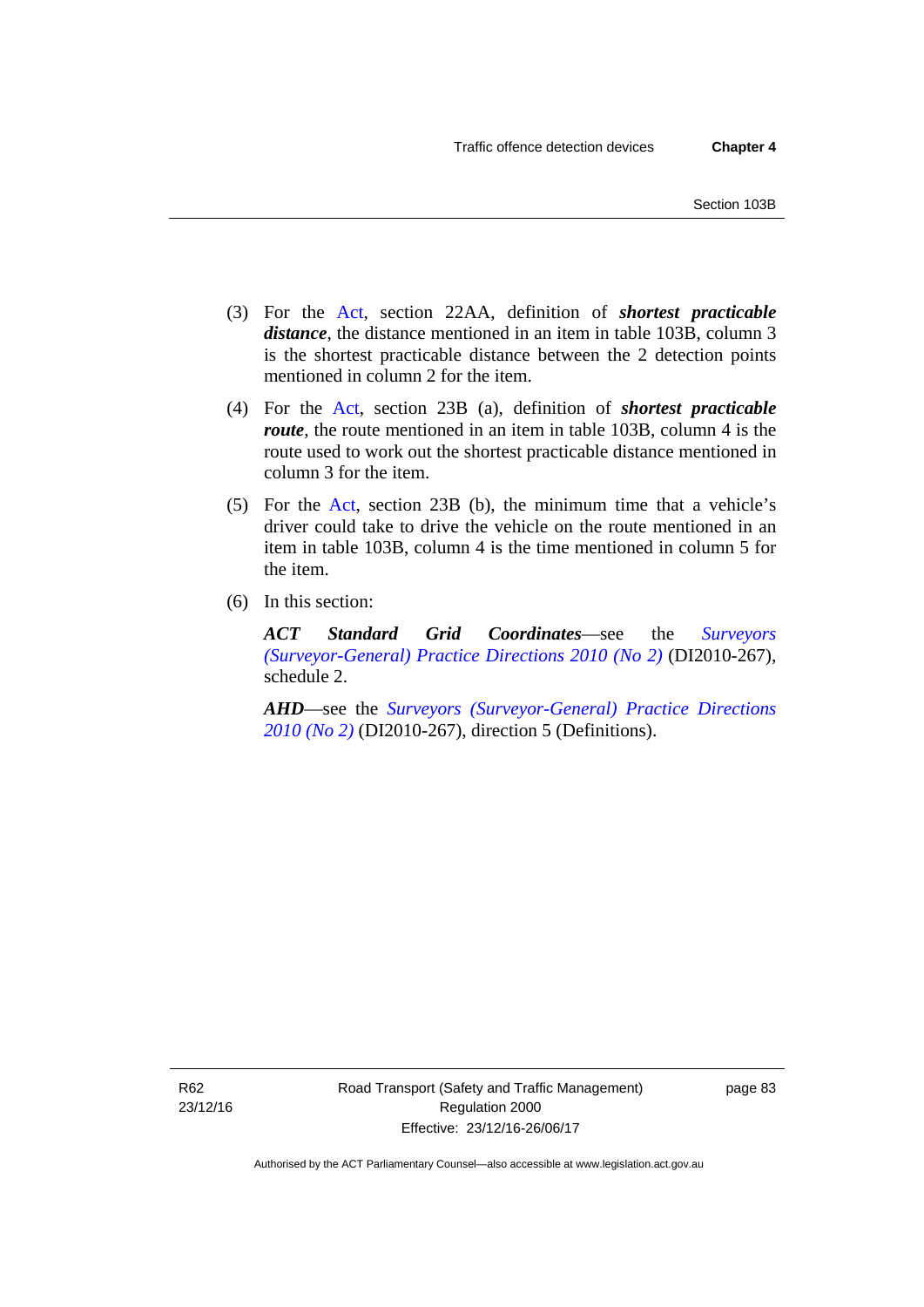(3) For the Act, section 22AA, definition of ***shortest practicable distance***, the distance mentioned in an item in table 103B, column 3 is the shortest practicable distance between the 2 detection points mentioned in column 2 for the item.

(4) For the Act, section 23B (a), definition of ***shortest practicable route***, the route mentioned in an item in table 103B, column 4 is the route used to work out the shortest practicable distance mentioned in column 3 for the item.

(5) For the Act, section 23B (b), the minimum time that a vehicle's driver could take to drive the vehicle on the route mentioned in an item in table 103B, column 4 is the time mentioned in column 5 for the item.

(6) In this section:

***ACT Standard Grid Coordinates***—see the *Surveyors (Surveyor-General) Practice Directions 2010 (No 2)* (DI2010-267), schedule 2.

***AHD***—see the *Surveyors (Surveyor-General) Practice Directions 2010 (No 2)* (DI2010-267), direction 5 (Definitions).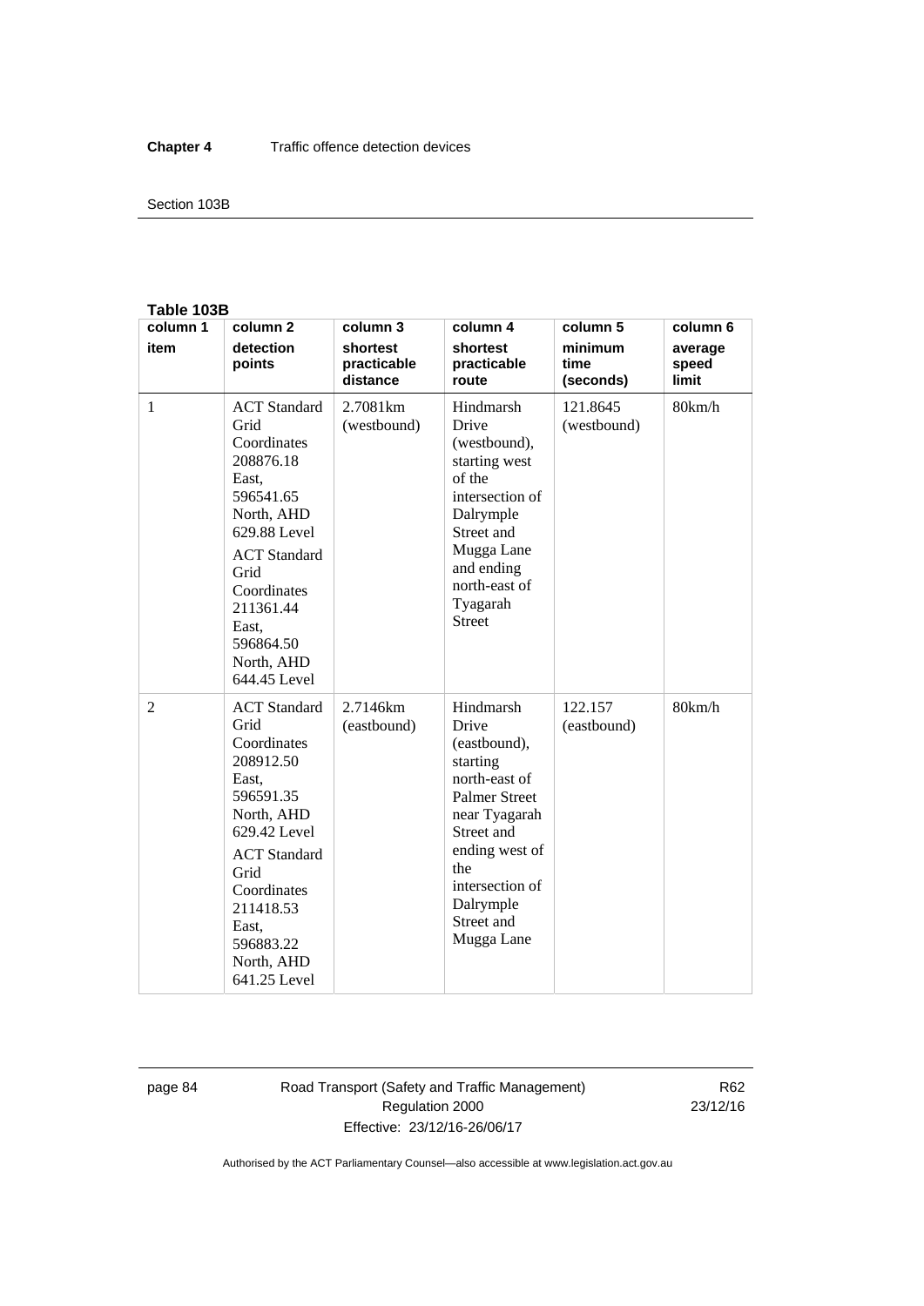**Table 103B**

| column 1 | column 2 | column 3 | column 4 | column 5 | column 6 |
|---|---|---|---|---|---|
| **item** | **detection points** | **shortest practicable distance** | **shortest practicable route** | **minimum time (seconds)** | **average speed limit** |
| 1 | ACT Standard Grid Coordinates 208876.18 East, 596541.65 North, AHD 629.88 Level<br>ACT Standard Grid Coordinates 211361.44 East, 596864.50 North, AHD 644.45 Level | 2.7081km (westbound) | Hindmarsh Drive (westbound), starting west of the intersection of Dalrymple Street and Mugga Lane and ending north-east of Tyagarah Street | 121.8645 (westbound) | 80km/h |
| 2 | ACT Standard Grid Coordinates 208912.50 East, 596591.35 North, AHD 629.42 Level<br>ACT Standard Grid Coordinates 211418.53 East, 596883.22 North, AHD 641.25 Level | 2.7146km (eastbound) | Hindmarsh Drive (eastbound), starting north-east of Palmer Street near Tyagarah Street and ending west of the intersection of Dalrymple Street and Mugga Lane | 122.157 (eastbound) | 80km/h |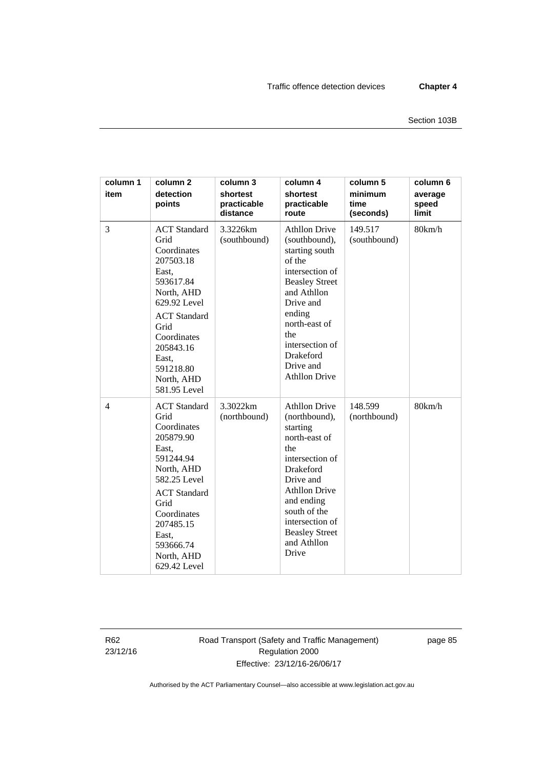| column 1 item | column 2 detection points | column 3 shortest practicable distance | column 4 shortest practicable route | column 5 minimum time (seconds) | column 6 average speed limit |
|---|---|---|---|---|---|
| 3 | ACT Standard Grid Coordinates 207503.18 East, 593617.84 North, AHD 629.92 Level<br>ACT Standard Grid Coordinates 205843.16 East, 591218.80 North, AHD 581.95 Level | 3.3226km (southbound) | Athllon Drive (southbound), starting south of the intersection of Beasley Street and Athllon Drive and ending north-east of the intersection of Drakeford Drive and Athllon Drive | 149.517 (southbound) | 80km/h |
| 4 | ACT Standard Grid Coordinates 205879.90 East, 591244.94 North, AHD 582.25 Level<br>ACT Standard Grid Coordinates 207485.15 East, 593666.74 North, AHD 629.42 Level | 3.3022km (northbound) | Athllon Drive (northbound), starting north-east of the intersection of Drakeford Drive and Athllon Drive and ending south of the intersection of Beasley Street and Athllon Drive | 148.599 (northbound) | 80km/h |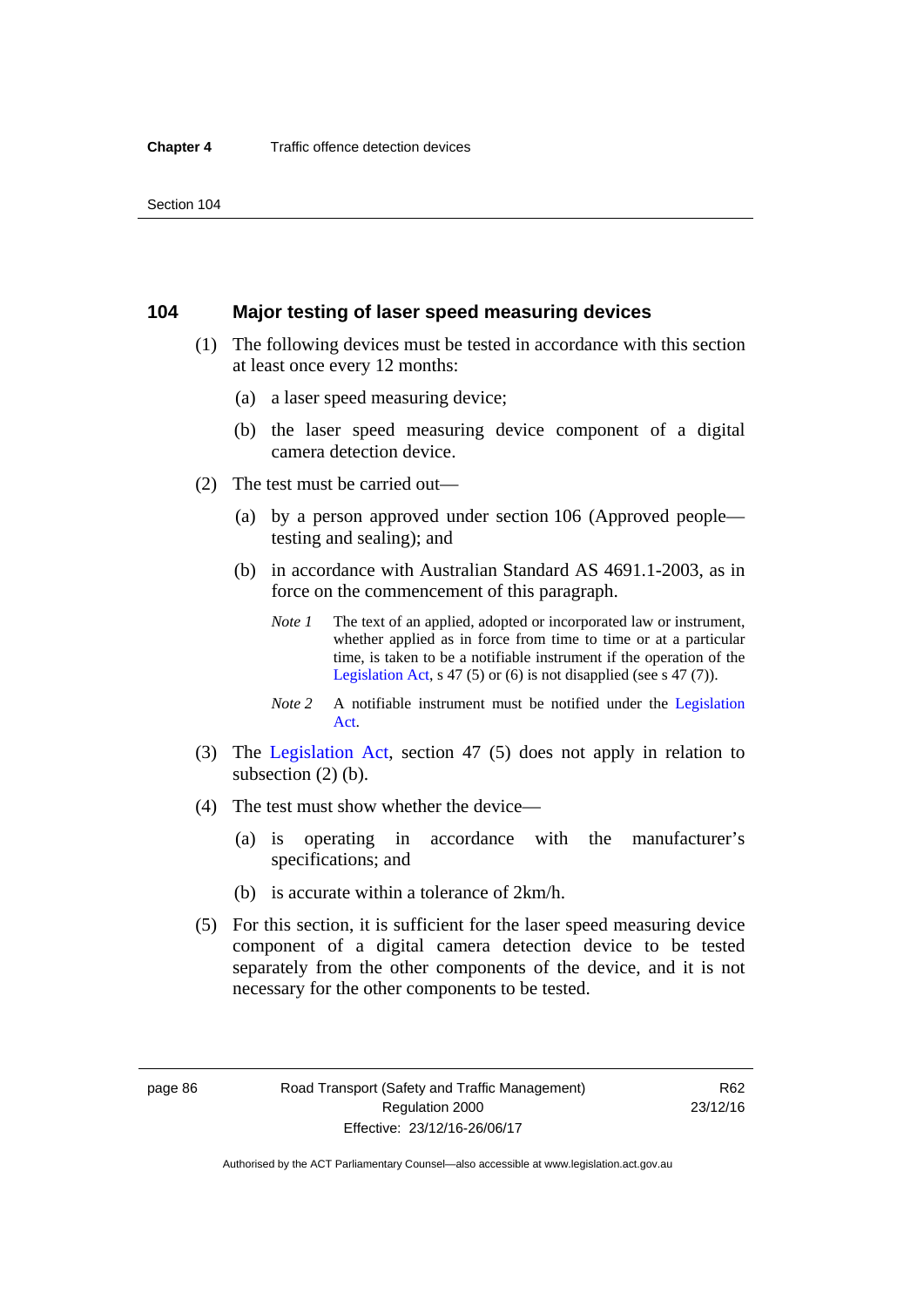## 104 Major testing of laser speed measuring devices

(1) The following devices must be tested in accordance with this section at least once every 12 months:

(a) a laser speed measuring device;

(b) the laser speed measuring device component of a digital camera detection device.

(2) The test must be carried out—

(a) by a person approved under section 106 (Approved people—testing and sealing); and

(b) in accordance with Australian Standard AS 4691.1-2003, as in force on the commencement of this paragraph.

*Note 1* The text of an applied, adopted or incorporated law or instrument, whether applied as in force from time to time or at a particular time, is taken to be a notifiable instrument if the operation of the Legislation Act, s 47 (5) or (6) is not disapplied (see s 47 (7)).

*Note 2* A notifiable instrument must be notified under the Legislation Act.

(3) The Legislation Act, section 47 (5) does not apply in relation to subsection (2) (b).

(4) The test must show whether the device—

(a) is operating in accordance with the manufacturer's specifications; and

(b) is accurate within a tolerance of 2km/h.

(5) For this section, it is sufficient for the laser speed measuring device component of a digital camera detection device to be tested separately from the other components of the device, and it is not necessary for the other components to be tested.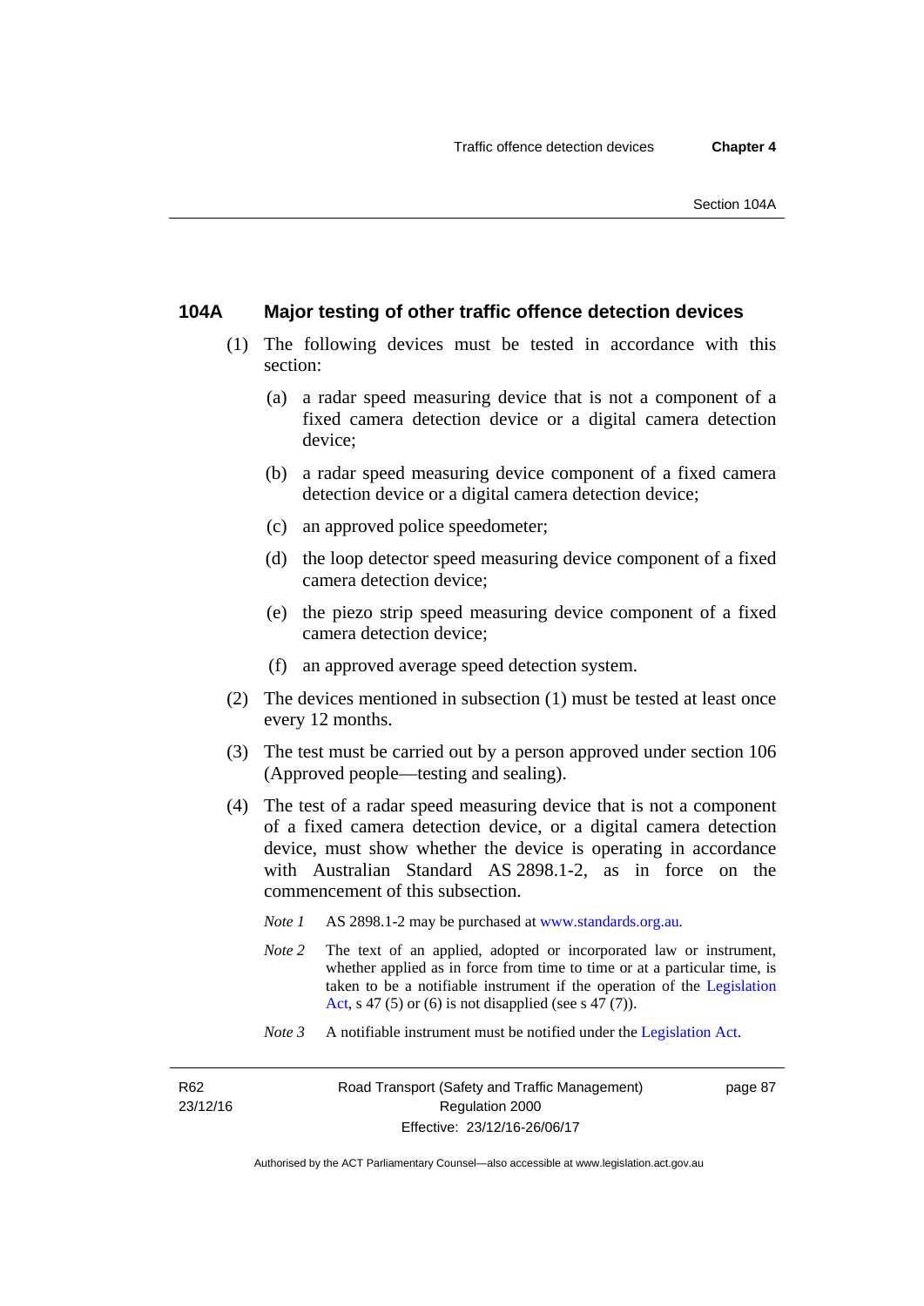## 104A Major testing of other traffic offence detection devices

(1) The following devices must be tested in accordance with this section:

(a) a radar speed measuring device that is not a component of a fixed camera detection device or a digital camera detection device;

(b) a radar speed measuring device component of a fixed camera detection device or a digital camera detection device;

(c) an approved police speedometer;

(d) the loop detector speed measuring device component of a fixed camera detection device;

(e) the piezo strip speed measuring device component of a fixed camera detection device;

(f) an approved average speed detection system.

(2) The devices mentioned in subsection (1) must be tested at least once every 12 months.

(3) The test must be carried out by a person approved under section 106 (Approved people—testing and sealing).

(4) The test of a radar speed measuring device that is not a component of a fixed camera detection device, or a digital camera detection device, must show whether the device is operating in accordance with Australian Standard AS 2898.1-2, as in force on the commencement of this subsection.

*Note 1* AS 2898.1-2 may be purchased at www.standards.org.au.

*Note 2* The text of an applied, adopted or incorporated law or instrument, whether applied as in force from time to time or at a particular time, is taken to be a notifiable instrument if the operation of the Legislation Act, s 47 (5) or (6) is not disapplied (see s 47 (7)).

*Note 3* A notifiable instrument must be notified under the Legislation Act.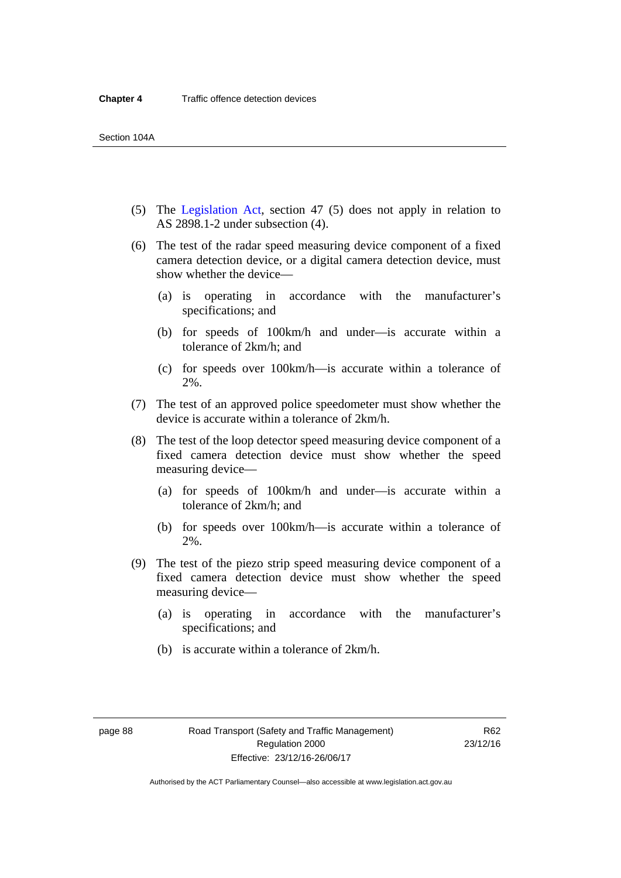(5) The Legislation Act, section 47 (5) does not apply in relation to AS 2898.1-2 under subsection (4).

(6) The test of the radar speed measuring device component of a fixed camera detection device, or a digital camera detection device, must show whether the device—

(a) is operating in accordance with the manufacturer's specifications; and

(b) for speeds of 100km/h and under—is accurate within a tolerance of 2km/h; and

(c) for speeds over 100km/h—is accurate within a tolerance of 2%.

(7) The test of an approved police speedometer must show whether the device is accurate within a tolerance of 2km/h.

(8) The test of the loop detector speed measuring device component of a fixed camera detection device must show whether the speed measuring device—

(a) for speeds of 100km/h and under—is accurate within a tolerance of 2km/h; and

(b) for speeds over 100km/h—is accurate within a tolerance of 2%.

(9) The test of the piezo strip speed measuring device component of a fixed camera detection device must show whether the speed measuring device—

(a) is operating in accordance with the manufacturer's specifications; and

(b) is accurate within a tolerance of 2km/h.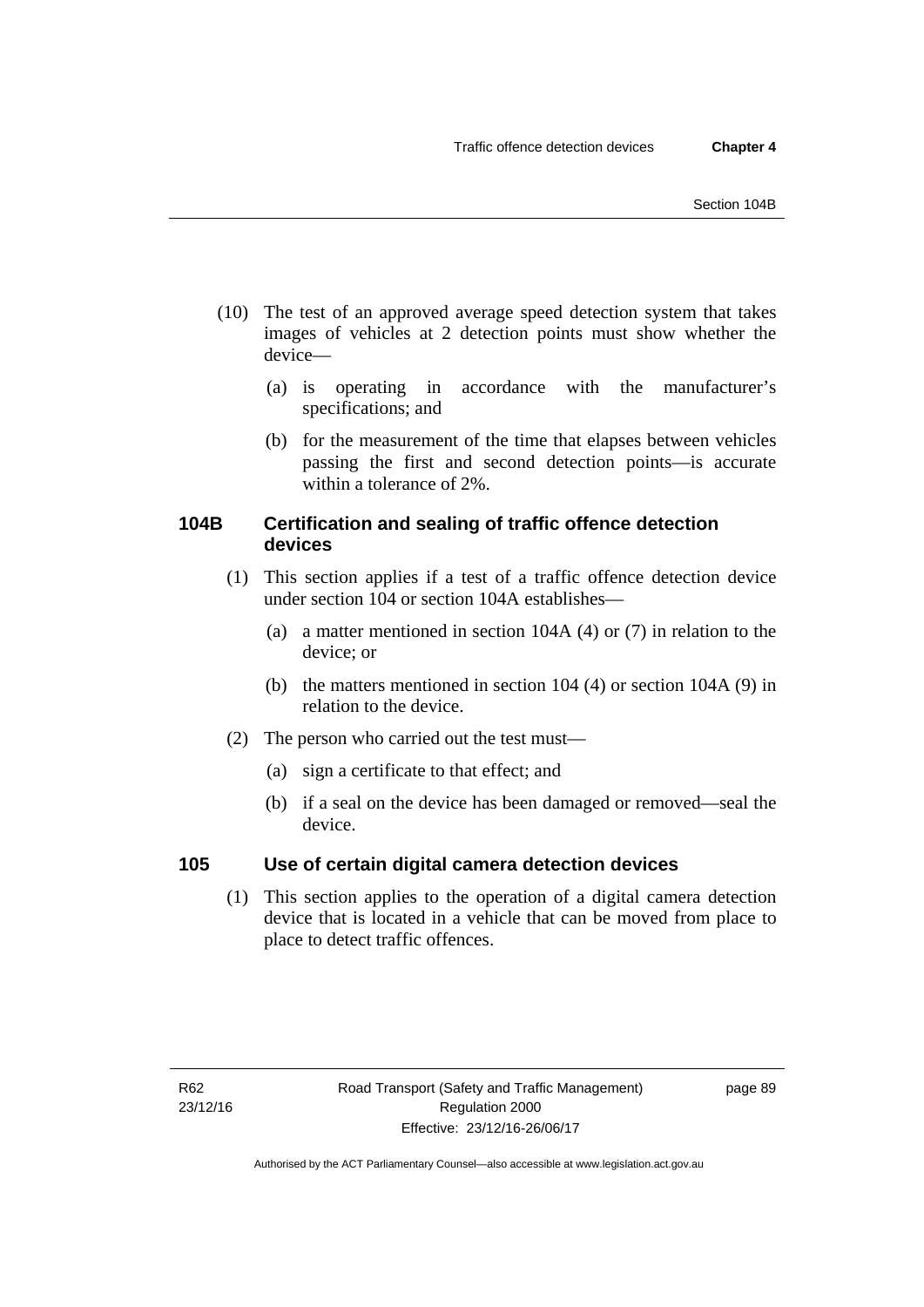(10) The test of an approved average speed detection system that takes images of vehicles at 2 detection points must show whether the device—

   (a) is operating in accordance with the manufacturer's specifications; and

   (b) for the measurement of the time that elapses between vehicles passing the first and second detection points—is accurate within a tolerance of 2%.

## 104B Certification and sealing of traffic offence detection devices

(1) This section applies if a test of a traffic offence detection device under section 104 or section 104A establishes—

   (a) a matter mentioned in section 104A (4) or (7) in relation to the device; or

   (b) the matters mentioned in section 104 (4) or section 104A (9) in relation to the device.

(2) The person who carried out the test must—

   (a) sign a certificate to that effect; and

   (b) if a seal on the device has been damaged or removed—seal the device.

## 105 Use of certain digital camera detection devices

(1) This section applies to the operation of a digital camera detection device that is located in a vehicle that can be moved from place to place to detect traffic offences.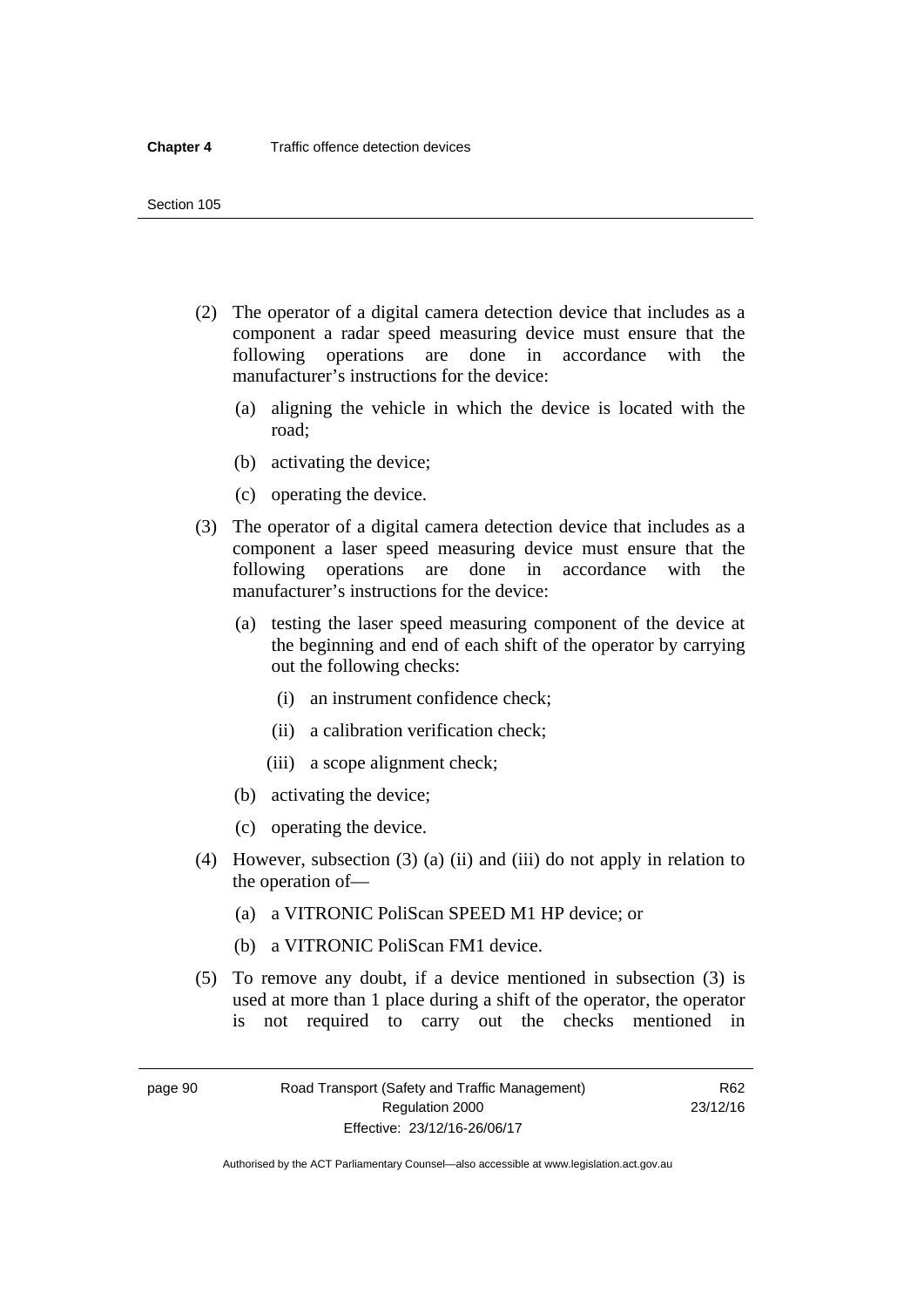(2) The operator of a digital camera detection device that includes as a component a radar speed measuring device must ensure that the following operations are done in accordance with the manufacturer's instructions for the device:

  (a) aligning the vehicle in which the device is located with the road;

  (b) activating the device;

  (c) operating the device.

(3) The operator of a digital camera detection device that includes as a component a laser speed measuring device must ensure that the following operations are done in accordance with the manufacturer's instructions for the device:

  (a) testing the laser speed measuring component of the device at the beginning and end of each shift of the operator by carrying out the following checks:

    (i) an instrument confidence check;

    (ii) a calibration verification check;

    (iii) a scope alignment check;

  (b) activating the device;

  (c) operating the device.

(4) However, subsection (3) (a) (ii) and (iii) do not apply in relation to the operation of—

  (a) a VITRONIC PoliScan SPEED M1 HP device; or

  (b) a VITRONIC PoliScan FM1 device.

(5) To remove any doubt, if a device mentioned in subsection (3) is used at more than 1 place during a shift of the operator, the operator is not required to carry out the checks mentioned in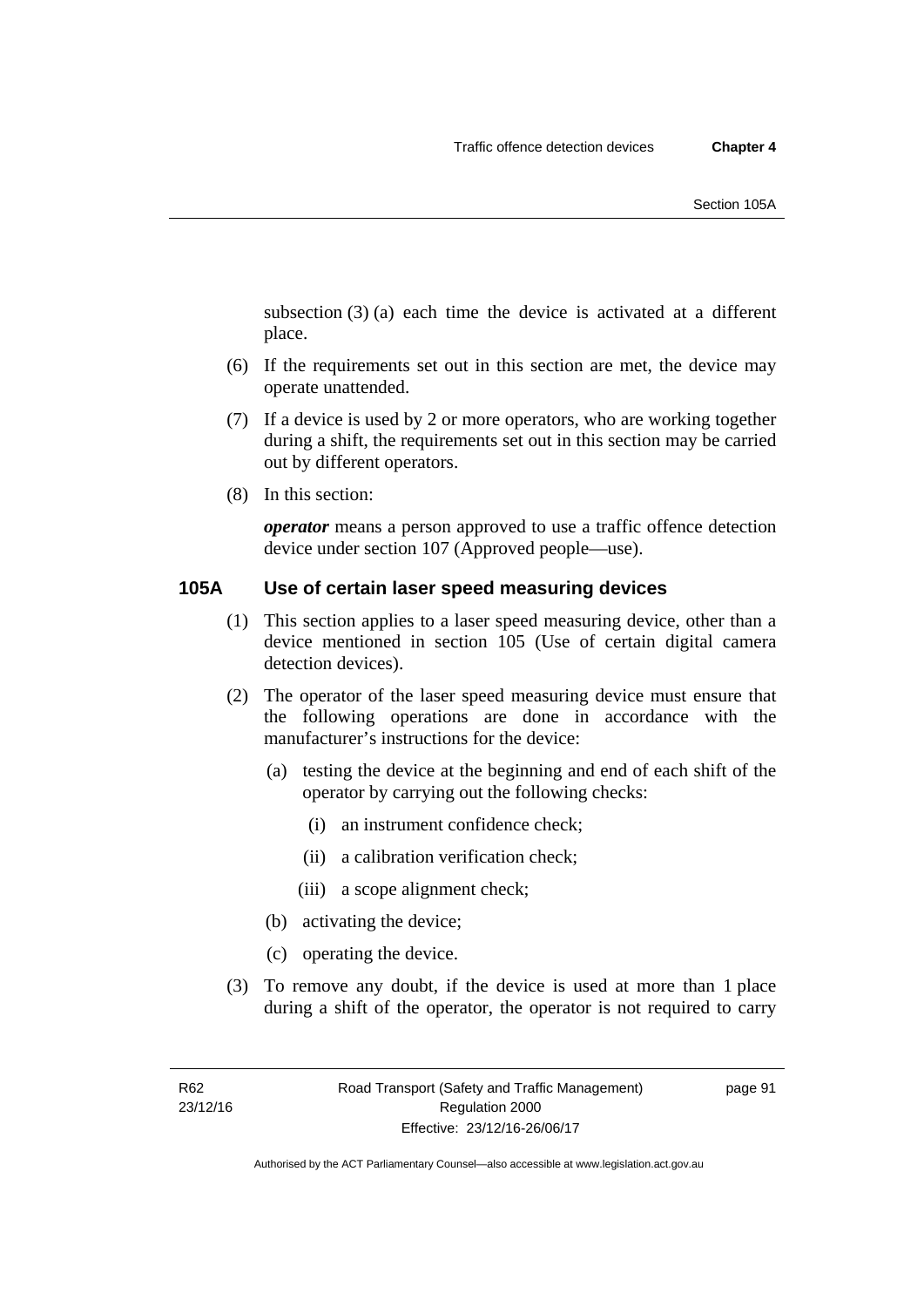subsection (3) (a) each time the device is activated at a different place.

(6) If the requirements set out in this section are met, the device may operate unattended.

(7) If a device is used by 2 or more operators, who are working together during a shift, the requirements set out in this section may be carried out by different operators.

(8) In this section:

***operator*** means a person approved to use a traffic offence detection device under section 107 (Approved people—use).

## 105A Use of certain laser speed measuring devices

(1) This section applies to a laser speed measuring device, other than a device mentioned in section 105 (Use of certain digital camera detection devices).

(2) The operator of the laser speed measuring device must ensure that the following operations are done in accordance with the manufacturer's instructions for the device:

(a) testing the device at the beginning and end of each shift of the operator by carrying out the following checks:

(i) an instrument confidence check;

(ii) a calibration verification check;

(iii) a scope alignment check;

(b) activating the device;

(c) operating the device.

(3) To remove any doubt, if the device is used at more than 1 place during a shift of the operator, the operator is not required to carry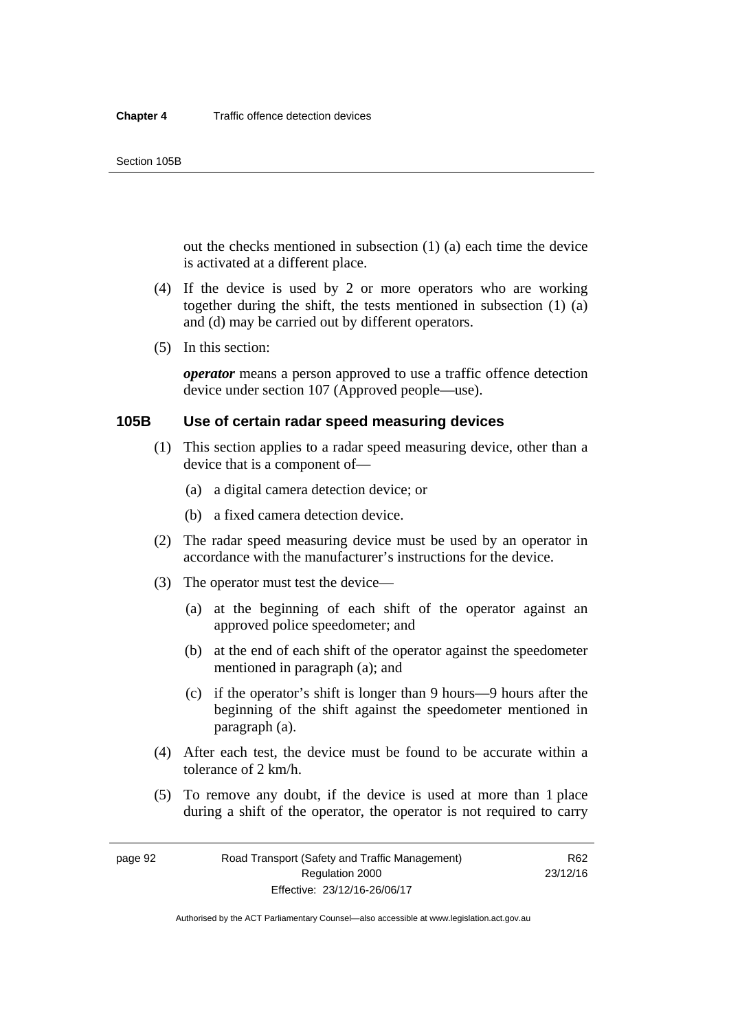out the checks mentioned in subsection (1) (a) each time the device is activated at a different place.

(4) If the device is used by 2 or more operators who are working together during the shift, the tests mentioned in subsection (1) (a) and (d) may be carried out by different operators.

(5) In this section:

***operator*** means a person approved to use a traffic offence detection device under section 107 (Approved people—use).

### 105B Use of certain radar speed measuring devices

(1) This section applies to a radar speed measuring device, other than a device that is a component of—

(a) a digital camera detection device; or

(b) a fixed camera detection device.

(2) The radar speed measuring device must be used by an operator in accordance with the manufacturer's instructions for the device.

(3) The operator must test the device—

(a) at the beginning of each shift of the operator against an approved police speedometer; and

(b) at the end of each shift of the operator against the speedometer mentioned in paragraph (a); and

(c) if the operator's shift is longer than 9 hours—9 hours after the beginning of the shift against the speedometer mentioned in paragraph (a).

(4) After each test, the device must be found to be accurate within a tolerance of 2 km/h.

(5) To remove any doubt, if the device is used at more than 1 place during a shift of the operator, the operator is not required to carry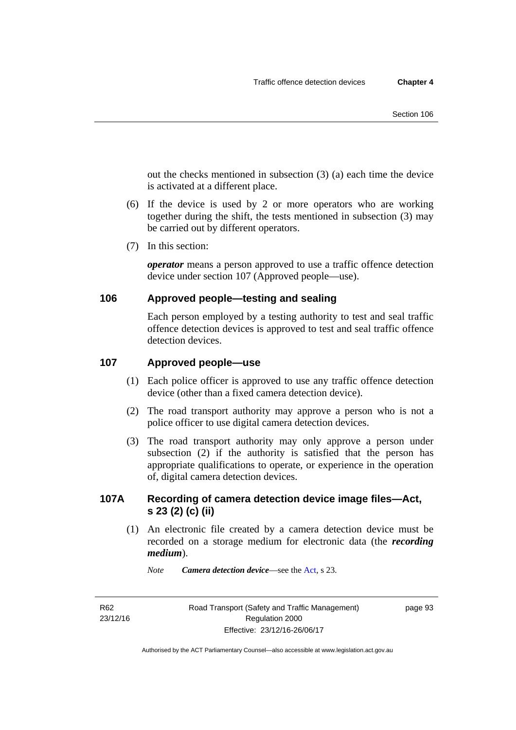out the checks mentioned in subsection (3) (a) each time the device is activated at a different place.

(6) If the device is used by 2 or more operators who are working together during the shift, the tests mentioned in subsection (3) may be carried out by different operators.

(7) In this section:

***operator*** means a person approved to use a traffic offence detection device under section 107 (Approved people—use).

## 106 Approved people—testing and sealing

Each person employed by a testing authority to test and seal traffic offence detection devices is approved to test and seal traffic offence detection devices.

## 107 Approved people—use

(1) Each police officer is approved to use any traffic offence detection device (other than a fixed camera detection device).

(2) The road transport authority may approve a person who is not a police officer to use digital camera detection devices.

(3) The road transport authority may only approve a person under subsection (2) if the authority is satisfied that the person has appropriate qualifications to operate, or experience in the operation of, digital camera detection devices.

## 107A Recording of camera detection device image files—Act, s 23 (2) (c) (ii)

(1) An electronic file created by a camera detection device must be recorded on a storage medium for electronic data (the ***recording medium***).

*Note* ***Camera detection device***—see the Act, s 23.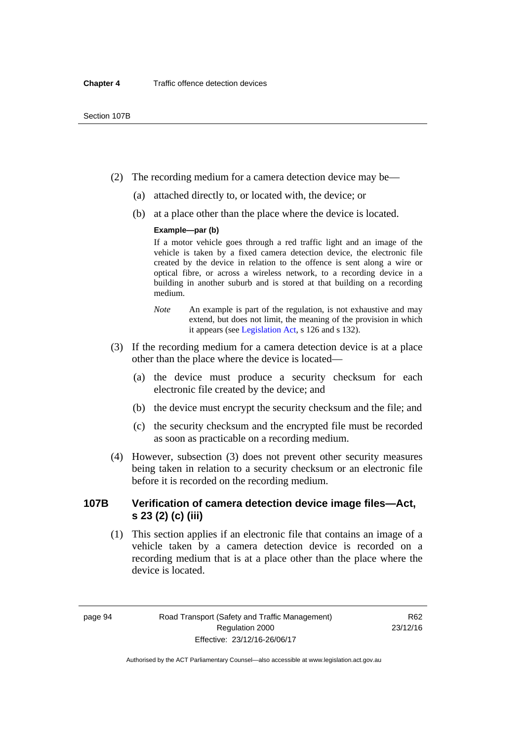(2) The recording medium for a camera detection device may be—

(a) attached directly to, or located with, the device; or

(b) at a place other than the place where the device is located.

**Example—par (b)**

If a motor vehicle goes through a red traffic light and an image of the vehicle is taken by a fixed camera detection device, the electronic file created by the device in relation to the offence is sent along a wire or optical fibre, or across a wireless network, to a recording device in a building in another suburb and is stored at that building on a recording medium.

*Note* An example is part of the regulation, is not exhaustive and may extend, but does not limit, the meaning of the provision in which it appears (see Legislation Act, s 126 and s 132).

(3) If the recording medium for a camera detection device is at a place other than the place where the device is located—

(a) the device must produce a security checksum for each electronic file created by the device; and

(b) the device must encrypt the security checksum and the file; and

(c) the security checksum and the encrypted file must be recorded as soon as practicable on a recording medium.

(4) However, subsection (3) does not prevent other security measures being taken in relation to a security checksum or an electronic file before it is recorded on the recording medium.

## 107B Verification of camera detection device image files—Act, s 23 (2) (c) (iii)

(1) This section applies if an electronic file that contains an image of a vehicle taken by a camera detection device is recorded on a recording medium that is at a place other than the place where the device is located.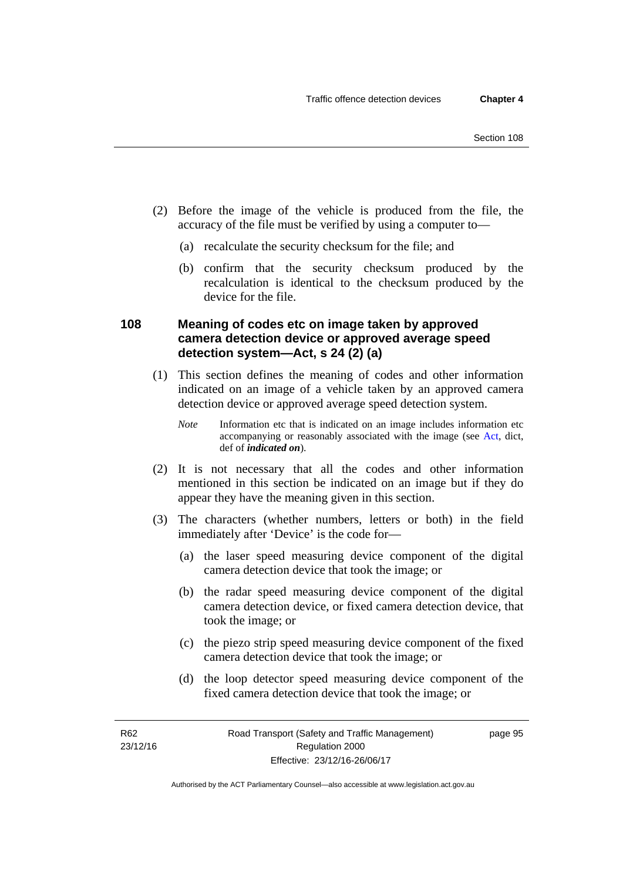(2) Before the image of the vehicle is produced from the file, the accuracy of the file must be verified by using a computer to—

(a) recalculate the security checksum for the file; and

(b) confirm that the security checksum produced by the recalculation is identical to the checksum produced by the device for the file.

### 108 Meaning of codes etc on image taken by approved camera detection device or approved average speed detection system—Act, s 24 (2) (a)

(1) This section defines the meaning of codes and other information indicated on an image of a vehicle taken by an approved camera detection device or approved average speed detection system.

*Note* Information etc that is indicated on an image includes information etc accompanying or reasonably associated with the image (see Act, dict, def of ***indicated on***).

(2) It is not necessary that all the codes and other information mentioned in this section be indicated on an image but if they do appear they have the meaning given in this section.

(3) The characters (whether numbers, letters or both) in the field immediately after 'Device' is the code for—

(a) the laser speed measuring device component of the digital camera detection device that took the image; or

(b) the radar speed measuring device component of the digital camera detection device, or fixed camera detection device, that took the image; or

(c) the piezo strip speed measuring device component of the fixed camera detection device that took the image; or

(d) the loop detector speed measuring device component of the fixed camera detection device that took the image; or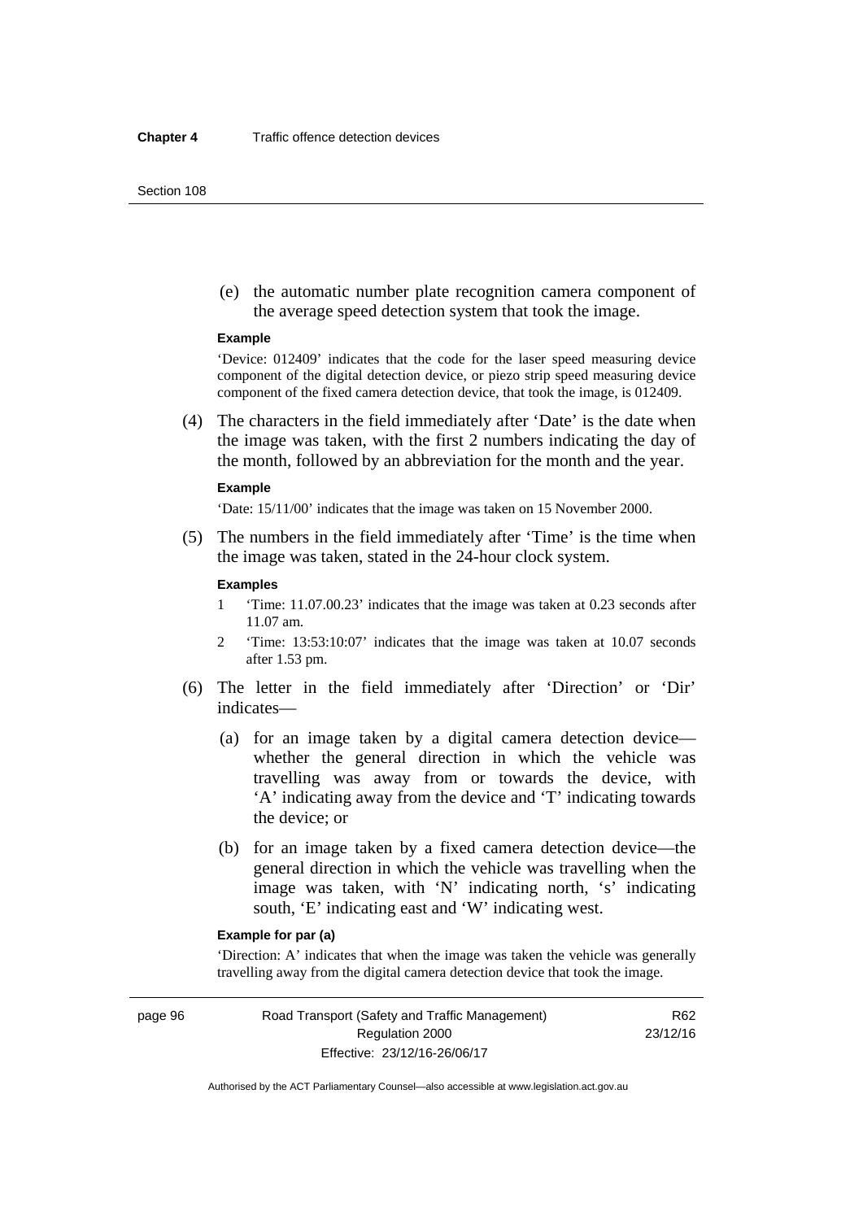(e) the automatic number plate recognition camera component of the average speed detection system that took the image.

**Example**

'Device: 012409' indicates that the code for the laser speed measuring device component of the digital detection device, or piezo strip speed measuring device component of the fixed camera detection device, that took the image, is 012409.

(4) The characters in the field immediately after 'Date' is the date when the image was taken, with the first 2 numbers indicating the day of the month, followed by an abbreviation for the month and the year.

**Example**

'Date: 15/11/00' indicates that the image was taken on 15 November 2000.

(5) The numbers in the field immediately after 'Time' is the time when the image was taken, stated in the 24-hour clock system.

**Examples**

1 'Time: 11.07.00.23' indicates that the image was taken at 0.23 seconds after 11.07 am.

2 'Time: 13:53:10:07' indicates that the image was taken at 10.07 seconds after 1.53 pm.

(6) The letter in the field immediately after 'Direction' or 'Dir' indicates—

(a) for an image taken by a digital camera detection device—whether the general direction in which the vehicle was travelling was away from or towards the device, with 'A' indicating away from the device and 'T' indicating towards the device; or

(b) for an image taken by a fixed camera detection device—the general direction in which the vehicle was travelling when the image was taken, with 'N' indicating north, 's' indicating south, 'E' indicating east and 'W' indicating west.

**Example for par (a)**

'Direction: A' indicates that when the image was taken the vehicle was generally travelling away from the digital camera detection device that took the image.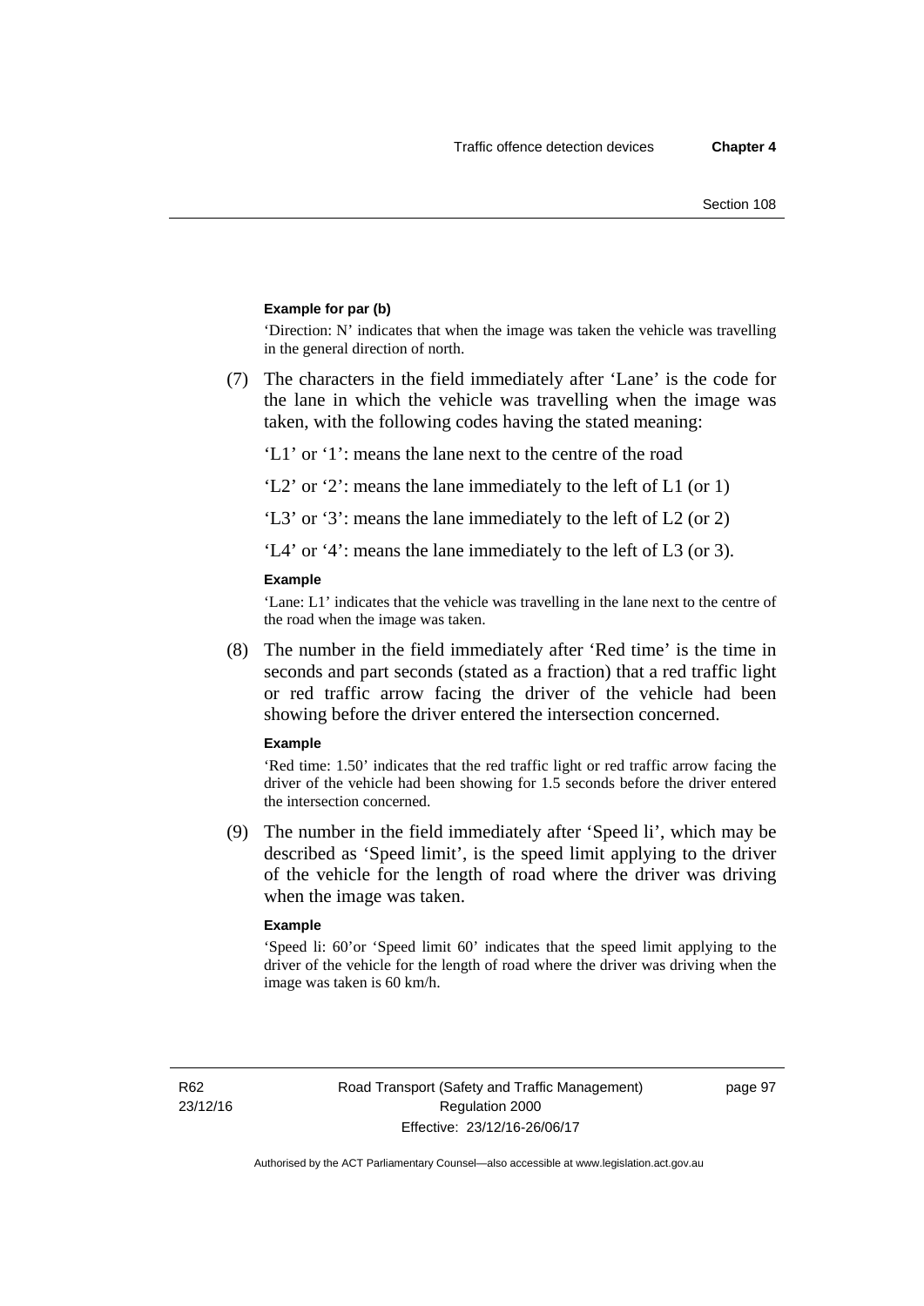**Example for par (b)**

'Direction: N' indicates that when the image was taken the vehicle was travelling in the general direction of north.

(7) The characters in the field immediately after 'Lane' is the code for the lane in which the vehicle was travelling when the image was taken, with the following codes having the stated meaning:

'L1' or '1': means the lane next to the centre of the road

'L2' or '2': means the lane immediately to the left of L1 (or 1)

'L3' or '3': means the lane immediately to the left of L2 (or 2)

'L4' or '4': means the lane immediately to the left of L3 (or 3).

**Example**

'Lane: L1' indicates that the vehicle was travelling in the lane next to the centre of the road when the image was taken.

(8) The number in the field immediately after 'Red time' is the time in seconds and part seconds (stated as a fraction) that a red traffic light or red traffic arrow facing the driver of the vehicle had been showing before the driver entered the intersection concerned.

**Example**

'Red time: 1.50' indicates that the red traffic light or red traffic arrow facing the driver of the vehicle had been showing for 1.5 seconds before the driver entered the intersection concerned.

(9) The number in the field immediately after 'Speed li', which may be described as 'Speed limit', is the speed limit applying to the driver of the vehicle for the length of road where the driver was driving when the image was taken.

**Example**

'Speed li: 60'or 'Speed limit 60' indicates that the speed limit applying to the driver of the vehicle for the length of road where the driver was driving when the image was taken is 60 km/h.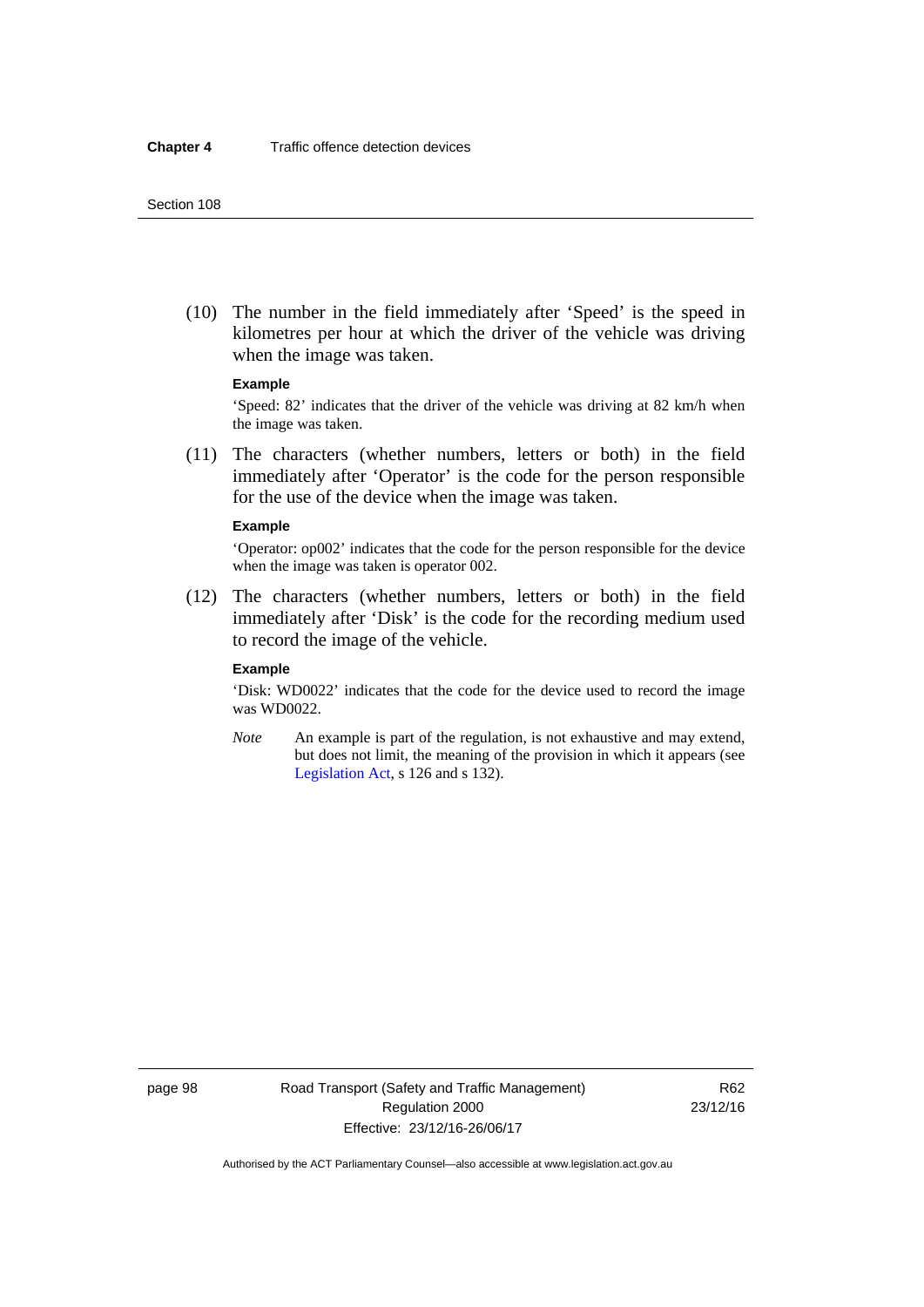(10) The number in the field immediately after ‘Speed’ is the speed in kilometres per hour at which the driver of the vehicle was driving when the image was taken.

**Example**

‘Speed: 82’ indicates that the driver of the vehicle was driving at 82 km/h when the image was taken.

(11) The characters (whether numbers, letters or both) in the field immediately after ‘Operator’ is the code for the person responsible for the use of the device when the image was taken.

**Example**

‘Operator: op002’ indicates that the code for the person responsible for the device when the image was taken is operator 002.

(12) The characters (whether numbers, letters or both) in the field immediately after ‘Disk’ is the code for the recording medium used to record the image of the vehicle.

**Example**

‘Disk: WD0022’ indicates that the code for the device used to record the image was WD0022.

*Note* An example is part of the regulation, is not exhaustive and may extend, but does not limit, the meaning of the provision in which it appears (see Legislation Act, s 126 and s 132).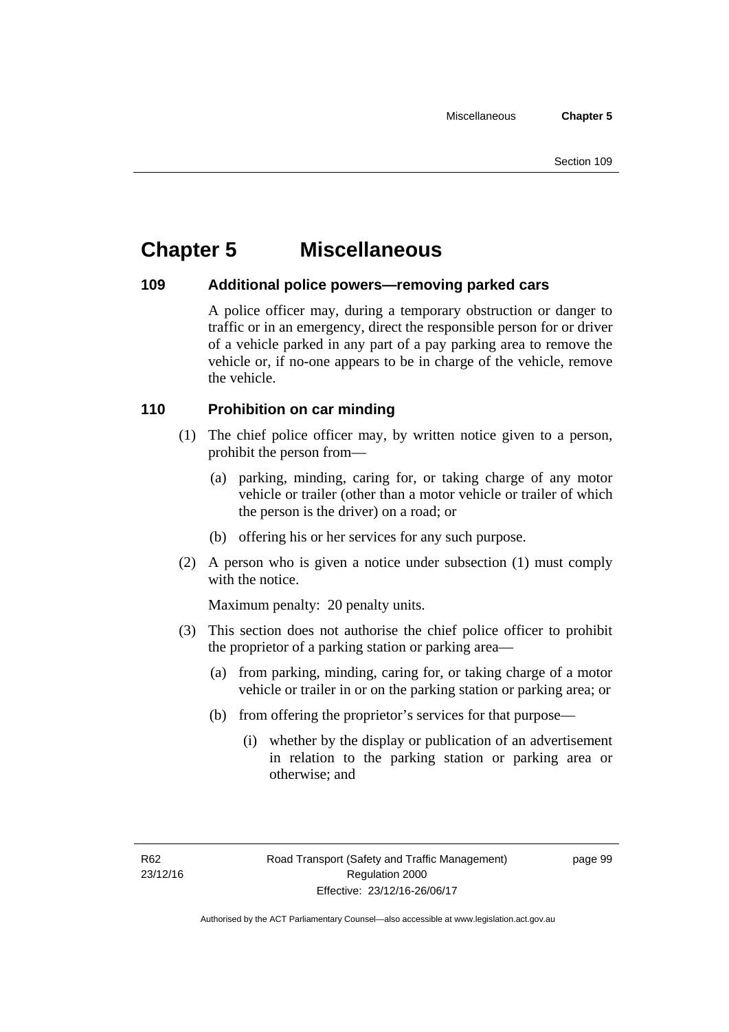# Chapter 5 Miscellaneous

## 109 Additional police powers—removing parked cars

A police officer may, during a temporary obstruction or danger to traffic or in an emergency, direct the responsible person for or driver of a vehicle parked in any part of a pay parking area to remove the vehicle or, if no-one appears to be in charge of the vehicle, remove the vehicle.

## 110 Prohibition on car minding

(1) The chief police officer may, by written notice given to a person, prohibit the person from—

(a) parking, minding, caring for, or taking charge of any motor vehicle or trailer (other than a motor vehicle or trailer of which the person is the driver) on a road; or

(b) offering his or her services for any such purpose.

(2) A person who is given a notice under subsection (1) must comply with the notice.

Maximum penalty: 20 penalty units.

(3) This section does not authorise the chief police officer to prohibit the proprietor of a parking station or parking area—

(a) from parking, minding, caring for, or taking charge of a motor vehicle or trailer in or on the parking station or parking area; or

(b) from offering the proprietor's services for that purpose—

(i) whether by the display or publication of an advertisement in relation to the parking station or parking area or otherwise; and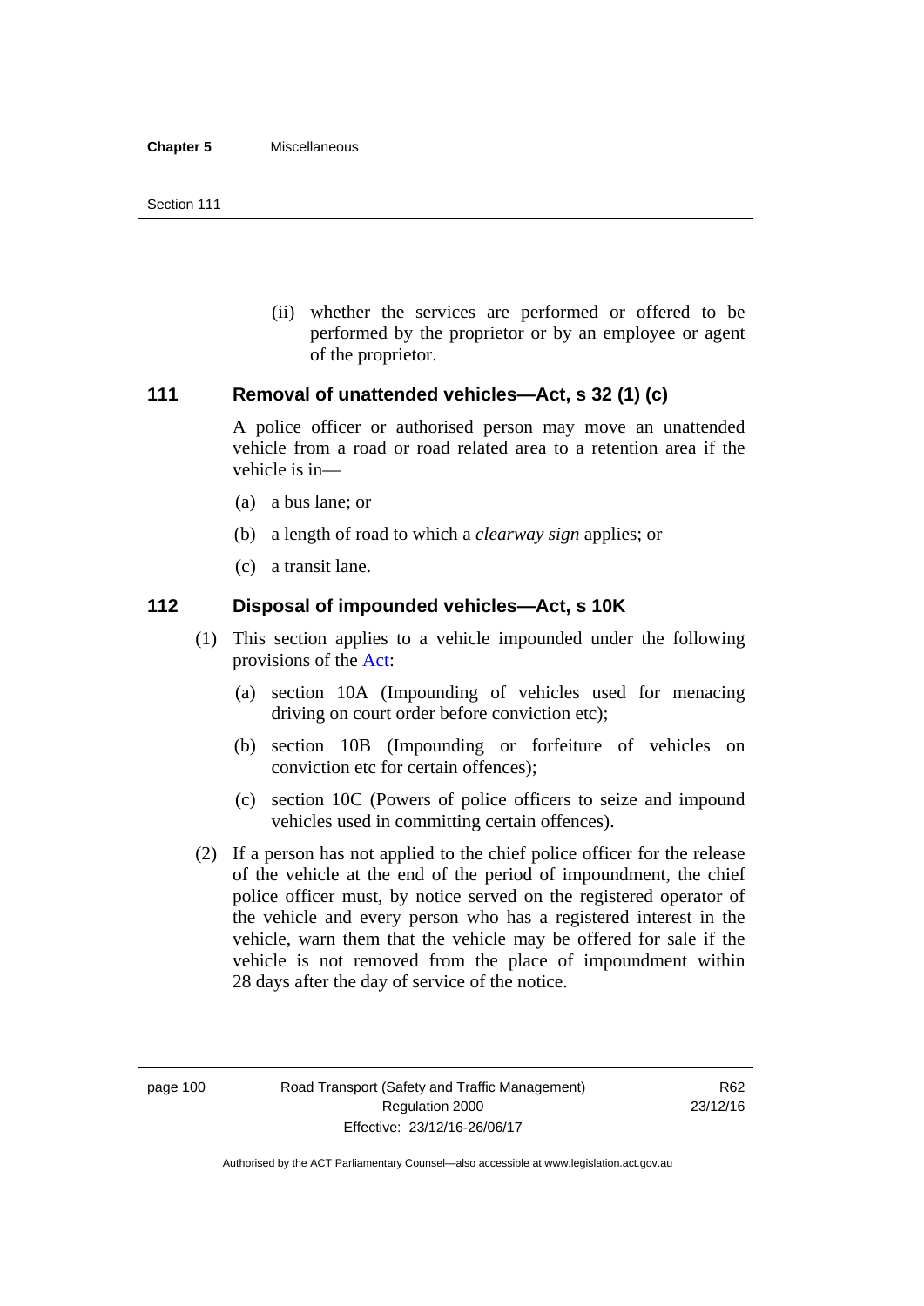(ii) whether the services are performed or offered to be performed by the proprietor or by an employee or agent of the proprietor.

## 111 Removal of unattended vehicles—Act, s 32 (1) (c)

A police officer or authorised person may move an unattended vehicle from a road or road related area to a retention area if the vehicle is in—

(a) a bus lane; or

(b) a length of road to which a *clearway sign* applies; or

(c) a transit lane.

## 112 Disposal of impounded vehicles—Act, s 10K

(1) This section applies to a vehicle impounded under the following provisions of the Act:

(a) section 10A (Impounding of vehicles used for menacing driving on court order before conviction etc);

(b) section 10B (Impounding or forfeiture of vehicles on conviction etc for certain offences);

(c) section 10C (Powers of police officers to seize and impound vehicles used in committing certain offences).

(2) If a person has not applied to the chief police officer for the release of the vehicle at the end of the period of impoundment, the chief police officer must, by notice served on the registered operator of the vehicle and every person who has a registered interest in the vehicle, warn them that the vehicle may be offered for sale if the vehicle is not removed from the place of impoundment within 28 days after the day of service of the notice.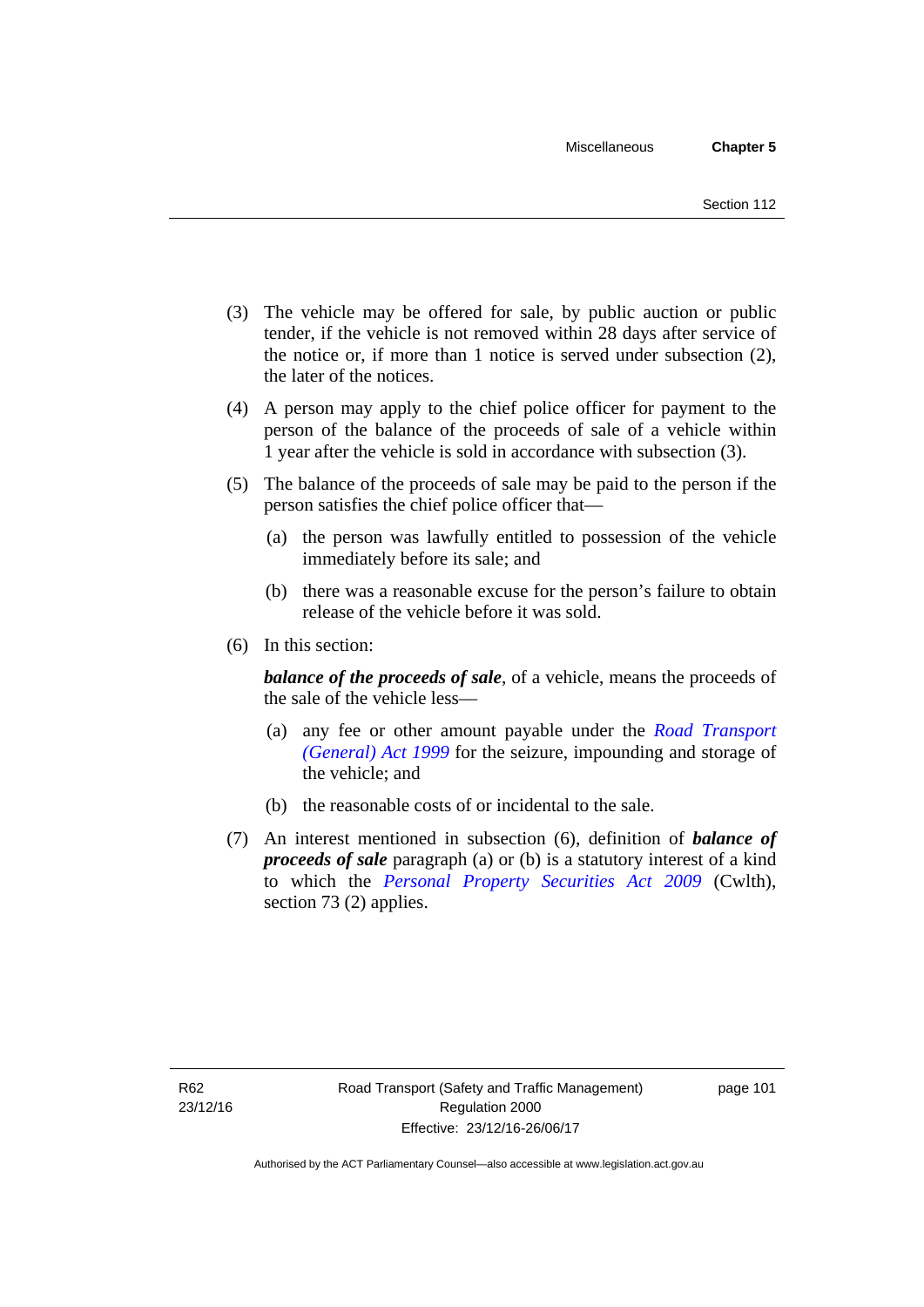(3) The vehicle may be offered for sale, by public auction or public tender, if the vehicle is not removed within 28 days after service of the notice or, if more than 1 notice is served under subsection (2), the later of the notices.

(4) A person may apply to the chief police officer for payment to the person of the balance of the proceeds of sale of a vehicle within 1 year after the vehicle is sold in accordance with subsection (3).

(5) The balance of the proceeds of sale may be paid to the person if the person satisfies the chief police officer that—

(a) the person was lawfully entitled to possession of the vehicle immediately before its sale; and

(b) there was a reasonable excuse for the person's failure to obtain release of the vehicle before it was sold.

(6) In this section:

***balance of the proceeds of sale***, of a vehicle, means the proceeds of the sale of the vehicle less—

(a) any fee or other amount payable under the *Road Transport (General) Act 1999* for the seizure, impounding and storage of the vehicle; and

(b) the reasonable costs of or incidental to the sale.

(7) An interest mentioned in subsection (6), definition of ***balance of proceeds of sale*** paragraph (a) or (b) is a statutory interest of a kind to which the *Personal Property Securities Act 2009* (Cwlth), section 73 (2) applies.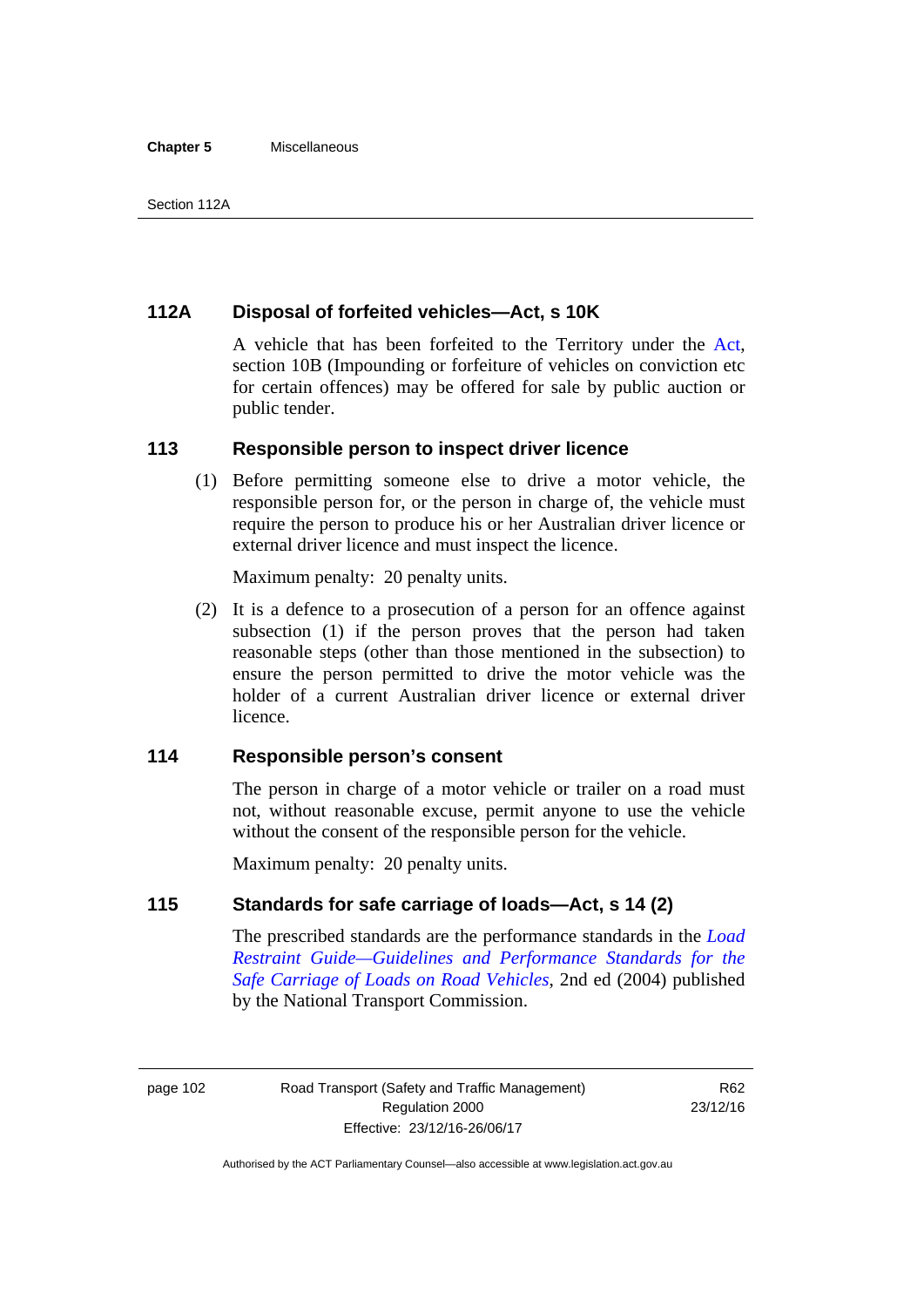### 112A Disposal of forfeited vehicles—Act, s 10K

A vehicle that has been forfeited to the Territory under the Act, section 10B (Impounding or forfeiture of vehicles on conviction etc for certain offences) may be offered for sale by public auction or public tender.

### 113 Responsible person to inspect driver licence

(1) Before permitting someone else to drive a motor vehicle, the responsible person for, or the person in charge of, the vehicle must require the person to produce his or her Australian driver licence or external driver licence and must inspect the licence.

Maximum penalty: 20 penalty units.

(2) It is a defence to a prosecution of a person for an offence against subsection (1) if the person proves that the person had taken reasonable steps (other than those mentioned in the subsection) to ensure the person permitted to drive the motor vehicle was the holder of a current Australian driver licence or external driver licence.

### 114 Responsible person's consent

The person in charge of a motor vehicle or trailer on a road must not, without reasonable excuse, permit anyone to use the vehicle without the consent of the responsible person for the vehicle.

Maximum penalty: 20 penalty units.

### 115 Standards for safe carriage of loads—Act, s 14 (2)

The prescribed standards are the performance standards in the *Load Restraint Guide—Guidelines and Performance Standards for the Safe Carriage of Loads on Road Vehicles*, 2nd ed (2004) published by the National Transport Commission.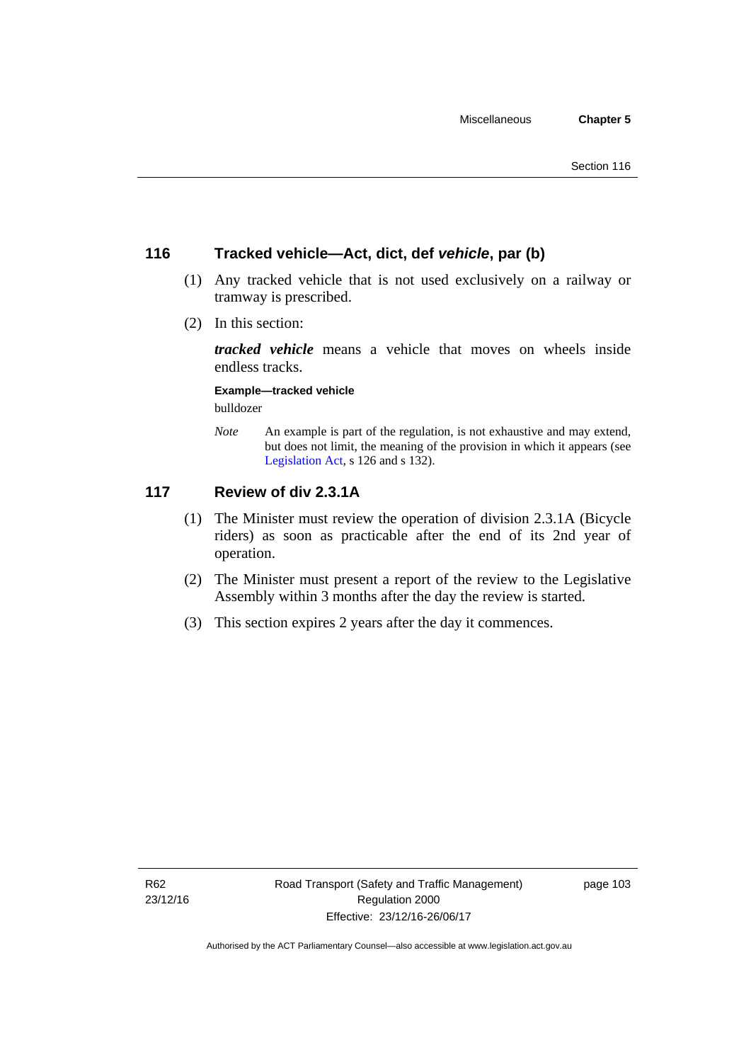## 116 Tracked vehicle—Act, dict, def *vehicle*, par (b)

(1) Any tracked vehicle that is not used exclusively on a railway or tramway is prescribed.

(2) In this section:

***tracked vehicle*** means a vehicle that moves on wheels inside endless tracks.

**Example—tracked vehicle**

bulldozer

*Note* An example is part of the regulation, is not exhaustive and may extend, but does not limit, the meaning of the provision in which it appears (see Legislation Act, s 126 and s 132).

## 117 Review of div 2.3.1A

(1) The Minister must review the operation of division 2.3.1A (Bicycle riders) as soon as practicable after the end of its 2nd year of operation.

(2) The Minister must present a report of the review to the Legislative Assembly within 3 months after the day the review is started.

(3) This section expires 2 years after the day it commences.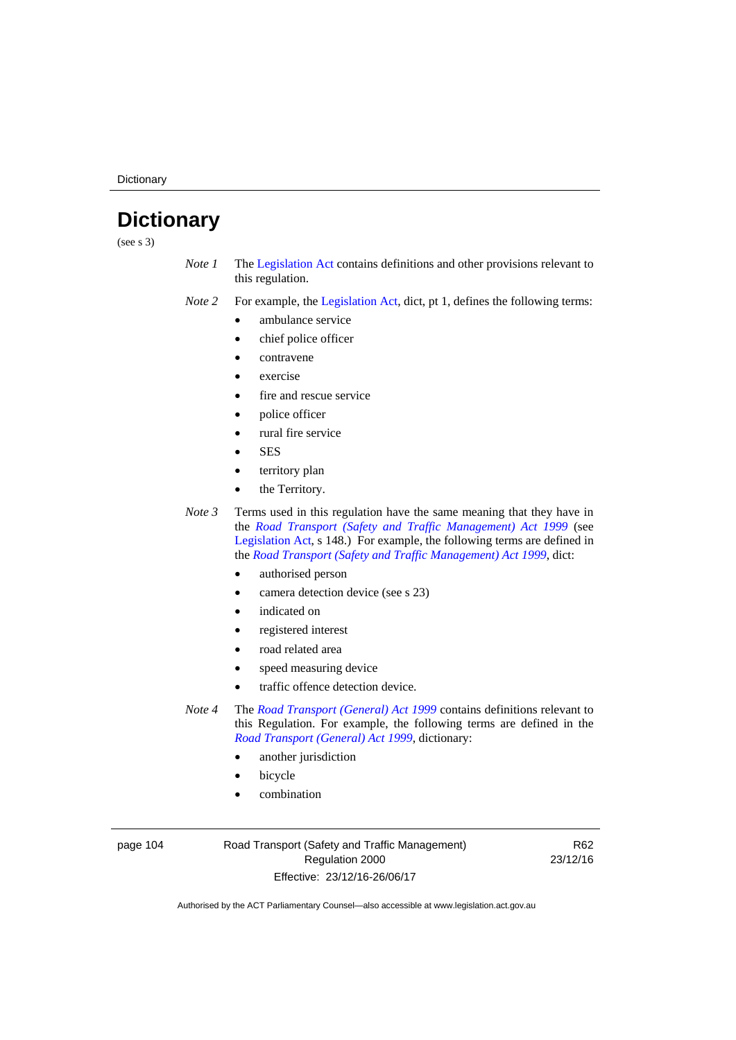# Dictionary

(see s 3)

*Note 1* The Legislation Act contains definitions and other provisions relevant to this regulation.

*Note 2* For example, the Legislation Act, dict, pt 1, defines the following terms:

- ambulance service
- chief police officer
- contravene
- exercise
- fire and rescue service
- police officer
- rural fire service
- SES
- territory plan
- the Territory.

*Note 3* Terms used in this regulation have the same meaning that they have in the *Road Transport (Safety and Traffic Management) Act 1999* (see Legislation Act, s 148.) For example, the following terms are defined in the *Road Transport (Safety and Traffic Management) Act 1999*, dict:

- authorised person
- camera detection device (see s 23)
- indicated on
- registered interest
- road related area
- speed measuring device
- traffic offence detection device.

*Note 4* The *Road Transport (General) Act 1999* contains definitions relevant to this Regulation. For example, the following terms are defined in the *Road Transport (General) Act 1999*, dictionary:

- another jurisdiction
- bicycle
- combination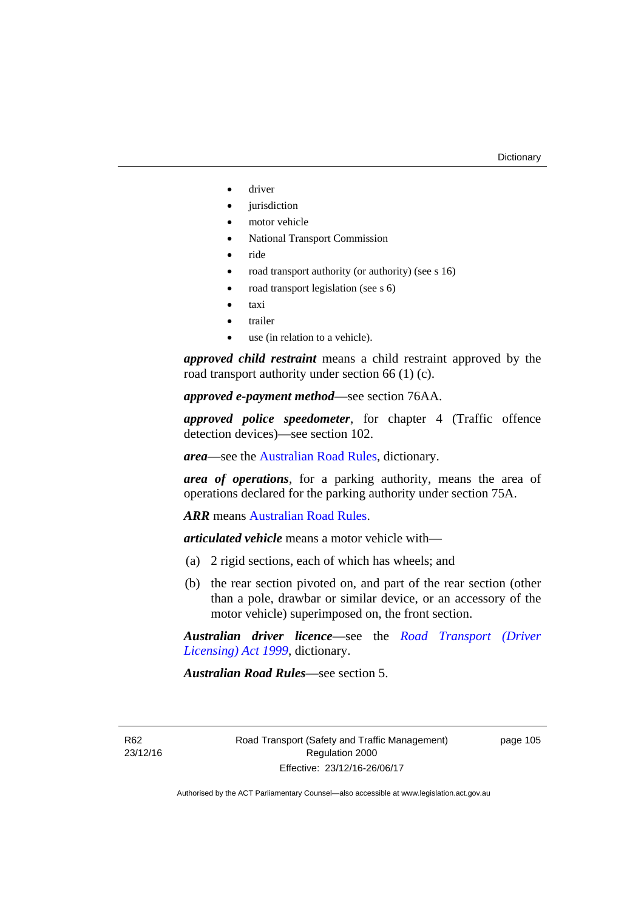- driver
- jurisdiction
- motor vehicle
- National Transport Commission
- ride
- road transport authority (or authority) (see s 16)
- road transport legislation (see s 6)
- taxi
- trailer
- use (in relation to a vehicle).

***approved child restraint*** means a child restraint approved by the road transport authority under section 66 (1) (c).

***approved e-payment method***—see section 76AA.

***approved police speedometer***, for chapter 4 (Traffic offence detection devices)—see section 102.

***area***—see the Australian Road Rules, dictionary.

***area of operations***, for a parking authority, means the area of operations declared for the parking authority under section 75A.

***ARR*** means Australian Road Rules.

***articulated vehicle*** means a motor vehicle with—

(a) 2 rigid sections, each of which has wheels; and

(b) the rear section pivoted on, and part of the rear section (other than a pole, drawbar or similar device, or an accessory of the motor vehicle) superimposed on, the front section.

***Australian driver licence***—see the *Road Transport (Driver Licensing) Act 1999*, dictionary.

***Australian Road Rules***—see section 5.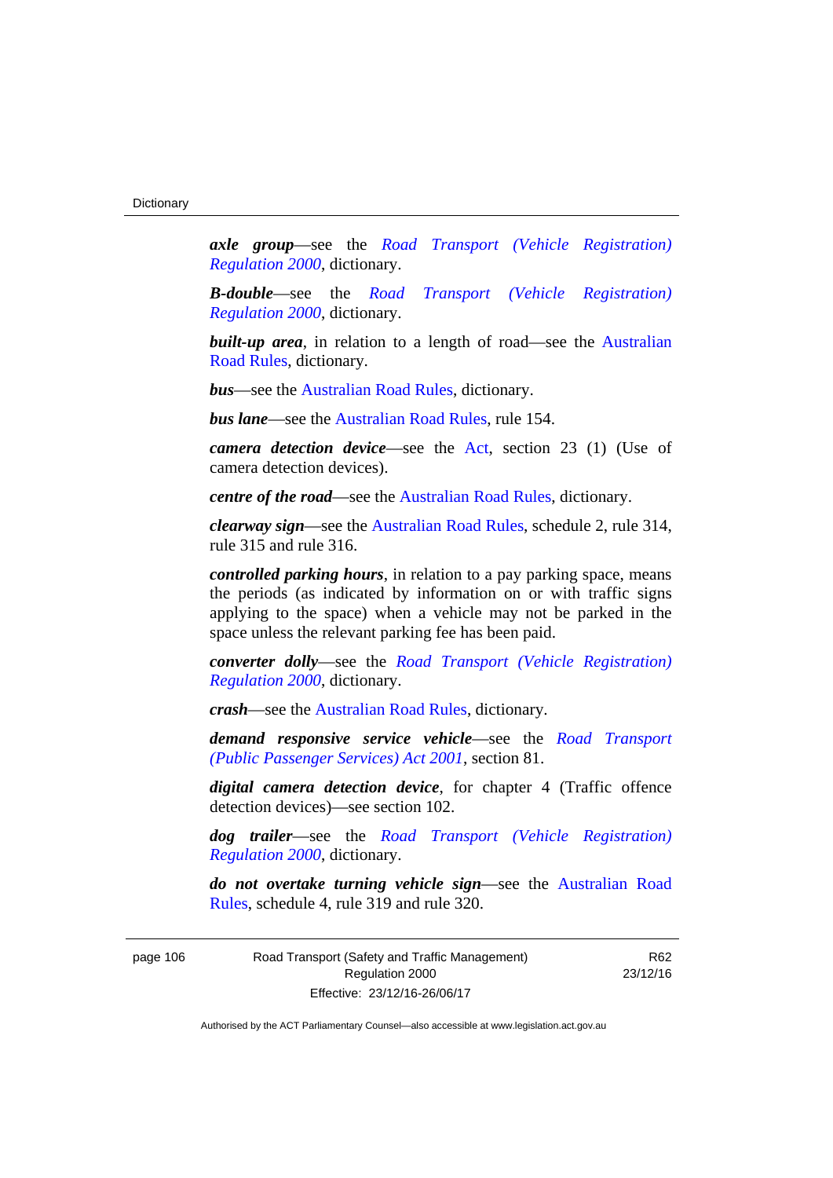***axle group***—see the *Road Transport (Vehicle Registration) Regulation 2000*, dictionary.

***B-double***—see the *Road Transport (Vehicle Registration) Regulation 2000*, dictionary.

***built-up area***, in relation to a length of road—see the Australian Road Rules, dictionary.

***bus***—see the Australian Road Rules, dictionary.

***bus lane***—see the Australian Road Rules, rule 154.

***camera detection device***—see the Act, section 23 (1) (Use of camera detection devices).

***centre of the road***—see the Australian Road Rules, dictionary.

***clearway sign***—see the Australian Road Rules, schedule 2, rule 314, rule 315 and rule 316.

***controlled parking hours***, in relation to a pay parking space, means the periods (as indicated by information on or with traffic signs applying to the space) when a vehicle may not be parked in the space unless the relevant parking fee has been paid.

***converter dolly***—see the *Road Transport (Vehicle Registration) Regulation 2000*, dictionary.

***crash***—see the Australian Road Rules, dictionary.

***demand responsive service vehicle***—see the *Road Transport (Public Passenger Services) Act 2001*, section 81.

***digital camera detection device***, for chapter 4 (Traffic offence detection devices)—see section 102.

***dog trailer***—see the *Road Transport (Vehicle Registration) Regulation 2000*, dictionary.

***do not overtake turning vehicle sign***—see the Australian Road Rules, schedule 4, rule 319 and rule 320.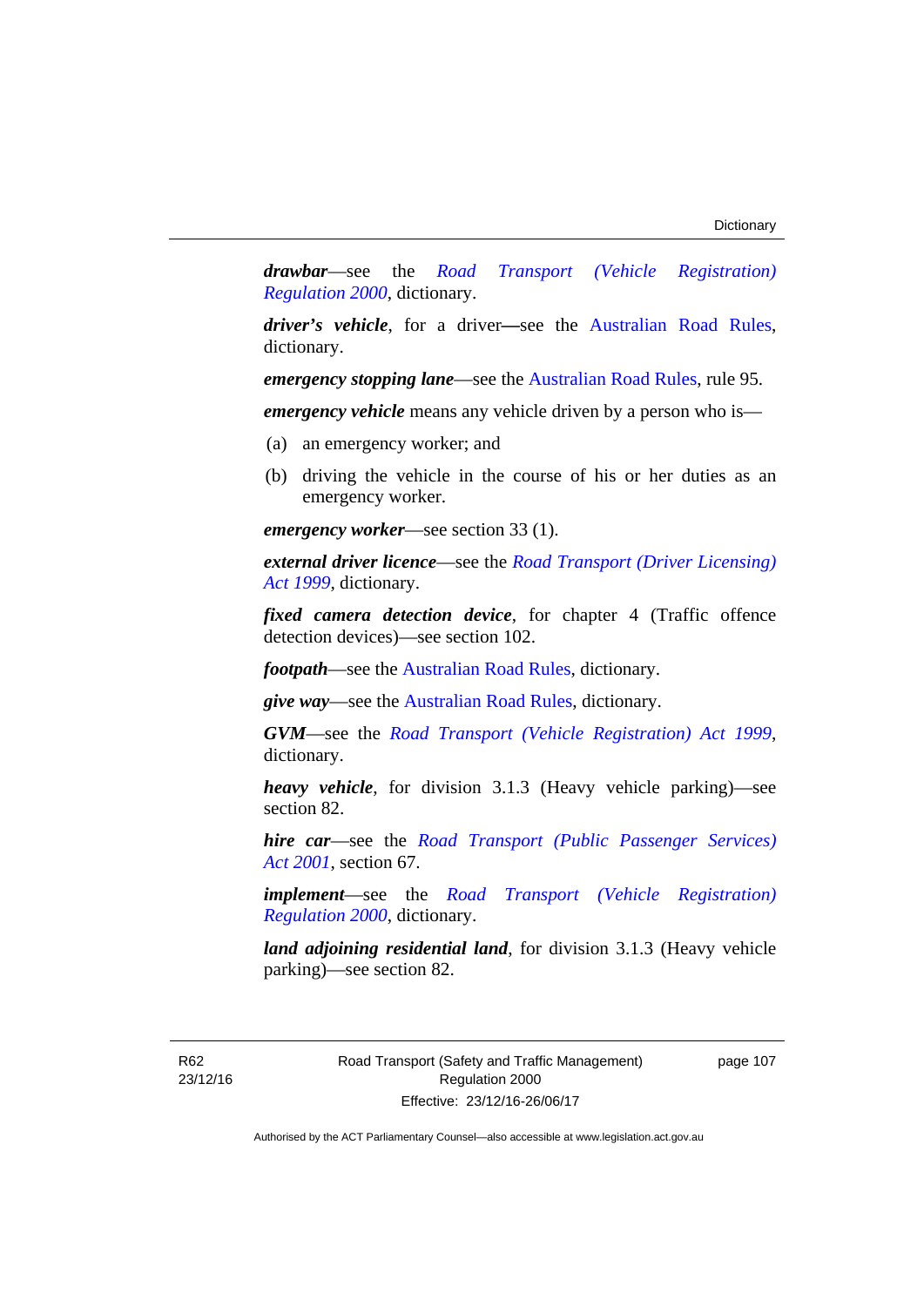***drawbar***—see the *Road Transport (Vehicle Registration) Regulation 2000*, dictionary.

***driver's vehicle***, for a driver—see the Australian Road Rules, dictionary.

***emergency stopping lane***—see the Australian Road Rules, rule 95.

***emergency vehicle*** means any vehicle driven by a person who is—

(a) an emergency worker; and

(b) driving the vehicle in the course of his or her duties as an emergency worker.

***emergency worker***—see section 33 (1).

***external driver licence***—see the *Road Transport (Driver Licensing) Act 1999*, dictionary.

***fixed camera detection device***, for chapter 4 (Traffic offence detection devices)—see section 102.

***footpath***—see the Australian Road Rules, dictionary.

***give way***—see the Australian Road Rules, dictionary.

***GVM***—see the *Road Transport (Vehicle Registration) Act 1999*, dictionary.

***heavy vehicle***, for division 3.1.3 (Heavy vehicle parking)—see section 82.

***hire car***—see the *Road Transport (Public Passenger Services) Act 2001*, section 67.

***implement***—see the *Road Transport (Vehicle Registration) Regulation 2000*, dictionary.

***land adjoining residential land***, for division 3.1.3 (Heavy vehicle parking)—see section 82.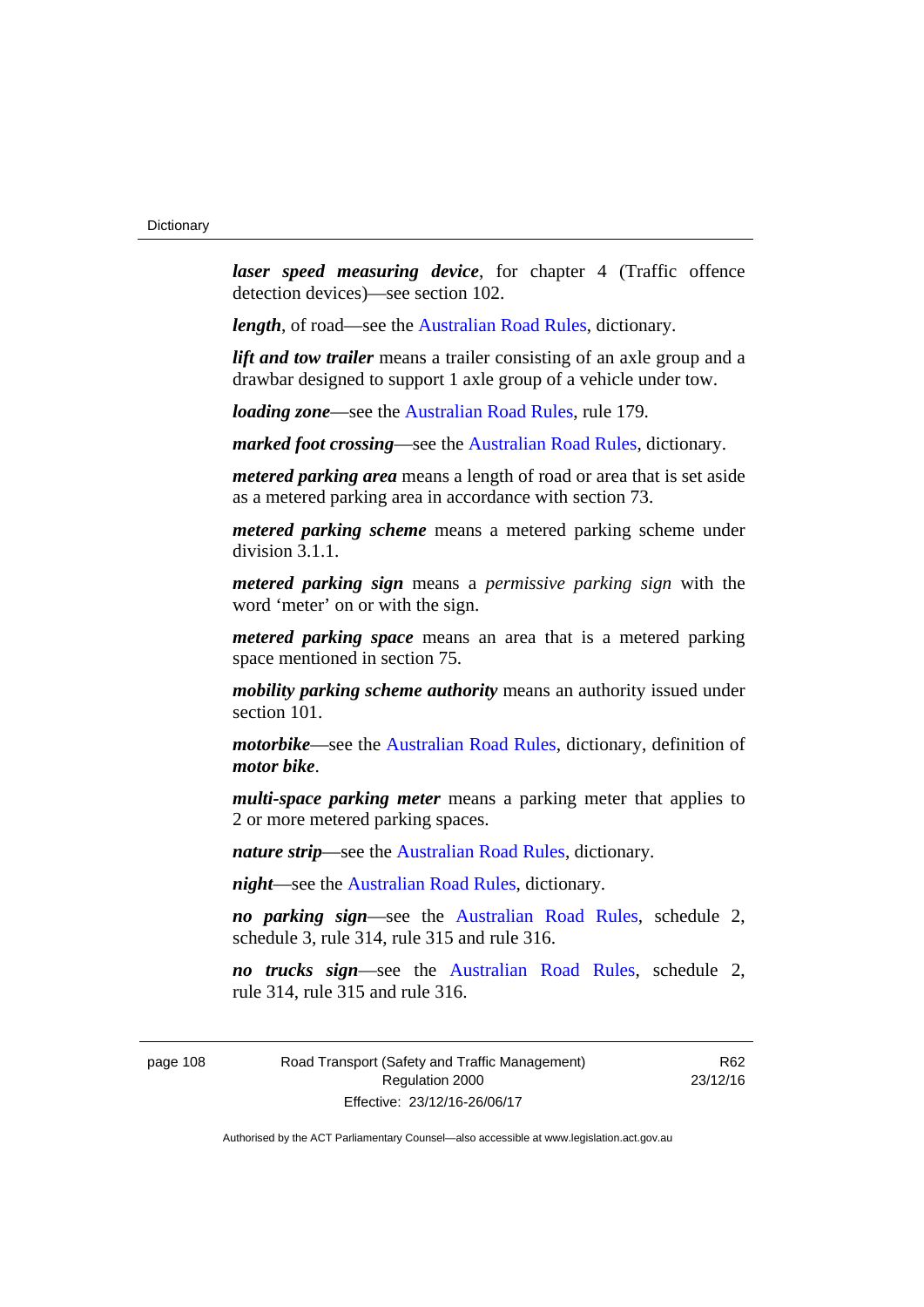***laser speed measuring device***, for chapter 4 (Traffic offence detection devices)—see section 102.

***length***, of road—see the Australian Road Rules, dictionary.

***lift and tow trailer*** means a trailer consisting of an axle group and a drawbar designed to support 1 axle group of a vehicle under tow.

***loading zone***—see the Australian Road Rules, rule 179.

***marked foot crossing***—see the Australian Road Rules, dictionary.

***metered parking area*** means a length of road or area that is set aside as a metered parking area in accordance with section 73.

***metered parking scheme*** means a metered parking scheme under division 3.1.1.

***metered parking sign*** means a *permissive parking sign* with the word 'meter' on or with the sign.

***metered parking space*** means an area that is a metered parking space mentioned in section 75.

***mobility parking scheme authority*** means an authority issued under section 101.

***motorbike***—see the Australian Road Rules, dictionary, definition of ***motor bike***.

***multi-space parking meter*** means a parking meter that applies to 2 or more metered parking spaces.

***nature strip***—see the Australian Road Rules, dictionary.

***night***—see the Australian Road Rules, dictionary.

***no parking sign***—see the Australian Road Rules, schedule 2, schedule 3, rule 314, rule 315 and rule 316.

***no trucks sign***—see the Australian Road Rules, schedule 2, rule 314, rule 315 and rule 316.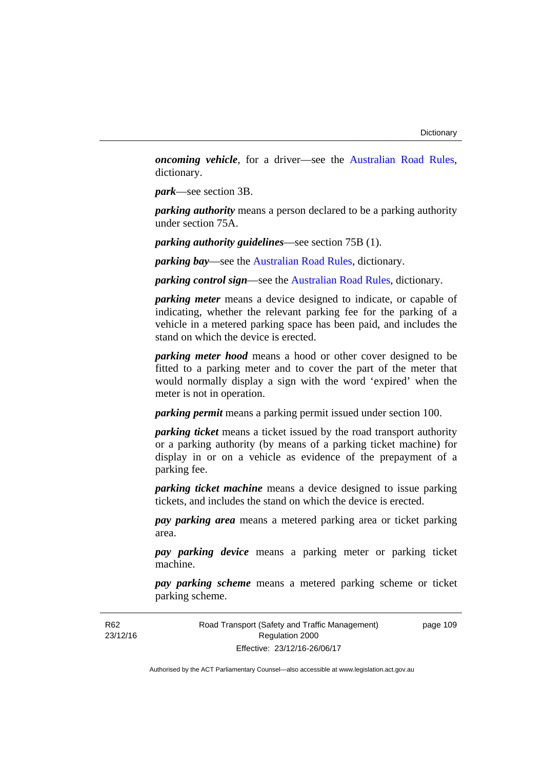***oncoming vehicle***, for a driver—see the Australian Road Rules, dictionary.

***park***—see section 3B.

***parking authority*** means a person declared to be a parking authority under section 75A.

***parking authority guidelines***—see section 75B (1).

***parking bay***—see the Australian Road Rules, dictionary.

***parking control sign***—see the Australian Road Rules, dictionary.

***parking meter*** means a device designed to indicate, or capable of indicating, whether the relevant parking fee for the parking of a vehicle in a metered parking space has been paid, and includes the stand on which the device is erected.

***parking meter hood*** means a hood or other cover designed to be fitted to a parking meter and to cover the part of the meter that would normally display a sign with the word 'expired' when the meter is not in operation.

***parking permit*** means a parking permit issued under section 100.

***parking ticket*** means a ticket issued by the road transport authority or a parking authority (by means of a parking ticket machine) for display in or on a vehicle as evidence of the prepayment of a parking fee.

***parking ticket machine*** means a device designed to issue parking tickets, and includes the stand on which the device is erected.

***pay parking area*** means a metered parking area or ticket parking area.

***pay parking device*** means a parking meter or parking ticket machine.

***pay parking scheme*** means a metered parking scheme or ticket parking scheme.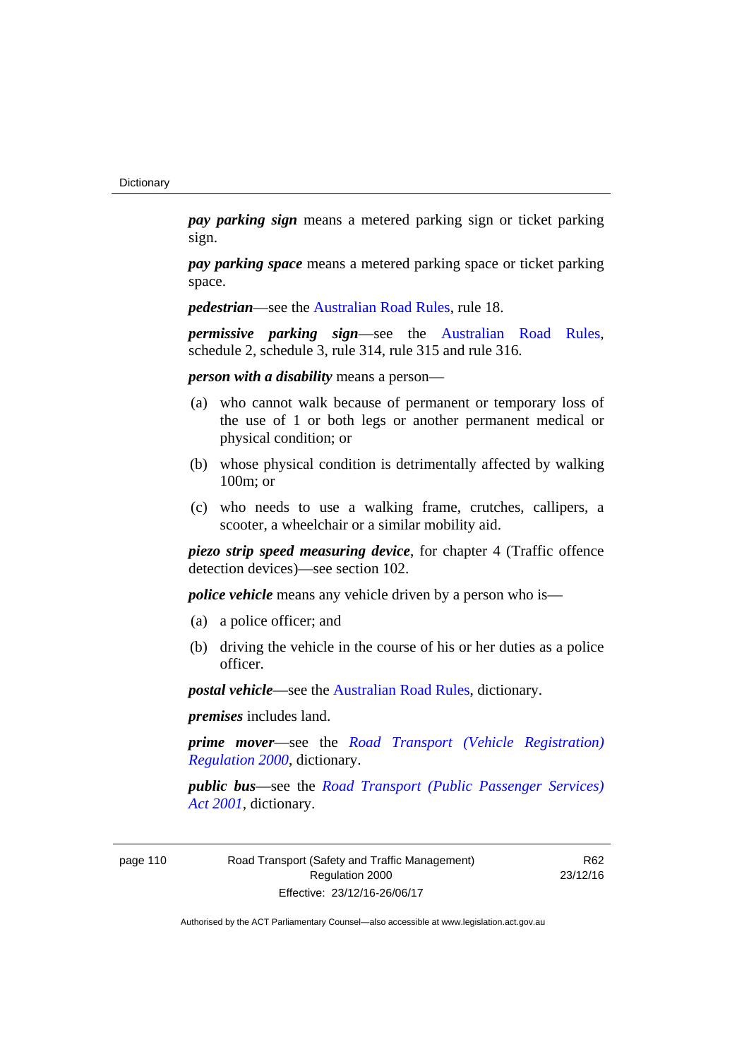***pay parking sign*** means a metered parking sign or ticket parking sign.

***pay parking space*** means a metered parking space or ticket parking space.

***pedestrian***—see the Australian Road Rules, rule 18.

***permissive parking sign***—see the Australian Road Rules, schedule 2, schedule 3, rule 314, rule 315 and rule 316.

***person with a disability*** means a person—

(a) who cannot walk because of permanent or temporary loss of the use of 1 or both legs or another permanent medical or physical condition; or

(b) whose physical condition is detrimentally affected by walking 100m; or

(c) who needs to use a walking frame, crutches, callipers, a scooter, a wheelchair or a similar mobility aid.

***piezo strip speed measuring device***, for chapter 4 (Traffic offence detection devices)—see section 102.

***police vehicle*** means any vehicle driven by a person who is—

(a) a police officer; and

(b) driving the vehicle in the course of his or her duties as a police officer.

***postal vehicle***—see the Australian Road Rules, dictionary.

***premises*** includes land.

***prime mover***—see the *Road Transport (Vehicle Registration) Regulation 2000*, dictionary.

***public bus***—see the *Road Transport (Public Passenger Services) Act 2001*, dictionary.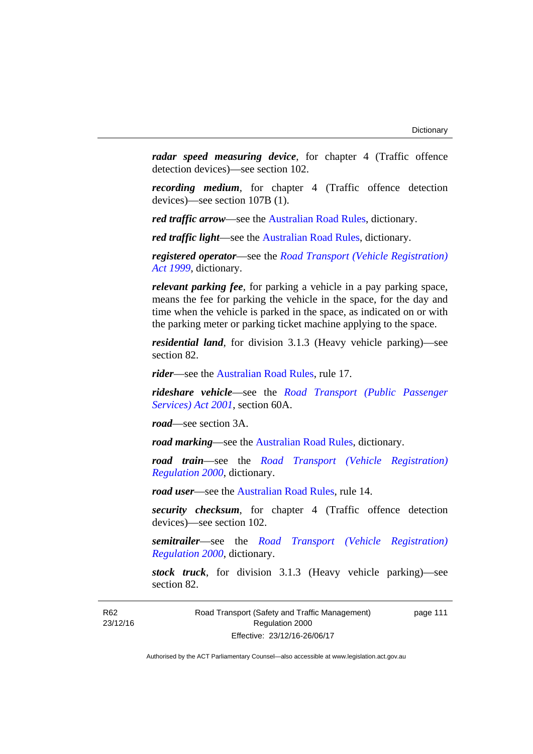***radar speed measuring device***, for chapter 4 (Traffic offence detection devices)—see section 102.

***recording medium***, for chapter 4 (Traffic offence detection devices)—see section 107B (1).

***red traffic arrow***—see the Australian Road Rules, dictionary.

***red traffic light***—see the Australian Road Rules, dictionary.

***registered operator***—see the *Road Transport (Vehicle Registration) Act 1999*, dictionary.

***relevant parking fee***, for parking a vehicle in a pay parking space, means the fee for parking the vehicle in the space, for the day and time when the vehicle is parked in the space, as indicated on or with the parking meter or parking ticket machine applying to the space.

***residential land***, for division 3.1.3 (Heavy vehicle parking)—see section 82.

***rider***—see the Australian Road Rules, rule 17.

***rideshare vehicle***—see the *Road Transport (Public Passenger Services) Act 2001*, section 60A.

***road***—see section 3A.

***road marking***—see the Australian Road Rules, dictionary.

***road train***—see the *Road Transport (Vehicle Registration) Regulation 2000*, dictionary.

***road user***—see the Australian Road Rules, rule 14.

***security checksum***, for chapter 4 (Traffic offence detection devices)—see section 102.

***semitrailer***—see the *Road Transport (Vehicle Registration) Regulation 2000*, dictionary.

***stock truck***, for division 3.1.3 (Heavy vehicle parking)—see section 82.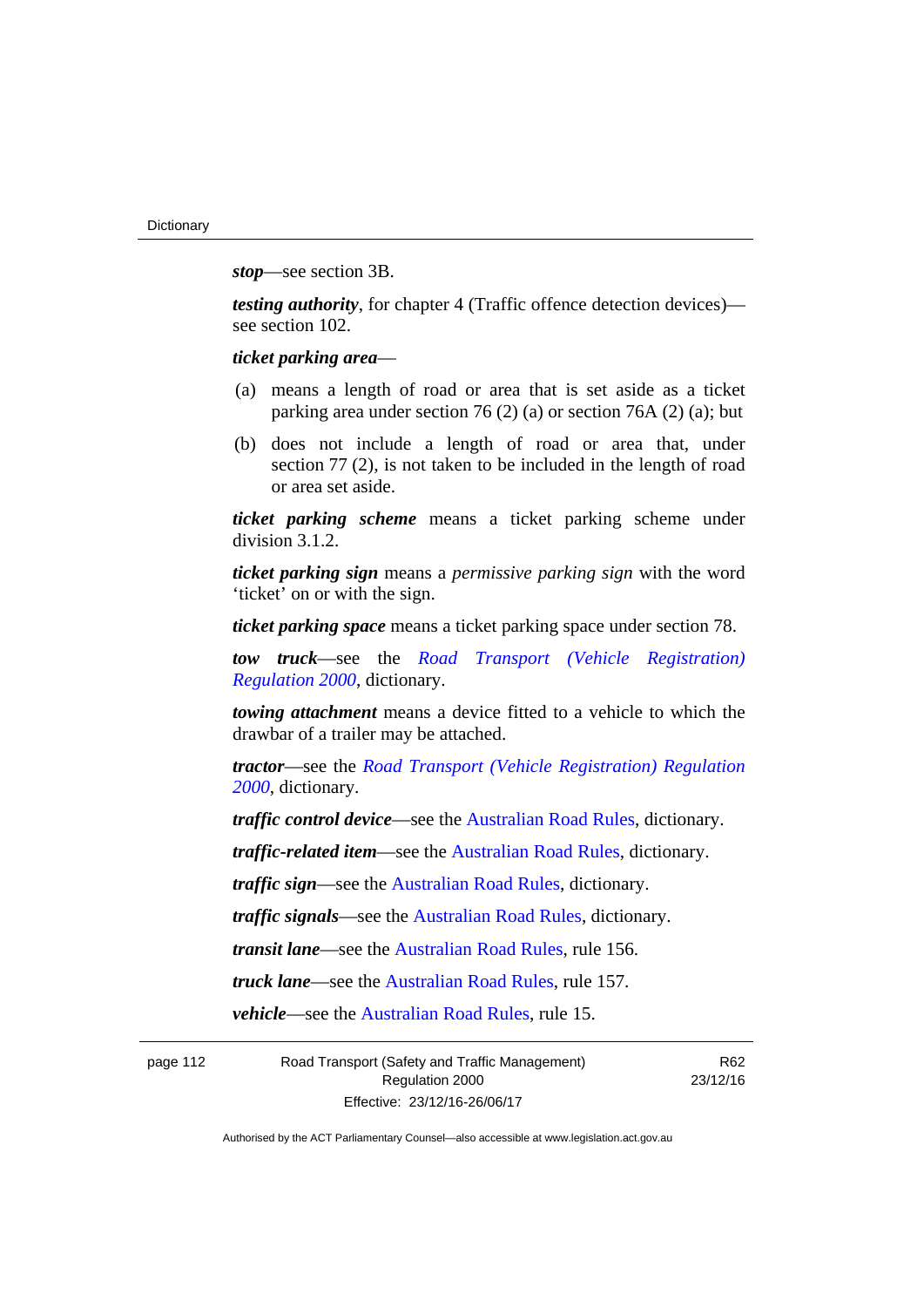***stop***—see section 3B.

***testing authority***, for chapter 4 (Traffic offence detection devices)—see section 102.

***ticket parking area***—

(a) means a length of road or area that is set aside as a ticket parking area under section 76 (2) (a) or section 76A (2) (a); but

(b) does not include a length of road or area that, under section 77 (2), is not taken to be included in the length of road or area set aside.

***ticket parking scheme*** means a ticket parking scheme under division 3.1.2.

***ticket parking sign*** means a *permissive parking sign* with the word 'ticket' on or with the sign.

***ticket parking space*** means a ticket parking space under section 78.

***tow truck***—see the *Road Transport (Vehicle Registration) Regulation 2000*, dictionary.

***towing attachment*** means a device fitted to a vehicle to which the drawbar of a trailer may be attached.

***tractor***—see the *Road Transport (Vehicle Registration) Regulation 2000*, dictionary.

***traffic control device***—see the Australian Road Rules, dictionary.

***traffic-related item***—see the Australian Road Rules, dictionary.

***traffic sign***—see the Australian Road Rules, dictionary.

***traffic signals***—see the Australian Road Rules, dictionary.

***transit lane***—see the Australian Road Rules, rule 156.

***truck lane***—see the Australian Road Rules, rule 157.

***vehicle***—see the Australian Road Rules, rule 15.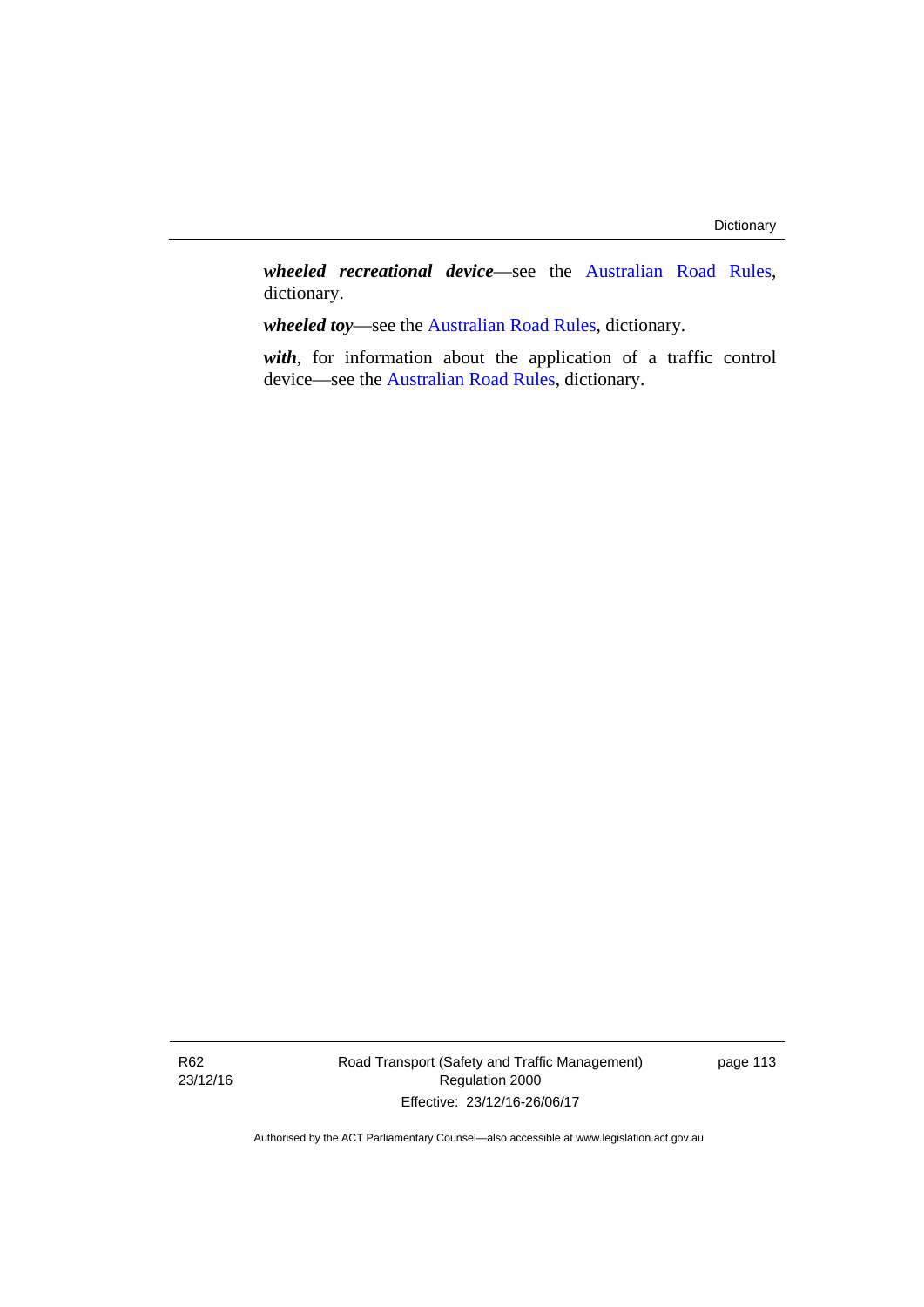***wheeled recreational device***—see the Australian Road Rules, dictionary.

***wheeled toy***—see the Australian Road Rules, dictionary.

***with***, for information about the application of a traffic control device—see the Australian Road Rules, dictionary.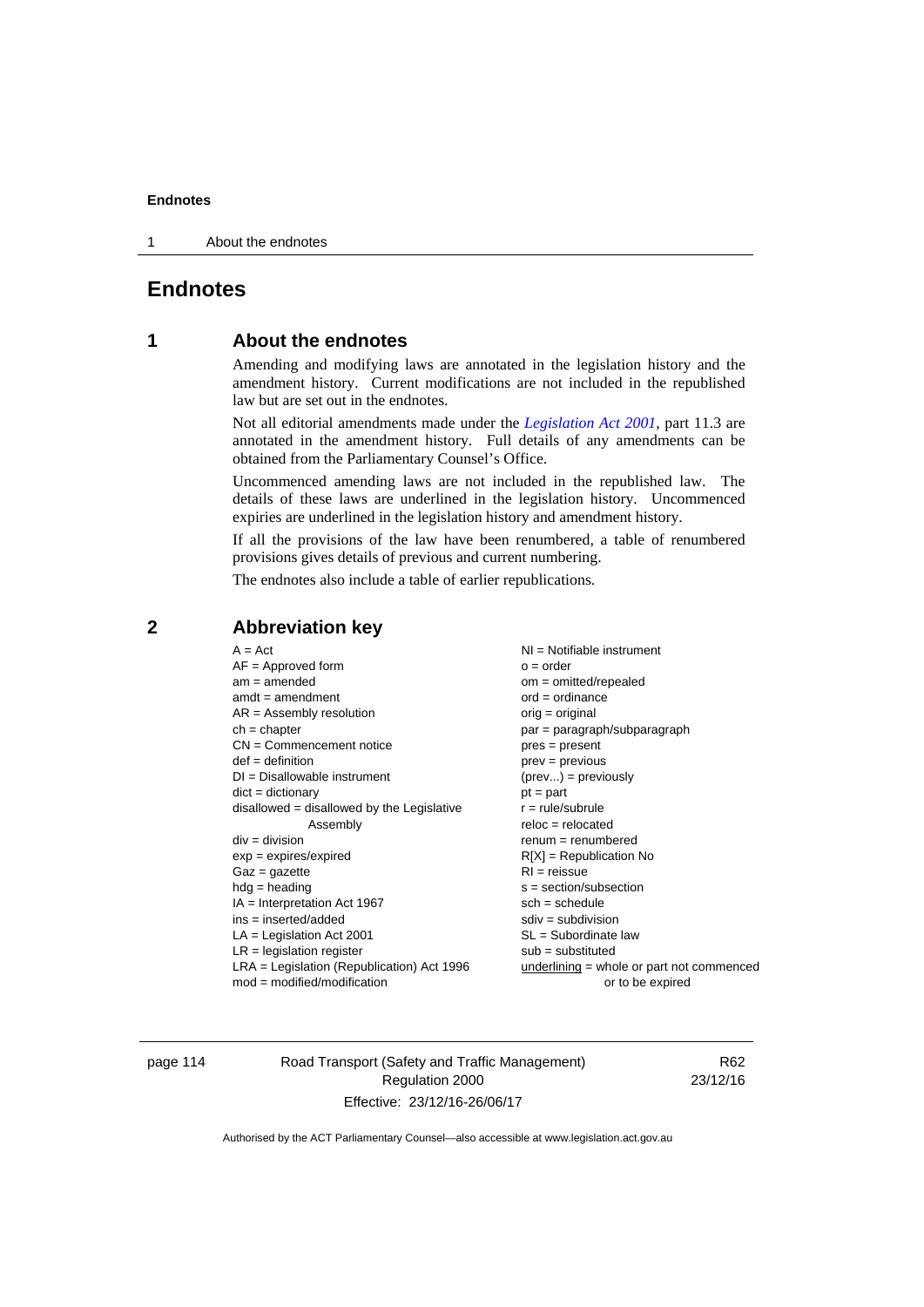# Endnotes

## 1 About the endnotes

Amending and modifying laws are annotated in the legislation history and the amendment history. Current modifications are not included in the republished law but are set out in the endnotes.

Not all editorial amendments made under the *Legislation Act 2001*, part 11.3 are annotated in the amendment history. Full details of any amendments can be obtained from the Parliamentary Counsel's Office.

Uncommenced amending laws are not included in the republished law. The details of these laws are underlined in the legislation history. Uncommenced expiries are underlined in the legislation history and amendment history.

If all the provisions of the law have been renumbered, a table of renumbered provisions gives details of previous and current numbering.

The endnotes also include a table of earlier republications.

## 2 Abbreviation key

A = Act
AF = Approved form
am = amended
amdt = amendment
AR = Assembly resolution
ch = chapter
CN = Commencement notice
def = definition
DI = Disallowable instrument
dict = dictionary
disallowed = disallowed by the Legislative Assembly
div = division
exp = expires/expired
Gaz = gazette
hdg = heading
IA = Interpretation Act 1967
ins = inserted/added
LA = Legislation Act 2001
LR = legislation register
LRA = Legislation (Republication) Act 1996
mod = modified/modification
NI = Notifiable instrument
o = order
om = omitted/repealed
ord = ordinance
orig = original
par = paragraph/subparagraph
pres = present
prev = previous
(prev...) = previously
pt = part
r = rule/subrule
reloc = relocated
renum = renumbered
R[X] = Republication No
RI = reissue
s = section/subsection
sch = schedule
sdiv = subdivision
SL = Subordinate law
sub = substituted
underlining = whole or part not commenced or to be expired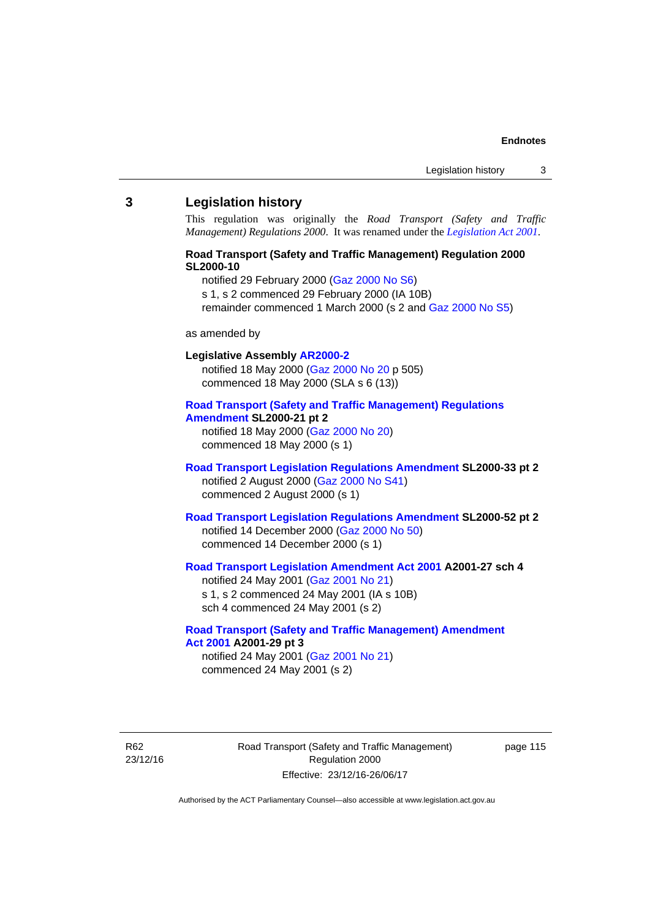## 3 Legislation history

This regulation was originally the *Road Transport (Safety and Traffic Management) Regulations 2000*. It was renamed under the *Legislation Act 2001*.

**Road Transport (Safety and Traffic Management) Regulation 2000 SL2000-10**

notified 29 February 2000 (Gaz 2000 No S6)
s 1, s 2 commenced 29 February 2000 (IA 10B)
remainder commenced 1 March 2000 (s 2 and Gaz 2000 No S5)

as amended by

**Legislative Assembly AR2000-2**

notified 18 May 2000 (Gaz 2000 No 20 p 505)
commenced 18 May 2000 (SLA s 6 (13))

**Road Transport (Safety and Traffic Management) Regulations Amendment SL2000-21 pt 2**

notified 18 May 2000 (Gaz 2000 No 20)
commenced 18 May 2000 (s 1)

**Road Transport Legislation Regulations Amendment SL2000-33 pt 2**

notified 2 August 2000 (Gaz 2000 No S41)
commenced 2 August 2000 (s 1)

**Road Transport Legislation Regulations Amendment SL2000-52 pt 2**

notified 14 December 2000 (Gaz 2000 No 50)
commenced 14 December 2000 (s 1)

**Road Transport Legislation Amendment Act 2001 A2001-27 sch 4**

notified 24 May 2001 (Gaz 2001 No 21)
s 1, s 2 commenced 24 May 2001 (IA s 10B)
sch 4 commenced 24 May 2001 (s 2)

**Road Transport (Safety and Traffic Management) Amendment Act 2001 A2001-29 pt 3**

notified 24 May 2001 (Gaz 2001 No 21)
commenced 24 May 2001 (s 2)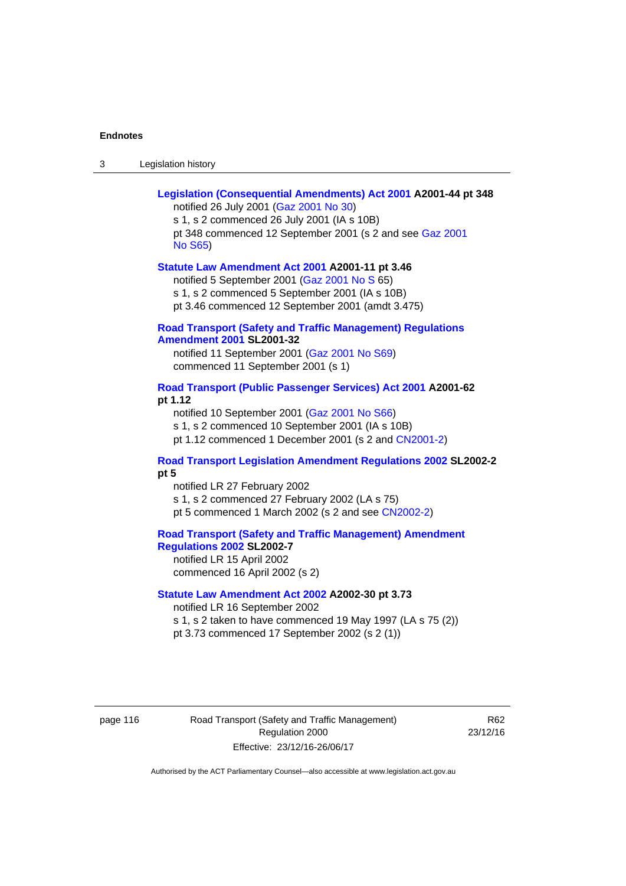**Legislation (Consequential Amendments) Act 2001 A2001-44 pt 348**

notified 26 July 2001 (Gaz 2001 No 30)

s 1, s 2 commenced 26 July 2001 (IA s 10B)

pt 348 commenced 12 September 2001 (s 2 and see Gaz 2001 No S65)

**Statute Law Amendment Act 2001 A2001-11 pt 3.46**

notified 5 September 2001 (Gaz 2001 No S 65)

s 1, s 2 commenced 5 September 2001 (IA s 10B)

pt 3.46 commenced 12 September 2001 (amdt 3.475)

**Road Transport (Safety and Traffic Management) Regulations Amendment 2001 SL2001-32**

notified 11 September 2001 (Gaz 2001 No S69)

commenced 11 September 2001 (s 1)

**Road Transport (Public Passenger Services) Act 2001 A2001-62 pt 1.12**

notified 10 September 2001 (Gaz 2001 No S66)

s 1, s 2 commenced 10 September 2001 (IA s 10B)

pt 1.12 commenced 1 December 2001 (s 2 and CN2001-2)

**Road Transport Legislation Amendment Regulations 2002 SL2002-2 pt 5**

notified LR 27 February 2002

s 1, s 2 commenced 27 February 2002 (LA s 75)

pt 5 commenced 1 March 2002 (s 2 and see CN2002-2)

**Road Transport (Safety and Traffic Management) Amendment Regulations 2002 SL2002-7**

notified LR 15 April 2002

commenced 16 April 2002 (s 2)

**Statute Law Amendment Act 2002 A2002-30 pt 3.73**

notified LR 16 September 2002

s 1, s 2 taken to have commenced 19 May 1997 (LA s 75 (2))

pt 3.73 commenced 17 September 2002 (s 2 (1))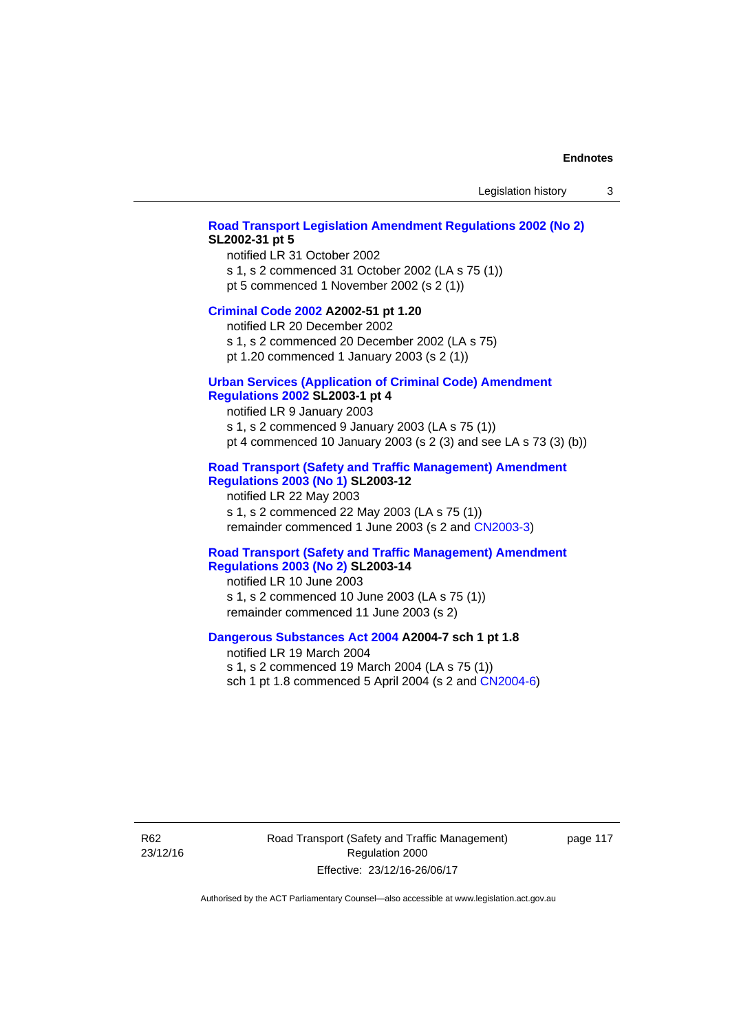**Road Transport Legislation Amendment Regulations 2002 (No 2) SL2002-31 pt 5**

notified LR 31 October 2002

s 1, s 2 commenced 31 October 2002 (LA s 75 (1))

pt 5 commenced 1 November 2002 (s 2 (1))

**Criminal Code 2002 A2002-51 pt 1.20**

notified LR 20 December 2002

s 1, s 2 commenced 20 December 2002 (LA s 75)

pt 1.20 commenced 1 January 2003 (s 2 (1))

**Urban Services (Application of Criminal Code) Amendment Regulations 2002 SL2003-1 pt 4**

notified LR 9 January 2003

s 1, s 2 commenced 9 January 2003 (LA s 75 (1))

pt 4 commenced 10 January 2003 (s 2 (3) and see LA s 73 (3) (b))

**Road Transport (Safety and Traffic Management) Amendment Regulations 2003 (No 1) SL2003-12**

notified LR 22 May 2003

s 1, s 2 commenced 22 May 2003 (LA s 75 (1))

remainder commenced 1 June 2003 (s 2 and CN2003-3)

**Road Transport (Safety and Traffic Management) Amendment Regulations 2003 (No 2) SL2003-14**

notified LR 10 June 2003

s 1, s 2 commenced 10 June 2003 (LA s 75 (1))

remainder commenced 11 June 2003 (s 2)

**Dangerous Substances Act 2004 A2004-7 sch 1 pt 1.8**

notified LR 19 March 2004

s 1, s 2 commenced 19 March 2004 (LA s 75 (1))

sch 1 pt 1.8 commenced 5 April 2004 (s 2 and CN2004-6)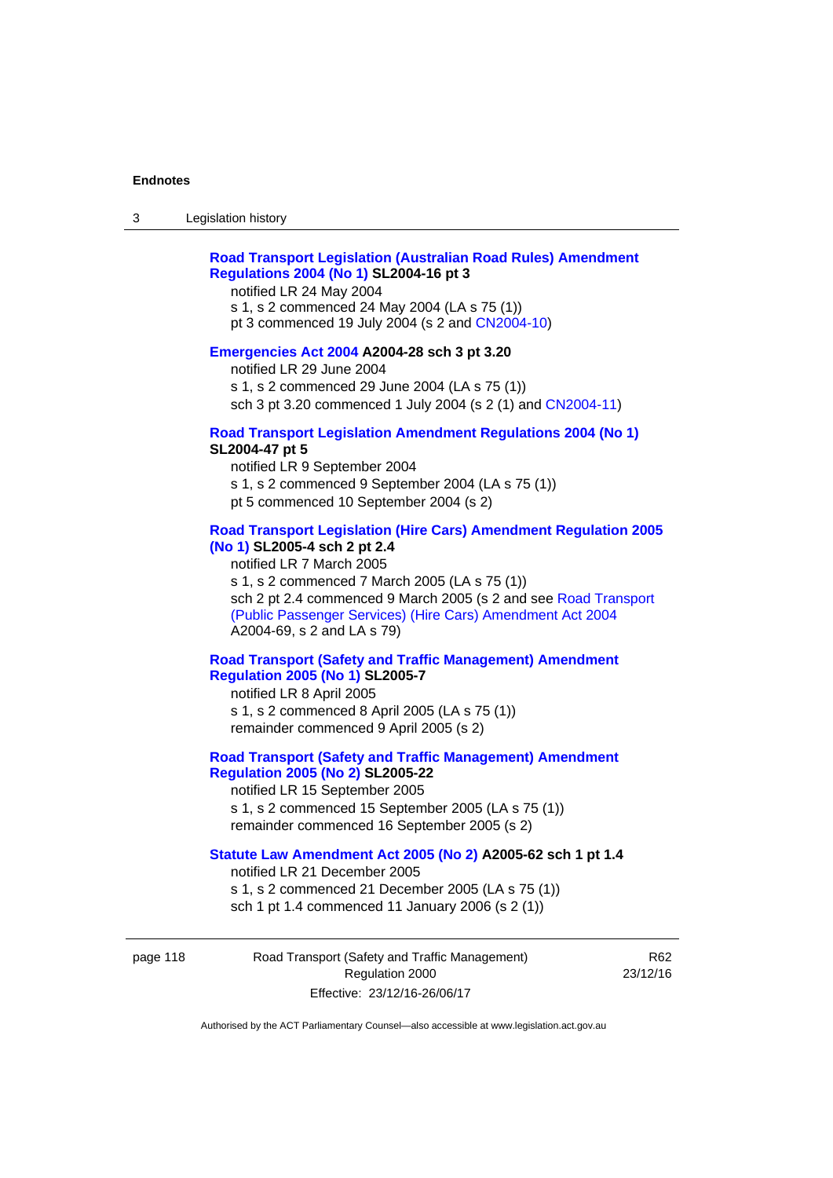**Road Transport Legislation (Australian Road Rules) Amendment Regulations 2004 (No 1) SL2004-16 pt 3**

notified LR 24 May 2004
s 1, s 2 commenced 24 May 2004 (LA s 75 (1))
pt 3 commenced 19 July 2004 (s 2 and CN2004-10)

**Emergencies Act 2004 A2004-28 sch 3 pt 3.20**

notified LR 29 June 2004
s 1, s 2 commenced 29 June 2004 (LA s 75 (1))
sch 3 pt 3.20 commenced 1 July 2004 (s 2 (1) and CN2004-11)

**Road Transport Legislation Amendment Regulations 2004 (No 1) SL2004-47 pt 5**

notified LR 9 September 2004
s 1, s 2 commenced 9 September 2004 (LA s 75 (1))
pt 5 commenced 10 September 2004 (s 2)

**Road Transport Legislation (Hire Cars) Amendment Regulation 2005 (No 1) SL2005-4 sch 2 pt 2.4**

notified LR 7 March 2005
s 1, s 2 commenced 7 March 2005 (LA s 75 (1))
sch 2 pt 2.4 commenced 9 March 2005 (s 2 and see Road Transport (Public Passenger Services) (Hire Cars) Amendment Act 2004 A2004-69, s 2 and LA s 79)

**Road Transport (Safety and Traffic Management) Amendment Regulation 2005 (No 1) SL2005-7**

notified LR 8 April 2005
s 1, s 2 commenced 8 April 2005 (LA s 75 (1))
remainder commenced 9 April 2005 (s 2)

**Road Transport (Safety and Traffic Management) Amendment Regulation 2005 (No 2) SL2005-22**

notified LR 15 September 2005
s 1, s 2 commenced 15 September 2005 (LA s 75 (1))
remainder commenced 16 September 2005 (s 2)

**Statute Law Amendment Act 2005 (No 2) A2005-62 sch 1 pt 1.4**

notified LR 21 December 2005
s 1, s 2 commenced 21 December 2005 (LA s 75 (1))
sch 1 pt 1.4 commenced 11 January 2006 (s 2 (1))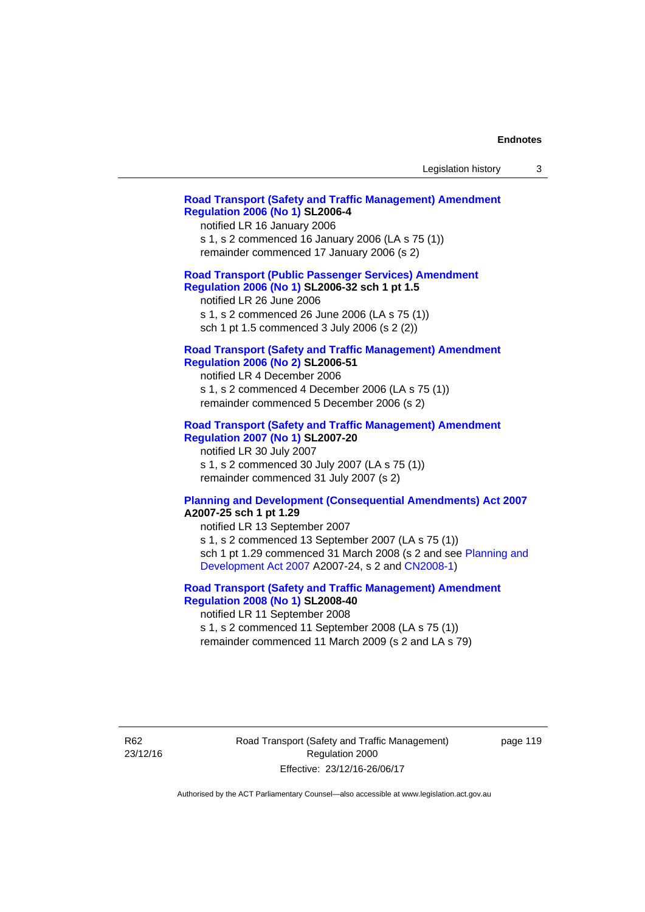**Road Transport (Safety and Traffic Management) Amendment Regulation 2006 (No 1) SL2006-4**

notified LR 16 January 2006

s 1, s 2 commenced 16 January 2006 (LA s 75 (1))

remainder commenced 17 January 2006 (s 2)

**Road Transport (Public Passenger Services) Amendment Regulation 2006 (No 1) SL2006-32 sch 1 pt 1.5**

notified LR 26 June 2006

s 1, s 2 commenced 26 June 2006 (LA s 75 (1))

sch 1 pt 1.5 commenced 3 July 2006 (s 2 (2))

**Road Transport (Safety and Traffic Management) Amendment Regulation 2006 (No 2) SL2006-51**

notified LR 4 December 2006

s 1, s 2 commenced 4 December 2006 (LA s 75 (1))

remainder commenced 5 December 2006 (s 2)

**Road Transport (Safety and Traffic Management) Amendment Regulation 2007 (No 1) SL2007-20**

notified LR 30 July 2007

s 1, s 2 commenced 30 July 2007 (LA s 75 (1))

remainder commenced 31 July 2007 (s 2)

**Planning and Development (Consequential Amendments) Act 2007 A2007-25 sch 1 pt 1.29**

notified LR 13 September 2007

s 1, s 2 commenced 13 September 2007 (LA s 75 (1))

sch 1 pt 1.29 commenced 31 March 2008 (s 2 and see Planning and Development Act 2007 A2007-24, s 2 and CN2008-1)

**Road Transport (Safety and Traffic Management) Amendment Regulation 2008 (No 1) SL2008-40**

notified LR 11 September 2008

s 1, s 2 commenced 11 September 2008 (LA s 75 (1))

remainder commenced 11 March 2009 (s 2 and LA s 79)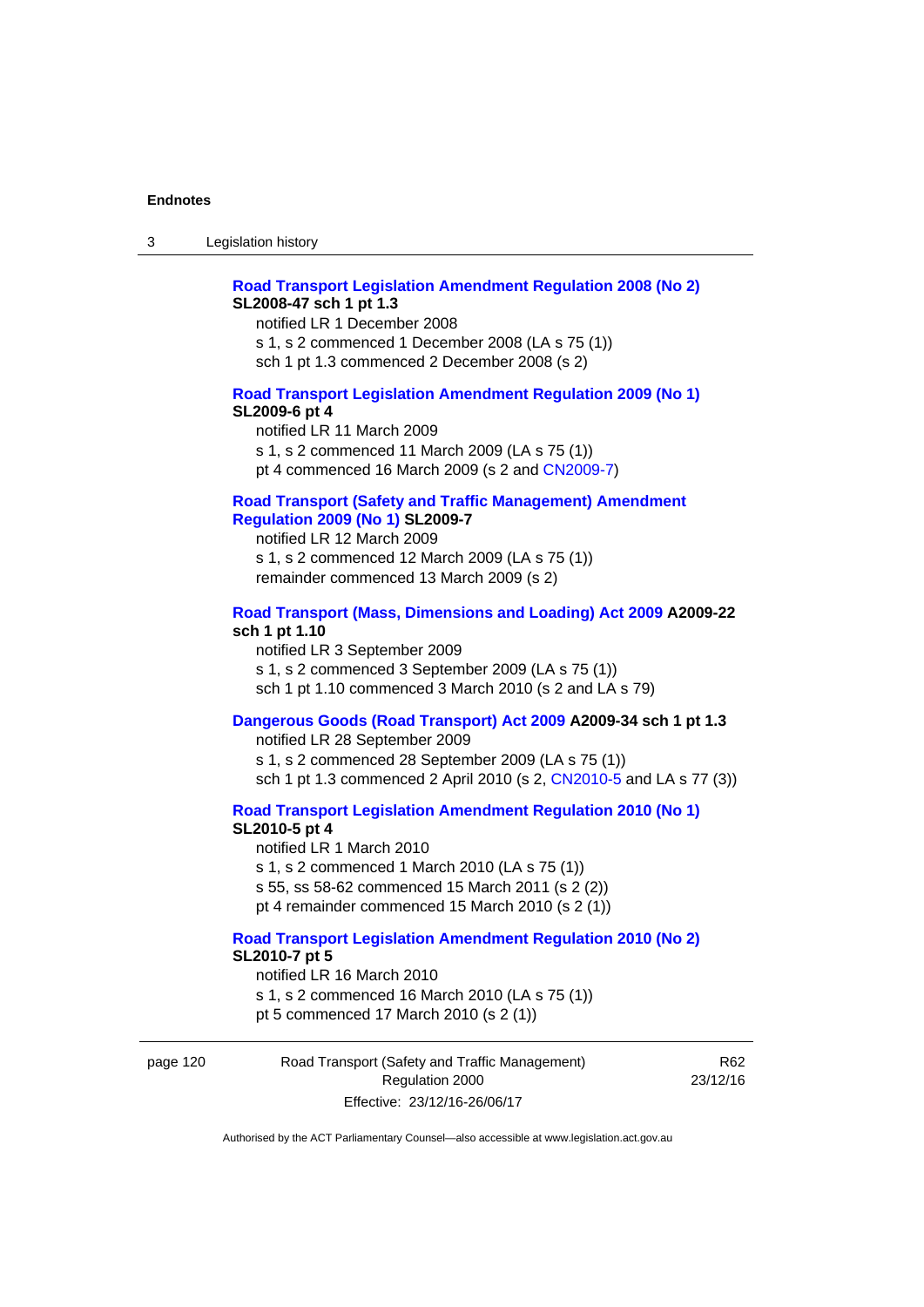**Road Transport Legislation Amendment Regulation 2008 (No 2)**
**SL2008-47 sch 1 pt 1.3**

notified LR 1 December 2008
s 1, s 2 commenced 1 December 2008 (LA s 75 (1))
sch 1 pt 1.3 commenced 2 December 2008 (s 2)

**Road Transport Legislation Amendment Regulation 2009 (No 1)**
**SL2009-6 pt 4**

notified LR 11 March 2009
s 1, s 2 commenced 11 March 2009 (LA s 75 (1))
pt 4 commenced 16 March 2009 (s 2 and CN2009-7)

**Road Transport (Safety and Traffic Management) Amendment Regulation 2009 (No 1) SL2009-7**

notified LR 12 March 2009
s 1, s 2 commenced 12 March 2009 (LA s 75 (1))
remainder commenced 13 March 2009 (s 2)

**Road Transport (Mass, Dimensions and Loading) Act 2009 A2009-22 sch 1 pt 1.10**

notified LR 3 September 2009
s 1, s 2 commenced 3 September 2009 (LA s 75 (1))
sch 1 pt 1.10 commenced 3 March 2010 (s 2 and LA s 79)

**Dangerous Goods (Road Transport) Act 2009 A2009-34 sch 1 pt 1.3**

notified LR 28 September 2009
s 1, s 2 commenced 28 September 2009 (LA s 75 (1))
sch 1 pt 1.3 commenced 2 April 2010 (s 2, CN2010-5 and LA s 77 (3))

**Road Transport Legislation Amendment Regulation 2010 (No 1)**
**SL2010-5 pt 4**

notified LR 1 March 2010
s 1, s 2 commenced 1 March 2010 (LA s 75 (1))
s 55, ss 58-62 commenced 15 March 2011 (s 2 (2))
pt 4 remainder commenced 15 March 2010 (s 2 (1))

**Road Transport Legislation Amendment Regulation 2010 (No 2)**
**SL2010-7 pt 5**

notified LR 16 March 2010
s 1, s 2 commenced 16 March 2010 (LA s 75 (1))
pt 5 commenced 17 March 2010 (s 2 (1))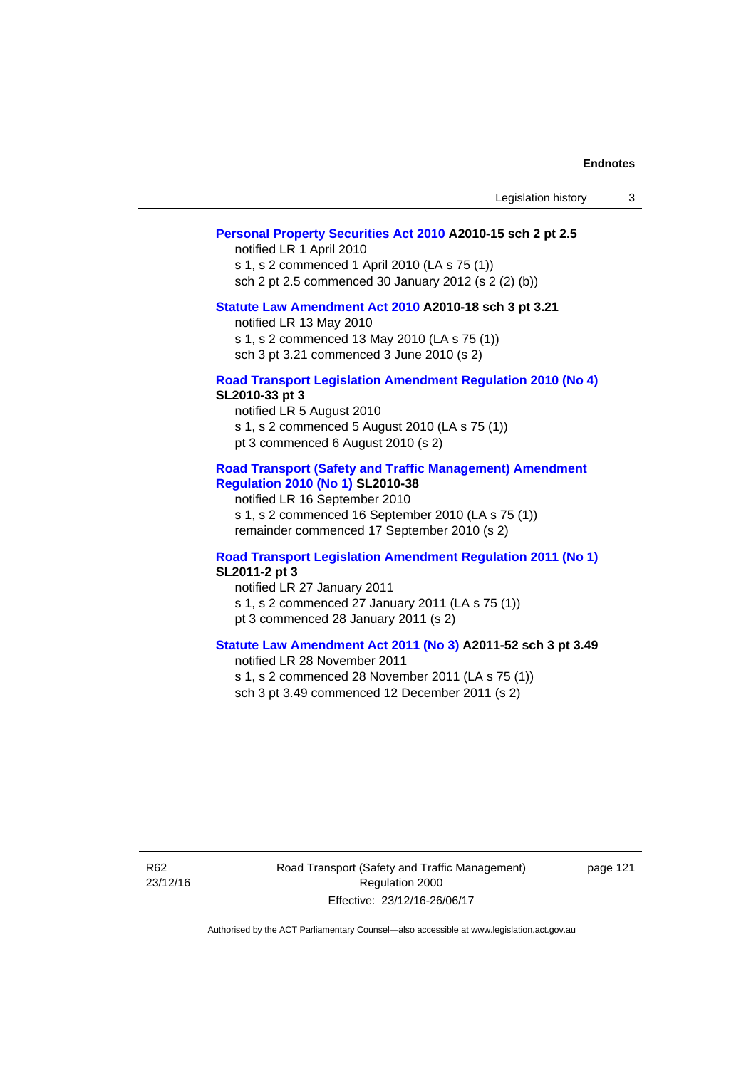**Personal Property Securities Act 2010 A2010-15 sch 2 pt 2.5**

notified LR 1 April 2010

s 1, s 2 commenced 1 April 2010 (LA s 75 (1))

sch 2 pt 2.5 commenced 30 January 2012 (s 2 (2) (b))

**Statute Law Amendment Act 2010 A2010-18 sch 3 pt 3.21**

notified LR 13 May 2010

s 1, s 2 commenced 13 May 2010 (LA s 75 (1))

sch 3 pt 3.21 commenced 3 June 2010 (s 2)

**Road Transport Legislation Amendment Regulation 2010 (No 4) SL2010-33 pt 3**

notified LR 5 August 2010

s 1, s 2 commenced 5 August 2010 (LA s 75 (1))

pt 3 commenced 6 August 2010 (s 2)

**Road Transport (Safety and Traffic Management) Amendment Regulation 2010 (No 1) SL2010-38**

notified LR 16 September 2010

s 1, s 2 commenced 16 September 2010 (LA s 75 (1))

remainder commenced 17 September 2010 (s 2)

**Road Transport Legislation Amendment Regulation 2011 (No 1) SL2011-2 pt 3**

notified LR 27 January 2011

s 1, s 2 commenced 27 January 2011 (LA s 75 (1))

pt 3 commenced 28 January 2011 (s 2)

**Statute Law Amendment Act 2011 (No 3) A2011-52 sch 3 pt 3.49**

notified LR 28 November 2011

s 1, s 2 commenced 28 November 2011 (LA s 75 (1))

sch 3 pt 3.49 commenced 12 December 2011 (s 2)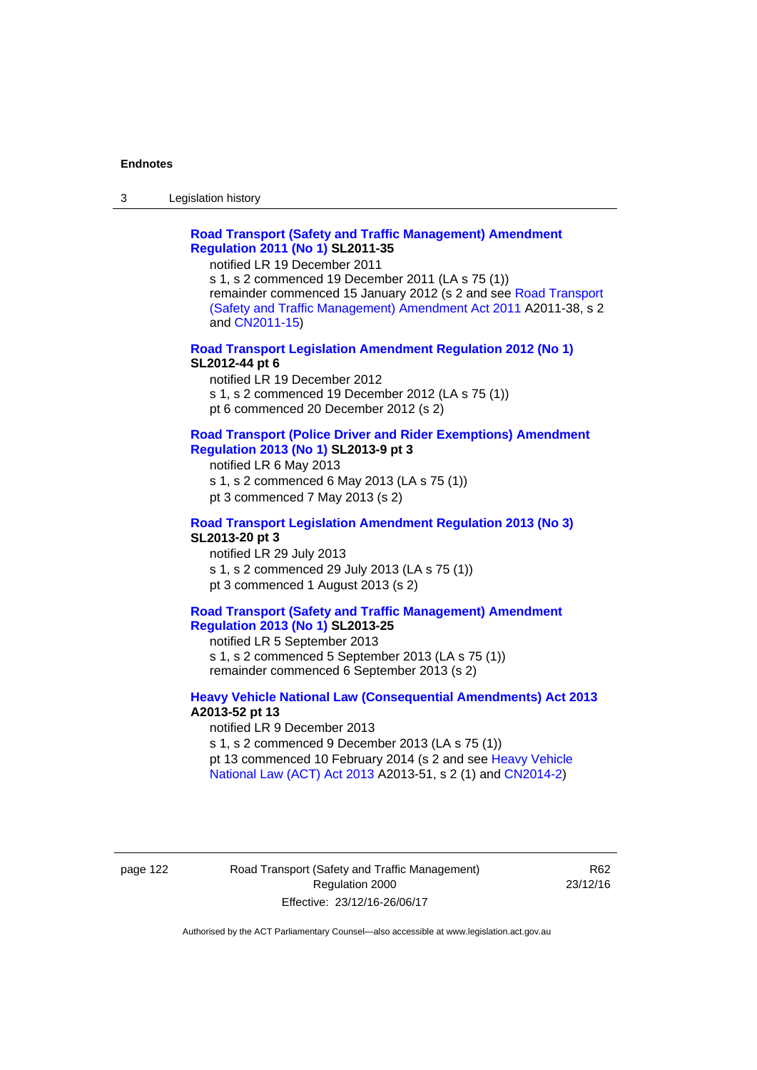**Road Transport (Safety and Traffic Management) Amendment Regulation 2011 (No 1) SL2011-35**

notified LR 19 December 2011

s 1, s 2 commenced 19 December 2011 (LA s 75 (1))

remainder commenced 15 January 2012 (s 2 and see Road Transport (Safety and Traffic Management) Amendment Act 2011 A2011-38, s 2 and CN2011-15)

**Road Transport Legislation Amendment Regulation 2012 (No 1) SL2012-44 pt 6**

notified LR 19 December 2012

s 1, s 2 commenced 19 December 2012 (LA s 75 (1))

pt 6 commenced 20 December 2012 (s 2)

**Road Transport (Police Driver and Rider Exemptions) Amendment Regulation 2013 (No 1) SL2013-9 pt 3**

notified LR 6 May 2013

s 1, s 2 commenced 6 May 2013 (LA s 75 (1))

pt 3 commenced 7 May 2013 (s 2)

**Road Transport Legislation Amendment Regulation 2013 (No 3) SL2013-20 pt 3**

notified LR 29 July 2013

s 1, s 2 commenced 29 July 2013 (LA s 75 (1))

pt 3 commenced 1 August 2013 (s 2)

**Road Transport (Safety and Traffic Management) Amendment Regulation 2013 (No 1) SL2013-25**

notified LR 5 September 2013

s 1, s 2 commenced 5 September 2013 (LA s 75 (1))

remainder commenced 6 September 2013 (s 2)

**Heavy Vehicle National Law (Consequential Amendments) Act 2013 A2013-52 pt 13**

notified LR 9 December 2013

s 1, s 2 commenced 9 December 2013 (LA s 75 (1))

pt 13 commenced 10 February 2014 (s 2 and see Heavy Vehicle National Law (ACT) Act 2013 A2013-51, s 2 (1) and CN2014-2)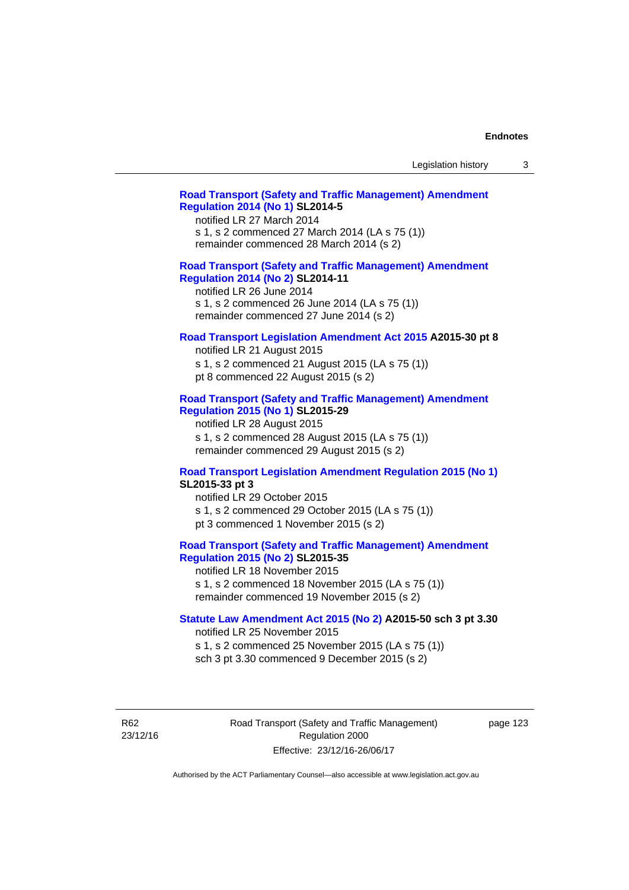**Road Transport (Safety and Traffic Management) Amendment Regulation 2014 (No 1) SL2014-5**

notified LR 27 March 2014

s 1, s 2 commenced 27 March 2014 (LA s 75 (1))

remainder commenced 28 March 2014 (s 2)

**Road Transport (Safety and Traffic Management) Amendment Regulation 2014 (No 2) SL2014-11**

notified LR 26 June 2014

s 1, s 2 commenced 26 June 2014 (LA s 75 (1))

remainder commenced 27 June 2014 (s 2)

**Road Transport Legislation Amendment Act 2015 A2015-30 pt 8**

notified LR 21 August 2015

s 1, s 2 commenced 21 August 2015 (LA s 75 (1))

pt 8 commenced 22 August 2015 (s 2)

**Road Transport (Safety and Traffic Management) Amendment Regulation 2015 (No 1) SL2015-29**

notified LR 28 August 2015

s 1, s 2 commenced 28 August 2015 (LA s 75 (1))

remainder commenced 29 August 2015 (s 2)

**Road Transport Legislation Amendment Regulation 2015 (No 1) SL2015-33 pt 3**

notified LR 29 October 2015

s 1, s 2 commenced 29 October 2015 (LA s 75 (1))

pt 3 commenced 1 November 2015 (s 2)

**Road Transport (Safety and Traffic Management) Amendment Regulation 2015 (No 2) SL2015-35**

notified LR 18 November 2015

s 1, s 2 commenced 18 November 2015 (LA s 75 (1))

remainder commenced 19 November 2015 (s 2)

**Statute Law Amendment Act 2015 (No 2) A2015-50 sch 3 pt 3.30**

notified LR 25 November 2015

s 1, s 2 commenced 25 November 2015 (LA s 75 (1))

sch 3 pt 3.30 commenced 9 December 2015 (s 2)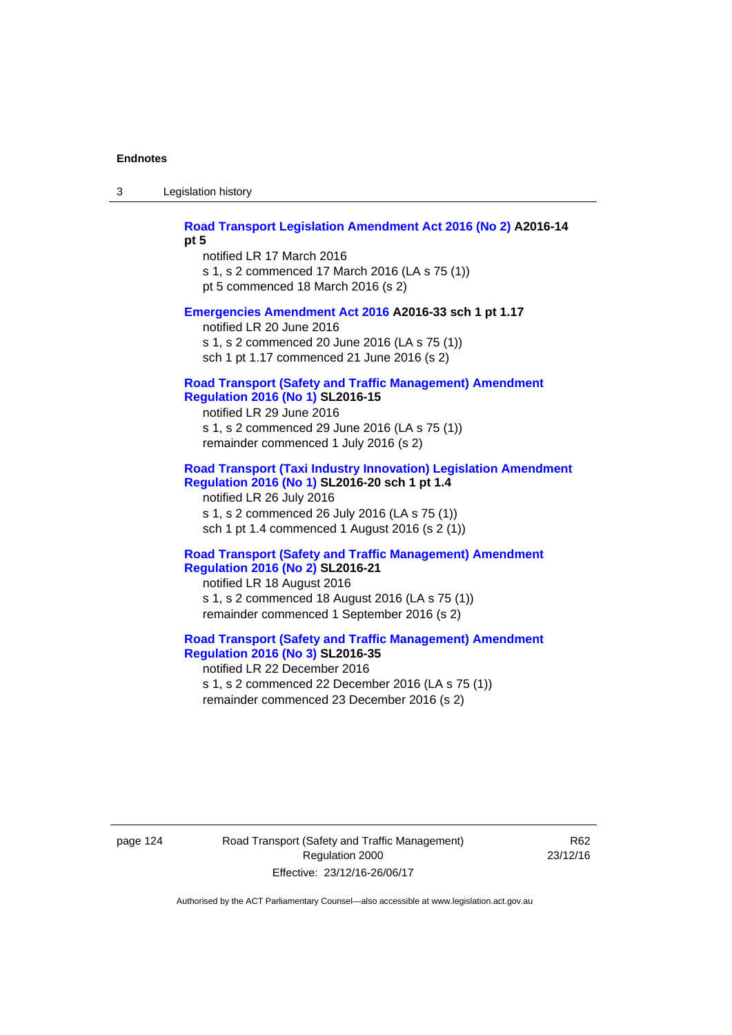**Road Transport Legislation Amendment Act 2016 (No 2) A2016-14 pt 5**

notified LR 17 March 2016

s 1, s 2 commenced 17 March 2016 (LA s 75 (1))

pt 5 commenced 18 March 2016 (s 2)

**Emergencies Amendment Act 2016 A2016-33 sch 1 pt 1.17**

notified LR 20 June 2016

s 1, s 2 commenced 20 June 2016 (LA s 75 (1))

sch 1 pt 1.17 commenced 21 June 2016 (s 2)

**Road Transport (Safety and Traffic Management) Amendment Regulation 2016 (No 1) SL2016-15**

notified LR 29 June 2016

s 1, s 2 commenced 29 June 2016 (LA s 75 (1))

remainder commenced 1 July 2016 (s 2)

**Road Transport (Taxi Industry Innovation) Legislation Amendment Regulation 2016 (No 1) SL2016-20 sch 1 pt 1.4**

notified LR 26 July 2016

s 1, s 2 commenced 26 July 2016 (LA s 75 (1))

sch 1 pt 1.4 commenced 1 August 2016 (s 2 (1))

**Road Transport (Safety and Traffic Management) Amendment Regulation 2016 (No 2) SL2016-21**

notified LR 18 August 2016

s 1, s 2 commenced 18 August 2016 (LA s 75 (1))

remainder commenced 1 September 2016 (s 2)

**Road Transport (Safety and Traffic Management) Amendment Regulation 2016 (No 3) SL2016-35**

notified LR 22 December 2016

s 1, s 2 commenced 22 December 2016 (LA s 75 (1))

remainder commenced 23 December 2016 (s 2)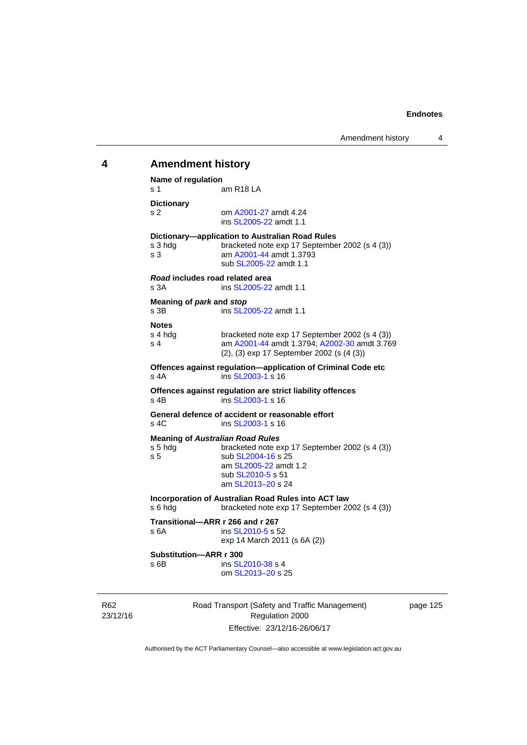## 4 Amendment history

**Name of regulation**
s 1 am R18 LA

**Dictionary**
s 2 om A2001-27 amdt 4.24
ins SL2005-22 amdt 1.1

**Dictionary—application to Australian Road Rules**
s 3 hdg bracketed note exp 17 September 2002 (s 4 (3))
s 3 am A2001-44 amdt 1.3793
sub SL2005-22 amdt 1.1

***Road* includes road related area**
s 3A ins SL2005-22 amdt 1.1

**Meaning of *park* and *stop***
s 3B ins SL2005-22 amdt 1.1

**Notes**
s 4 hdg bracketed note exp 17 September 2002 (s 4 (3))
s 4 am A2001-44 amdt 1.3794; A2002-30 amdt 3.769
(2), (3) exp 17 September 2002 (s (4 (3))

**Offences against regulation—application of Criminal Code etc**
s 4A ins SL2003-1 s 16

**Offences against regulation are strict liability offences**
s 4B ins SL2003-1 s 16

**General defence of accident or reasonable effort**
s 4C ins SL2003-1 s 16

**Meaning of *Australian Road Rules***
s 5 hdg bracketed note exp 17 September 2002 (s 4 (3))
s 5 sub SL2004-16 s 25
am SL2005-22 amdt 1.2
sub SL2010-5 s 51
am SL2013–20 s 24

**Incorporation of Australian Road Rules into ACT law**
s 6 hdg bracketed note exp 17 September 2002 (s 4 (3))

**Transitional—ARR r 266 and r 267**
s 6A ins SL2010-5 s 52
exp 14 March 2011 (s 6A (2))

**Substitution—ARR r 300**
s 6B ins SL2010-38 s 4
om SL2013–20 s 25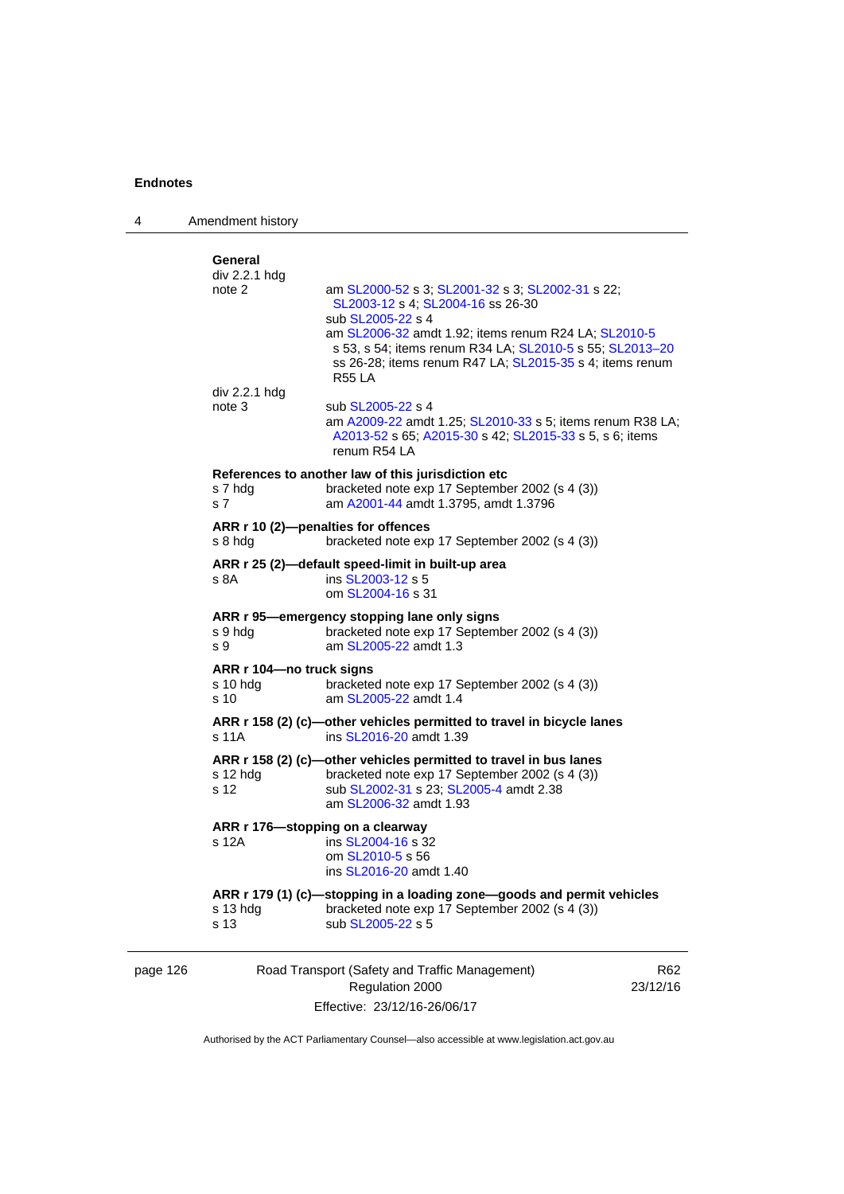**General**

| | |
|---|---|
| div 2.2.1 hdg | |
| note 2 | am SL2000-52 s 3; SL2001-32 s 3; SL2002-31 s 22; SL2003-12 s 4; SL2004-16 ss 26-30 |
| | sub SL2005-22 s 4 |
| | am SL2006-32 amdt 1.92; items renum R24 LA; SL2010-5 s 53, s 54; items renum R34 LA; SL2010-5 s 55; SL2013–20 ss 26-28; items renum R47 LA; SL2015-35 s 4; items renum R55 LA |
| div 2.2.1 hdg | |
| note 3 | sub SL2005-22 s 4 |
| | am A2009-22 amdt 1.25; SL2010-33 s 5; items renum R38 LA; A2013-52 s 65; A2015-30 s 42; SL2015-33 s 5, s 6; items renum R54 LA |

**References to another law of this jurisdiction etc**

| | |
|---|---|
| s 7 hdg | bracketed note exp 17 September 2002 (s 4 (3)) |
| s 7 | am A2001-44 amdt 1.3795, amdt 1.3796 |

**ARR r 10 (2)—penalties for offences**

| | |
|---|---|
| s 8 hdg | bracketed note exp 17 September 2002 (s 4 (3)) |

**ARR r 25 (2)—default speed-limit in built-up area**

| | |
|---|---|
| s 8A | ins SL2003-12 s 5 |
| | om SL2004-16 s 31 |

**ARR r 95—emergency stopping lane only signs**

| | |
|---|---|
| s 9 hdg | bracketed note exp 17 September 2002 (s 4 (3)) |
| s 9 | am SL2005-22 amdt 1.3 |

**ARR r 104—no truck signs**

| | |
|---|---|
| s 10 hdg | bracketed note exp 17 September 2002 (s 4 (3)) |
| s 10 | am SL2005-22 amdt 1.4 |

**ARR r 158 (2) (c)—other vehicles permitted to travel in bicycle lanes**

| | |
|---|---|
| s 11A | ins SL2016-20 amdt 1.39 |

**ARR r 158 (2) (c)—other vehicles permitted to travel in bus lanes**

| | |
|---|---|
| s 12 hdg | bracketed note exp 17 September 2002 (s 4 (3)) |
| s 12 | sub SL2002-31 s 23; SL2005-4 amdt 2.38 |
| | am SL2006-32 amdt 1.93 |

**ARR r 176—stopping on a clearway**

| | |
|---|---|
| s 12A | ins SL2004-16 s 32 |
| | om SL2010-5 s 56 |
| | ins SL2016-20 amdt 1.40 |

**ARR r 179 (1) (c)—stopping in a loading zone—goods and permit vehicles**

| | |
|---|---|
| s 13 hdg | bracketed note exp 17 September 2002 (s 4 (3)) |
| s 13 | sub SL2005-22 s 5 |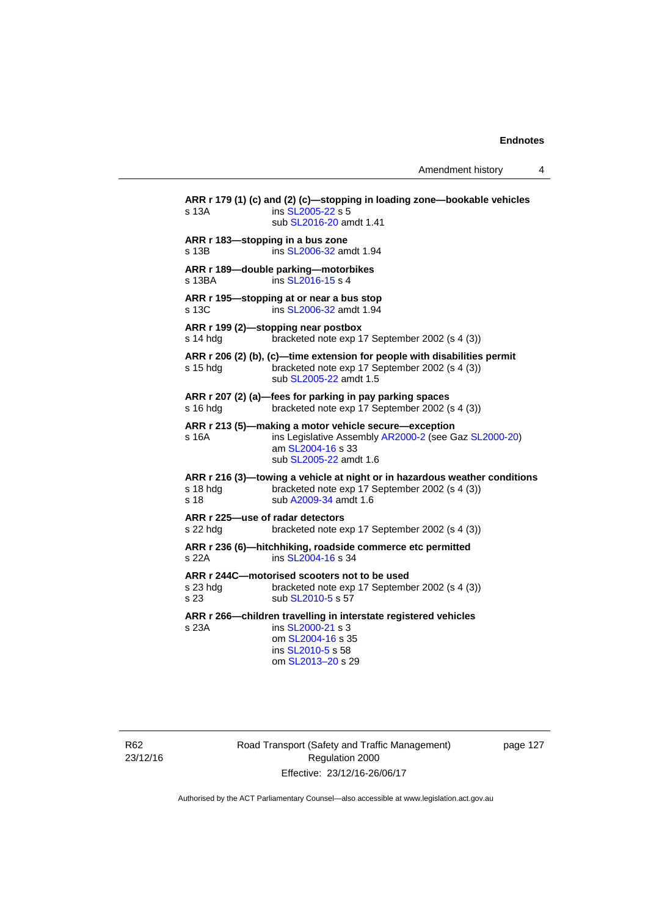**ARR r 179 (1) (c) and (2) (c)—stopping in loading zone—bookable vehicles**

s 13A ins SL2005-22 s 5
sub SL2016-20 amdt 1.41

**ARR r 183—stopping in a bus zone**

s 13B ins SL2006-32 amdt 1.94

**ARR r 189—double parking—motorbikes**

s 13BA ins SL2016-15 s 4

**ARR r 195—stopping at or near a bus stop**

s 13C ins SL2006-32 amdt 1.94

**ARR r 199 (2)—stopping near postbox**

s 14 hdg bracketed note exp 17 September 2002 (s 4 (3))

**ARR r 206 (2) (b), (c)—time extension for people with disabilities permit**

s 15 hdg bracketed note exp 17 September 2002 (s 4 (3))
sub SL2005-22 amdt 1.5

**ARR r 207 (2) (a)—fees for parking in pay parking spaces**

s 16 hdg bracketed note exp 17 September 2002 (s 4 (3))

**ARR r 213 (5)—making a motor vehicle secure—exception**

s 16A ins Legislative Assembly AR2000-2 (see Gaz SL2000-20)
am SL2004-16 s 33
sub SL2005-22 amdt 1.6

**ARR r 216 (3)—towing a vehicle at night or in hazardous weather conditions**

s 18 hdg bracketed note exp 17 September 2002 (s 4 (3))
s 18 sub A2009-34 amdt 1.6

**ARR r 225—use of radar detectors**

s 22 hdg bracketed note exp 17 September 2002 (s 4 (3))

**ARR r 236 (6)—hitchhiking, roadside commerce etc permitted**

s 22A ins SL2004-16 s 34

**ARR r 244C—motorised scooters not to be used**

s 23 hdg bracketed note exp 17 September 2002 (s 4 (3))
s 23 sub SL2010-5 s 57

**ARR r 266—children travelling in interstate registered vehicles**

s 23A ins SL2000-21 s 3
om SL2004-16 s 35
ins SL2010-5 s 58
om SL2013–20 s 29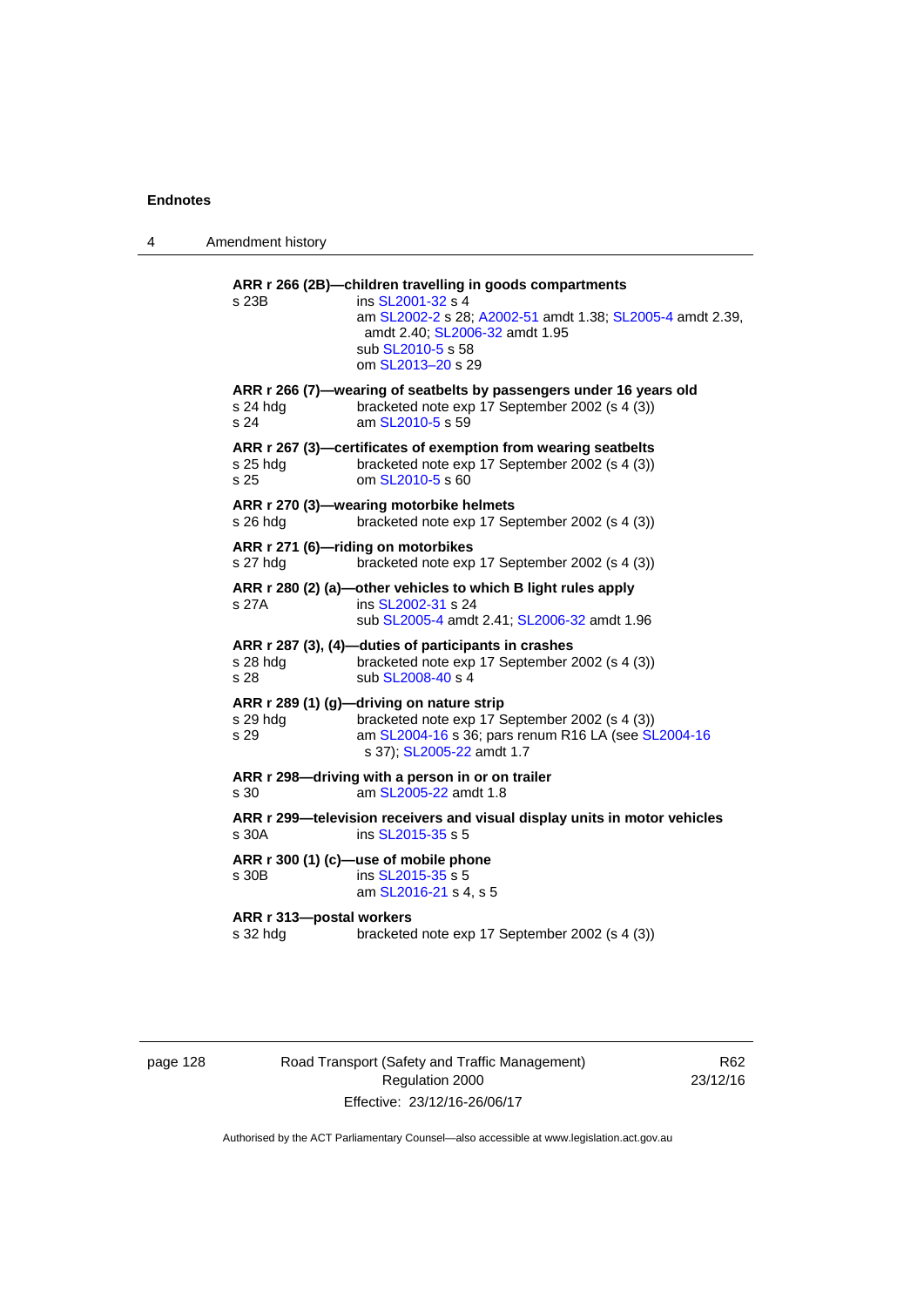**ARR r 266 (2B)—children travelling in goods compartments**

s 23B	ins SL2001-32 s 4
	am SL2002-2 s 28; A2002-51 amdt 1.38; SL2005-4 amdt 2.39, amdt 2.40; SL2006-32 amdt 1.95
	sub SL2010-5 s 58
	om SL2013–20 s 29

**ARR r 266 (7)—wearing of seatbelts by passengers under 16 years old**

s 24 hdg	bracketed note exp 17 September 2002 (s 4 (3))
s 24	am SL2010-5 s 59

**ARR r 267 (3)—certificates of exemption from wearing seatbelts**

s 25 hdg	bracketed note exp 17 September 2002 (s 4 (3))
s 25	om SL2010-5 s 60

**ARR r 270 (3)—wearing motorbike helmets**

s 26 hdg	bracketed note exp 17 September 2002 (s 4 (3))

**ARR r 271 (6)—riding on motorbikes**

s 27 hdg	bracketed note exp 17 September 2002 (s 4 (3))

**ARR r 280 (2) (a)—other vehicles to which B light rules apply**

s 27A	ins SL2002-31 s 24
	sub SL2005-4 amdt 2.41; SL2006-32 amdt 1.96

**ARR r 287 (3), (4)—duties of participants in crashes**

s 28 hdg	bracketed note exp 17 September 2002 (s 4 (3))
s 28	sub SL2008-40 s 4

**ARR r 289 (1) (g)—driving on nature strip**

s 29 hdg	bracketed note exp 17 September 2002 (s 4 (3))
s 29	am SL2004-16 s 36; pars renum R16 LA (see SL2004-16 s 37); SL2005-22 amdt 1.7

**ARR r 298—driving with a person in or on trailer**

s 30	am SL2005-22 amdt 1.8

**ARR r 299—television receivers and visual display units in motor vehicles**

s 30A	ins SL2015-35 s 5

**ARR r 300 (1) (c)—use of mobile phone**

s 30B	ins SL2015-35 s 5
	am SL2016-21 s 4, s 5

**ARR r 313—postal workers**

s 32 hdg	bracketed note exp 17 September 2002 (s 4 (3))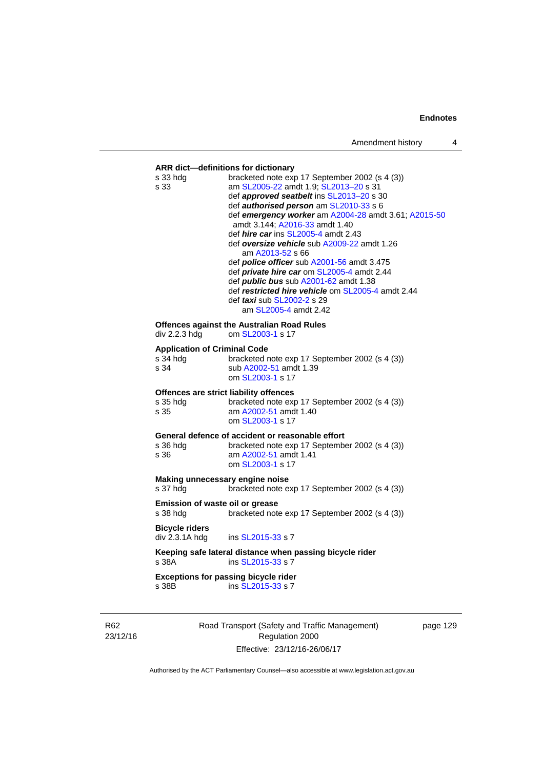**ARR dict—definitions for dictionary**

s 33 hdg bracketed note exp 17 September 2002 (s 4 (3))
s 33 am SL2005-22 amdt 1.9; SL2013–20 s 31
def ***approved seatbelt*** ins SL2013–20 s 30
def ***authorised person*** am SL2010-33 s 6
def ***emergency worker*** am A2004-28 amdt 3.61; A2015-50 amdt 3.144; A2016-33 amdt 1.40
def ***hire car*** ins SL2005-4 amdt 2.43
def ***oversize vehicle*** sub A2009-22 amdt 1.26
am A2013-52 s 66
def ***police officer*** sub A2001-56 amdt 3.475
def ***private hire car*** om SL2005-4 amdt 2.44
def ***public bus*** sub A2001-62 amdt 1.38
def ***restricted hire vehicle*** om SL2005-4 amdt 2.44
def ***taxi*** sub SL2002-2 s 29
am SL2005-4 amdt 2.42

**Offences against the Australian Road Rules**

div 2.2.3 hdg om SL2003-1 s 17

**Application of Criminal Code**

s 34 hdg bracketed note exp 17 September 2002 (s 4 (3))
s 34 sub A2002-51 amdt 1.39
om SL2003-1 s 17

**Offences are strict liability offences**

s 35 hdg bracketed note exp 17 September 2002 (s 4 (3))
s 35 am A2002-51 amdt 1.40
om SL2003-1 s 17

**General defence of accident or reasonable effort**

s 36 hdg bracketed note exp 17 September 2002 (s 4 (3))
s 36 am A2002-51 amdt 1.41
om SL2003-1 s 17

**Making unnecessary engine noise**

s 37 hdg bracketed note exp 17 September 2002 (s 4 (3))

**Emission of waste oil or grease**

s 38 hdg bracketed note exp 17 September 2002 (s 4 (3))

**Bicycle riders**

div 2.3.1A hdg ins SL2015-33 s 7

**Keeping safe lateral distance when passing bicycle rider**

s 38A ins SL2015-33 s 7

**Exceptions for passing bicycle rider**

s 38B ins SL2015-33 s 7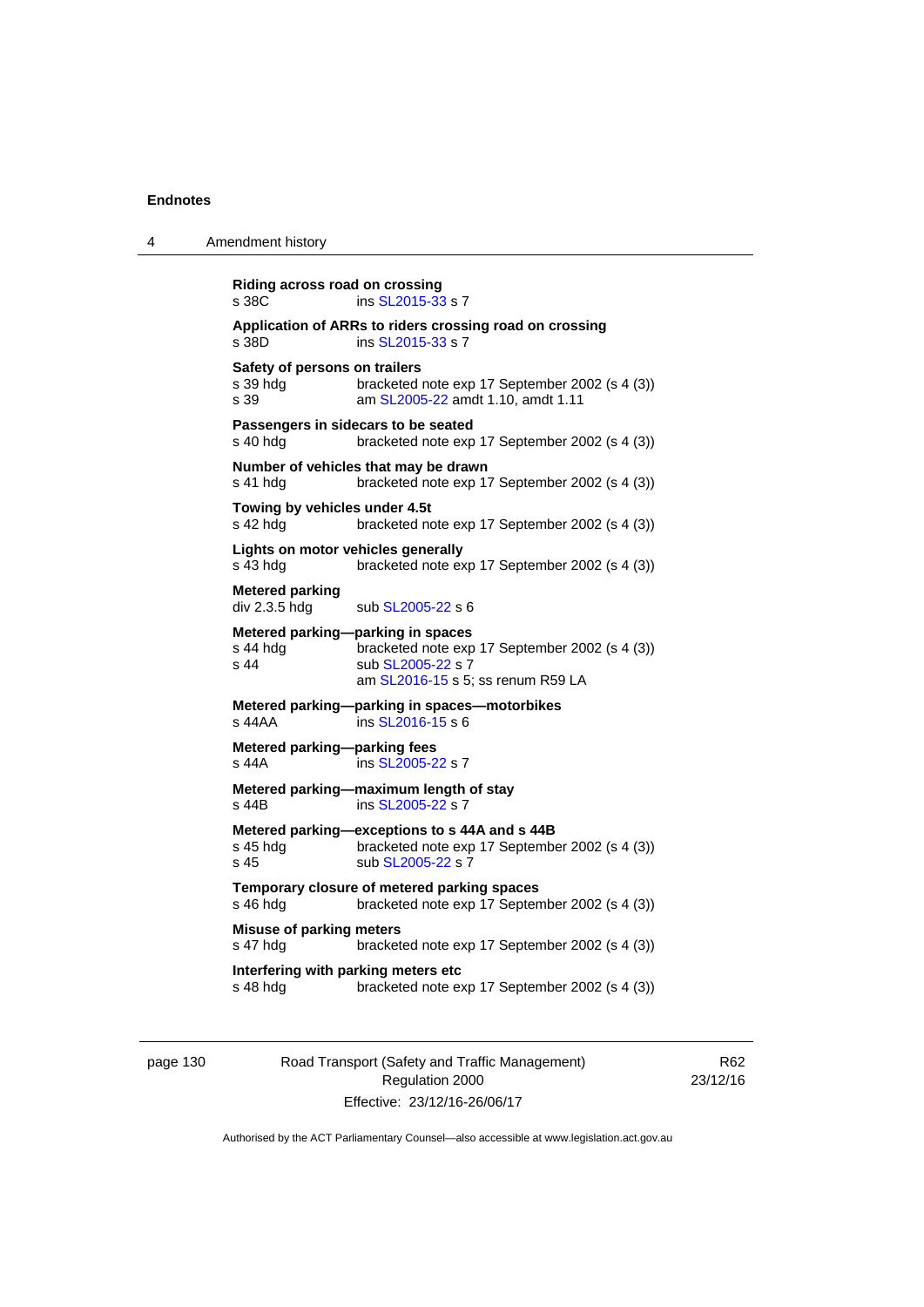**Riding across road on crossing**
s 38C ins SL2015-33 s 7

**Application of ARRs to riders crossing road on crossing**
s 38D ins SL2015-33 s 7

**Safety of persons on trailers**
s 39 hdg bracketed note exp 17 September 2002 (s 4 (3))
s 39 am SL2005-22 amdt 1.10, amdt 1.11

**Passengers in sidecars to be seated**
s 40 hdg bracketed note exp 17 September 2002 (s 4 (3))

**Number of vehicles that may be drawn**
s 41 hdg bracketed note exp 17 September 2002 (s 4 (3))

**Towing by vehicles under 4.5t**
s 42 hdg bracketed note exp 17 September 2002 (s 4 (3))

**Lights on motor vehicles generally**
s 43 hdg bracketed note exp 17 September 2002 (s 4 (3))

**Metered parking**
div 2.3.5 hdg sub SL2005-22 s 6

**Metered parking—parking in spaces**
s 44 hdg bracketed note exp 17 September 2002 (s 4 (3))
s 44 sub SL2005-22 s 7
am SL2016-15 s 5; ss renum R59 LA

**Metered parking—parking in spaces—motorbikes**
s 44AA ins SL2016-15 s 6

**Metered parking—parking fees**
s 44A ins SL2005-22 s 7

**Metered parking—maximum length of stay**
s 44B ins SL2005-22 s 7

**Metered parking—exceptions to s 44A and s 44B**
s 45 hdg bracketed note exp 17 September 2002 (s 4 (3))
s 45 sub SL2005-22 s 7

**Temporary closure of metered parking spaces**
s 46 hdg bracketed note exp 17 September 2002 (s 4 (3))

**Misuse of parking meters**
s 47 hdg bracketed note exp 17 September 2002 (s 4 (3))

**Interfering with parking meters etc**
s 48 hdg bracketed note exp 17 September 2002 (s 4 (3))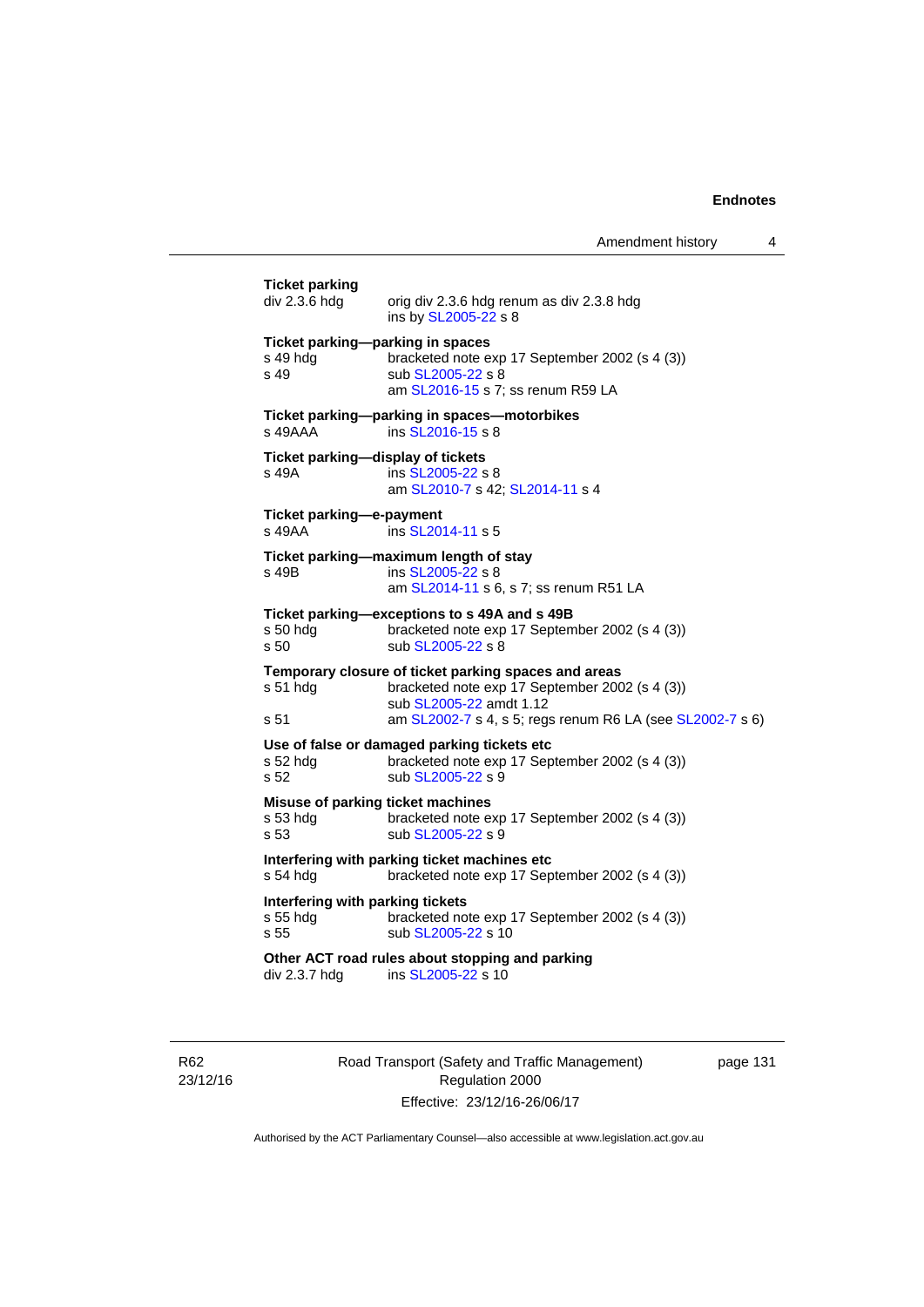**Ticket parking**
div 2.3.6 hdg — orig div 2.3.6 hdg renum as div 2.3.8 hdg
ins by SL2005-22 s 8

**Ticket parking—parking in spaces**
s 49 hdg — bracketed note exp 17 September 2002 (s 4 (3))
s 49 — sub SL2005-22 s 8
am SL2016-15 s 7; ss renum R59 LA

**Ticket parking—parking in spaces—motorbikes**
s 49AAA — ins SL2016-15 s 8

**Ticket parking—display of tickets**
s 49A — ins SL2005-22 s 8
am SL2010-7 s 42; SL2014-11 s 4

**Ticket parking—e-payment**
s 49AA — ins SL2014-11 s 5

**Ticket parking—maximum length of stay**
s 49B — ins SL2005-22 s 8
am SL2014-11 s 6, s 7; ss renum R51 LA

**Ticket parking—exceptions to s 49A and s 49B**
s 50 hdg — bracketed note exp 17 September 2002 (s 4 (3))
s 50 — sub SL2005-22 s 8

**Temporary closure of ticket parking spaces and areas**
s 51 hdg — bracketed note exp 17 September 2002 (s 4 (3))
sub SL2005-22 amdt 1.12
s 51 — am SL2002-7 s 4, s 5; regs renum R6 LA (see SL2002-7 s 6)

**Use of false or damaged parking tickets etc**
s 52 hdg — bracketed note exp 17 September 2002 (s 4 (3))
s 52 — sub SL2005-22 s 9

**Misuse of parking ticket machines**
s 53 hdg — bracketed note exp 17 September 2002 (s 4 (3))
s 53 — sub SL2005-22 s 9

**Interfering with parking ticket machines etc**
s 54 hdg — bracketed note exp 17 September 2002 (s 4 (3))

**Interfering with parking tickets**
s 55 hdg — bracketed note exp 17 September 2002 (s 4 (3))
s 55 — sub SL2005-22 s 10

**Other ACT road rules about stopping and parking**
div 2.3.7 hdg — ins SL2005-22 s 10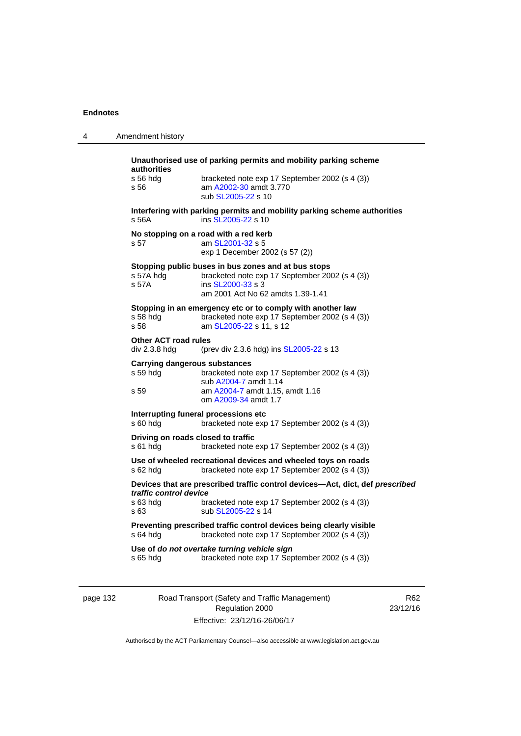**Unauthorised use of parking permits and mobility parking scheme authorities**

s 56 hdg bracketed note exp 17 September 2002 (s 4 (3))
s 56 am A2002-30 amdt 3.770
sub SL2005-22 s 10

**Interfering with parking permits and mobility parking scheme authorities**

s 56A ins SL2005-22 s 10

**No stopping on a road with a red kerb**

s 57 am SL2001-32 s 5
exp 1 December 2002 (s 57 (2))

**Stopping public buses in bus zones and at bus stops**

s 57A hdg bracketed note exp 17 September 2002 (s 4 (3))
s 57A ins SL2000-33 s 3
am 2001 Act No 62 amdts 1.39-1.41

**Stopping in an emergency etc or to comply with another law**

s 58 hdg bracketed note exp 17 September 2002 (s 4 (3))
s 58 am SL2005-22 s 11, s 12

**Other ACT road rules**

div 2.3.8 hdg (prev div 2.3.6 hdg) ins SL2005-22 s 13

**Carrying dangerous substances**

s 59 hdg bracketed note exp 17 September 2002 (s 4 (3))
sub A2004-7 amdt 1.14
s 59 am A2004-7 amdt 1.15, amdt 1.16
om A2009-34 amdt 1.7

**Interrupting funeral processions etc**

s 60 hdg bracketed note exp 17 September 2002 (s 4 (3))

**Driving on roads closed to traffic**

s 61 hdg bracketed note exp 17 September 2002 (s 4 (3))

**Use of wheeled recreational devices and wheeled toys on roads**

s 62 hdg bracketed note exp 17 September 2002 (s 4 (3))

**Devices that are prescribed traffic control devices—Act, dict, def *prescribed traffic control device***

s 63 hdg bracketed note exp 17 September 2002 (s 4 (3))
s 63 sub SL2005-22 s 14

**Preventing prescribed traffic control devices being clearly visible**

s 64 hdg bracketed note exp 17 September 2002 (s 4 (3))

**Use of *do not overtake turning vehicle sign***

s 65 hdg bracketed note exp 17 September 2002 (s 4 (3))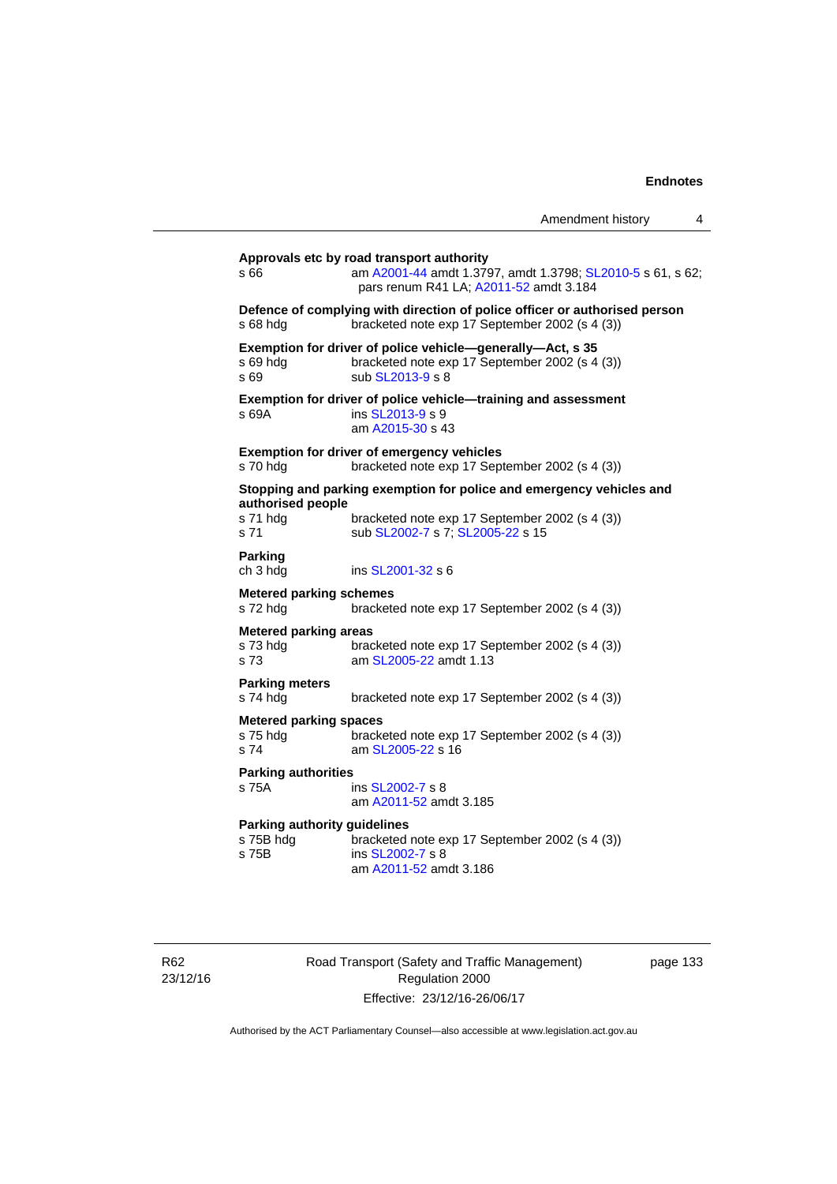**Approvals etc by road transport authority**

s 66 am A2001-44 amdt 1.3797, amdt 1.3798; SL2010-5 s 61, s 62; pars renum R41 LA; A2011-52 amdt 3.184

**Defence of complying with direction of police officer or authorised person**

s 68 hdg bracketed note exp 17 September 2002 (s 4 (3))

**Exemption for driver of police vehicle—generally—Act, s 35**

s 69 hdg bracketed note exp 17 September 2002 (s 4 (3))
s 69 sub SL2013-9 s 8

**Exemption for driver of police vehicle—training and assessment**

s 69A ins SL2013-9 s 9
am A2015-30 s 43

**Exemption for driver of emergency vehicles**

s 70 hdg bracketed note exp 17 September 2002 (s 4 (3))

**Stopping and parking exemption for police and emergency vehicles and authorised people**

s 71 hdg bracketed note exp 17 September 2002 (s 4 (3))
s 71 sub SL2002-7 s 7; SL2005-22 s 15

**Parking**

ch 3 hdg ins SL2001-32 s 6

**Metered parking schemes**

s 72 hdg bracketed note exp 17 September 2002 (s 4 (3))

**Metered parking areas**

s 73 hdg bracketed note exp 17 September 2002 (s 4 (3))
s 73 am SL2005-22 amdt 1.13

**Parking meters**

s 74 hdg bracketed note exp 17 September 2002 (s 4 (3))

**Metered parking spaces**

s 75 hdg bracketed note exp 17 September 2002 (s 4 (3))
s 74 am SL2005-22 s 16

**Parking authorities**

s 75A ins SL2002-7 s 8
am A2011-52 amdt 3.185

**Parking authority guidelines**

s 75B hdg bracketed note exp 17 September 2002 (s 4 (3))
s 75B ins SL2002-7 s 8
am A2011-52 amdt 3.186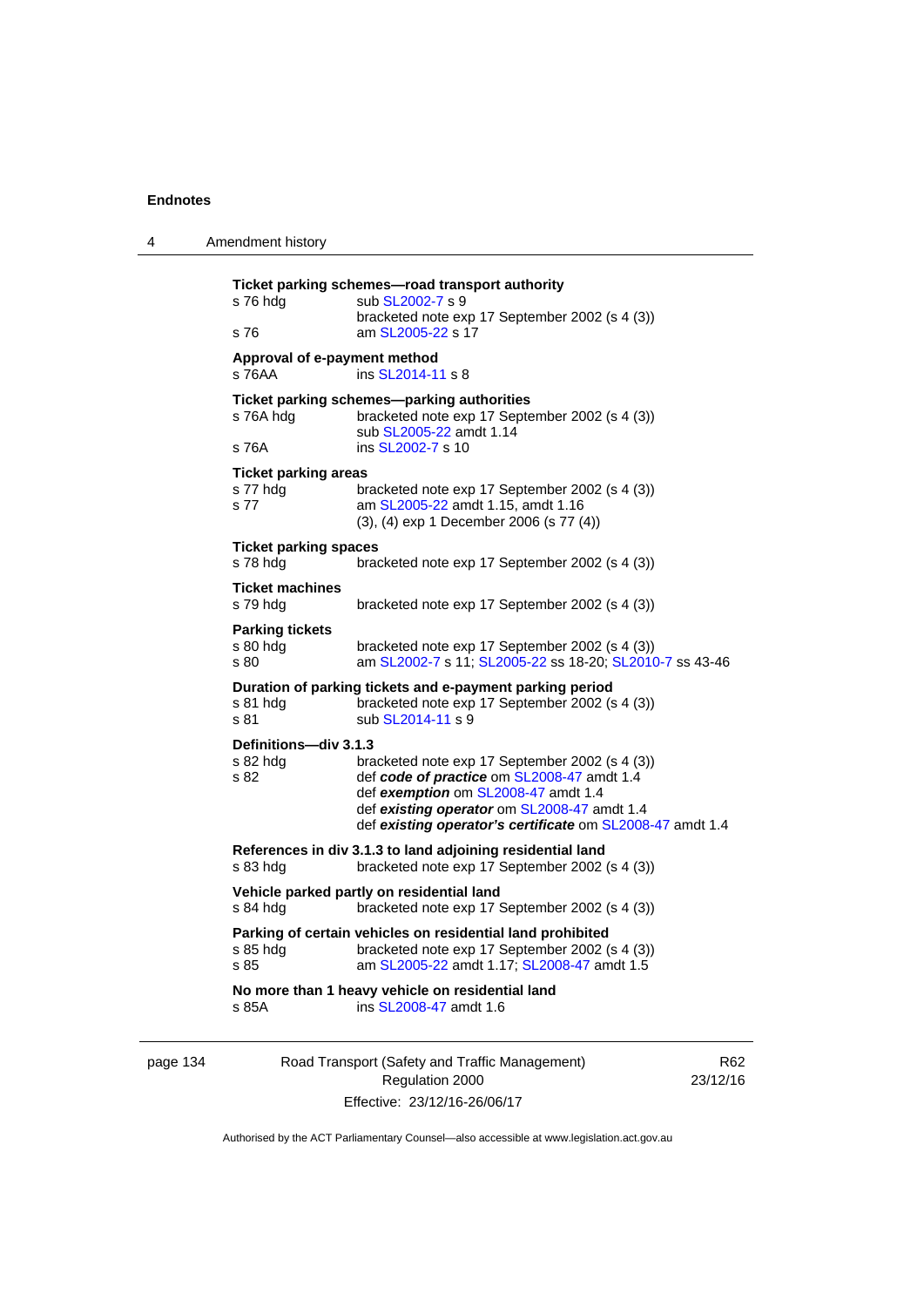**Ticket parking schemes—road transport authority**

s 76 hdg sub SL2002-7 s 9
bracketed note exp 17 September 2002 (s 4 (3))

s 76 am SL2005-22 s 17

**Approval of e-payment method**

s 76AA ins SL2014-11 s 8

**Ticket parking schemes—parking authorities**

s 76A hdg bracketed note exp 17 September 2002 (s 4 (3))
sub SL2005-22 amdt 1.14

s 76A ins SL2002-7 s 10

**Ticket parking areas**

s 77 hdg bracketed note exp 17 September 2002 (s 4 (3))

s 77 am SL2005-22 amdt 1.15, amdt 1.16
(3), (4) exp 1 December 2006 (s 77 (4))

**Ticket parking spaces**

s 78 hdg bracketed note exp 17 September 2002 (s 4 (3))

**Ticket machines**

s 79 hdg bracketed note exp 17 September 2002 (s 4 (3))

**Parking tickets**

s 80 hdg bracketed note exp 17 September 2002 (s 4 (3))

s 80 am SL2002-7 s 11; SL2005-22 ss 18-20; SL2010-7 ss 43-46

**Duration of parking tickets and e-payment parking period**

s 81 hdg bracketed note exp 17 September 2002 (s 4 (3))

s 81 sub SL2014-11 s 9

**Definitions—div 3.1.3**

s 82 hdg bracketed note exp 17 September 2002 (s 4 (3))

s 82 def ***code of practice*** om SL2008-47 amdt 1.4
def ***exemption*** om SL2008-47 amdt 1.4
def ***existing operator*** om SL2008-47 amdt 1.4
def ***existing operator's certificate*** om SL2008-47 amdt 1.4

**References in div 3.1.3 to land adjoining residential land**

s 83 hdg bracketed note exp 17 September 2002 (s 4 (3))

**Vehicle parked partly on residential land**

s 84 hdg bracketed note exp 17 September 2002 (s 4 (3))

**Parking of certain vehicles on residential land prohibited**

s 85 hdg bracketed note exp 17 September 2002 (s 4 (3))

s 85 am SL2005-22 amdt 1.17; SL2008-47 amdt 1.5

**No more than 1 heavy vehicle on residential land**

s 85A ins SL2008-47 amdt 1.6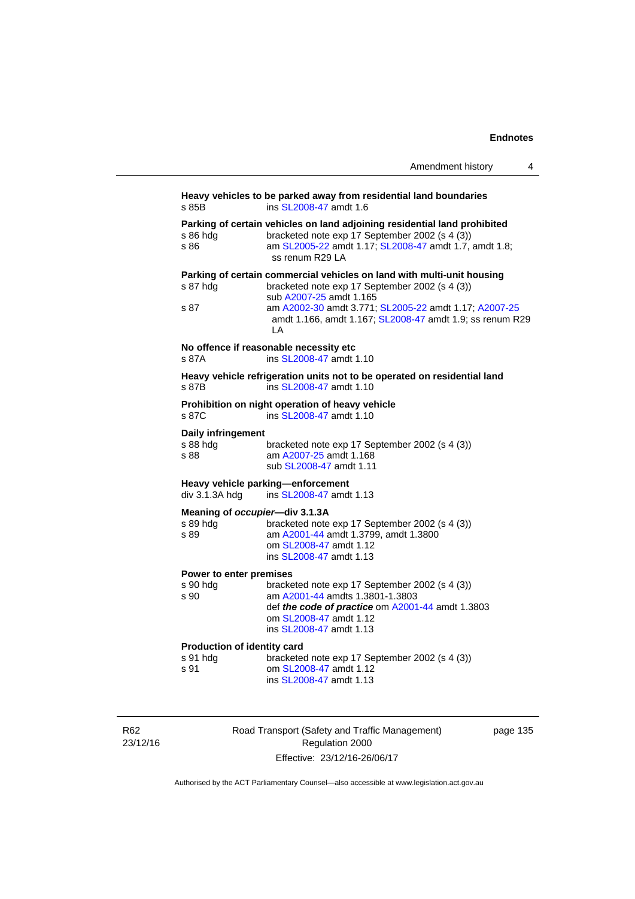**Heavy vehicles to be parked away from residential land boundaries**

s 85B ins SL2008-47 amdt 1.6

**Parking of certain vehicles on land adjoining residential land prohibited**

s 86 hdg bracketed note exp 17 September 2002 (s 4 (3))

s 86 am SL2005-22 amdt 1.17; SL2008-47 amdt 1.7, amdt 1.8; ss renum R29 LA

**Parking of certain commercial vehicles on land with multi-unit housing**

s 87 hdg bracketed note exp 17 September 2002 (s 4 (3))
sub A2007-25 amdt 1.165

s 87 am A2002-30 amdt 3.771; SL2005-22 amdt 1.17; A2007-25 amdt 1.166, amdt 1.167; SL2008-47 amdt 1.9; ss renum R29 LA

**No offence if reasonable necessity etc**

s 87A ins SL2008-47 amdt 1.10

**Heavy vehicle refrigeration units not to be operated on residential land**

s 87B ins SL2008-47 amdt 1.10

**Prohibition on night operation of heavy vehicle**

s 87C ins SL2008-47 amdt 1.10

**Daily infringement**

s 88 hdg bracketed note exp 17 September 2002 (s 4 (3))

s 88 am A2007-25 amdt 1.168
sub SL2008-47 amdt 1.11

**Heavy vehicle parking—enforcement**

div 3.1.3A hdg ins SL2008-47 amdt 1.13

**Meaning of *occupier*—div 3.1.3A**

s 89 hdg bracketed note exp 17 September 2002 (s 4 (3))

s 89 am A2001-44 amdt 1.3799, amdt 1.3800
om SL2008-47 amdt 1.12
ins SL2008-47 amdt 1.13

**Power to enter premises**

s 90 hdg bracketed note exp 17 September 2002 (s 4 (3))

s 90 am A2001-44 amdts 1.3801-1.3803
def ***the code of practice*** om A2001-44 amdt 1.3803
om SL2008-47 amdt 1.12
ins SL2008-47 amdt 1.13

**Production of identity card**

s 91 hdg bracketed note exp 17 September 2002 (s 4 (3))

s 91 om SL2008-47 amdt 1.12
ins SL2008-47 amdt 1.13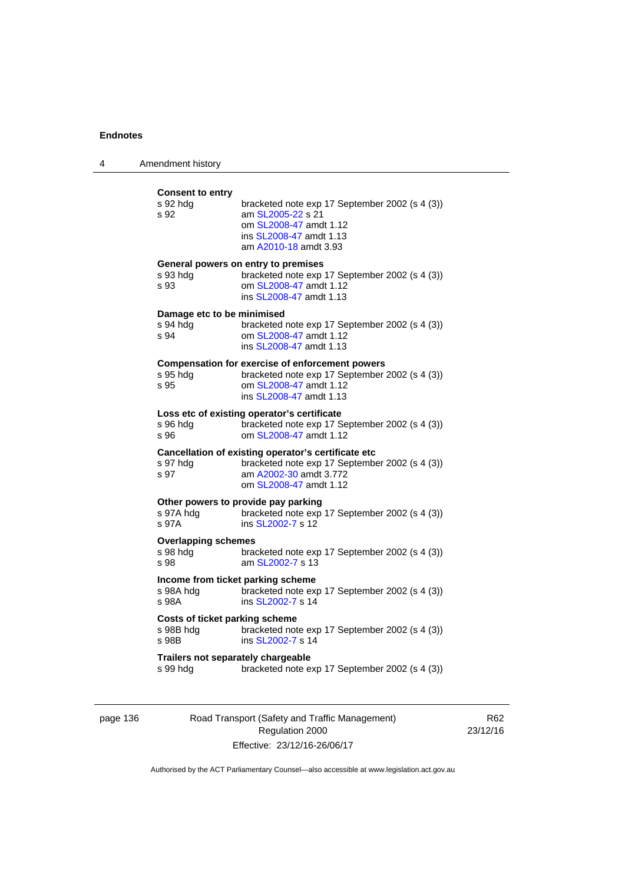**Consent to entry**

s 92 hdg bracketed note exp 17 September 2002 (s 4 (3))
s 92 am SL2005-22 s 21
om SL2008-47 amdt 1.12
ins SL2008-47 amdt 1.13
am A2010-18 amdt 3.93

**General powers on entry to premises**

s 93 hdg bracketed note exp 17 September 2002 (s 4 (3))
s 93 om SL2008-47 amdt 1.12
ins SL2008-47 amdt 1.13

**Damage etc to be minimised**

s 94 hdg bracketed note exp 17 September 2002 (s 4 (3))
s 94 om SL2008-47 amdt 1.12
ins SL2008-47 amdt 1.13

**Compensation for exercise of enforcement powers**

s 95 hdg bracketed note exp 17 September 2002 (s 4 (3))
s 95 om SL2008-47 amdt 1.12
ins SL2008-47 amdt 1.13

**Loss etc of existing operator's certificate**

s 96 hdg bracketed note exp 17 September 2002 (s 4 (3))
s 96 om SL2008-47 amdt 1.12

**Cancellation of existing operator's certificate etc**

s 97 hdg bracketed note exp 17 September 2002 (s 4 (3))
s 97 am A2002-30 amdt 3.772
om SL2008-47 amdt 1.12

**Other powers to provide pay parking**

s 97A hdg bracketed note exp 17 September 2002 (s 4 (3))
s 97A ins SL2002-7 s 12

**Overlapping schemes**

s 98 hdg bracketed note exp 17 September 2002 (s 4 (3))
s 98 am SL2002-7 s 13

**Income from ticket parking scheme**

s 98A hdg bracketed note exp 17 September 2002 (s 4 (3))
s 98A ins SL2002-7 s 14

**Costs of ticket parking scheme**

s 98B hdg bracketed note exp 17 September 2002 (s 4 (3))
s 98B ins SL2002-7 s 14

**Trailers not separately chargeable**

s 99 hdg bracketed note exp 17 September 2002 (s 4 (3))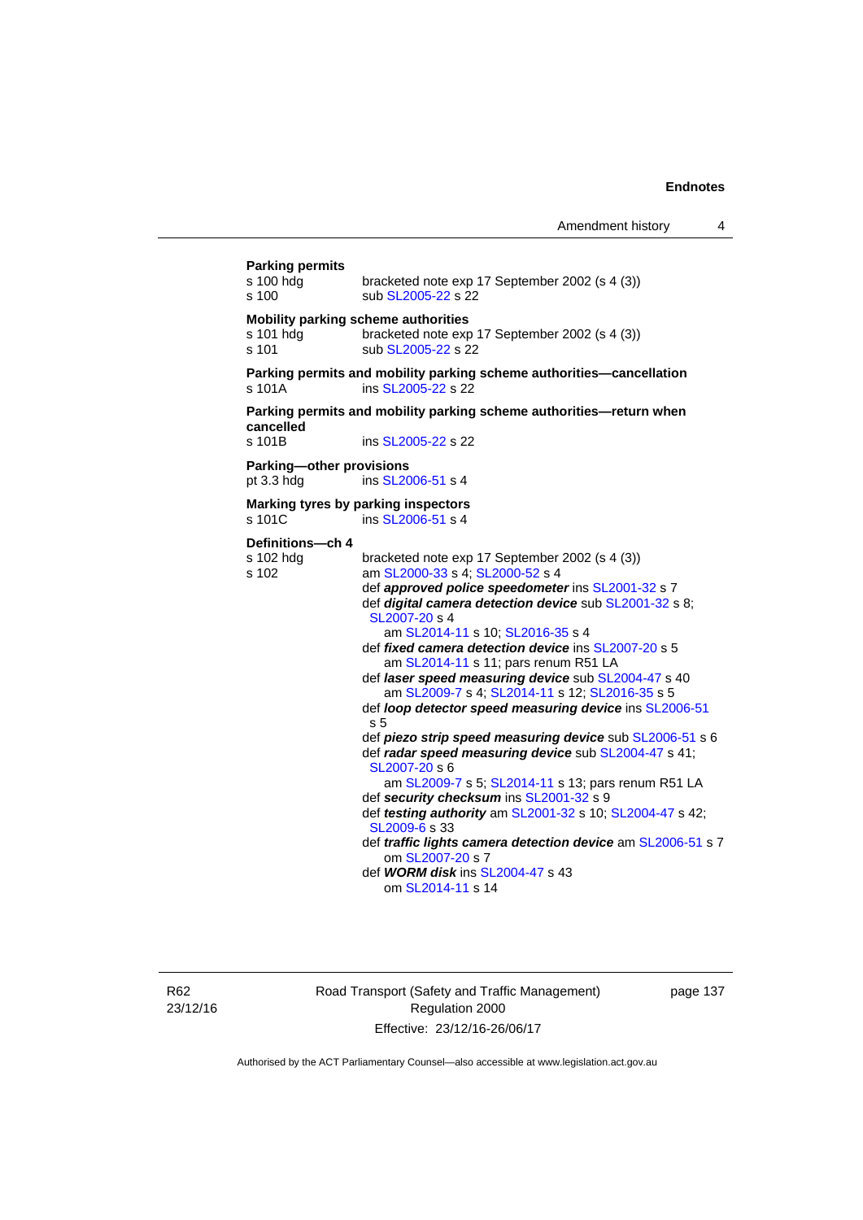**Parking permits**

s 100 hdg bracketed note exp 17 September 2002 (s 4 (3))
s 100 sub SL2005-22 s 22

**Mobility parking scheme authorities**

s 101 hdg bracketed note exp 17 September 2002 (s 4 (3))
s 101 sub SL2005-22 s 22

**Parking permits and mobility parking scheme authorities—cancellation**

s 101A ins SL2005-22 s 22

**Parking permits and mobility parking scheme authorities—return when cancelled**

s 101B ins SL2005-22 s 22

**Parking—other provisions**

pt 3.3 hdg ins SL2006-51 s 4

**Marking tyres by parking inspectors**

s 101C ins SL2006-51 s 4

**Definitions—ch 4**

s 102 hdg bracketed note exp 17 September 2002 (s 4 (3))
s 102 am SL2000-33 s 4; SL2000-52 s 4
def ***approved police speedometer*** ins SL2001-32 s 7
def ***digital camera detection device*** sub SL2001-32 s 8; SL2007-20 s 4
am SL2014-11 s 10; SL2016-35 s 4
def ***fixed camera detection device*** ins SL2007-20 s 5
am SL2014-11 s 11; pars renum R51 LA
def ***laser speed measuring device*** sub SL2004-47 s 40
am SL2009-7 s 4; SL2014-11 s 12; SL2016-35 s 5
def ***loop detector speed measuring device*** ins SL2006-51 s 5
def ***piezo strip speed measuring device*** sub SL2006-51 s 6
def ***radar speed measuring device*** sub SL2004-47 s 41; SL2007-20 s 6
am SL2009-7 s 5; SL2014-11 s 13; pars renum R51 LA
def ***security checksum*** ins SL2001-32 s 9
def ***testing authority*** am SL2001-32 s 10; SL2004-47 s 42; SL2009-6 s 33
def ***traffic lights camera detection device*** am SL2006-51 s 7
om SL2007-20 s 7
def ***WORM disk*** ins SL2004-47 s 43
om SL2014-11 s 14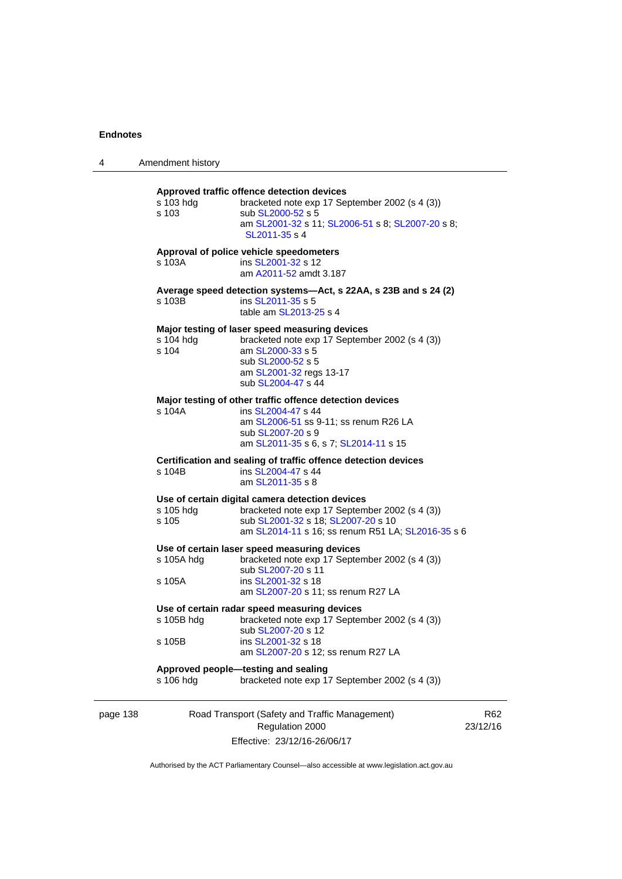**Approved traffic offence detection devices**

s 103 hdg — bracketed note exp 17 September 2002 (s 4 (3))
s 103 — sub SL2000-52 s 5
am SL2001-32 s 11; SL2006-51 s 8; SL2007-20 s 8; SL2011-35 s 4

**Approval of police vehicle speedometers**

s 103A — ins SL2001-32 s 12
am A2011-52 amdt 3.187

**Average speed detection systems—Act, s 22AA, s 23B and s 24 (2)**

s 103B — ins SL2011-35 s 5
table am SL2013-25 s 4

**Major testing of laser speed measuring devices**

s 104 hdg — bracketed note exp 17 September 2002 (s 4 (3))
s 104 — am SL2000-33 s 5
sub SL2000-52 s 5
am SL2001-32 regs 13-17
sub SL2004-47 s 44

**Major testing of other traffic offence detection devices**

s 104A — ins SL2004-47 s 44
am SL2006-51 ss 9-11; ss renum R26 LA
sub SL2007-20 s 9
am SL2011-35 s 6, s 7; SL2014-11 s 15

**Certification and sealing of traffic offence detection devices**

s 104B — ins SL2004-47 s 44
am SL2011-35 s 8

**Use of certain digital camera detection devices**

s 105 hdg — bracketed note exp 17 September 2002 (s 4 (3))
s 105 — sub SL2001-32 s 18; SL2007-20 s 10
am SL2014-11 s 16; ss renum R51 LA; SL2016-35 s 6

**Use of certain laser speed measuring devices**

s 105A hdg — bracketed note exp 17 September 2002 (s 4 (3))
sub SL2007-20 s 11
s 105A — ins SL2001-32 s 18
am SL2007-20 s 11; ss renum R27 LA

**Use of certain radar speed measuring devices**

s 105B hdg — bracketed note exp 17 September 2002 (s 4 (3))
sub SL2007-20 s 12
s 105B — ins SL2001-32 s 18
am SL2007-20 s 12; ss renum R27 LA

**Approved people—testing and sealing**

s 106 hdg — bracketed note exp 17 September 2002 (s 4 (3))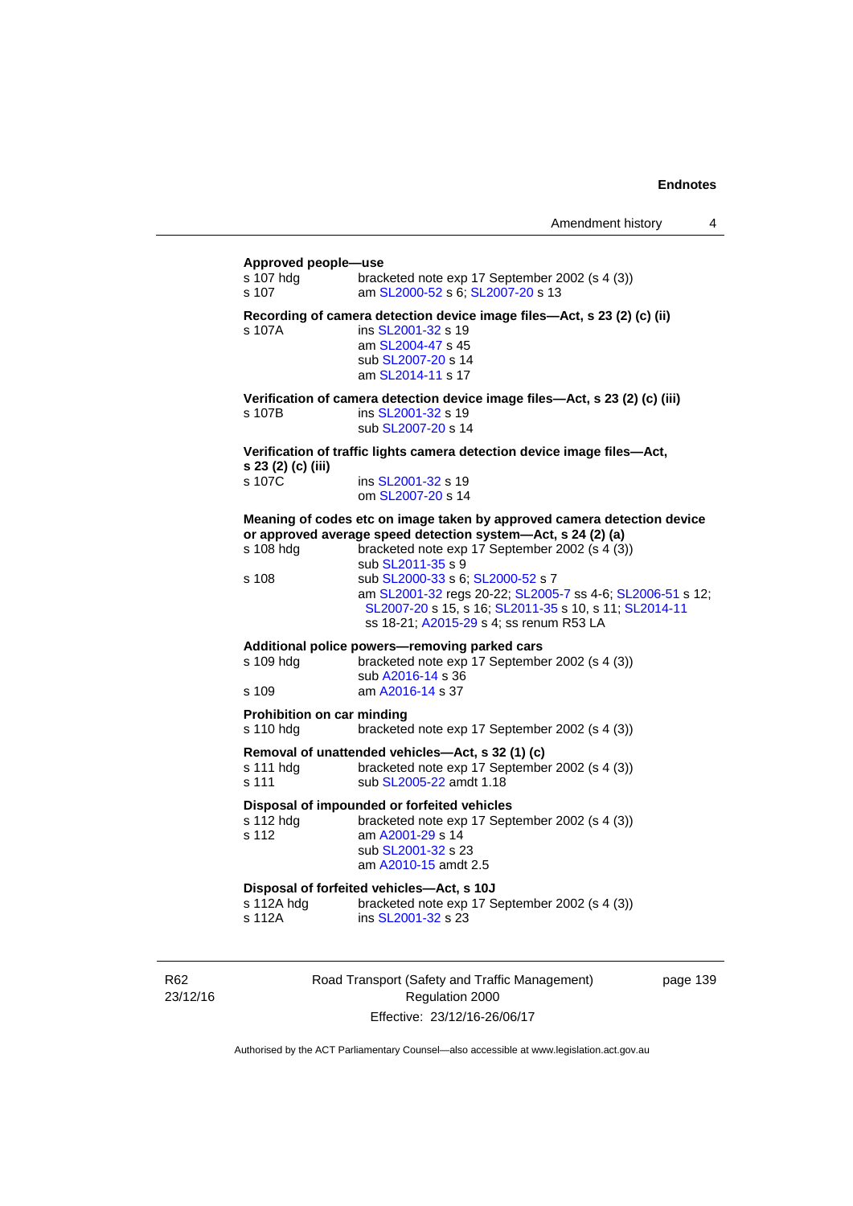**Approved people—use**

s 107 hdg bracketed note exp 17 September 2002 (s 4 (3))
s 107 am SL2000-52 s 6; SL2007-20 s 13

**Recording of camera detection device image files—Act, s 23 (2) (c) (ii)**

s 107A ins SL2001-32 s 19
am SL2004-47 s 45
sub SL2007-20 s 14
am SL2014-11 s 17

**Verification of camera detection device image files—Act, s 23 (2) (c) (iii)**

s 107B ins SL2001-32 s 19
sub SL2007-20 s 14

**Verification of traffic lights camera detection device image files—Act, s 23 (2) (c) (iii)**

s 107C ins SL2001-32 s 19
om SL2007-20 s 14

**Meaning of codes etc on image taken by approved camera detection device or approved average speed detection system—Act, s 24 (2) (a)**

s 108 hdg bracketed note exp 17 September 2002 (s 4 (3))
sub SL2011-35 s 9
s 108 sub SL2000-33 s 6; SL2000-52 s 7
am SL2001-32 regs 20-22; SL2005-7 ss 4-6; SL2006-51 s 12; SL2007-20 s 15, s 16; SL2011-35 s 10, s 11; SL2014-11 ss 18-21; A2015-29 s 4; ss renum R53 LA

**Additional police powers—removing parked cars**

s 109 hdg bracketed note exp 17 September 2002 (s 4 (3))
sub A2016-14 s 36
s 109 am A2016-14 s 37

**Prohibition on car minding**

s 110 hdg bracketed note exp 17 September 2002 (s 4 (3))

**Removal of unattended vehicles—Act, s 32 (1) (c)**

s 111 hdg bracketed note exp 17 September 2002 (s 4 (3))
s 111 sub SL2005-22 amdt 1.18

**Disposal of impounded or forfeited vehicles**

s 112 hdg bracketed note exp 17 September 2002 (s 4 (3))
s 112 am A2001-29 s 14
sub SL2001-32 s 23
am A2010-15 amdt 2.5

**Disposal of forfeited vehicles—Act, s 10J**

s 112A hdg bracketed note exp 17 September 2002 (s 4 (3))
s 112A ins SL2001-32 s 23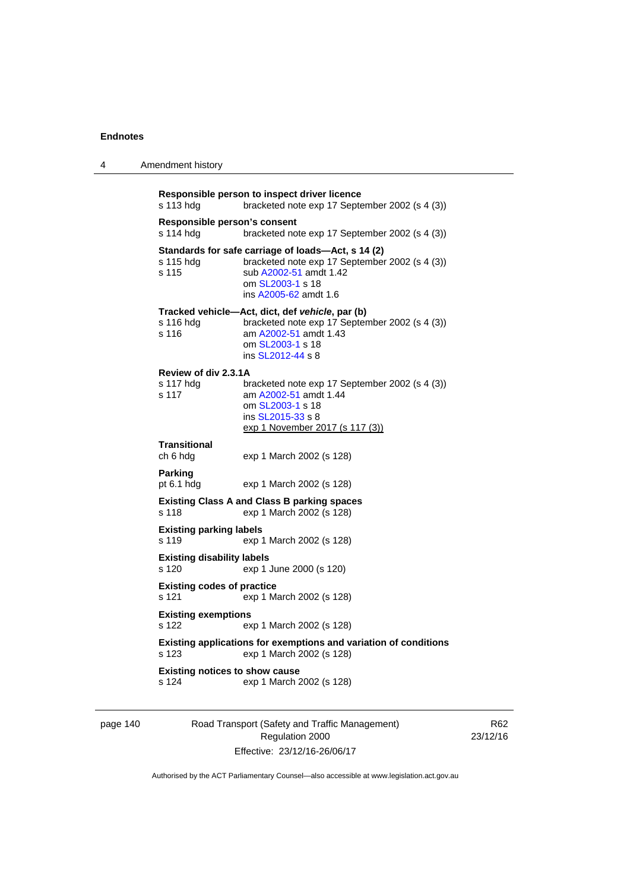**Responsible person to inspect driver licence**
s 113 hdg bracketed note exp 17 September 2002 (s 4 (3))

**Responsible person's consent**
s 114 hdg bracketed note exp 17 September 2002 (s 4 (3))

**Standards for safe carriage of loads—Act, s 14 (2)**
s 115 hdg bracketed note exp 17 September 2002 (s 4 (3))
s 115 sub A2002-51 amdt 1.42
om SL2003-1 s 18
ins A2005-62 amdt 1.6

**Tracked vehicle—Act, dict, def *vehicle*, par (b)**
s 116 hdg bracketed note exp 17 September 2002 (s 4 (3))
s 116 am A2002-51 amdt 1.43
om SL2003-1 s 18
ins SL2012-44 s 8

**Review of div 2.3.1A**
s 117 hdg bracketed note exp 17 September 2002 (s 4 (3))
s 117 am A2002-51 amdt 1.44
om SL2003-1 s 18
ins SL2015-33 s 8
exp 1 November 2017 (s 117 (3))

**Transitional**
ch 6 hdg exp 1 March 2002 (s 128)

**Parking**
pt 6.1 hdg exp 1 March 2002 (s 128)

**Existing Class A and Class B parking spaces**
s 118 exp 1 March 2002 (s 128)

**Existing parking labels**
s 119 exp 1 March 2002 (s 128)

**Existing disability labels**
s 120 exp 1 June 2000 (s 120)

**Existing codes of practice**
s 121 exp 1 March 2002 (s 128)

**Existing exemptions**
s 122 exp 1 March 2002 (s 128)

**Existing applications for exemptions and variation of conditions**
s 123 exp 1 March 2002 (s 128)

**Existing notices to show cause**
s 124 exp 1 March 2002 (s 128)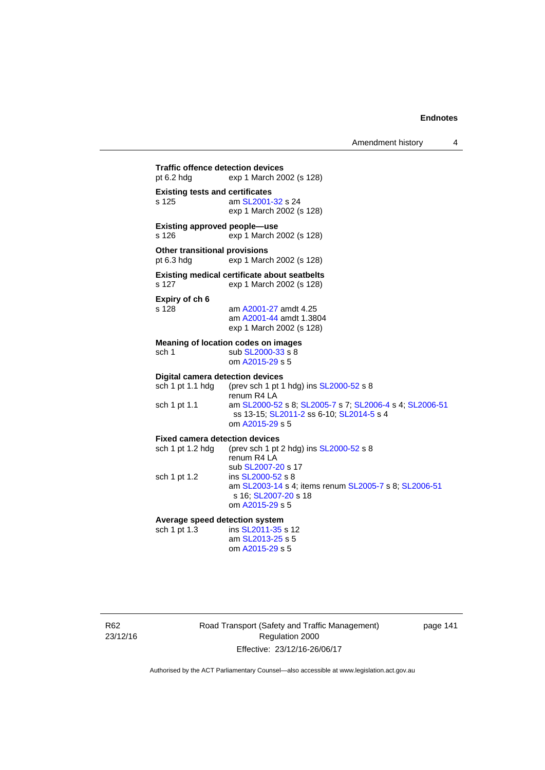**Traffic offence detection devices**

pt 6.2 hdg exp 1 March 2002 (s 128)

**Existing tests and certificates**

s 125 am SL2001-32 s 24
exp 1 March 2002 (s 128)

**Existing approved people—use**

s 126 exp 1 March 2002 (s 128)

**Other transitional provisions**

pt 6.3 hdg exp 1 March 2002 (s 128)

**Existing medical certificate about seatbelts**

s 127 exp 1 March 2002 (s 128)

**Expiry of ch 6**

s 128 am A2001-27 amdt 4.25
am A2001-44 amdt 1.3804
exp 1 March 2002 (s 128)

**Meaning of location codes on images**

sch 1 sub SL2000-33 s 8
om A2015-29 s 5

**Digital camera detection devices**

sch 1 pt 1.1 hdg (prev sch 1 pt 1 hdg) ins SL2000-52 s 8
renum R4 LA

sch 1 pt 1.1 am SL2000-52 s 8; SL2005-7 s 7; SL2006-4 s 4; SL2006-51 ss 13-15; SL2011-2 ss 6-10; SL2014-5 s 4
om A2015-29 s 5

**Fixed camera detection devices**

sch 1 pt 1.2 hdg (prev sch 1 pt 2 hdg) ins SL2000-52 s 8
renum R4 LA
sub SL2007-20 s 17

sch 1 pt 1.2 ins SL2000-52 s 8
am SL2003-14 s 4; items renum SL2005-7 s 8; SL2006-51 s 16; SL2007-20 s 18
om A2015-29 s 5

**Average speed detection system**

sch 1 pt 1.3 ins SL2011-35 s 12
am SL2013-25 s 5
om A2015-29 s 5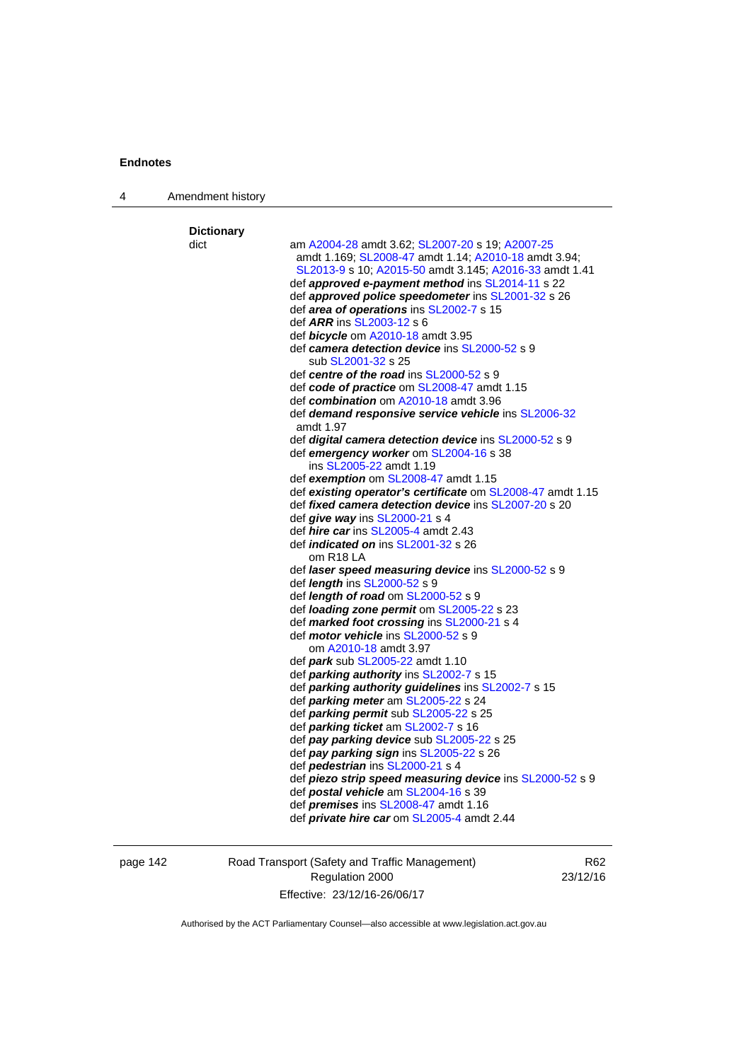**Dictionary**

dict — am A2004-28 amdt 3.62; SL2007-20 s 19; A2007-25 amdt 1.169; SL2008-47 amdt 1.14; A2010-18 amdt 3.94; SL2013-9 s 10; A2015-50 amdt 3.145; A2016-33 amdt 1.41

def ***approved e-payment method*** ins SL2014-11 s 22
def ***approved police speedometer*** ins SL2001-32 s 26
def ***area of operations*** ins SL2002-7 s 15
def ***ARR*** ins SL2003-12 s 6
def ***bicycle*** om A2010-18 amdt 3.95
def ***camera detection device*** ins SL2000-52 s 9
 sub SL2001-32 s 25
def ***centre of the road*** ins SL2000-52 s 9
def ***code of practice*** om SL2008-47 amdt 1.15
def ***combination*** om A2010-18 amdt 3.96
def ***demand responsive service vehicle*** ins SL2006-32 amdt 1.97
def ***digital camera detection device*** ins SL2000-52 s 9
def ***emergency worker*** om SL2004-16 s 38
 ins SL2005-22 amdt 1.19
def ***exemption*** om SL2008-47 amdt 1.15
def ***existing operator's certificate*** om SL2008-47 amdt 1.15
def ***fixed camera detection device*** ins SL2007-20 s 20
def ***give way*** ins SL2000-21 s 4
def ***hire car*** ins SL2005-4 amdt 2.43
def ***indicated on*** ins SL2001-32 s 26
 om R18 LA
def ***laser speed measuring device*** ins SL2000-52 s 9
def ***length*** ins SL2000-52 s 9
def ***length of road*** om SL2000-52 s 9
def ***loading zone permit*** om SL2005-22 s 23
def ***marked foot crossing*** ins SL2000-21 s 4
def ***motor vehicle*** ins SL2000-52 s 9
 om A2010-18 amdt 3.97
def ***park*** sub SL2005-22 amdt 1.10
def ***parking authority*** ins SL2002-7 s 15
def ***parking authority guidelines*** ins SL2002-7 s 15
def ***parking meter*** am SL2005-22 s 24
def ***parking permit*** sub SL2005-22 s 25
def ***parking ticket*** am SL2002-7 s 16
def ***pay parking device*** sub SL2005-22 s 25
def ***pay parking sign*** ins SL2005-22 s 26
def ***pedestrian*** ins SL2000-21 s 4
def ***piezo strip speed measuring device*** ins SL2000-52 s 9
def ***postal vehicle*** am SL2004-16 s 39
def ***premises*** ins SL2008-47 amdt 1.16
def ***private hire car*** om SL2005-4 amdt 2.44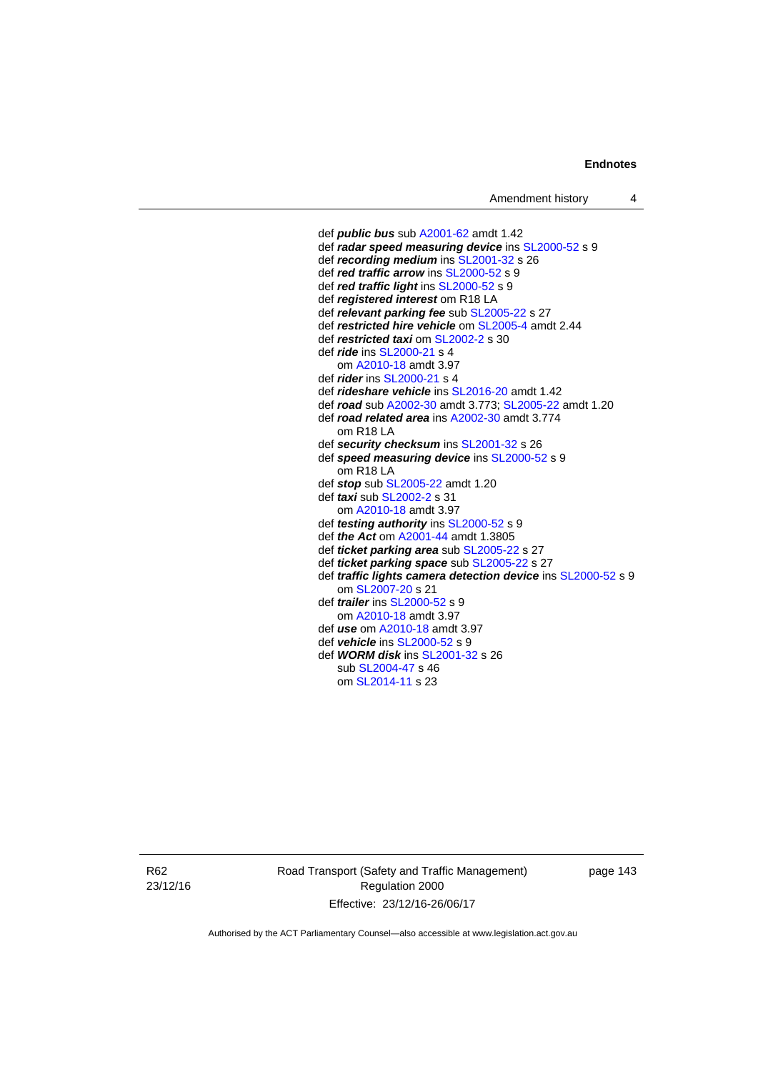def ***public bus*** sub A2001-62 amdt 1.42
def ***radar speed measuring device*** ins SL2000-52 s 9
def ***recording medium*** ins SL2001-32 s 26
def ***red traffic arrow*** ins SL2000-52 s 9
def ***red traffic light*** ins SL2000-52 s 9
def ***registered interest*** om R18 LA
def ***relevant parking fee*** sub SL2005-22 s 27
def ***restricted hire vehicle*** om SL2005-4 amdt 2.44
def ***restricted taxi*** om SL2002-2 s 30
def ***ride*** ins SL2000-21 s 4
    om A2010-18 amdt 3.97
def ***rider*** ins SL2000-21 s 4
def ***rideshare vehicle*** ins SL2016-20 amdt 1.42
def ***road*** sub A2002-30 amdt 3.773; SL2005-22 amdt 1.20
def ***road related area*** ins A2002-30 amdt 3.774
    om R18 LA
def ***security checksum*** ins SL2001-32 s 26
def ***speed measuring device*** ins SL2000-52 s 9
    om R18 LA
def ***stop*** sub SL2005-22 amdt 1.20
def ***taxi*** sub SL2002-2 s 31
    om A2010-18 amdt 3.97
def ***testing authority*** ins SL2000-52 s 9
def ***the Act*** om A2001-44 amdt 1.3805
def ***ticket parking area*** sub SL2005-22 s 27
def ***ticket parking space*** sub SL2005-22 s 27
def ***traffic lights camera detection device*** ins SL2000-52 s 9
    om SL2007-20 s 21
def ***trailer*** ins SL2000-52 s 9
    om A2010-18 amdt 3.97
def ***use*** om A2010-18 amdt 3.97
def ***vehicle*** ins SL2000-52 s 9
def ***WORM disk*** ins SL2001-32 s 26
    sub SL2004-47 s 46
    om SL2014-11 s 23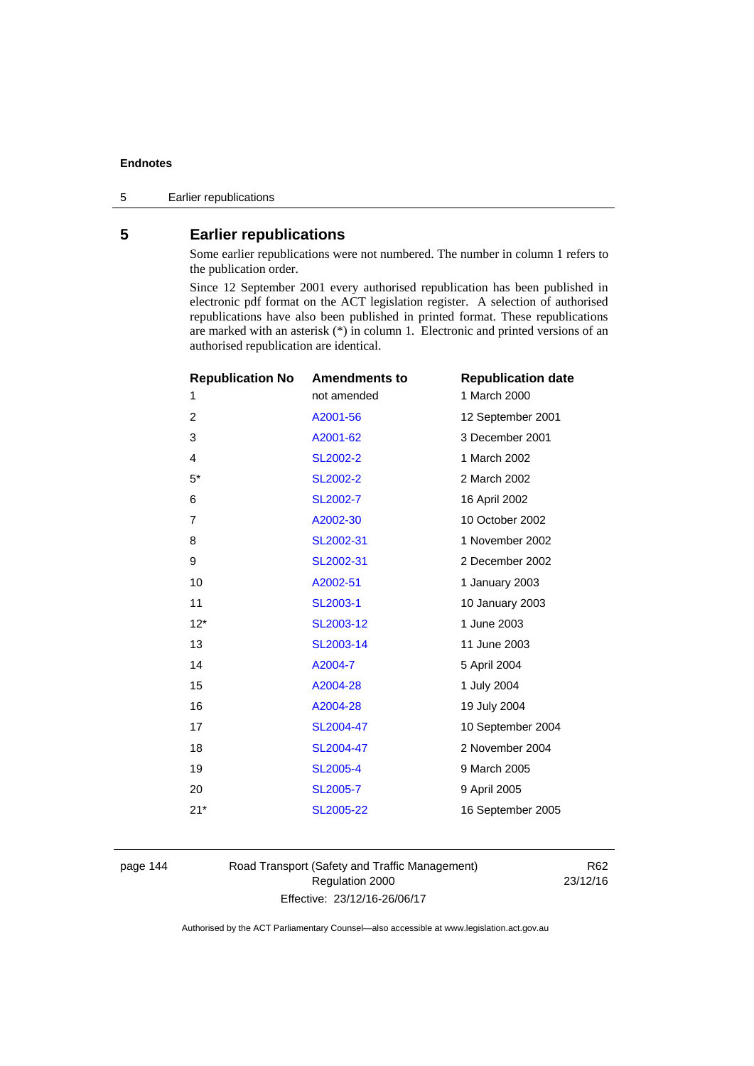## 5 Earlier republications

Some earlier republications were not numbered. The number in column 1 refers to the publication order.

Since 12 September 2001 every authorised republication has been published in electronic pdf format on the ACT legislation register. A selection of authorised republications have also been published in printed format. These republications are marked with an asterisk (*) in column 1. Electronic and printed versions of an authorised republication are identical.

| Republication No | Amendments to | Republication date |
|---|---|---|
| 1 | not amended | 1 March 2000 |
| 2 | A2001-56 | 12 September 2001 |
| 3 | A2001-62 | 3 December 2001 |
| 4 | SL2002-2 | 1 March 2002 |
| 5* | SL2002-2 | 2 March 2002 |
| 6 | SL2002-7 | 16 April 2002 |
| 7 | A2002-30 | 10 October 2002 |
| 8 | SL2002-31 | 1 November 2002 |
| 9 | SL2002-31 | 2 December 2002 |
| 10 | A2002-51 | 1 January 2003 |
| 11 | SL2003-1 | 10 January 2003 |
| 12* | SL2003-12 | 1 June 2003 |
| 13 | SL2003-14 | 11 June 2003 |
| 14 | A2004-7 | 5 April 2004 |
| 15 | A2004-28 | 1 July 2004 |
| 16 | A2004-28 | 19 July 2004 |
| 17 | SL2004-47 | 10 September 2004 |
| 18 | SL2004-47 | 2 November 2004 |
| 19 | SL2005-4 | 9 March 2005 |
| 20 | SL2005-7 | 9 April 2005 |
| 21* | SL2005-22 | 16 September 2005 |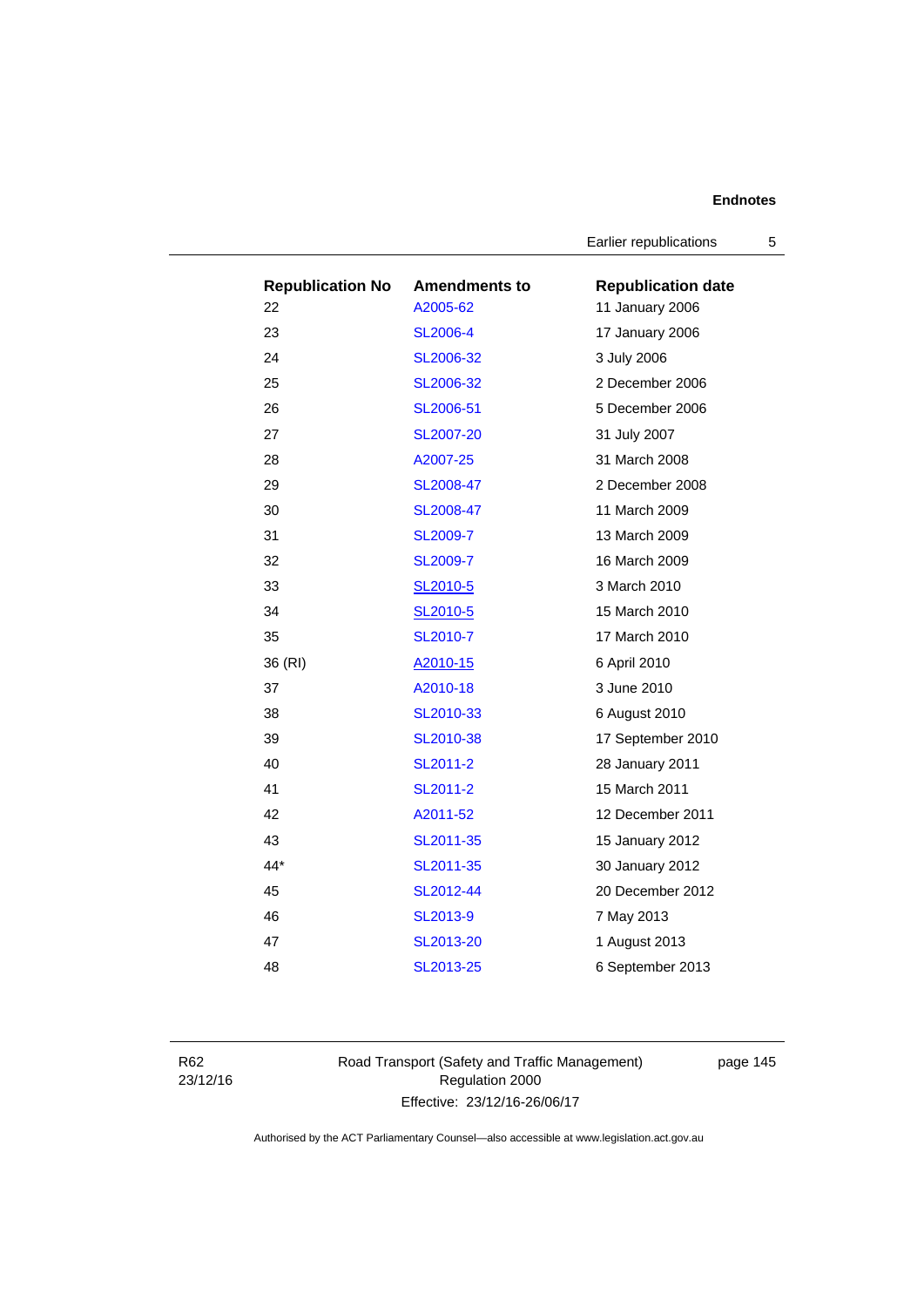| Republication No | Amendments to | Republication date |
|---|---|---|
| 22 | A2005-62 | 11 January 2006 |
| 23 | SL2006-4 | 17 January 2006 |
| 24 | SL2006-32 | 3 July 2006 |
| 25 | SL2006-32 | 2 December 2006 |
| 26 | SL2006-51 | 5 December 2006 |
| 27 | SL2007-20 | 31 July 2007 |
| 28 | A2007-25 | 31 March 2008 |
| 29 | SL2008-47 | 2 December 2008 |
| 30 | SL2008-47 | 11 March 2009 |
| 31 | SL2009-7 | 13 March 2009 |
| 32 | SL2009-7 | 16 March 2009 |
| 33 | SL2010-5 | 3 March 2010 |
| 34 | SL2010-5 | 15 March 2010 |
| 35 | SL2010-7 | 17 March 2010 |
| 36 (RI) | A2010-15 | 6 April 2010 |
| 37 | A2010-18 | 3 June 2010 |
| 38 | SL2010-33 | 6 August 2010 |
| 39 | SL2010-38 | 17 September 2010 |
| 40 | SL2011-2 | 28 January 2011 |
| 41 | SL2011-2 | 15 March 2011 |
| 42 | A2011-52 | 12 December 2011 |
| 43 | SL2011-35 | 15 January 2012 |
| 44* | SL2011-35 | 30 January 2012 |
| 45 | SL2012-44 | 20 December 2012 |
| 46 | SL2013-9 | 7 May 2013 |
| 47 | SL2013-20 | 1 August 2013 |
| 48 | SL2013-25 | 6 September 2013 |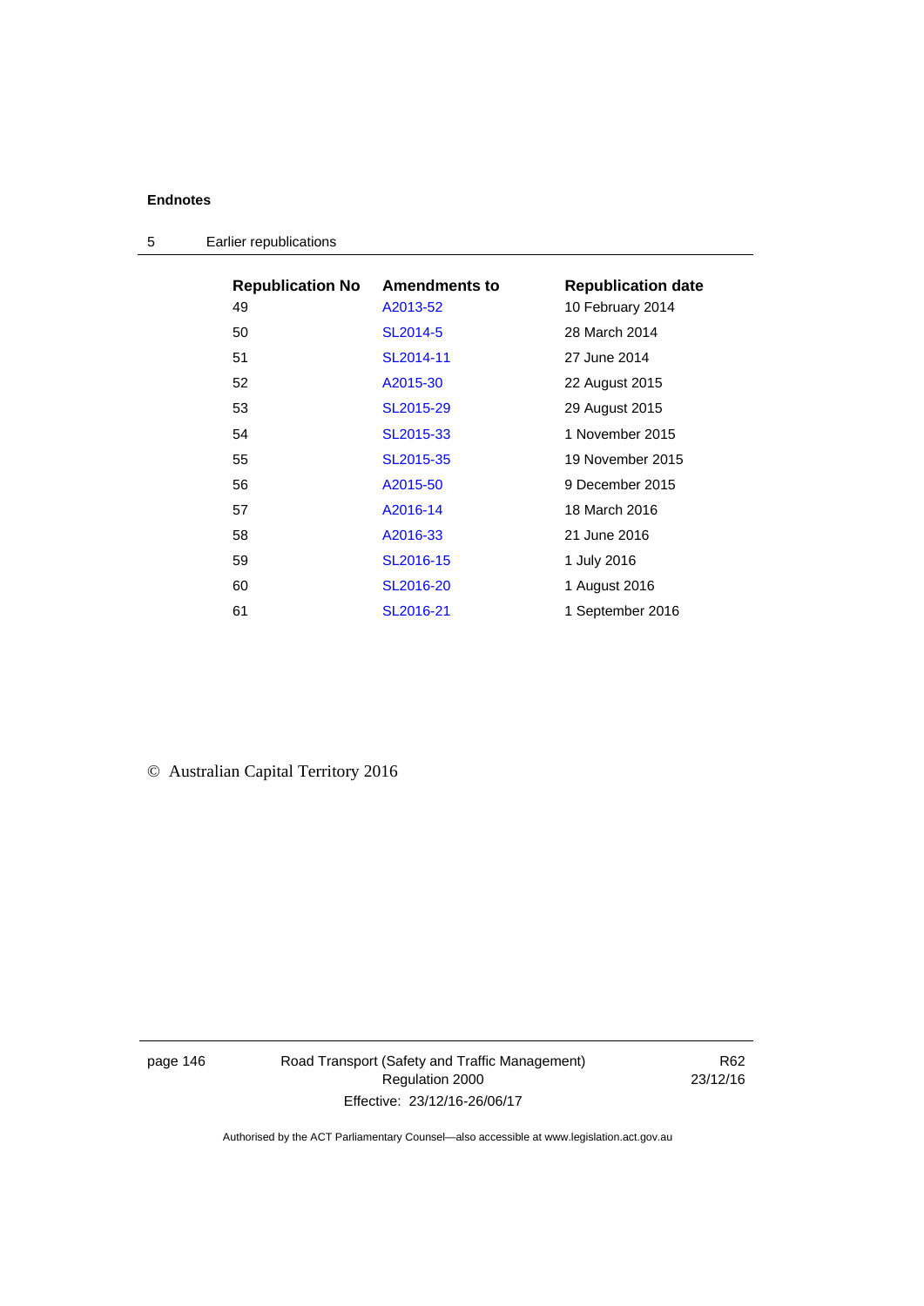## Endnotes

### 5 Earlier republications

| Republication No | Amendments to | Republication date |
|---|---|---|
| 49 | A2013-52 | 10 February 2014 |
| 50 | SL2014-5 | 28 March 2014 |
| 51 | SL2014-11 | 27 June 2014 |
| 52 | A2015-30 | 22 August 2015 |
| 53 | SL2015-29 | 29 August 2015 |
| 54 | SL2015-33 | 1 November 2015 |
| 55 | SL2015-35 | 19 November 2015 |
| 56 | A2015-50 | 9 December 2015 |
| 57 | A2016-14 | 18 March 2016 |
| 58 | A2016-33 | 21 June 2016 |
| 59 | SL2016-15 | 1 July 2016 |
| 60 | SL2016-20 | 1 August 2016 |
| 61 | SL2016-21 | 1 September 2016 |

© Australian Capital Territory 2016